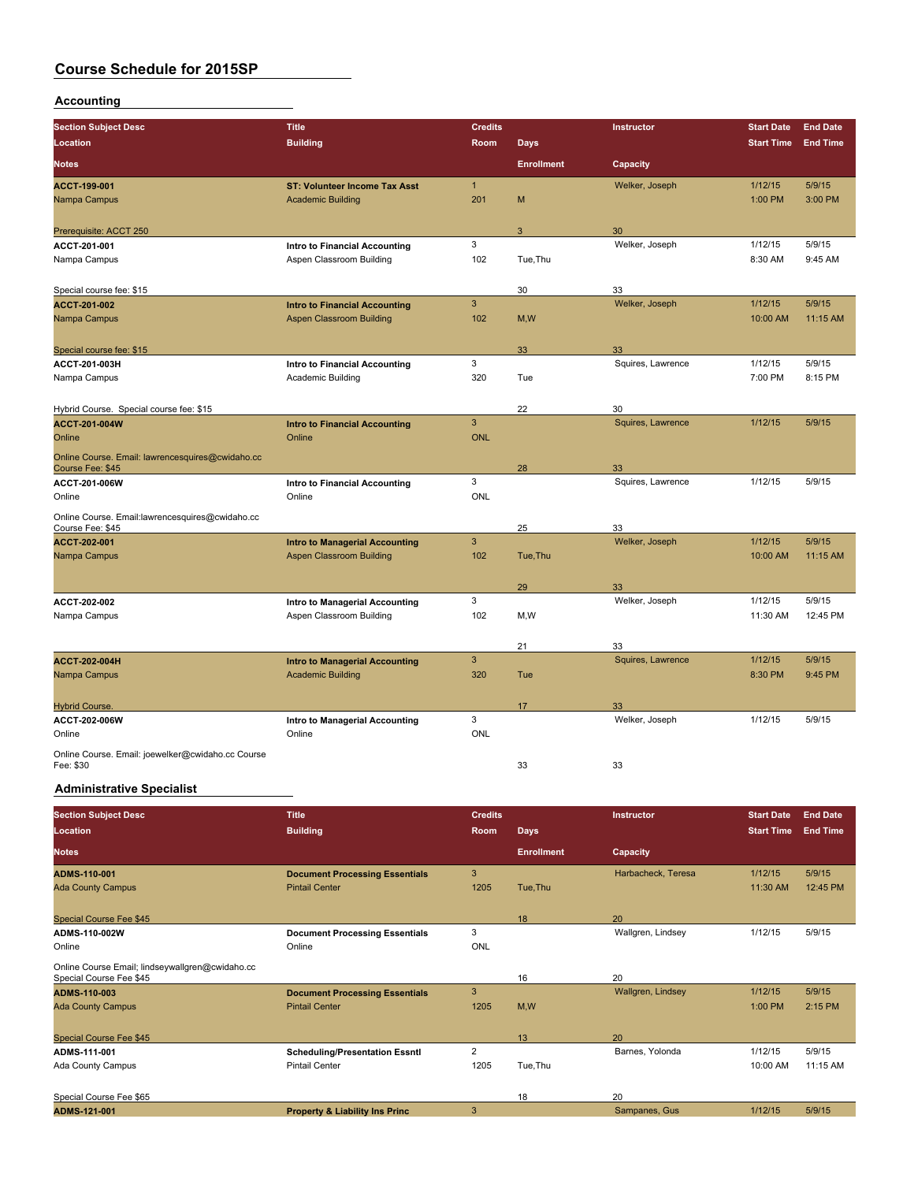# Course Schedule for 2015SP

## Accounting

| Section Subject Desc | Title | Credits | | Instructor | Start Date | End Date |
|---|---|---|---|---|---|---|
| Location | Building | Room | Days | | Start Time | End Time |
| Notes | | | Enrollment | Capacity | | |
| **ACCT-199-001** | **ST: Volunteer Income Tax Asst** | 1 | | Welker, Joseph | 1/12/15 | 5/9/15 |
| Nampa Campus | Academic Building | 201 | M | | 1:00 PM | 3:00 PM |
| Prerequisite: ACCT 250 | | | 3 | 30 | | |
| **ACCT-201-001** | **Intro to Financial Accounting** | 3 | | Welker, Joseph | 1/12/15 | 5/9/15 |
| Nampa Campus | Aspen Classroom Building | 102 | Tue,Thu | | 8:30 AM | 9:45 AM |
| Special course fee: $15 | | | 30 | 33 | | |
| **ACCT-201-002** | **Intro to Financial Accounting** | 3 | | Welker, Joseph | 1/12/15 | 5/9/15 |
| Nampa Campus | Aspen Classroom Building | 102 | M,W | | 10:00 AM | 11:15 AM |
| Special course fee: $15 | | | 33 | 33 | | |
| **ACCT-201-003H** | **Intro to Financial Accounting** | 3 | | Squires, Lawrence | 1/12/15 | 5/9/15 |
| Nampa Campus | Academic Building | 320 | Tue | | 7:00 PM | 8:15 PM |
| Hybrid Course. Special course fee: $15 | | | 22 | 30 | | |
| **ACCT-201-004W** | **Intro to Financial Accounting** | 3 | | Squires, Lawrence | 1/12/15 | 5/9/15 |
| Online | Online | ONL | | | | |
| Online Course. Email: lawrencesquires@cwidaho.cc Course Fee: $45 | | | 28 | 33 | | |
| **ACCT-201-006W** | **Intro to Financial Accounting** | 3 | | Squires, Lawrence | 1/12/15 | 5/9/15 |
| Online | Online | ONL | | | | |
| Online Course. Email:lawrencesquires@cwidaho.cc Course Fee: $45 | | | 25 | 33 | | |
| **ACCT-202-001** | **Intro to Managerial Accounting** | 3 | | Welker, Joseph | 1/12/15 | 5/9/15 |
| Nampa Campus | Aspen Classroom Building | 102 | Tue,Thu | | 10:00 AM | 11:15 AM |
| | | | 29 | 33 | | |
| **ACCT-202-002** | **Intro to Managerial Accounting** | 3 | | Welker, Joseph | 1/12/15 | 5/9/15 |
| Nampa Campus | Aspen Classroom Building | 102 | M,W | | 11:30 AM | 12:45 PM |
| | | | 21 | 33 | | |
| **ACCT-202-004H** | **Intro to Managerial Accounting** | 3 | | Squires, Lawrence | 1/12/15 | 5/9/15 |
| Nampa Campus | Academic Building | 320 | Tue | | 8:30 PM | 9:45 PM |
| Hybrid Course. | | | 17 | 33 | | |
| **ACCT-202-006W** | **Intro to Managerial Accounting** | 3 | | Welker, Joseph | 1/12/15 | 5/9/15 |
| Online | Online | ONL | | | | |
| Online Course. Email: joewelker@cwidaho.cc Course Fee: $30 | | | 33 | 33 | | |

## Administrative Specialist

| Section Subject Desc | Title | Credits | | Instructor | Start Date | End Date |
|---|---|---|---|---|---|---|
| Location | Building | Room | Days | | Start Time | End Time |
| Notes | | | Enrollment | Capacity | | |
| **ADMS-110-001** | **Document Processing Essentials** | 3 | | Harbacheck, Teresa | 1/12/15 | 5/9/15 |
| Ada County Campus | Pintail Center | 1205 | Tue,Thu | | 11:30 AM | 12:45 PM |
| Special Course Fee $45 | | | 18 | 20 | | |
| **ADMS-110-002W** | **Document Processing Essentials** | 3 | | Wallgren, Lindsey | 1/12/15 | 5/9/15 |
| Online | Online | ONL | | | | |
| Online Course Email; lindseywallgren@cwidaho.cc Special Course Fee $45 | | | 16 | 20 | | |
| **ADMS-110-003** | **Document Processing Essentials** | 3 | | Wallgren, Lindsey | 1/12/15 | 5/9/15 |
| Ada County Campus | Pintail Center | 1205 | M,W | | 1:00 PM | 2:15 PM |
| Special Course Fee $45 | | | 13 | 20 | | |
| **ADMS-111-001** | **Scheduling/Presentation Essntl** | 2 | | Barnes, Yolonda | 1/12/15 | 5/9/15 |
| Ada County Campus | Pintail Center | 1205 | Tue,Thu | | 10:00 AM | 11:15 AM |
| Special Course Fee $65 | | | 18 | 20 | | |
| **ADMS-121-001** | **Property & Liability Ins Princ** | 3 | | Sampanes, Gus | 1/12/15 | 5/9/15 |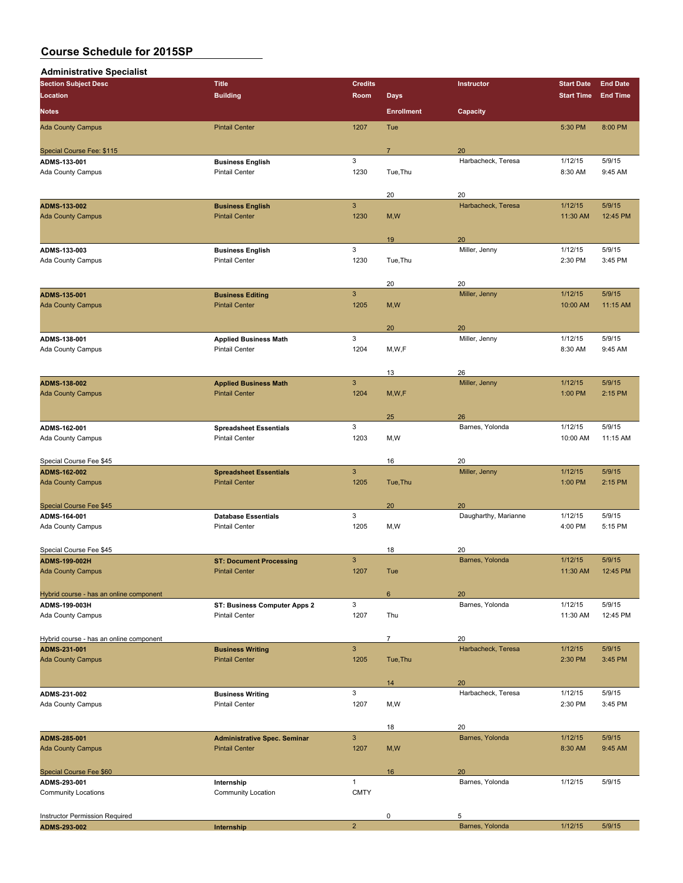# Course Schedule for 2015SP

## Administrative Specialist

| Section Subject Desc / Location / Notes | Title / Building | Credits / Room | Days / Enrollment | Instructor / Capacity | Start Date / Start Time | End Date / End Time |
|---|---|---|---|---|---|---|
| Ada County Campus | Pintail Center | 1207 | Tue | | 5:30 PM | 8:00 PM |
| Special Course Fee: $115 | | | 7 | 20 | | |
| **ADMS-133-001** | **Business English** | 3 | | Harbacheck, Teresa | 1/12/15 | 5/9/15 |
| Ada County Campus | Pintail Center | 1230 | Tue,Thu | | 8:30 AM | 9:45 AM |
| | | | 20 | 20 | | |
| **ADMS-133-002** | **Business English** | 3 | | Harbacheck, Teresa | 1/12/15 | 5/9/15 |
| Ada County Campus | Pintail Center | 1230 | M,W | | 11:30 AM | 12:45 PM |
| | | | 19 | 20 | | |
| **ADMS-133-003** | **Business English** | 3 | | Miller, Jenny | 1/12/15 | 5/9/15 |
| Ada County Campus | Pintail Center | 1230 | Tue,Thu | | 2:30 PM | 3:45 PM |
| | | | 20 | 20 | | |
| **ADMS-135-001** | **Business Editing** | 3 | | Miller, Jenny | 1/12/15 | 5/9/15 |
| Ada County Campus | Pintail Center | 1205 | M,W | | 10:00 AM | 11:15 AM |
| | | | 20 | 20 | | |
| **ADMS-138-001** | **Applied Business Math** | 3 | | Miller, Jenny | 1/12/15 | 5/9/15 |
| Ada County Campus | Pintail Center | 1204 | M,W,F | | 8:30 AM | 9:45 AM |
| | | | 13 | 26 | | |
| **ADMS-138-002** | **Applied Business Math** | 3 | | Miller, Jenny | 1/12/15 | 5/9/15 |
| Ada County Campus | Pintail Center | 1204 | M,W,F | | 1:00 PM | 2:15 PM |
| | | | 25 | 26 | | |
| **ADMS-162-001** | **Spreadsheet Essentials** | 3 | | Barnes, Yolonda | 1/12/15 | 5/9/15 |
| Ada County Campus | Pintail Center | 1203 | M,W | | 10:00 AM | 11:15 AM |
| Special Course Fee $45 | | | 16 | 20 | | |
| **ADMS-162-002** | **Spreadsheet Essentials** | 3 | | Miller, Jenny | 1/12/15 | 5/9/15 |
| Ada County Campus | Pintail Center | 1205 | Tue,Thu | | 1:00 PM | 2:15 PM |
| Special Course Fee $45 | | | 20 | 20 | | |
| **ADMS-164-001** | **Database Essentials** | 3 | | Daugharthy, Marianne | 1/12/15 | 5/9/15 |
| Ada County Campus | Pintail Center | 1205 | M,W | | 4:00 PM | 5:15 PM |
| Special Course Fee $45 | | | 18 | 20 | | |
| **ADMS-199-002H** | **ST: Document Processing** | 3 | | Barnes, Yolonda | 1/12/15 | 5/9/15 |
| Ada County Campus | Pintail Center | 1207 | Tue | | 11:30 AM | 12:45 PM |
| Hybrid course - has an online component | | | 6 | 20 | | |
| **ADMS-199-003H** | **ST: Business Computer Apps 2** | 3 | | Barnes, Yolonda | 1/12/15 | 5/9/15 |
| Ada County Campus | Pintail Center | 1207 | Thu | | 11:30 AM | 12:45 PM |
| Hybrid course - has an online component | | | 7 | 20 | | |
| **ADMS-231-001** | **Business Writing** | 3 | | Harbacheck, Teresa | 1/12/15 | 5/9/15 |
| Ada County Campus | Pintail Center | 1205 | Tue,Thu | | 2:30 PM | 3:45 PM |
| | | | 14 | 20 | | |
| **ADMS-231-002** | **Business Writing** | 3 | | Harbacheck, Teresa | 1/12/15 | 5/9/15 |
| Ada County Campus | Pintail Center | 1207 | M,W | | 2:30 PM | 3:45 PM |
| | | | 18 | 20 | | |
| **ADMS-285-001** | **Administrative Spec. Seminar** | 3 | | Barnes, Yolonda | 1/12/15 | 5/9/15 |
| Ada County Campus | Pintail Center | 1207 | M,W | | 8:30 AM | 9:45 AM |
| Special Course Fee $60 | | | 16 | 20 | | |
| **ADMS-293-001** | **Internship** | 1 | | Barnes, Yolonda | 1/12/15 | 5/9/15 |
| Community Locations | Community Location | CMTY | | | | |
| Instructor Permission Required | | | 0 | 5 | | |
| **ADMS-293-002** | **Internship** | 2 | | Barnes, Yolonda | 1/12/15 | 5/9/15 |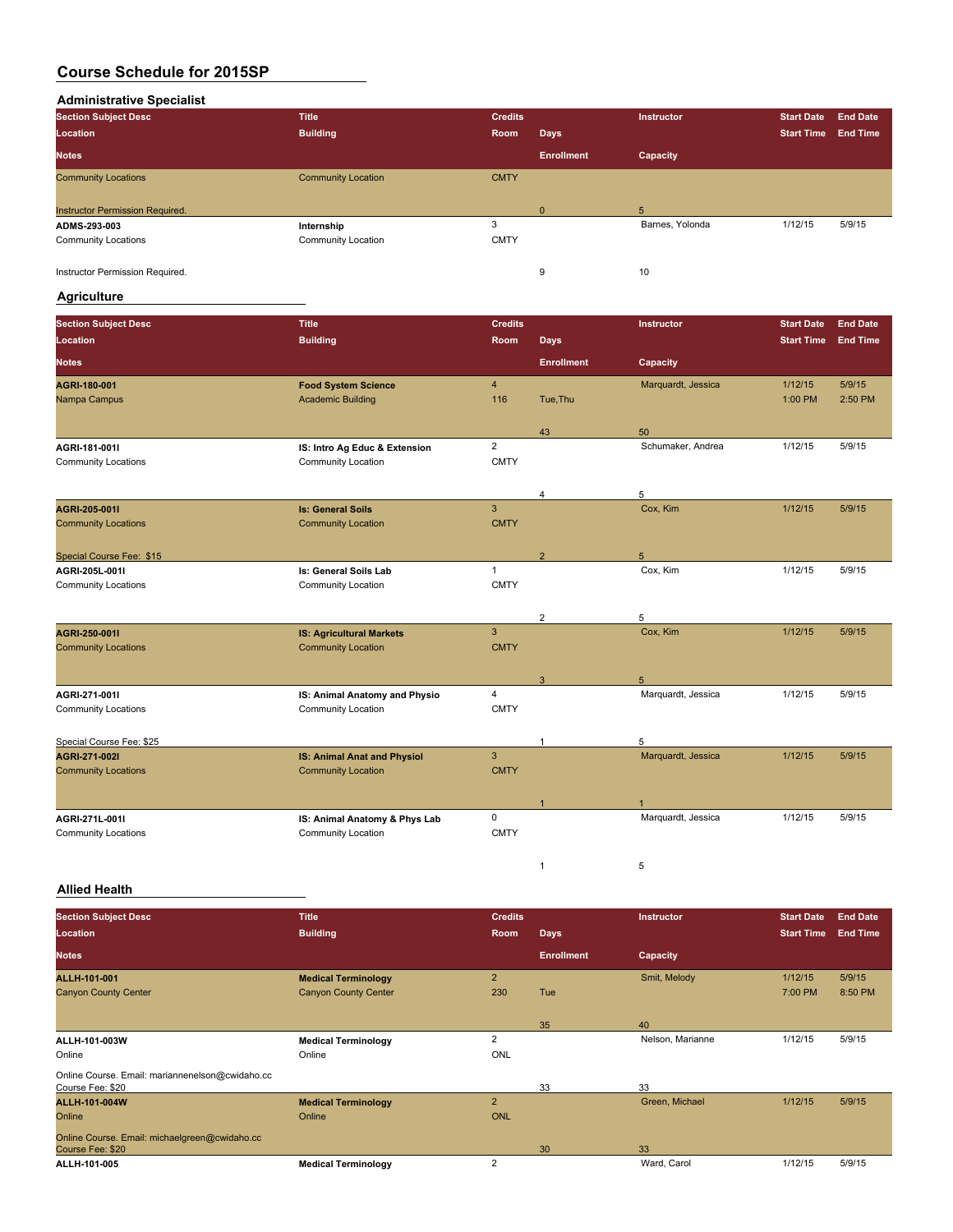# Course Schedule for 2015SP

## Administrative Specialist

| Section Subject Desc | Title | Credits | | Instructor | Start Date | End Date |
|---|---|---|---|---|---|---|
| Location | Building | Room | Days | | Start Time | End Time |
| Notes | | | Enrollment | Capacity | | |
| Community Locations | Community Location | CMTY | | | | |
| Instructor Permission Required. | | | 0 | 5 | | |
| **ADMS-293-003** | **Internship** | 3 | | Barnes, Yolonda | 1/12/15 | 5/9/15 |
| Community Locations | Community Location | CMTY | | | | |
| Instructor Permission Required. | | | 9 | 10 | | |

## Agriculture

| Section Subject Desc | Title | Credits | | Instructor | Start Date | End Date |
|---|---|---|---|---|---|---|
| Location | Building | Room | Days | | Start Time | End Time |
| Notes | | | Enrollment | Capacity | | |
| **AGRI-180-001** | **Food System Science** | 4 | | Marquardt, Jessica | 1/12/15 | 5/9/15 |
| Nampa Campus | Academic Building | 116 | Tue,Thu | | 1:00 PM | 2:50 PM |
| | | | 43 | 50 | | |
| **AGRI-181-001I** | **IS: Intro Ag Educ & Extension** | 2 | | Schumaker, Andrea | 1/12/15 | 5/9/15 |
| Community Locations | Community Location | CMTY | | | | |
| | | | 4 | 5 | | |
| **AGRI-205-001I** | **Is: General Soils** | 3 | | Cox, Kim | 1/12/15 | 5/9/15 |
| Community Locations | Community Location | CMTY | | | | |
| Special Course Fee: $15 | | | 2 | 5 | | |
| **AGRI-205L-001I** | **Is: General Soils Lab** | 1 | | Cox, Kim | 1/12/15 | 5/9/15 |
| Community Locations | Community Location | CMTY | | | | |
| | | | 2 | 5 | | |
| **AGRI-250-001I** | **IS: Agricultural Markets** | 3 | | Cox, Kim | 1/12/15 | 5/9/15 |
| Community Locations | Community Location | CMTY | | | | |
| | | | 3 | 5 | | |
| **AGRI-271-001I** | **IS: Animal Anatomy and Physio** | 4 | | Marquardt, Jessica | 1/12/15 | 5/9/15 |
| Community Locations | Community Location | CMTY | | | | |
| Special Course Fee: $25 | | | 1 | 5 | | |
| **AGRI-271-002I** | **IS: Animal Anat and Physiol** | 3 | | Marquardt, Jessica | 1/12/15 | 5/9/15 |
| Community Locations | Community Location | CMTY | | | | |
| | | | 1 | 1 | | |
| **AGRI-271L-001I** | **IS: Animal Anatomy & Phys Lab** | 0 | | Marquardt, Jessica | 1/12/15 | 5/9/15 |
| Community Locations | Community Location | CMTY | | | | |
| | | | 1 | 5 | | |

## Allied Health

| Section Subject Desc | Title | Credits | | Instructor | Start Date | End Date |
|---|---|---|---|---|---|---|
| Location | Building | Room | Days | | Start Time | End Time |
| Notes | | | Enrollment | Capacity | | |
| **ALLH-101-001** | **Medical Terminology** | 2 | | Smit, Melody | 1/12/15 | 5/9/15 |
| Canyon County Center | Canyon County Center | 230 | Tue | | 7:00 PM | 8:50 PM |
| | | | 35 | 40 | | |
| **ALLH-101-003W** | **Medical Terminology** | 2 | | Nelson, Marianne | 1/12/15 | 5/9/15 |
| Online | Online | ONL | | | | |
| Online Course. Email: mariannenelson@cwidaho.cc Course Fee: $20 | | | 33 | 33 | | |
| **ALLH-101-004W** | **Medical Terminology** | 2 | | Green, Michael | 1/12/15 | 5/9/15 |
| Online | Online | ONL | | | | |
| Online Course. Email: michaelgreen@cwidaho.cc Course Fee: $20 | | | 30 | 33 | | |
| **ALLH-101-005** | **Medical Terminology** | 2 | | Ward, Carol | 1/12/15 | 5/9/15 |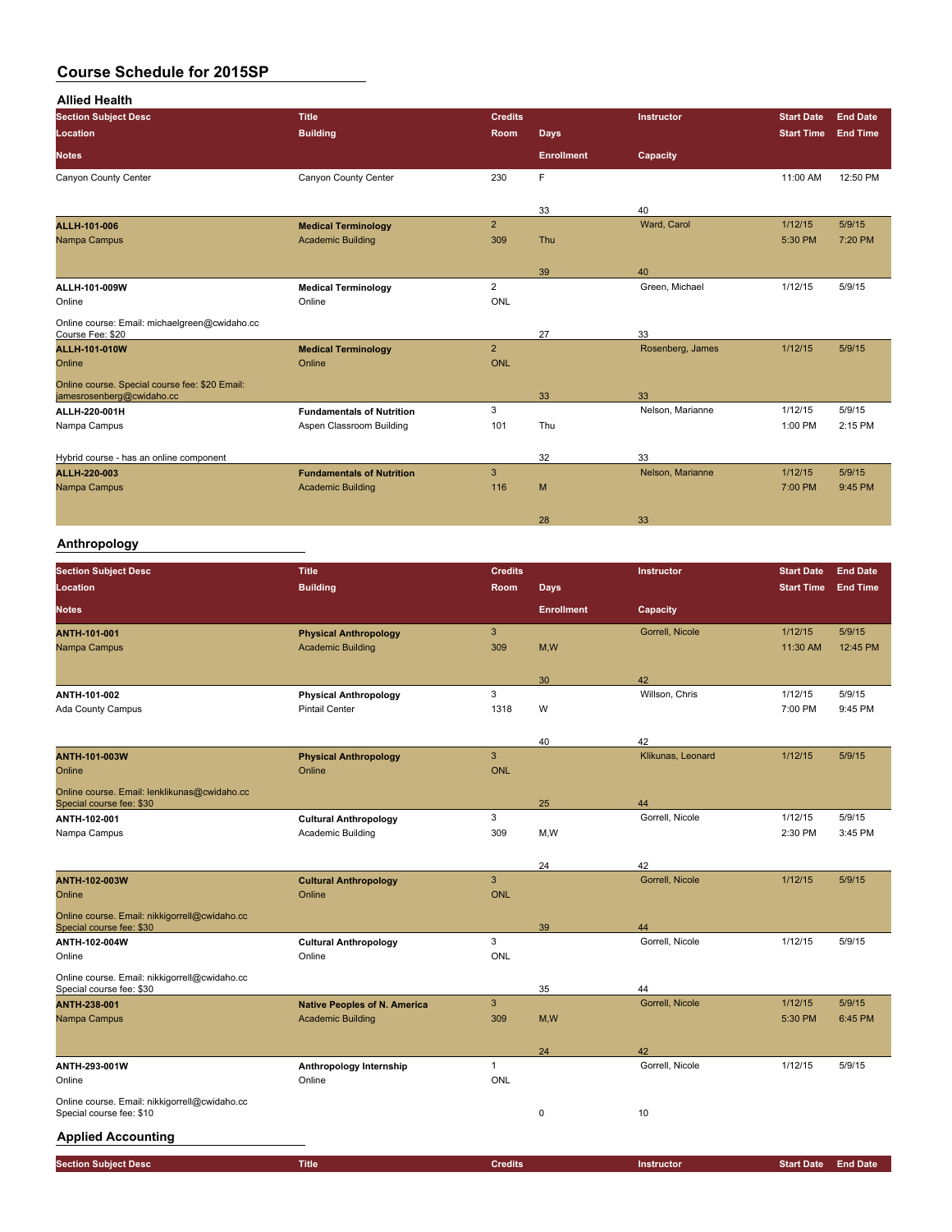# Course Schedule for 2015SP

## Allied Health

| Section Subject Desc / Location / Notes | Title / Building | Credits / Room | Days / Enrollment | Instructor / Capacity | Start Date / Start Time | End Date / End Time |
|---|---|---|---|---|---|---|
| Canyon County Center | Canyon County Center | 230 | F | | 11:00 AM | 12:50 PM |
| | | | 33 | 40 | | |
| **ALLH-101-006** | **Medical Terminology** | 2 | | Ward, Carol | 1/12/15 | 5/9/15 |
| Nampa Campus | Academic Building | 309 | Thu | | 5:30 PM | 7:20 PM |
| | | | 39 | 40 | | |
| **ALLH-101-009W** | **Medical Terminology** | 2 | | Green, Michael | 1/12/15 | 5/9/15 |
| Online | Online | ONL | | | | |
| Online course: Email: michaelgreen@cwidaho.cc Course Fee: $20 | | | 27 | 33 | | |
| **ALLH-101-010W** | **Medical Terminology** | 2 | | Rosenberg, James | 1/12/15 | 5/9/15 |
| Online | Online | ONL | | | | |
| Online course. Special course fee: $20 Email: jamesrosenberg@cwidaho.cc | | | 33 | 33 | | |
| **ALLH-220-001H** | **Fundamentals of Nutrition** | 3 | | Nelson, Marianne | 1/12/15 | 5/9/15 |
| Nampa Campus | Aspen Classroom Building | 101 | Thu | | 1:00 PM | 2:15 PM |
| Hybrid course - has an online component | | | 32 | 33 | | |
| **ALLH-220-003** | **Fundamentals of Nutrition** | 3 | | Nelson, Marianne | 1/12/15 | 5/9/15 |
| Nampa Campus | Academic Building | 116 | M | | 7:00 PM | 9:45 PM |
| | | | 28 | 33 | | |

## Anthropology

| Section Subject Desc / Location / Notes | Title / Building | Credits / Room | Days / Enrollment | Instructor / Capacity | Start Date / Start Time | End Date / End Time |
|---|---|---|---|---|---|---|
| **ANTH-101-001** | **Physical Anthropology** | 3 | | Gorrell, Nicole | 1/12/15 | 5/9/15 |
| Nampa Campus | Academic Building | 309 | M,W | | 11:30 AM | 12:45 PM |
| | | | 30 | 42 | | |
| **ANTH-101-002** | **Physical Anthropology** | 3 | | Willson, Chris | 1/12/15 | 5/9/15 |
| Ada County Campus | Pintail Center | 1318 | W | | 7:00 PM | 9:45 PM |
| | | | 40 | 42 | | |
| **ANTH-101-003W** | **Physical Anthropology** | 3 | | Klikunas, Leonard | 1/12/15 | 5/9/15 |
| Online | Online | ONL | | | | |
| Online course. Email: lenklikunas@cwidaho.cc Special course fee: $30 | | | 25 | 44 | | |
| **ANTH-102-001** | **Cultural Anthropology** | 3 | | Gorrell, Nicole | 1/12/15 | 5/9/15 |
| Nampa Campus | Academic Building | 309 | M,W | | 2:30 PM | 3:45 PM |
| | | | 24 | 42 | | |
| **ANTH-102-003W** | **Cultural Anthropology** | 3 | | Gorrell, Nicole | 1/12/15 | 5/9/15 |
| Online | Online | ONL | | | | |
| Online course. Email: nikkigorrell@cwidaho.cc Special course fee: $30 | | | 39 | 44 | | |
| **ANTH-102-004W** | **Cultural Anthropology** | 3 | | Gorrell, Nicole | 1/12/15 | 5/9/15 |
| Online | Online | ONL | | | | |
| Online course. Email: nikkigorrell@cwidaho.cc Special course fee: $30 | | | 35 | 44 | | |
| **ANTH-238-001** | **Native Peoples of N. America** | 3 | | Gorrell, Nicole | 1/12/15 | 5/9/15 |
| Nampa Campus | Academic Building | 309 | M,W | | 5:30 PM | 6:45 PM |
| | | | 24 | 42 | | |
| **ANTH-293-001W** | **Anthropology Internship** | 1 | | Gorrell, Nicole | 1/12/15 | 5/9/15 |
| Online | Online | ONL | | | | |
| Online course. Email: nikkigorrell@cwidaho.cc Special course fee: $10 | | | 0 | 10 | | |

## Applied Accounting

| Section Subject Desc | Title | Credits | | Instructor | Start Date | End Date |
|---|---|---|---|---|---|---|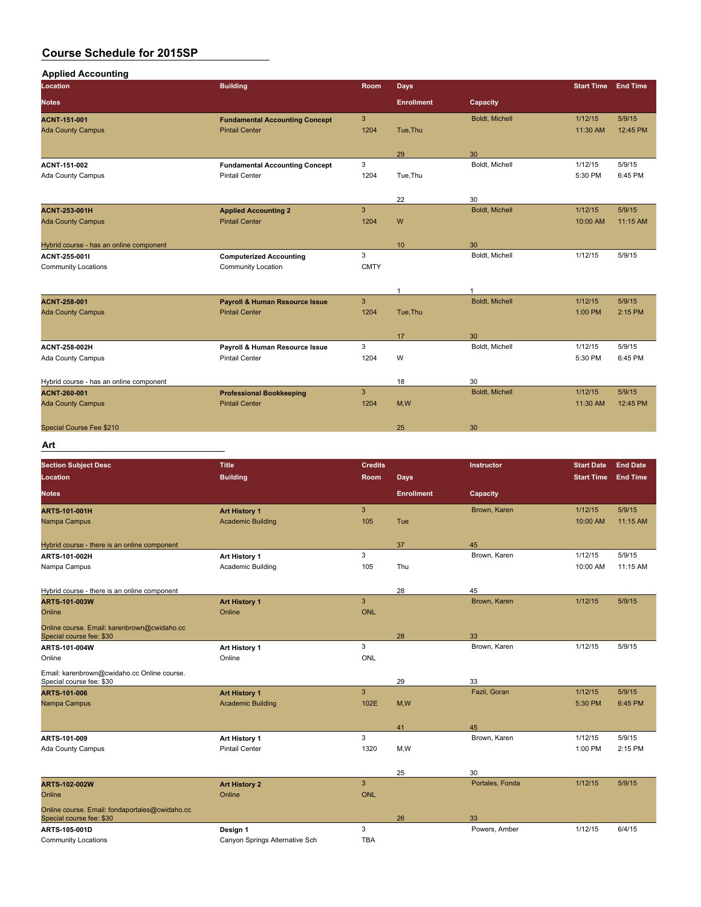# Course Schedule for 2015SP

## Applied Accounting

| Section Subject Desc / Location / Notes | Title / Building | Credits / Room | Days / Enrollment | Instructor / Capacity | Start Date / Start Time | End Date / End Time |
|---|---|---|---|---|---|---|
| **ACNT-151-001** | **Fundamental Accounting Concept** | 3 | | Boldt, Michell | 1/12/15 | 5/9/15 |
| Ada County Campus | Pintail Center | 1204 | Tue,Thu | | 11:30 AM | 12:45 PM |
| | | | 29 | 30 | | |
| **ACNT-151-002** | **Fundamental Accounting Concept** | 3 | | Boldt, Michell | 1/12/15 | 5/9/15 |
| Ada County Campus | Pintail Center | 1204 | Tue,Thu | | 5:30 PM | 6:45 PM |
| | | | 22 | 30 | | |
| **ACNT-253-001H** | **Applied Accounting 2** | 3 | | Boldt, Michell | 1/12/15 | 5/9/15 |
| Ada County Campus | Pintail Center | 1204 | W | | 10:00 AM | 11:15 AM |
| Hybrid course - has an online component | | | 10 | 30 | | |
| **ACNT-255-001I** | **Computerized Accounting** | 3 | | Boldt, Michell | 1/12/15 | 5/9/15 |
| Community Locations | Community Location | CMTY | | | | |
| | | | 1 | 1 | | |
| **ACNT-258-001** | **Payroll & Human Resource Issue** | 3 | | Boldt, Michell | 1/12/15 | 5/9/15 |
| Ada County Campus | Pintail Center | 1204 | Tue,Thu | | 1:00 PM | 2:15 PM |
| | | | 17 | 30 | | |
| **ACNT-258-002H** | **Payroll & Human Resource Issue** | 3 | | Boldt, Michell | 1/12/15 | 5/9/15 |
| Ada County Campus | Pintail Center | 1204 | W | | 5:30 PM | 6:45 PM |
| Hybrid course - has an online component | | | 18 | 30 | | |
| **ACNT-260-001** | **Professional Bookkeeping** | 3 | | Boldt, Michell | 1/12/15 | 5/9/15 |
| Ada County Campus | Pintail Center | 1204 | M,W | | 11:30 AM | 12:45 PM |
| Special Course Fee $210 | | | 25 | 30 | | |

## Art

| Section Subject Desc / Location / Notes | Title / Building | Credits / Room | Days / Enrollment | Instructor / Capacity | Start Date / Start Time | End Date / End Time |
|---|---|---|---|---|---|---|
| **ARTS-101-001H** | **Art History 1** | 3 | | Brown, Karen | 1/12/15 | 5/9/15 |
| Nampa Campus | Academic Building | 105 | Tue | | 10:00 AM | 11:15 AM |
| Hybrid course - there is an online component | | | 37 | 45 | | |
| **ARTS-101-002H** | **Art History 1** | 3 | | Brown, Karen | 1/12/15 | 5/9/15 |
| Nampa Campus | Academic Building | 105 | Thu | | 10:00 AM | 11:15 AM |
| Hybrid course - there is an online component | | | 28 | 45 | | |
| **ARTS-101-003W** | **Art History 1** | 3 | | Brown, Karen | 1/12/15 | 5/9/15 |
| Online | Online | ONL | | | | |
| Online course. Email: karenbrown@cwidaho.cc Special course fee: $30 | | | 28 | 33 | | |
| **ARTS-101-004W** | **Art History 1** | 3 | | Brown, Karen | 1/12/15 | 5/9/15 |
| Online | Online | ONL | | | | |
| Email: karenbrown@cwidaho.cc Online course. Special course fee: $30 | | | 29 | 33 | | |
| **ARTS-101-006** | **Art History 1** | 3 | | Fazil, Goran | 1/12/15 | 5/9/15 |
| Nampa Campus | Academic Building | 102E | M,W | | 5:30 PM | 6:45 PM |
| | | | 41 | 45 | | |
| **ARTS-101-009** | **Art History 1** | 3 | | Brown, Karen | 1/12/15 | 5/9/15 |
| Ada County Campus | Pintail Center | 1320 | M,W | | 1:00 PM | 2:15 PM |
| | | | 25 | 30 | | |
| **ARTS-102-002W** | **Art History 2** | 3 | | Portales, Fonda | 1/12/15 | 5/9/15 |
| Online | Online | ONL | | | | |
| Online course. Email: fondaportales@cwidaho.cc Special course fee: $30 | | | 26 | 33 | | |
| **ARTS-105-001D** | **Design 1** | 3 | | Powers, Amber | 1/12/15 | 6/4/15 |
| Community Locations | Canyon Springs Alternative Sch | TBA | | | | |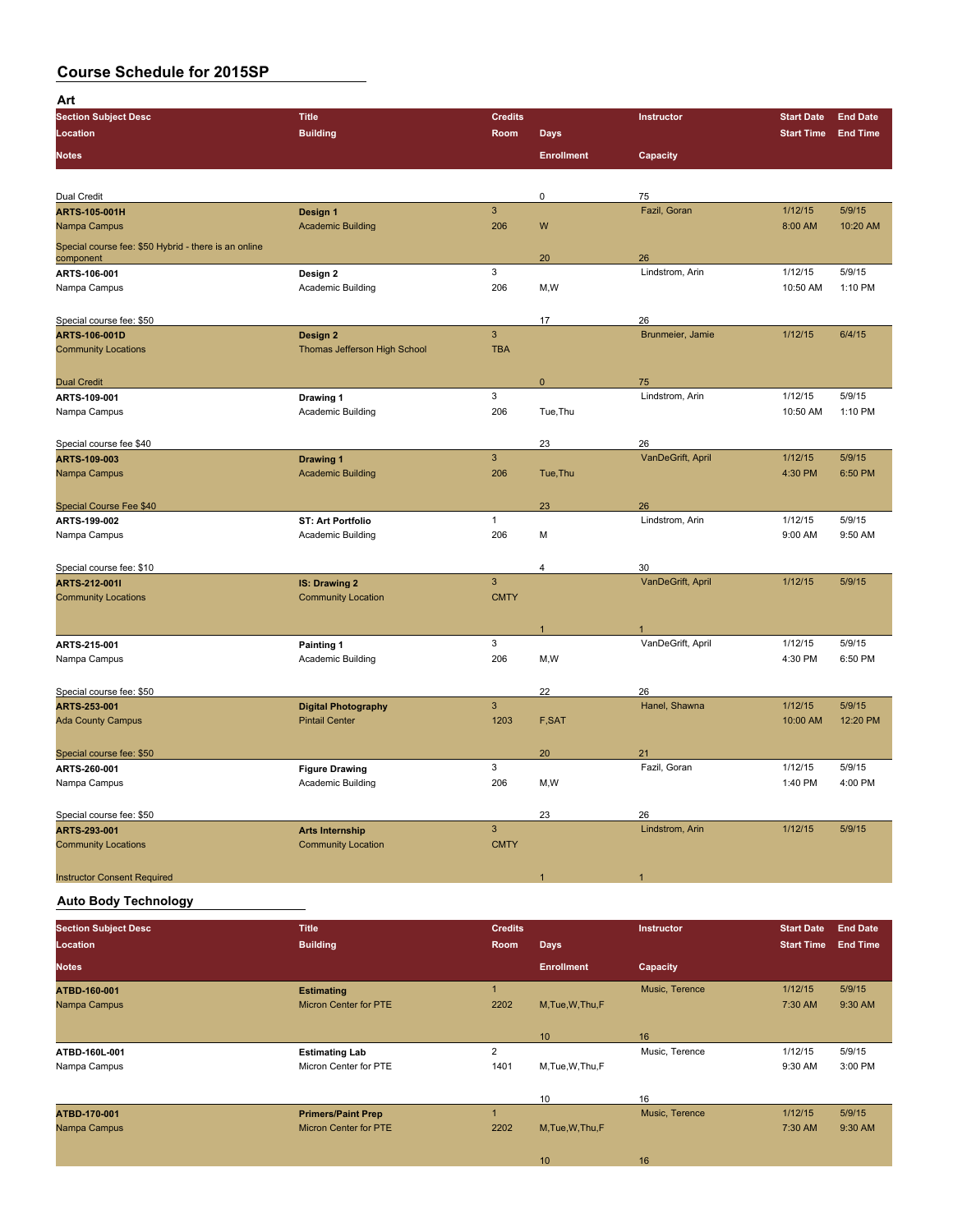# Course Schedule for 2015SP

## Art

| Section Subject Desc | Title | Credits | | Instructor | Start Date | End Date |
|---|---|---|---|---|---|---|
| Location | Building | Room | Days | | Start Time | End Time |
| Notes | | | Enrollment | Capacity | | |
| Dual Credit | | | 0 | 75 | | |
| **ARTS-105-001H** | **Design 1** | 3 | | Fazil, Goran | 1/12/15 | 5/9/15 |
| Nampa Campus | Academic Building | 206 | W | | 8:00 AM | 10:20 AM |
| Special course fee: $50 Hybrid - there is an online component | | | 20 | 26 | | |
| **ARTS-106-001** | **Design 2** | 3 | | Lindstrom, Arin | 1/12/15 | 5/9/15 |
| Nampa Campus | Academic Building | 206 | M,W | | 10:50 AM | 1:10 PM |
| Special course fee: $50 | | | 17 | 26 | | |
| **ARTS-106-001D** | **Design 2** | 3 | | Brunmeier, Jamie | 1/12/15 | 6/4/15 |
| Community Locations | Thomas Jefferson High School | TBA | | | | |
| Dual Credit | | | 0 | 75 | | |
| **ARTS-109-001** | **Drawing 1** | 3 | | Lindstrom, Arin | 1/12/15 | 5/9/15 |
| Nampa Campus | Academic Building | 206 | Tue,Thu | | 10:50 AM | 1:10 PM |
| Special course fee $40 | | | 23 | 26 | | |
| **ARTS-109-003** | **Drawing 1** | 3 | | VanDeGrift, April | 1/12/15 | 5/9/15 |
| Nampa Campus | Academic Building | 206 | Tue,Thu | | 4:30 PM | 6:50 PM |
| Special Course Fee $40 | | | 23 | 26 | | |
| **ARTS-199-002** | **ST: Art Portfolio** | 1 | | Lindstrom, Arin | 1/12/15 | 5/9/15 |
| Nampa Campus | Academic Building | 206 | M | | 9:00 AM | 9:50 AM |
| Special course fee: $10 | | | 4 | 30 | | |
| **ARTS-212-001I** | **IS: Drawing 2** | 3 | | VanDeGrift, April | 1/12/15 | 5/9/15 |
| Community Locations | Community Location | CMTY | | | | |
| | | | 1 | 1 | | |
| **ARTS-215-001** | **Painting 1** | 3 | | VanDeGrift, April | 1/12/15 | 5/9/15 |
| Nampa Campus | Academic Building | 206 | M,W | | 4:30 PM | 6:50 PM |
| Special course fee: $50 | | | 22 | 26 | | |
| **ARTS-253-001** | **Digital Photography** | 3 | | Hanel, Shawna | 1/12/15 | 5/9/15 |
| Ada County Campus | Pintail Center | 1203 | F,SAT | | 10:00 AM | 12:20 PM |
| Special course fee: $50 | | | 20 | 21 | | |
| **ARTS-260-001** | **Figure Drawing** | 3 | | Fazil, Goran | 1/12/15 | 5/9/15 |
| Nampa Campus | Academic Building | 206 | M,W | | 1:40 PM | 4:00 PM |
| Special course fee: $50 | | | 23 | 26 | | |
| **ARTS-293-001** | **Arts Internship** | 3 | | Lindstrom, Arin | 1/12/15 | 5/9/15 |
| Community Locations | Community Location | CMTY | | | | |
| Instructor Consent Required | | | 1 | 1 | | |

## Auto Body Technology

| Section Subject Desc | Title | Credits | | Instructor | Start Date | End Date |
|---|---|---|---|---|---|---|
| Location | Building | Room | Days | | Start Time | End Time |
| Notes | | | Enrollment | Capacity | | |
| **ATBD-160-001** | **Estimating** | 1 | | Music, Terence | 1/12/15 | 5/9/15 |
| Nampa Campus | Micron Center for PTE | 2202 | M,Tue,W,Thu,F | | 7:30 AM | 9:30 AM |
| | | | 10 | 16 | | |
| **ATBD-160L-001** | **Estimating Lab** | 2 | | Music, Terence | 1/12/15 | 5/9/15 |
| Nampa Campus | Micron Center for PTE | 1401 | M,Tue,W,Thu,F | | 9:30 AM | 3:00 PM |
| | | | 10 | 16 | | |
| **ATBD-170-001** | **Primers/Paint Prep** | 1 | | Music, Terence | 1/12/15 | 5/9/15 |
| Nampa Campus | Micron Center for PTE | 2202 | M,Tue,W,Thu,F | | 7:30 AM | 9:30 AM |
| | | | 10 | 16 | | |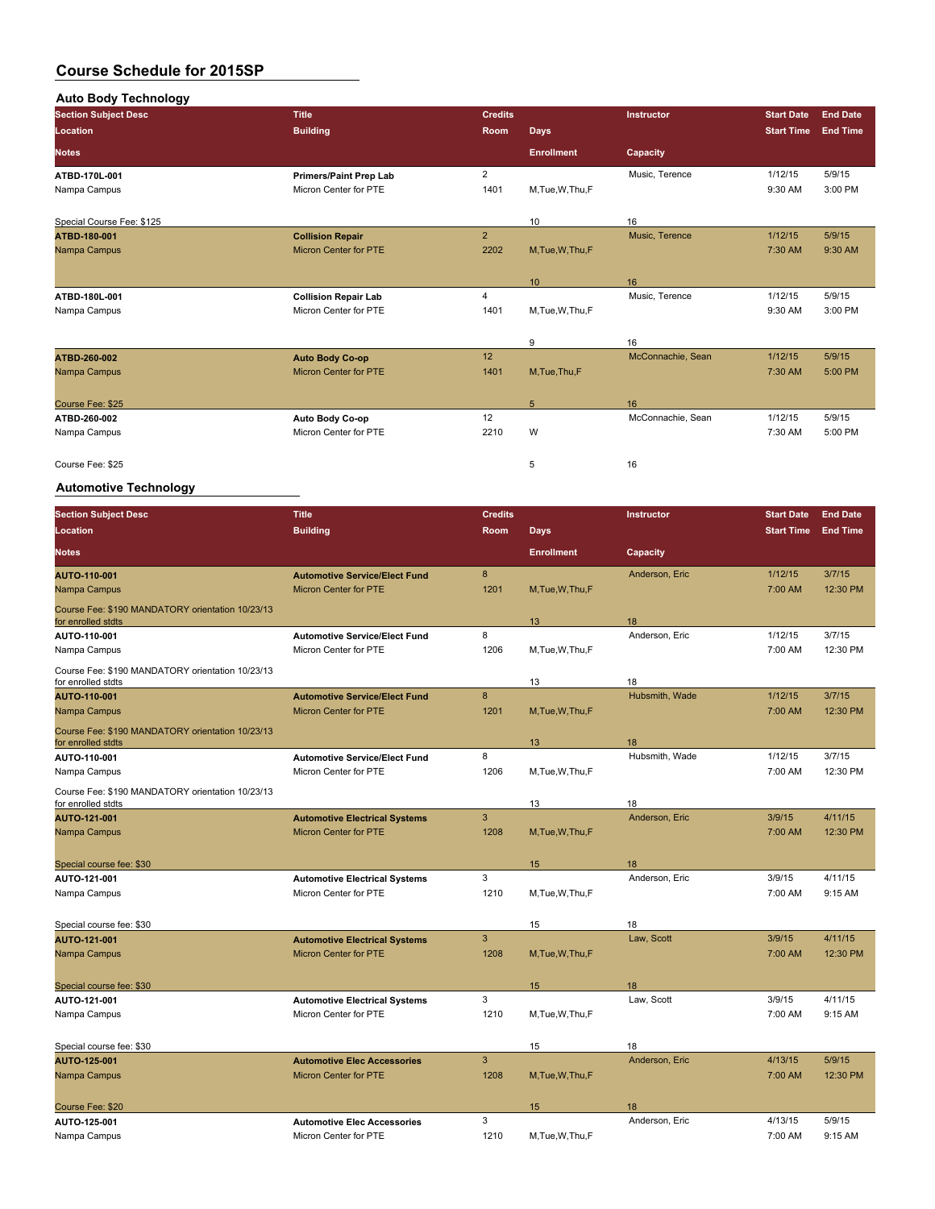# Course Schedule for 2015SP

## Auto Body Technology

| Section Subject Desc | Title | Credits | | Instructor | Start Date | End Date |
|---|---|---|---|---|---|---|
| Location | Building | Room | Days | | Start Time | End Time |
| Notes | | | Enrollment | Capacity | | |
| ATBD-170L-001 | Primers/Paint Prep Lab | 2 | | Music, Terence | 1/12/15 | 5/9/15 |
| Nampa Campus | Micron Center for PTE | 1401 | M,Tue,W,Thu,F | | 9:30 AM | 3:00 PM |
| Special Course Fee: $125 | | | 10 | 16 | | |
| ATBD-180-001 | Collision Repair | 2 | | Music, Terence | 1/12/15 | 5/9/15 |
| Nampa Campus | Micron Center for PTE | 2202 | M,Tue,W,Thu,F | | 7:30 AM | 9:30 AM |
| | | | 10 | 16 | | |
| ATBD-180L-001 | Collision Repair Lab | 4 | | Music, Terence | 1/12/15 | 5/9/15 |
| Nampa Campus | Micron Center for PTE | 1401 | M,Tue,W,Thu,F | | 9:30 AM | 3:00 PM |
| | | | 9 | 16 | | |
| ATBD-260-002 | Auto Body Co-op | 12 | | McConnachie, Sean | 1/12/15 | 5/9/15 |
| Nampa Campus | Micron Center for PTE | 1401 | M,Tue,Thu,F | | 7:30 AM | 5:00 PM |
| Course Fee: $25 | | | 5 | 16 | | |
| ATBD-260-002 | Auto Body Co-op | 12 | | McConnachie, Sean | 1/12/15 | 5/9/15 |
| Nampa Campus | Micron Center for PTE | 2210 | W | | 7:30 AM | 5:00 PM |
| Course Fee: $25 | | | 5 | 16 | | |

## Automotive Technology

| Section Subject Desc | Title | Credits | | Instructor | Start Date | End Date |
|---|---|---|---|---|---|---|
| Location | Building | Room | Days | | Start Time | End Time |
| Notes | | | Enrollment | Capacity | | |
| AUTO-110-001 | Automotive Service/Elect Fund | 8 | | Anderson, Eric | 1/12/15 | 3/7/15 |
| Nampa Campus | Micron Center for PTE | 1201 | M,Tue,W,Thu,F | | 7:00 AM | 12:30 PM |
| Course Fee: $190 MANDATORY orientation 10/23/13 for enrolled stdts | | | 13 | 18 | | |
| AUTO-110-001 | Automotive Service/Elect Fund | 8 | | Anderson, Eric | 1/12/15 | 3/7/15 |
| Nampa Campus | Micron Center for PTE | 1206 | M,Tue,W,Thu,F | | 7:00 AM | 12:30 PM |
| Course Fee: $190 MANDATORY orientation 10/23/13 for enrolled stdts | | | 13 | 18 | | |
| AUTO-110-001 | Automotive Service/Elect Fund | 8 | | Hubsmith, Wade | 1/12/15 | 3/7/15 |
| Nampa Campus | Micron Center for PTE | 1201 | M,Tue,W,Thu,F | | 7:00 AM | 12:30 PM |
| Course Fee: $190 MANDATORY orientation 10/23/13 for enrolled stdts | | | 13 | 18 | | |
| AUTO-110-001 | Automotive Service/Elect Fund | 8 | | Hubsmith, Wade | 1/12/15 | 3/7/15 |
| Nampa Campus | Micron Center for PTE | 1206 | M,Tue,W,Thu,F | | 7:00 AM | 12:30 PM |
| Course Fee: $190 MANDATORY orientation 10/23/13 for enrolled stdts | | | 13 | 18 | | |
| AUTO-121-001 | Automotive Electrical Systems | 3 | | Anderson, Eric | 3/9/15 | 4/11/15 |
| Nampa Campus | Micron Center for PTE | 1208 | M,Tue,W,Thu,F | | 7:00 AM | 12:30 PM |
| Special course fee: $30 | | | 15 | 18 | | |
| AUTO-121-001 | Automotive Electrical Systems | 3 | | Anderson, Eric | 3/9/15 | 4/11/15 |
| Nampa Campus | Micron Center for PTE | 1210 | M,Tue,W,Thu,F | | 7:00 AM | 9:15 AM |
| Special course fee: $30 | | | 15 | 18 | | |
| AUTO-121-001 | Automotive Electrical Systems | 3 | | Law, Scott | 3/9/15 | 4/11/15 |
| Nampa Campus | Micron Center for PTE | 1208 | M,Tue,W,Thu,F | | 7:00 AM | 12:30 PM |
| Special course fee: $30 | | | 15 | 18 | | |
| AUTO-121-001 | Automotive Electrical Systems | 3 | | Law, Scott | 3/9/15 | 4/11/15 |
| Nampa Campus | Micron Center for PTE | 1210 | M,Tue,W,Thu,F | | 7:00 AM | 9:15 AM |
| Special course fee: $30 | | | 15 | 18 | | |
| AUTO-125-001 | Automotive Elec Accessories | 3 | | Anderson, Eric | 4/13/15 | 5/9/15 |
| Nampa Campus | Micron Center for PTE | 1208 | M,Tue,W,Thu,F | | 7:00 AM | 12:30 PM |
| Course Fee: $20 | | | 15 | 18 | | |
| AUTO-125-001 | Automotive Elec Accessories | 3 | | Anderson, Eric | 4/13/15 | 5/9/15 |
| Nampa Campus | Micron Center for PTE | 1210 | M,Tue,W,Thu,F | | 7:00 AM | 9:15 AM |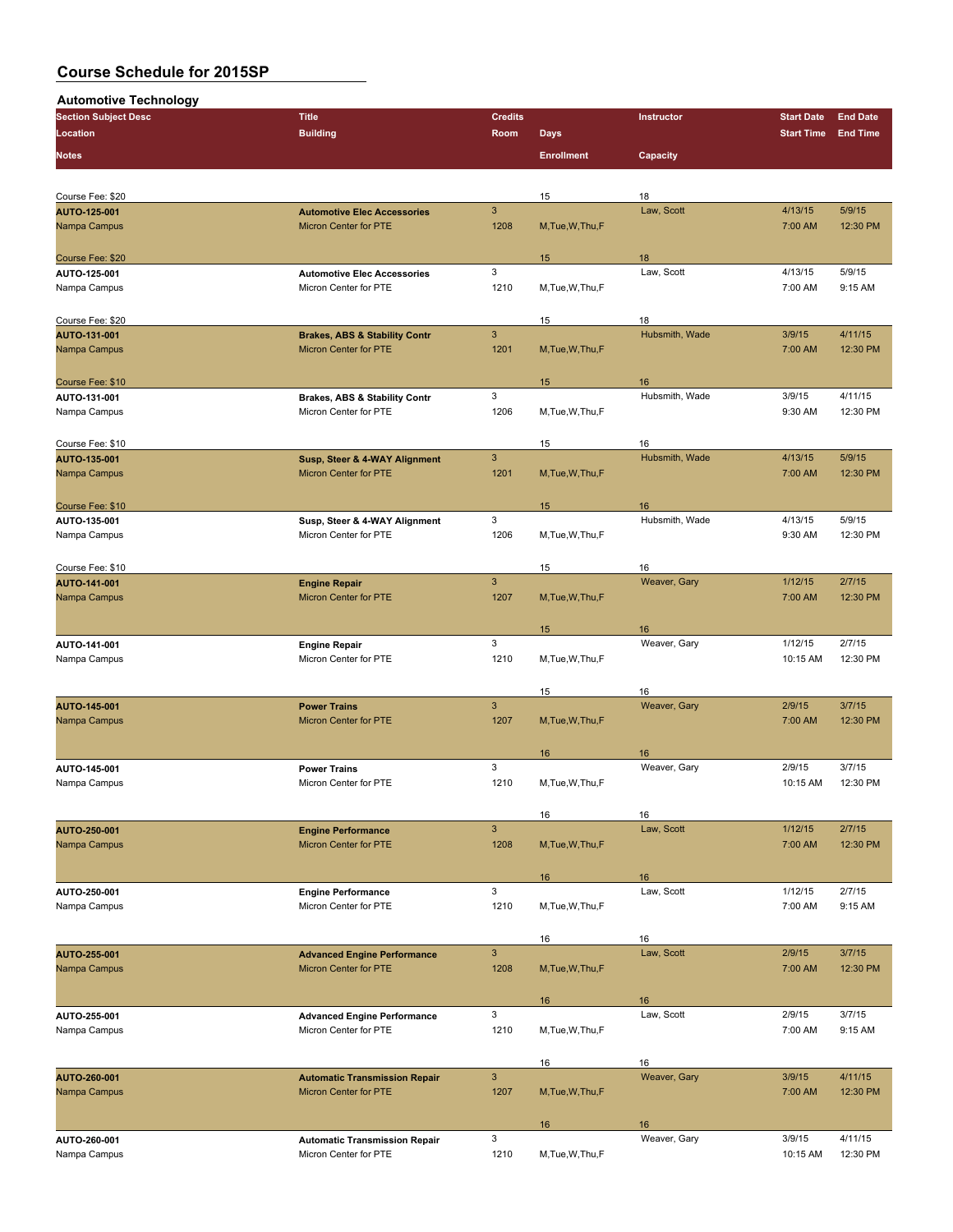# Course Schedule for 2015SP

## Automotive Technology

| Section Subject Desc | Title | Credits | | Instructor | Start Date | End Date |
|---|---|---|---|---|---|---|
| Location | Building | Room | Days | | Start Time | End Time |
| Notes | | | Enrollment | Capacity | | |
| Course Fee: $20 | | | 15 | 18 | | |
| AUTO-125-001 | Automotive Elec Accessories | 3 | | Law, Scott | 4/13/15 | 5/9/15 |
| Nampa Campus | Micron Center for PTE | 1208 | M,Tue,W,Thu,F | | 7:00 AM | 12:30 PM |
| Course Fee: $20 | | | 15 | 18 | | |
| AUTO-125-001 | Automotive Elec Accessories | 3 | | Law, Scott | 4/13/15 | 5/9/15 |
| Nampa Campus | Micron Center for PTE | 1210 | M,Tue,W,Thu,F | | 7:00 AM | 9:15 AM |
| Course Fee: $20 | | | 15 | 18 | | |
| AUTO-131-001 | Brakes, ABS & Stability Contr | 3 | | Hubsmith, Wade | 3/9/15 | 4/11/15 |
| Nampa Campus | Micron Center for PTE | 1201 | M,Tue,W,Thu,F | | 7:00 AM | 12:30 PM |
| Course Fee: $10 | | | 15 | 16 | | |
| AUTO-131-001 | Brakes, ABS & Stability Contr | 3 | | Hubsmith, Wade | 3/9/15 | 4/11/15 |
| Nampa Campus | Micron Center for PTE | 1206 | M,Tue,W,Thu,F | | 9:30 AM | 12:30 PM |
| Course Fee: $10 | | | 15 | 16 | | |
| AUTO-135-001 | Susp, Steer & 4-WAY Alignment | 3 | | Hubsmith, Wade | 4/13/15 | 5/9/15 |
| Nampa Campus | Micron Center for PTE | 1201 | M,Tue,W,Thu,F | | 7:00 AM | 12:30 PM |
| Course Fee: $10 | | | 15 | 16 | | |
| AUTO-135-001 | Susp, Steer & 4-WAY Alignment | 3 | | Hubsmith, Wade | 4/13/15 | 5/9/15 |
| Nampa Campus | Micron Center for PTE | 1206 | M,Tue,W,Thu,F | | 9:30 AM | 12:30 PM |
| Course Fee: $10 | | | 15 | 16 | | |
| AUTO-141-001 | Engine Repair | 3 | | Weaver, Gary | 1/12/15 | 2/7/15 |
| Nampa Campus | Micron Center for PTE | 1207 | M,Tue,W,Thu,F | | 7:00 AM | 12:30 PM |
| | | | 15 | 16 | | |
| AUTO-141-001 | Engine Repair | 3 | | Weaver, Gary | 1/12/15 | 2/7/15 |
| Nampa Campus | Micron Center for PTE | 1210 | M,Tue,W,Thu,F | | 10:15 AM | 12:30 PM |
| | | | 15 | 16 | | |
| AUTO-145-001 | Power Trains | 3 | | Weaver, Gary | 2/9/15 | 3/7/15 |
| Nampa Campus | Micron Center for PTE | 1207 | M,Tue,W,Thu,F | | 7:00 AM | 12:30 PM |
| | | | 16 | 16 | | |
| AUTO-145-001 | Power Trains | 3 | | Weaver, Gary | 2/9/15 | 3/7/15 |
| Nampa Campus | Micron Center for PTE | 1210 | M,Tue,W,Thu,F | | 10:15 AM | 12:30 PM |
| | | | 16 | 16 | | |
| AUTO-250-001 | Engine Performance | 3 | | Law, Scott | 1/12/15 | 2/7/15 |
| Nampa Campus | Micron Center for PTE | 1208 | M,Tue,W,Thu,F | | 7:00 AM | 12:30 PM |
| | | | 16 | 16 | | |
| AUTO-250-001 | Engine Performance | 3 | | Law, Scott | 1/12/15 | 2/7/15 |
| Nampa Campus | Micron Center for PTE | 1210 | M,Tue,W,Thu,F | | 7:00 AM | 9:15 AM |
| | | | 16 | 16 | | |
| AUTO-255-001 | Advanced Engine Performance | 3 | | Law, Scott | 2/9/15 | 3/7/15 |
| Nampa Campus | Micron Center for PTE | 1208 | M,Tue,W,Thu,F | | 7:00 AM | 12:30 PM |
| | | | 16 | 16 | | |
| AUTO-255-001 | Advanced Engine Performance | 3 | | Law, Scott | 2/9/15 | 3/7/15 |
| Nampa Campus | Micron Center for PTE | 1210 | M,Tue,W,Thu,F | | 7:00 AM | 9:15 AM |
| | | | 16 | 16 | | |
| AUTO-260-001 | Automatic Transmission Repair | 3 | | Weaver, Gary | 3/9/15 | 4/11/15 |
| Nampa Campus | Micron Center for PTE | 1207 | M,Tue,W,Thu,F | | 7:00 AM | 12:30 PM |
| | | | 16 | 16 | | |
| AUTO-260-001 | Automatic Transmission Repair | 3 | | Weaver, Gary | 3/9/15 | 4/11/15 |
| Nampa Campus | Micron Center for PTE | 1210 | M,Tue,W,Thu,F | | 10:15 AM | 12:30 PM |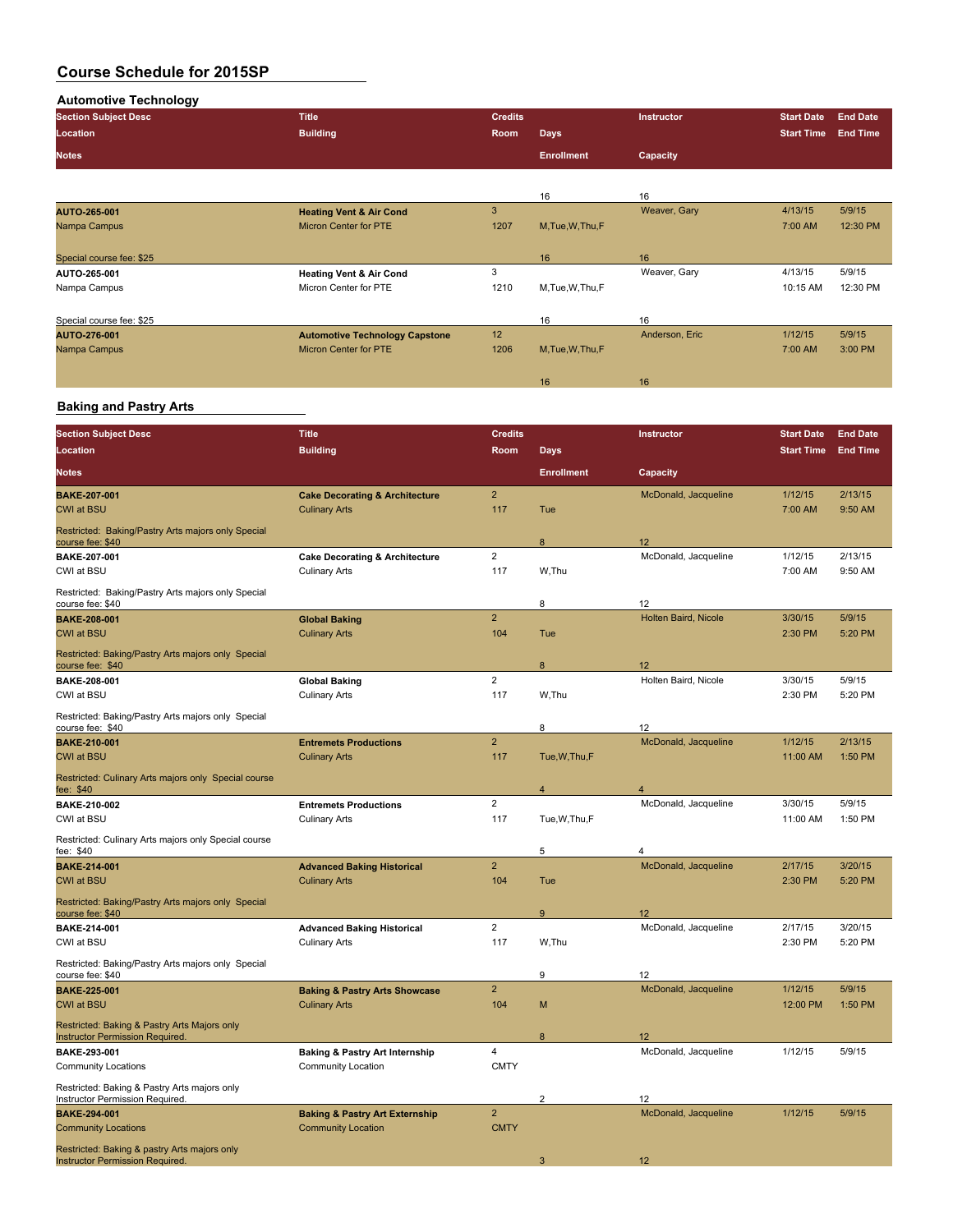# Course Schedule for 2015SP

## Automotive Technology

| Section Subject Desc | Title | Credits | | Instructor | Start Date | End Date |
|---|---|---|---|---|---|---|
| Location | Building | Room | Days | | Start Time | End Time |
| Notes | | | Enrollment | Capacity | | |
| | | | 16 | 16 | | |
| **AUTO-265-001** | **Heating Vent & Air Cond** | 3 | | Weaver, Gary | 4/13/15 | 5/9/15 |
| Nampa Campus | Micron Center for PTE | 1207 | M,Tue,W,Thu,F | | 7:00 AM | 12:30 PM |
| Special course fee: $25 | | | 16 | 16 | | |
| **AUTO-265-001** | **Heating Vent & Air Cond** | 3 | | Weaver, Gary | 4/13/15 | 5/9/15 |
| Nampa Campus | Micron Center for PTE | 1210 | M,Tue,W,Thu,F | | 10:15 AM | 12:30 PM |
| Special course fee: $25 | | | 16 | 16 | | |
| **AUTO-276-001** | **Automotive Technology Capstone** | 12 | | Anderson, Eric | 1/12/15 | 5/9/15 |
| Nampa Campus | Micron Center for PTE | 1206 | M,Tue,W,Thu,F | | 7:00 AM | 3:00 PM |
| | | | 16 | 16 | | |

## Baking and Pastry Arts

| Section Subject Desc | Title | Credits | | Instructor | Start Date | End Date |
|---|---|---|---|---|---|---|
| Location | Building | Room | Days | | Start Time | End Time |
| Notes | | | Enrollment | Capacity | | |
| **BAKE-207-001** | **Cake Decorating & Architecture** | 2 | | McDonald, Jacqueline | 1/12/15 | 2/13/15 |
| CWI at BSU | Culinary Arts | 117 | Tue | | 7:00 AM | 9:50 AM |
| Restricted: Baking/Pastry Arts majors only Special course fee: $40 | | | 8 | 12 | | |
| **BAKE-207-001** | **Cake Decorating & Architecture** | 2 | | McDonald, Jacqueline | 1/12/15 | 2/13/15 |
| CWI at BSU | Culinary Arts | 117 | W,Thu | | 7:00 AM | 9:50 AM |
| Restricted: Baking/Pastry Arts majors only Special course fee: $40 | | | 8 | 12 | | |
| **BAKE-208-001** | **Global Baking** | 2 | | Holten Baird, Nicole | 3/30/15 | 5/9/15 |
| CWI at BSU | Culinary Arts | 104 | Tue | | 2:30 PM | 5:20 PM |
| Restricted: Baking/Pastry Arts majors only Special course fee: $40 | | | 8 | 12 | | |
| **BAKE-208-001** | **Global Baking** | 2 | | Holten Baird, Nicole | 3/30/15 | 5/9/15 |
| CWI at BSU | Culinary Arts | 117 | W,Thu | | 2:30 PM | 5:20 PM |
| Restricted: Baking/Pastry Arts majors only Special course fee: $40 | | | 8 | 12 | | |
| **BAKE-210-001** | **Entremets Productions** | 2 | | McDonald, Jacqueline | 1/12/15 | 2/13/15 |
| CWI at BSU | Culinary Arts | 117 | Tue,W,Thu,F | | 11:00 AM | 1:50 PM |
| Restricted: Culinary Arts majors only Special course fee: $40 | | | 4 | 4 | | |
| **BAKE-210-002** | **Entremets Productions** | 2 | | McDonald, Jacqueline | 3/30/15 | 5/9/15 |
| CWI at BSU | Culinary Arts | 117 | Tue,W,Thu,F | | 11:00 AM | 1:50 PM |
| Restricted: Culinary Arts majors only Special course fee: $40 | | | 5 | 4 | | |
| **BAKE-214-001** | **Advanced Baking Historical** | 2 | | McDonald, Jacqueline | 2/17/15 | 3/20/15 |
| CWI at BSU | Culinary Arts | 104 | Tue | | 2:30 PM | 5:20 PM |
| Restricted: Baking/Pastry Arts majors only Special course fee: $40 | | | 9 | 12 | | |
| **BAKE-214-001** | **Advanced Baking Historical** | 2 | | McDonald, Jacqueline | 2/17/15 | 3/20/15 |
| CWI at BSU | Culinary Arts | 117 | W,Thu | | 2:30 PM | 5:20 PM |
| Restricted: Baking/Pastry Arts majors only Special course fee: $40 | | | 9 | 12 | | |
| **BAKE-225-001** | **Baking & Pastry Arts Showcase** | 2 | | McDonald, Jacqueline | 1/12/15 | 5/9/15 |
| CWI at BSU | Culinary Arts | 104 | M | | 12:00 PM | 1:50 PM |
| Restricted: Baking & Pastry Arts Majors only Instructor Permission Required. | | | 8 | 12 | | |
| **BAKE-293-001** | **Baking & Pastry Art Internship** | 4 | | McDonald, Jacqueline | 1/12/15 | 5/9/15 |
| Community Locations | Community Location | CMTY | | | | |
| Restricted: Baking & Pastry Arts majors only Instructor Permission Required. | | | 2 | 12 | | |
| **BAKE-294-001** | **Baking & Pastry Art Externship** | 2 | | McDonald, Jacqueline | 1/12/15 | 5/9/15 |
| Community Locations | Community Location | CMTY | | | | |
| Restricted: Baking & pastry Arts majors only Instructor Permission Required. | | | 3 | 12 | | |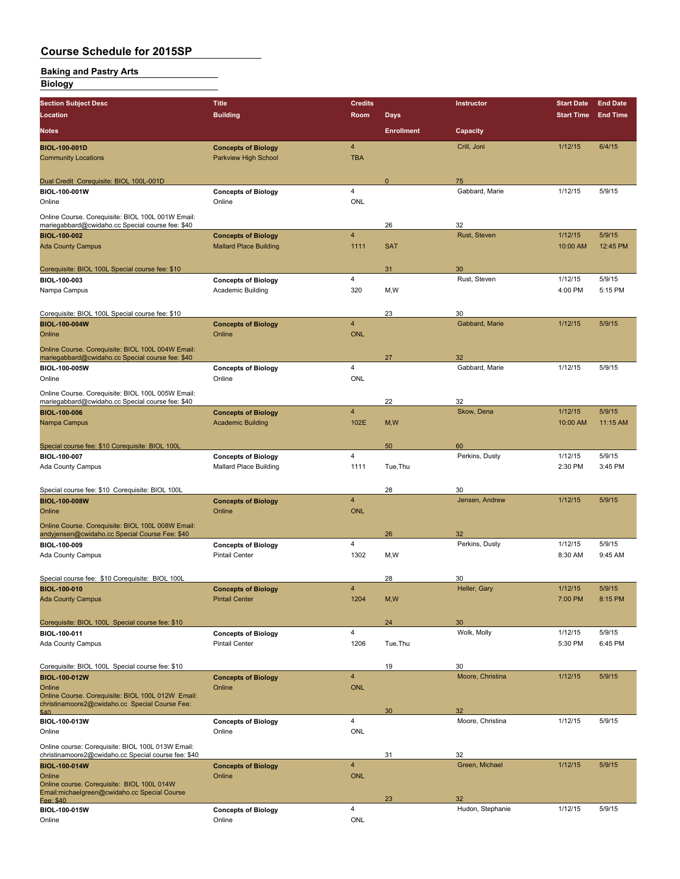# Course Schedule for 2015SP

## Baking and Pastry Arts

## Biology

| Section Subject Desc / Location / Notes | Title / Building | Credits / Room | Days / Enrollment | Instructor / Capacity | Start Date / Start Time | End Date / End Time |
|---|---|---|---|---|---|---|
| **BIOL-100-001D** | **Concepts of Biology** | 4 | | Crill, Joni | 1/12/15 | 6/4/15 |
| Community Locations | Parkview High School | TBA | | | | |
| Dual Credit Corequisite: BIOL 100L-001D | | | 0 | 75 | | |
| **BIOL-100-001W** | **Concepts of Biology** | 4 | | Gabbard, Marie | 1/12/15 | 5/9/15 |
| Online | Online | ONL | | | | |
| Online Course. Corequisite: BIOL 100L 001W Email: mariegabbard@cwidaho.cc Special course fee: $40 | | | 26 | 32 | | |
| **BIOL-100-002** | **Concepts of Biology** | 4 | | Rust, Steven | 1/12/15 | 5/9/15 |
| Ada County Campus | Mallard Place Building | 1111 | SAT | | 10:00 AM | 12:45 PM |
| Corequisite: BIOL 100L Special course fee: $10 | | | 31 | 30 | | |
| **BIOL-100-003** | **Concepts of Biology** | 4 | | Rust, Steven | 1/12/15 | 5/9/15 |
| Nampa Campus | Academic Building | 320 | M,W | | 4:00 PM | 5:15 PM |
| Corequisite: BIOL 100L Special course fee: $10 | | | 23 | 30 | | |
| **BIOL-100-004W** | **Concepts of Biology** | 4 | | Gabbard, Marie | 1/12/15 | 5/9/15 |
| Online | Online | ONL | | | | |
| Online Course. Corequisite: BIOL 100L 004W Email: mariegabbard@cwidaho.cc Special course fee: $40 | | | 27 | 32 | | |
| **BIOL-100-005W** | **Concepts of Biology** | 4 | | Gabbard, Marie | 1/12/15 | 5/9/15 |
| Online | Online | ONL | | | | |
| Online Course. Corequisite: BIOL 100L 005W Email: mariegabbard@cwidaho.cc Special course fee: $40 | | | 22 | 32 | | |
| **BIOL-100-006** | **Concepts of Biology** | 4 | | Skow, Dena | 1/12/15 | 5/9/15 |
| Nampa Campus | Academic Building | 102E | M,W | | 10:00 AM | 11:15 AM |
| Special course fee: $10 Corequisite: BIOL 100L | | | 50 | 60 | | |
| **BIOL-100-007** | **Concepts of Biology** | 4 | | Perkins, Dusty | 1/12/15 | 5/9/15 |
| Ada County Campus | Mallard Place Building | 1111 | Tue,Thu | | 2:30 PM | 3:45 PM |
| Special course fee: $10 Corequisite: BIOL 100L | | | 28 | 30 | | |
| **BIOL-100-008W** | **Concepts of Biology** | 4 | | Jensen, Andrew | 1/12/15 | 5/9/15 |
| Online | Online | ONL | | | | |
| Online Course. Corequisite: BIOL 100L 008W Email: andyjensen@cwidaho.cc Special Course Fee: $40 | | | 26 | 32 | | |
| **BIOL-100-009** | **Concepts of Biology** | 4 | | Perkins, Dusty | 1/12/15 | 5/9/15 |
| Ada County Campus | Pintail Center | 1302 | M,W | | 8:30 AM | 9:45 AM |
| Special course fee: $10 Corequisite: BIOL 100L | | | 28 | 30 | | |
| **BIOL-100-010** | **Concepts of Biology** | 4 | | Heller, Gary | 1/12/15 | 5/9/15 |
| Ada County Campus | Pintail Center | 1204 | M,W | | 7:00 PM | 8:15 PM |
| Corequisite: BIOL 100L Special course fee: $10 | | | 24 | 30 | | |
| **BIOL-100-011** | **Concepts of Biology** | 4 | | Wolk, Molly | 1/12/15 | 5/9/15 |
| Ada County Campus | Pintail Center | 1206 | Tue,Thu | | 5:30 PM | 6:45 PM |
| Corequisite: BIOL 100L Special course fee: $10 | | | 19 | 30 | | |
| **BIOL-100-012W** | **Concepts of Biology** | 4 | | Moore, Christina | 1/12/15 | 5/9/15 |
| Online | Online | ONL | | | | |
| Online Course. Corequisite: BIOL 100L 012W Email: christinamoore2@cwidaho.cc Special Course Fee: $40 | | | 30 | 32 | | |
| **BIOL-100-013W** | **Concepts of Biology** | 4 | | Moore, Christina | 1/12/15 | 5/9/15 |
| Online | Online | ONL | | | | |
| Online course: Corequisite: BIOL 100L 013W Email: christinamoore2@cwidaho.cc Special course fee: $40 | | | 31 | 32 | | |
| **BIOL-100-014W** | **Concepts of Biology** | 4 | | Green, Michael | 1/12/15 | 5/9/15 |
| Online | Online | ONL | | | | |
| Online course. Corequisite: BIOL 100L 014W Email:michaelgreen@cwidaho.cc Special Course Fee: $40 | | | 23 | 32 | | |
| **BIOL-100-015W** | **Concepts of Biology** | 4 | | Hudon, Stephanie | 1/12/15 | 5/9/15 |
| Online | Online | ONL | | | | |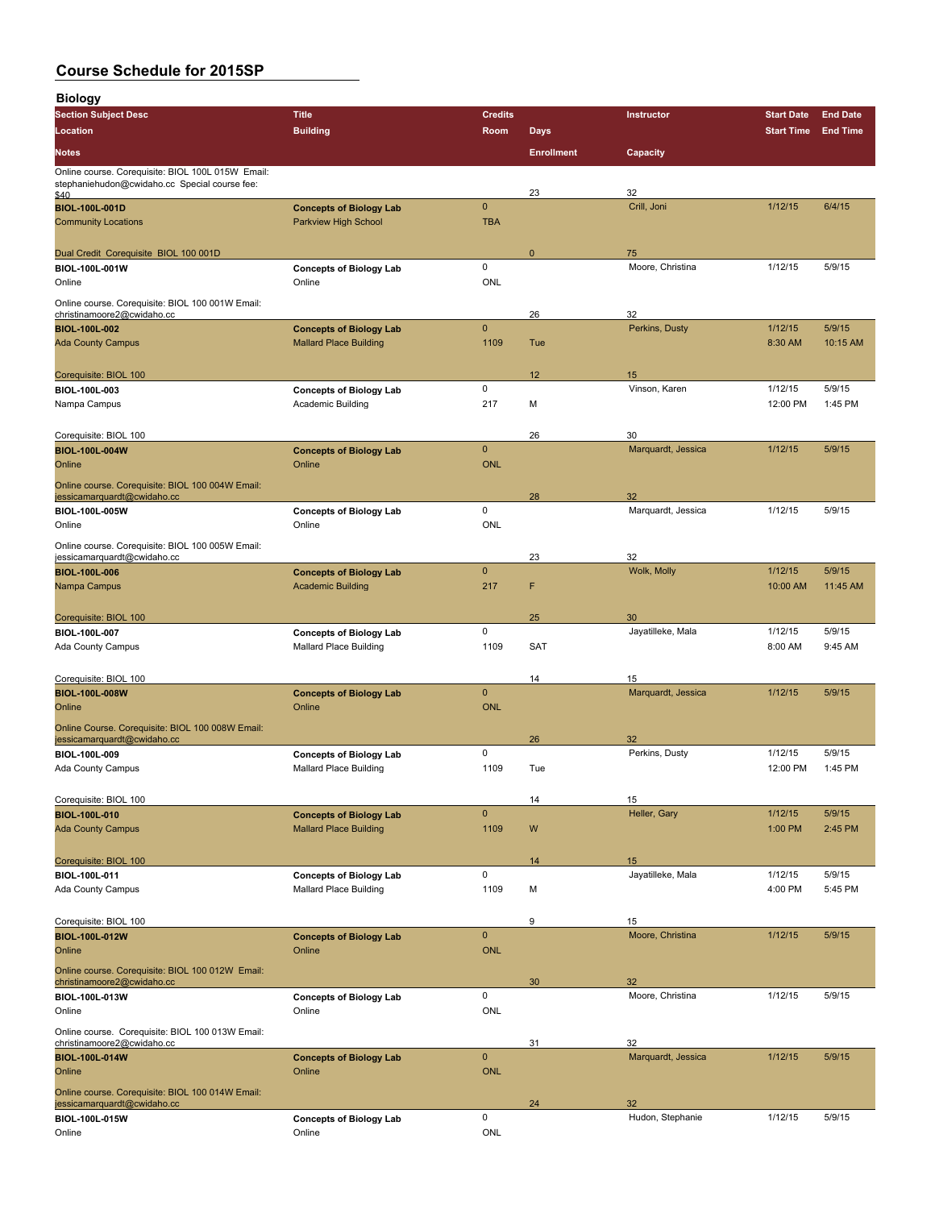# Course Schedule for 2015SP

## Biology

| Section Subject Desc / Location / Notes | Title / Building | Credits / Room | Days / Enrollment | Instructor / Capacity | Start Date / Start Time | End Date / End Time |
|---|---|---|---|---|---|---|
| Online course. Corequisite: BIOL 100L 015W Email: stephaniehudon@cwidaho.cc Special course fee: $40 | | | 23 | 32 | | |
| **BIOL-100L-001D** | **Concepts of Biology Lab** | 0 | | Crill, Joni | 1/12/15 | 6/4/15 |
| Community Locations | Parkview High School | TBA | | | | |
| Dual Credit Corequisite BIOL 100 001D | | | 0 | 75 | | |
| **BIOL-100L-001W** | **Concepts of Biology Lab** | 0 | | Moore, Christina | 1/12/15 | 5/9/15 |
| Online | Online | ONL | | | | |
| Online course. Corequisite: BIOL 100 001W Email: christinamoore2@cwidaho.cc | | | 26 | 32 | | |
| **BIOL-100L-002** | **Concepts of Biology Lab** | 0 | | Perkins, Dusty | 1/12/15 | 5/9/15 |
| Ada County Campus | Mallard Place Building | 1109 | Tue | | 8:30 AM | 10:15 AM |
| Corequisite: BIOL 100 | | | 12 | 15 | | |
| **BIOL-100L-003** | **Concepts of Biology Lab** | 0 | | Vinson, Karen | 1/12/15 | 5/9/15 |
| Nampa Campus | Academic Building | 217 | M | | 12:00 PM | 1:45 PM |
| Corequisite: BIOL 100 | | | 26 | 30 | | |
| **BIOL-100L-004W** | **Concepts of Biology Lab** | 0 | | Marquardt, Jessica | 1/12/15 | 5/9/15 |
| Online | Online | ONL | | | | |
| Online course. Corequisite: BIOL 100 004W Email: jessicamarquardt@cwidaho.cc | | | 28 | 32 | | |
| **BIOL-100L-005W** | **Concepts of Biology Lab** | 0 | | Marquardt, Jessica | 1/12/15 | 5/9/15 |
| Online | Online | ONL | | | | |
| Online course. Corequisite: BIOL 100 005W Email: jessicamarquardt@cwidaho.cc | | | 23 | 32 | | |
| **BIOL-100L-006** | **Concepts of Biology Lab** | 0 | | Wolk, Molly | 1/12/15 | 5/9/15 |
| Nampa Campus | Academic Building | 217 | F | | 10:00 AM | 11:45 AM |
| Corequisite: BIOL 100 | | | 25 | 30 | | |
| **BIOL-100L-007** | **Concepts of Biology Lab** | 0 | | Jayatilleke, Mala | 1/12/15 | 5/9/15 |
| Ada County Campus | Mallard Place Building | 1109 | SAT | | 8:00 AM | 9:45 AM |
| Corequisite: BIOL 100 | | | 14 | 15 | | |
| **BIOL-100L-008W** | **Concepts of Biology Lab** | 0 | | Marquardt, Jessica | 1/12/15 | 5/9/15 |
| Online | Online | ONL | | | | |
| Online Course. Corequisite: BIOL 100 008W Email: jessicamarquardt@cwidaho.cc | | | 26 | 32 | | |
| **BIOL-100L-009** | **Concepts of Biology Lab** | 0 | | Perkins, Dusty | 1/12/15 | 5/9/15 |
| Ada County Campus | Mallard Place Building | 1109 | Tue | | 12:00 PM | 1:45 PM |
| Corequisite: BIOL 100 | | | 14 | 15 | | |
| **BIOL-100L-010** | **Concepts of Biology Lab** | 0 | | Heller, Gary | 1/12/15 | 5/9/15 |
| Ada County Campus | Mallard Place Building | 1109 | W | | 1:00 PM | 2:45 PM |
| Corequisite: BIOL 100 | | | 14 | 15 | | |
| **BIOL-100L-011** | **Concepts of Biology Lab** | 0 | | Jayatilleke, Mala | 1/12/15 | 5/9/15 |
| Ada County Campus | Mallard Place Building | 1109 | M | | 4:00 PM | 5:45 PM |
| Corequisite: BIOL 100 | | | 9 | 15 | | |
| **BIOL-100L-012W** | **Concepts of Biology Lab** | 0 | | Moore, Christina | 1/12/15 | 5/9/15 |
| Online | Online | ONL | | | | |
| Online course. Corequisite: BIOL 100 012W Email: christinamoore2@cwidaho.cc | | | 30 | 32 | | |
| **BIOL-100L-013W** | **Concepts of Biology Lab** | 0 | | Moore, Christina | 1/12/15 | 5/9/15 |
| Online | Online | ONL | | | | |
| Online course. Corequisite: BIOL 100 013W Email: christinamoore2@cwidaho.cc | | | 31 | 32 | | |
| **BIOL-100L-014W** | **Concepts of Biology Lab** | 0 | | Marquardt, Jessica | 1/12/15 | 5/9/15 |
| Online | Online | ONL | | | | |
| Online course. Corequisite: BIOL 100 014W Email: jessicamarquardt@cwidaho.cc | | | 24 | 32 | | |
| **BIOL-100L-015W** | **Concepts of Biology Lab** | 0 | | Hudon, Stephanie | 1/12/15 | 5/9/15 |
| Online | Online | ONL | | | | |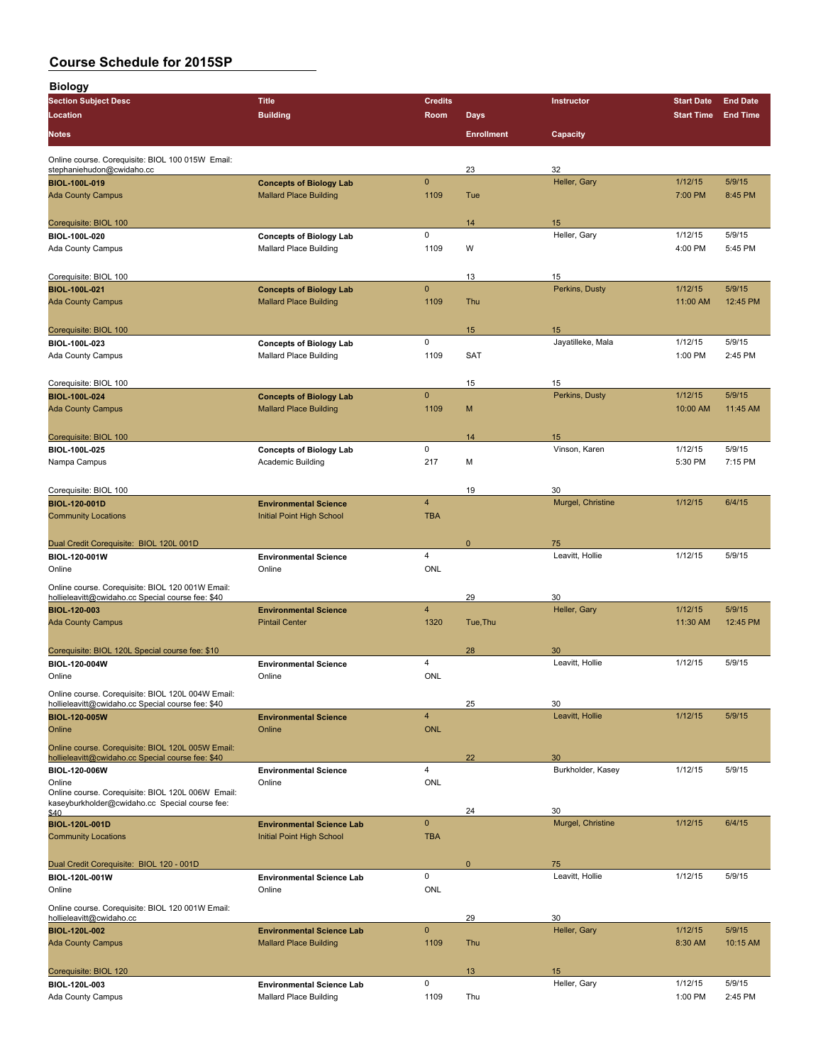# Course Schedule for 2015SP

## Biology

| Section Subject Desc | Title | Credits | | Instructor | Start Date | End Date |
|---|---|---|---|---|---|---|
| Location | Building | Room | Days | | Start Time | End Time |
| Notes | | | Enrollment | Capacity | | |
| Online course. Corequisite: BIOL 100 015W Email: stephaniehudon@cwidaho.cc | | | 23 | 32 | | |
| **BIOL-100L-019** | **Concepts of Biology Lab** | 0 | | Heller, Gary | 1/12/15 | 5/9/15 |
| Ada County Campus | Mallard Place Building | 1109 | Tue | | 7:00 PM | 8:45 PM |
| Corequisite: BIOL 100 | | | 14 | 15 | | |
| **BIOL-100L-020** | **Concepts of Biology Lab** | 0 | | Heller, Gary | 1/12/15 | 5/9/15 |
| Ada County Campus | Mallard Place Building | 1109 | W | | 4:00 PM | 5:45 PM |
| Corequisite: BIOL 100 | | | 13 | 15 | | |
| **BIOL-100L-021** | **Concepts of Biology Lab** | 0 | | Perkins, Dusty | 1/12/15 | 5/9/15 |
| Ada County Campus | Mallard Place Building | 1109 | Thu | | 11:00 AM | 12:45 PM |
| Corequisite: BIOL 100 | | | 15 | 15 | | |
| **BIOL-100L-023** | **Concepts of Biology Lab** | 0 | | Jayatilleke, Mala | 1/12/15 | 5/9/15 |
| Ada County Campus | Mallard Place Building | 1109 | SAT | | 1:00 PM | 2:45 PM |
| Corequisite: BIOL 100 | | | 15 | 15 | | |
| **BIOL-100L-024** | **Concepts of Biology Lab** | 0 | | Perkins, Dusty | 1/12/15 | 5/9/15 |
| Ada County Campus | Mallard Place Building | 1109 | M | | 10:00 AM | 11:45 AM |
| Corequisite: BIOL 100 | | | 14 | 15 | | |
| **BIOL-100L-025** | **Concepts of Biology Lab** | 0 | | Vinson, Karen | 1/12/15 | 5/9/15 |
| Nampa Campus | Academic Building | 217 | M | | 5:30 PM | 7:15 PM |
| Corequisite: BIOL 100 | | | 19 | 30 | | |
| **BIOL-120-001D** | **Environmental Science** | 4 | | Murgel, Christine | 1/12/15 | 6/4/15 |
| Community Locations | Initial Point High School | TBA | | | | |
| Dual Credit Corequisite: BIOL 120L 001D | | | 0 | 75 | | |
| **BIOL-120-001W** | **Environmental Science** | 4 | | Leavitt, Hollie | 1/12/15 | 5/9/15 |
| Online | Online | ONL | | | | |
| Online course. Corequisite: BIOL 120 001W Email: hollieleavitt@cwidaho.cc Special course fee: $40 | | | 29 | 30 | | |
| **BIOL-120-003** | **Environmental Science** | 4 | | Heller, Gary | 1/12/15 | 5/9/15 |
| Ada County Campus | Pintail Center | 1320 | Tue,Thu | | 11:30 AM | 12:45 PM |
| Corequisite: BIOL 120L Special course fee: $10 | | | 28 | 30 | | |
| **BIOL-120-004W** | **Environmental Science** | 4 | | Leavitt, Hollie | 1/12/15 | 5/9/15 |
| Online | Online | ONL | | | | |
| Online course. Corequisite: BIOL 120L 004W Email: hollieleavitt@cwidaho.cc Special course fee: $40 | | | 25 | 30 | | |
| **BIOL-120-005W** | **Environmental Science** | 4 | | Leavitt, Hollie | 1/12/15 | 5/9/15 |
| Online | Online | ONL | | | | |
| Online course. Corequisite: BIOL 120L 005W Email: hollieleavitt@cwidaho.cc Special course fee: $40 | | | 22 | 30 | | |
| **BIOL-120-006W** | **Environmental Science** | 4 | | Burkholder, Kasey | 1/12/15 | 5/9/15 |
| Online | Online | ONL | | | | |
| Online course. Corequisite: BIOL 120L 006W Email: kaseyburkholder@cwidaho.cc Special course fee: $40 | | | 24 | 30 | | |
| **BIOL-120L-001D** | **Environmental Science Lab** | 0 | | Murgel, Christine | 1/12/15 | 6/4/15 |
| Community Locations | Initial Point High School | TBA | | | | |
| Dual Credit Corequisite: BIOL 120 - 001D | | | 0 | 75 | | |
| **BIOL-120L-001W** | **Environmental Science Lab** | 0 | | Leavitt, Hollie | 1/12/15 | 5/9/15 |
| Online | Online | ONL | | | | |
| Online course. Corequisite: BIOL 120 001W Email: hollieleavitt@cwidaho.cc | | | 29 | 30 | | |
| **BIOL-120L-002** | **Environmental Science Lab** | 0 | | Heller, Gary | 1/12/15 | 5/9/15 |
| Ada County Campus | Mallard Place Building | 1109 | Thu | | 8:30 AM | 10:15 AM |
| Corequisite: BIOL 120 | | | 13 | 15 | | |
| **BIOL-120L-003** | **Environmental Science Lab** | 0 | | Heller, Gary | 1/12/15 | 5/9/15 |
| Ada County Campus | Mallard Place Building | 1109 | Thu | | 1:00 PM | 2:45 PM |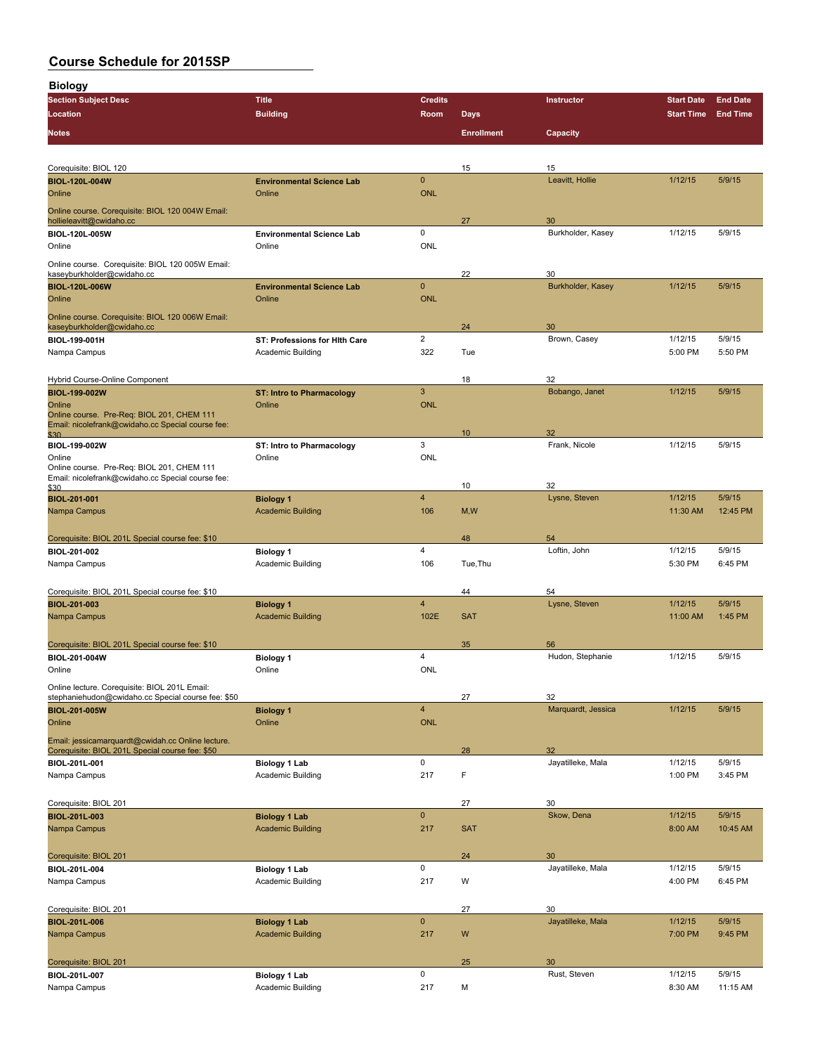# Course Schedule for 2015SP

## Biology

| Section Subject Desc / Location / Notes | Title / Building | Credits / Room | Days / Enrollment | Instructor / Capacity | Start Date / Start Time | End Date / End Time |
|---|---|---|---|---|---|---|
| Corequisite: BIOL 120 | | | 15 | 15 | | |
| **BIOL-120L-004W** | **Environmental Science Lab** | 0 | | Leavitt, Hollie | 1/12/15 | 5/9/15 |
| Online | Online | ONL | | | | |
| Online course. Corequisite: BIOL 120 004W Email: hollieleavitt@cwidaho.cc | | | 27 | 30 | | |
| **BIOL-120L-005W** | **Environmental Science Lab** | 0 | | Burkholder, Kasey | 1/12/15 | 5/9/15 |
| Online | Online | ONL | | | | |
| Online course. Corequisite: BIOL 120 005W Email: kaseyburkholder@cwidaho.cc | | | 22 | 30 | | |
| **BIOL-120L-006W** | **Environmental Science Lab** | 0 | | Burkholder, Kasey | 1/12/15 | 5/9/15 |
| Online | Online | ONL | | | | |
| Online course. Corequisite: BIOL 120 006W Email: kaseyburkholder@cwidaho.cc | | | 24 | 30 | | |
| **BIOL-199-001H** | **ST: Professions for Hlth Care** | 2 | | Brown, Casey | 1/12/15 | 5/9/15 |
| Nampa Campus | Academic Building | 322 | Tue | | 5:00 PM | 5:50 PM |
| Hybrid Course-Online Component | | | 18 | 32 | | |
| **BIOL-199-002W** | **ST: Intro to Pharmacology** | 3 | | Bobango, Janet | 1/12/15 | 5/9/15 |
| Online | Online | ONL | | | | |
| Online course. Pre-Req: BIOL 201, CHEM 111 Email: nicolefrank@cwidaho.cc Special course fee: $30 | | | 10 | 32 | | |
| **BIOL-199-002W** | **ST: Intro to Pharmacology** | 3 | | Frank, Nicole | 1/12/15 | 5/9/15 |
| Online | Online | ONL | | | | |
| Online course. Pre-Req: BIOL 201, CHEM 111 Email: nicolefrank@cwidaho.cc Special course fee: $30 | | | 10 | 32 | | |
| **BIOL-201-001** | **Biology 1** | 4 | | Lysne, Steven | 1/12/15 | 5/9/15 |
| Nampa Campus | Academic Building | 106 | M,W | | 11:30 AM | 12:45 PM |
| Corequisite: BIOL 201L Special course fee: $10 | | | 48 | 54 | | |
| **BIOL-201-002** | **Biology 1** | 4 | | Loftin, John | 1/12/15 | 5/9/15 |
| Nampa Campus | Academic Building | 106 | Tue,Thu | | 5:30 PM | 6:45 PM |
| Corequisite: BIOL 201L Special course fee: $10 | | | 44 | 54 | | |
| **BIOL-201-003** | **Biology 1** | 4 | | Lysne, Steven | 1/12/15 | 5/9/15 |
| Nampa Campus | Academic Building | 102E | SAT | | 11:00 AM | 1:45 PM |
| Corequisite: BIOL 201L Special course fee: $10 | | | 35 | 56 | | |
| **BIOL-201-004W** | **Biology 1** | 4 | | Hudon, Stephanie | 1/12/15 | 5/9/15 |
| Online | Online | ONL | | | | |
| Online lecture. Corequisite: BIOL 201L Email: stephaniehudon@cwidaho.cc Special course fee: $50 | | | 27 | 32 | | |
| **BIOL-201-005W** | **Biology 1** | 4 | | Marquardt, Jessica | 1/12/15 | 5/9/15 |
| Online | Online | ONL | | | | |
| Email: jessicamarquardt@cwidah.cc Online lecture. Corequisite: BIOL 201L Special course fee: $50 | | | 28 | 32 | | |
| **BIOL-201L-001** | **Biology 1 Lab** | 0 | | Jayatilleke, Mala | 1/12/15 | 5/9/15 |
| Nampa Campus | Academic Building | 217 | F | | 1:00 PM | 3:45 PM |
| Corequisite: BIOL 201 | | | 27 | 30 | | |
| **BIOL-201L-003** | **Biology 1 Lab** | 0 | | Skow, Dena | 1/12/15 | 5/9/15 |
| Nampa Campus | Academic Building | 217 | SAT | | 8:00 AM | 10:45 AM |
| Corequisite: BIOL 201 | | | 24 | 30 | | |
| **BIOL-201L-004** | **Biology 1 Lab** | 0 | | Jayatilleke, Mala | 1/12/15 | 5/9/15 |
| Nampa Campus | Academic Building | 217 | W | | 4:00 PM | 6:45 PM |
| Corequisite: BIOL 201 | | | 27 | 30 | | |
| **BIOL-201L-006** | **Biology 1 Lab** | 0 | | Jayatilleke, Mala | 1/12/15 | 5/9/15 |
| Nampa Campus | Academic Building | 217 | W | | 7:00 PM | 9:45 PM |
| Corequisite: BIOL 201 | | | 25 | 30 | | |
| **BIOL-201L-007** | **Biology 1 Lab** | 0 | | Rust, Steven | 1/12/15 | 5/9/15 |
| Nampa Campus | Academic Building | 217 | M | | 8:30 AM | 11:15 AM |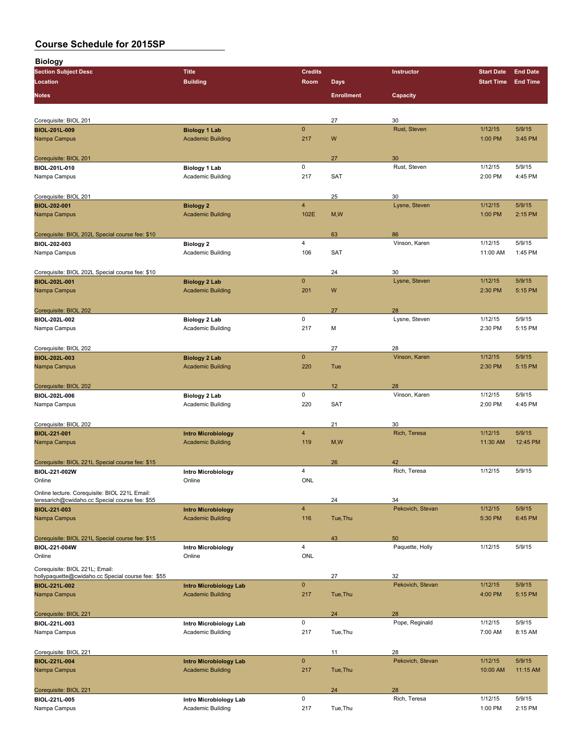# Course Schedule for 2015SP

## Biology

| Section Subject Desc | Title | Credits | | Instructor | Start Date | End Date |
|---|---|---|---|---|---|---|
| Location | Building | Room | Days | | Start Time | End Time |
| Notes | | | Enrollment | Capacity | | |
| Corequisite: BIOL 201 | | | 27 | 30 | | |
| **BIOL-201L-009** | **Biology 1 Lab** | 0 | | Rust, Steven | 1/12/15 | 5/9/15 |
| Nampa Campus | Academic Building | 217 | W | | 1:00 PM | 3:45 PM |
| Corequisite: BIOL 201 | | | 27 | 30 | | |
| **BIOL-201L-010** | **Biology 1 Lab** | 0 | | Rust, Steven | 1/12/15 | 5/9/15 |
| Nampa Campus | Academic Building | 217 | SAT | | 2:00 PM | 4:45 PM |
| Corequisite: BIOL 201 | | | 25 | 30 | | |
| **BIOL-202-001** | **Biology 2** | 4 | | Lysne, Steven | 1/12/15 | 5/9/15 |
| Nampa Campus | Academic Building | 102E | M,W | | 1:00 PM | 2:15 PM |
| Corequisite: BIOL 202L Special course fee: $10 | | | 63 | 86 | | |
| **BIOL-202-003** | **Biology 2** | 4 | | Vinson, Karen | 1/12/15 | 5/9/15 |
| Nampa Campus | Academic Building | 106 | SAT | | 11:00 AM | 1:45 PM |
| Corequisite: BIOL 202L Special course fee: $10 | | | 24 | 30 | | |
| **BIOL-202L-001** | **Biology 2 Lab** | 0 | | Lysne, Steven | 1/12/15 | 5/9/15 |
| Nampa Campus | Academic Building | 201 | W | | 2:30 PM | 5:15 PM |
| Corequisite: BIOL 202 | | | 27 | 28 | | |
| **BIOL-202L-002** | **Biology 2 Lab** | 0 | | Lysne, Steven | 1/12/15 | 5/9/15 |
| Nampa Campus | Academic Building | 217 | M | | 2:30 PM | 5:15 PM |
| Corequisite: BIOL 202 | | | 27 | 28 | | |
| **BIOL-202L-003** | **Biology 2 Lab** | 0 | | Vinson, Karen | 1/12/15 | 5/9/15 |
| Nampa Campus | Academic Building | 220 | Tue | | 2:30 PM | 5:15 PM |
| Corequisite: BIOL 202 | | | 12 | 28 | | |
| **BIOL-202L-006** | **Biology 2 Lab** | 0 | | Vinson, Karen | 1/12/15 | 5/9/15 |
| Nampa Campus | Academic Building | 220 | SAT | | 2:00 PM | 4:45 PM |
| Corequisite: BIOL 202 | | | 21 | 30 | | |
| **BIOL-221-001** | **Intro Microbiology** | 4 | | Rich, Teresa | 1/12/15 | 5/9/15 |
| Nampa Campus | Academic Building | 119 | M,W | | 11:30 AM | 12:45 PM |
| Corequisite: BIOL 221L Special course fee: $15 | | | 26 | 42 | | |
| **BIOL-221-002W** | **Intro Microbiology** | 4 | | Rich, Teresa | 1/12/15 | 5/9/15 |
| Online | Online | ONL | | | | |
| Online lecture. Corequisite: BIOL 221L Email: teresarich@cwidaho.cc Special course fee: $55 | | | 24 | 34 | | |
| **BIOL-221-003** | **Intro Microbiology** | 4 | | Pekovich, Stevan | 1/12/15 | 5/9/15 |
| Nampa Campus | Academic Building | 116 | Tue,Thu | | 5:30 PM | 6:45 PM |
| Corequisite: BIOL 221L Special course fee: $15 | | | 43 | 50 | | |
| **BIOL-221-004W** | **Intro Microbiology** | 4 | | Paquette, Holly | 1/12/15 | 5/9/15 |
| Online | Online | ONL | | | | |
| Corequisite: BIOL 221L; Email: hollypaquette@cwidaho.cc Special course fee: $55 | | | 27 | 32 | | |
| **BIOL-221L-002** | **Intro Microbiology Lab** | 0 | | Pekovich, Stevan | 1/12/15 | 5/9/15 |
| Nampa Campus | Academic Building | 217 | Tue,Thu | | 4:00 PM | 5:15 PM |
| Corequisite: BIOL 221 | | | 24 | 28 | | |
| **BIOL-221L-003** | **Intro Microbiology Lab** | 0 | | Pope, Reginald | 1/12/15 | 5/9/15 |
| Nampa Campus | Academic Building | 217 | Tue,Thu | | 7:00 AM | 8:15 AM |
| Corequisite: BIOL 221 | | | 11 | 28 | | |
| **BIOL-221L-004** | **Intro Microbiology Lab** | 0 | | Pekovich, Stevan | 1/12/15 | 5/9/15 |
| Nampa Campus | Academic Building | 217 | Tue,Thu | | 10:00 AM | 11:15 AM |
| Corequisite: BIOL 221 | | | 24 | 28 | | |
| **BIOL-221L-005** | **Intro Microbiology Lab** | 0 | | Rich, Teresa | 1/12/15 | 5/9/15 |
| Nampa Campus | Academic Building | 217 | Tue,Thu | | 1:00 PM | 2:15 PM |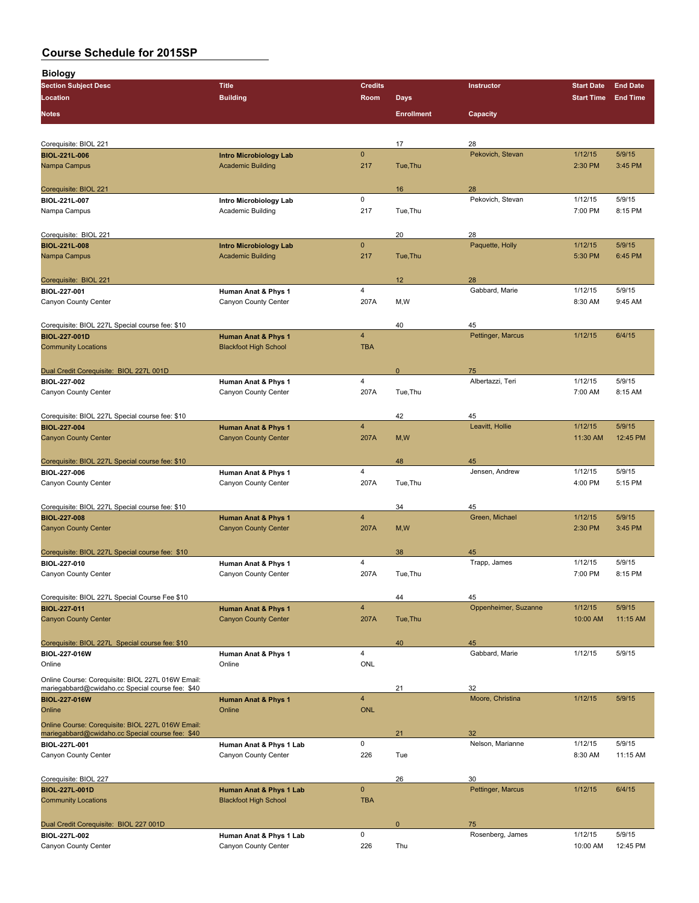# Course Schedule for 2015SP

## Biology

| Section Subject Desc / Location / Notes | Title / Building | Credits / Room | Days / Enrollment | Instructor / Capacity | Start Date / Start Time | End Date / End Time |
|---|---|---|---|---|---|---|
| Corequisite: BIOL 221 | | | 17 | 28 | | |
| **BIOL-221L-006** | **Intro Microbiology Lab** | 0 | | Pekovich, Stevan | 1/12/15 | 5/9/15 |
| Nampa Campus | Academic Building | 217 | Tue,Thu | | 2:30 PM | 3:45 PM |
| Corequisite: BIOL 221 | | | 16 | 28 | | |
| **BIOL-221L-007** | **Intro Microbiology Lab** | 0 | | Pekovich, Stevan | 1/12/15 | 5/9/15 |
| Nampa Campus | Academic Building | 217 | Tue,Thu | | 7:00 PM | 8:15 PM |
| Corequisite: BIOL 221 | | | 20 | 28 | | |
| **BIOL-221L-008** | **Intro Microbiology Lab** | 0 | | Paquette, Holly | 1/12/15 | 5/9/15 |
| Nampa Campus | Academic Building | 217 | Tue,Thu | | 5:30 PM | 6:45 PM |
| Corequisite: BIOL 221 | | | 12 | 28 | | |
| **BIOL-227-001** | **Human Anat & Phys 1** | 4 | | Gabbard, Marie | 1/12/15 | 5/9/15 |
| Canyon County Center | Canyon County Center | 207A | M,W | | 8:30 AM | 9:45 AM |
| Corequisite: BIOL 227L Special course fee: $10 | | | 40 | 45 | | |
| **BIOL-227-001D** | **Human Anat & Phys 1** | 4 | | Pettinger, Marcus | 1/12/15 | 6/4/15 |
| Community Locations | Blackfoot High School | TBA | | | | |
| Dual Credit Corequisite: BIOL 227L 001D | | | 0 | 75 | | |
| **BIOL-227-002** | **Human Anat & Phys 1** | 4 | | Albertazzi, Teri | 1/12/15 | 5/9/15 |
| Canyon County Center | Canyon County Center | 207A | Tue,Thu | | 7:00 AM | 8:15 AM |
| Corequisite: BIOL 227L Special course fee: $10 | | | 42 | 45 | | |
| **BIOL-227-004** | **Human Anat & Phys 1** | 4 | | Leavitt, Hollie | 1/12/15 | 5/9/15 |
| Canyon County Center | Canyon County Center | 207A | M,W | | 11:30 AM | 12:45 PM |
| Corequisite: BIOL 227L Special course fee: $10 | | | 48 | 45 | | |
| **BIOL-227-006** | **Human Anat & Phys 1** | 4 | | Jensen, Andrew | 1/12/15 | 5/9/15 |
| Canyon County Center | Canyon County Center | 207A | Tue,Thu | | 4:00 PM | 5:15 PM |
| Corequisite: BIOL 227L Special course fee: $10 | | | 34 | 45 | | |
| **BIOL-227-008** | **Human Anat & Phys 1** | 4 | | Green, Michael | 1/12/15 | 5/9/15 |
| Canyon County Center | Canyon County Center | 207A | M,W | | 2:30 PM | 3:45 PM |
| Corequisite: BIOL 227L Special course fee: $10 | | | 38 | 45 | | |
| **BIOL-227-010** | **Human Anat & Phys 1** | 4 | | Trapp, James | 1/12/15 | 5/9/15 |
| Canyon County Center | Canyon County Center | 207A | Tue,Thu | | 7:00 PM | 8:15 PM |
| Corequisite: BIOL 227L Special Course Fee $10 | | | 44 | 45 | | |
| **BIOL-227-011** | **Human Anat & Phys 1** | 4 | | Oppenheimer, Suzanne | 1/12/15 | 5/9/15 |
| Canyon County Center | Canyon County Center | 207A | Tue,Thu | | 10:00 AM | 11:15 AM |
| Corequisite: BIOL 227L Special course fee: $10 | | | 40 | 45 | | |
| **BIOL-227-016W** | **Human Anat & Phys 1** | 4 | | Gabbard, Marie | 1/12/15 | 5/9/15 |
| Online | Online | ONL | | | | |
| Online Course: Corequisite: BIOL 227L 016W Email: mariegabbard@cwidaho.cc Special course fee: $40 | | | 21 | 32 | | |
| **BIOL-227-016W** | **Human Anat & Phys 1** | 4 | | Moore, Christina | 1/12/15 | 5/9/15 |
| Online | Online | ONL | | | | |
| Online Course: Corequisite: BIOL 227L 016W Email: mariegabbard@cwidaho.cc Special course fee: $40 | | | 21 | 32 | | |
| **BIOL-227L-001** | **Human Anat & Phys 1 Lab** | 0 | | Nelson, Marianne | 1/12/15 | 5/9/15 |
| Canyon County Center | Canyon County Center | 226 | Tue | | 8:30 AM | 11:15 AM |
| Corequisite: BIOL 227 | | | 26 | 30 | | |
| **BIOL-227L-001D** | **Human Anat & Phys 1 Lab** | 0 | | Pettinger, Marcus | 1/12/15 | 6/4/15 |
| Community Locations | Blackfoot High School | TBA | | | | |
| Dual Credit Corequisite: BIOL 227 001D | | | 0 | 75 | | |
| **BIOL-227L-002** | **Human Anat & Phys 1 Lab** | 0 | | Rosenberg, James | 1/12/15 | 5/9/15 |
| Canyon County Center | Canyon County Center | 226 | Thu | | 10:00 AM | 12:45 PM |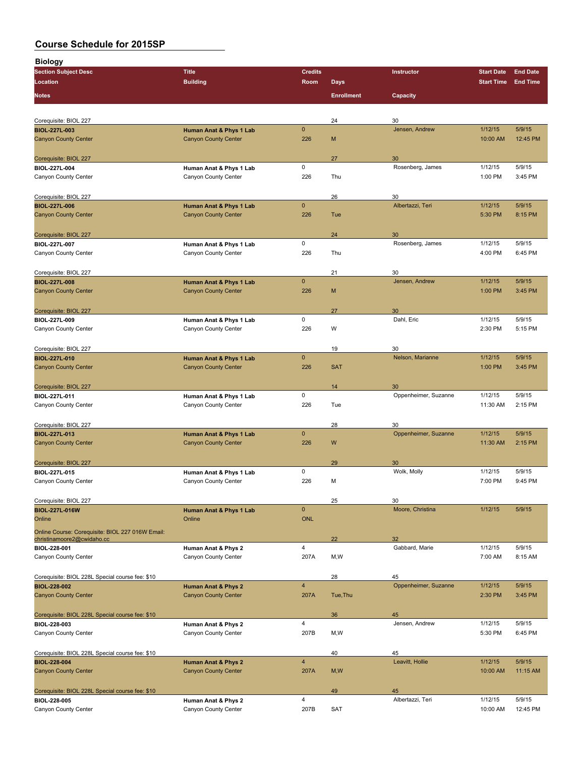# Course Schedule for 2015SP

## Biology

| Section Subject Desc / Location / Notes | Title / Building | Credits / Room | Days / Enrollment | Instructor / Capacity | Start Date / Start Time | End Date / End Time |
|---|---|---|---|---|---|---|
| Corequisite: BIOL 227 | | | 24 | 30 | | |
| **BIOL-227L-003** | **Human Anat & Phys 1 Lab** | 0 | | Jensen, Andrew | 1/12/15 | 5/9/15 |
| Canyon County Center | Canyon County Center | 226 | M | | 10:00 AM | 12:45 PM |
| Corequisite: BIOL 227 | | | 27 | 30 | | |
| **BIOL-227L-004** | **Human Anat & Phys 1 Lab** | 0 | | Rosenberg, James | 1/12/15 | 5/9/15 |
| Canyon County Center | Canyon County Center | 226 | Thu | | 1:00 PM | 3:45 PM |
| Corequisite: BIOL 227 | | | 26 | 30 | | |
| **BIOL-227L-006** | **Human Anat & Phys 1 Lab** | 0 | | Albertazzi, Teri | 1/12/15 | 5/9/15 |
| Canyon County Center | Canyon County Center | 226 | Tue | | 5:30 PM | 8:15 PM |
| Corequisite: BIOL 227 | | | 24 | 30 | | |
| **BIOL-227L-007** | **Human Anat & Phys 1 Lab** | 0 | | Rosenberg, James | 1/12/15 | 5/9/15 |
| Canyon County Center | Canyon County Center | 226 | Thu | | 4:00 PM | 6:45 PM |
| Corequisite: BIOL 227 | | | 21 | 30 | | |
| **BIOL-227L-008** | **Human Anat & Phys 1 Lab** | 0 | | Jensen, Andrew | 1/12/15 | 5/9/15 |
| Canyon County Center | Canyon County Center | 226 | M | | 1:00 PM | 3:45 PM |
| Corequisite: BIOL 227 | | | 27 | 30 | | |
| **BIOL-227L-009** | **Human Anat & Phys 1 Lab** | 0 | | Dahl, Eric | 1/12/15 | 5/9/15 |
| Canyon County Center | Canyon County Center | 226 | W | | 2:30 PM | 5:15 PM |
| Corequisite: BIOL 227 | | | 19 | 30 | | |
| **BIOL-227L-010** | **Human Anat & Phys 1 Lab** | 0 | | Nelson, Marianne | 1/12/15 | 5/9/15 |
| Canyon County Center | Canyon County Center | 226 | SAT | | 1:00 PM | 3:45 PM |
| Corequisite: BIOL 227 | | | 14 | 30 | | |
| **BIOL-227L-011** | **Human Anat & Phys 1 Lab** | 0 | | Oppenheimer, Suzanne | 1/12/15 | 5/9/15 |
| Canyon County Center | Canyon County Center | 226 | Tue | | 11:30 AM | 2:15 PM |
| Corequisite: BIOL 227 | | | 28 | 30 | | |
| **BIOL-227L-013** | **Human Anat & Phys 1 Lab** | 0 | | Oppenheimer, Suzanne | 1/12/15 | 5/9/15 |
| Canyon County Center | Canyon County Center | 226 | W | | 11:30 AM | 2:15 PM |
| Corequisite: BIOL 227 | | | 29 | 30 | | |
| **BIOL-227L-015** | **Human Anat & Phys 1 Lab** | 0 | | Wolk, Molly | 1/12/15 | 5/9/15 |
| Canyon County Center | Canyon County Center | 226 | M | | 7:00 PM | 9:45 PM |
| Corequisite: BIOL 227 | | | 25 | 30 | | |
| **BIOL-227L-016W** | **Human Anat & Phys 1 Lab** | 0 | | Moore, Christina | 1/12/15 | 5/9/15 |
| Online | Online | ONL | | | | |
| Online Course: Corequisite: BIOL 227 016W Email: christinamoore2@cwidaho.cc | | | 22 | 32 | | |
| **BIOL-228-001** | **Human Anat & Phys 2** | 4 | | Gabbard, Marie | 1/12/15 | 5/9/15 |
| Canyon County Center | Canyon County Center | 207A | M,W | | 7:00 AM | 8:15 AM |
| Corequisite: BIOL 228L Special course fee: $10 | | | 28 | 45 | | |
| **BIOL-228-002** | **Human Anat & Phys 2** | 4 | | Oppenheimer, Suzanne | 1/12/15 | 5/9/15 |
| Canyon County Center | Canyon County Center | 207A | Tue,Thu | | 2:30 PM | 3:45 PM |
| Corequisite: BIOL 228L Special course fee: $10 | | | 36 | 45 | | |
| **BIOL-228-003** | **Human Anat & Phys 2** | 4 | | Jensen, Andrew | 1/12/15 | 5/9/15 |
| Canyon County Center | Canyon County Center | 207B | M,W | | 5:30 PM | 6:45 PM |
| Corequisite: BIOL 228L Special course fee: $10 | | | 40 | 45 | | |
| **BIOL-228-004** | **Human Anat & Phys 2** | 4 | | Leavitt, Hollie | 1/12/15 | 5/9/15 |
| Canyon County Center | Canyon County Center | 207A | M,W | | 10:00 AM | 11:15 AM |
| Corequisite: BIOL 228L Special course fee: $10 | | | 49 | 45 | | |
| **BIOL-228-005** | **Human Anat & Phys 2** | 4 | | Albertazzi, Teri | 1/12/15 | 5/9/15 |
| Canyon County Center | Canyon County Center | 207B | SAT | | 10:00 AM | 12:45 PM |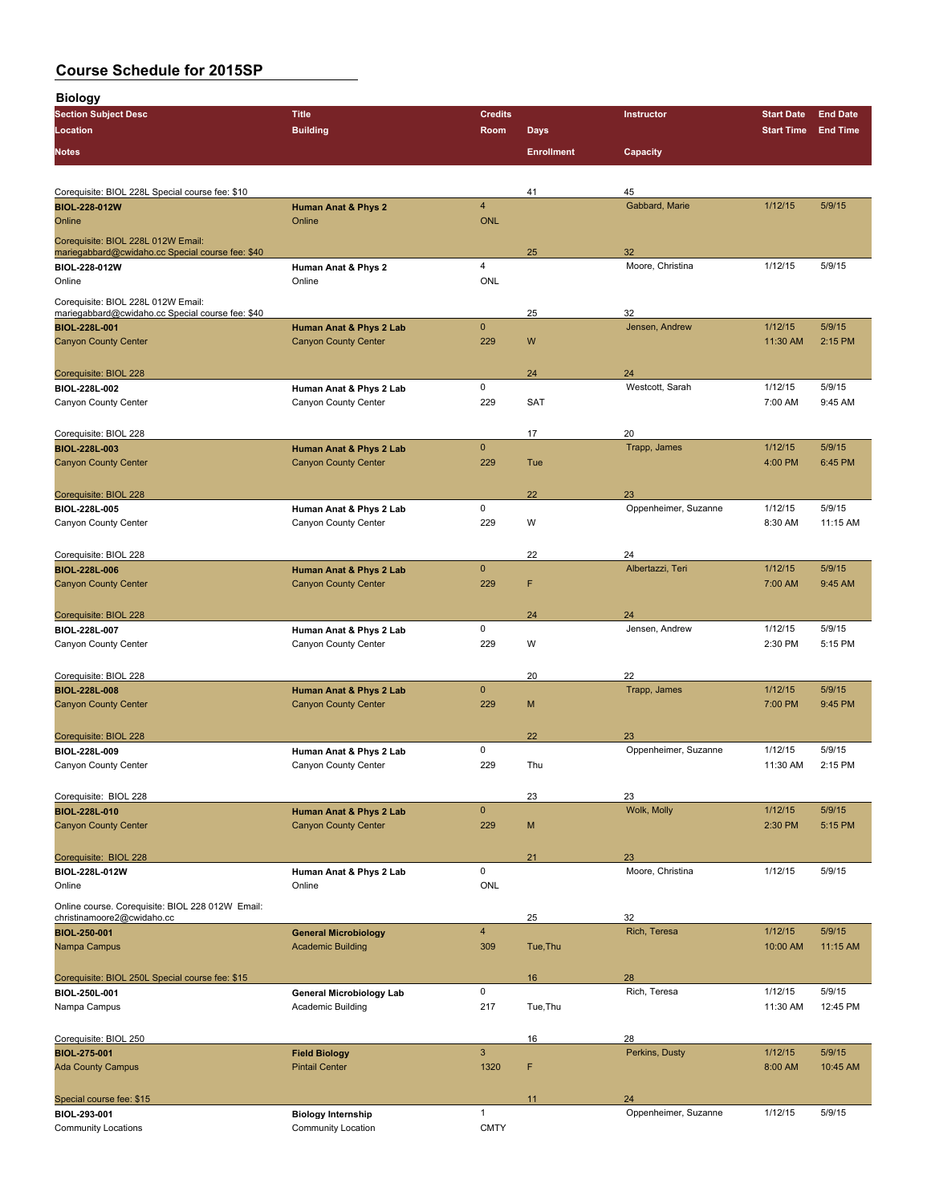# Course Schedule for 2015SP

## Biology

| Section Subject Desc | Title | Credits | | Instructor | Start Date | End Date |
|---|---|---|---|---|---|---|
| Location | Building | Room | Days | | Start Time | End Time |
| Notes | | | Enrollment | Capacity | | |
| Corequisite: BIOL 228L Special course fee: $10 | | | 41 | 45 | | |
| **BIOL-228-012W** | **Human Anat & Phys 2** | 4 | | Gabbard, Marie | 1/12/15 | 5/9/15 |
| Online | Online | ONL | | | | |
| Corequisite: BIOL 228L 012W Email: mariegabbard@cwidaho.cc Special course fee: $40 | | | 25 | 32 | | |
| **BIOL-228-012W** | **Human Anat & Phys 2** | 4 | | Moore, Christina | 1/12/15 | 5/9/15 |
| Online | Online | ONL | | | | |
| Corequisite: BIOL 228L 012W Email: mariegabbard@cwidaho.cc Special course fee: $40 | | | 25 | 32 | | |
| **BIOL-228L-001** | **Human Anat & Phys 2 Lab** | 0 | | Jensen, Andrew | 1/12/15 | 5/9/15 |
| Canyon County Center | Canyon County Center | 229 | W | | 11:30 AM | 2:15 PM |
| Corequisite: BIOL 228 | | | 24 | 24 | | |
| **BIOL-228L-002** | **Human Anat & Phys 2 Lab** | 0 | | Westcott, Sarah | 1/12/15 | 5/9/15 |
| Canyon County Center | Canyon County Center | 229 | SAT | | 7:00 AM | 9:45 AM |
| Corequisite: BIOL 228 | | | 17 | 20 | | |
| **BIOL-228L-003** | **Human Anat & Phys 2 Lab** | 0 | | Trapp, James | 1/12/15 | 5/9/15 |
| Canyon County Center | Canyon County Center | 229 | Tue | | 4:00 PM | 6:45 PM |
| Corequisite: BIOL 228 | | | 22 | 23 | | |
| **BIOL-228L-005** | **Human Anat & Phys 2 Lab** | 0 | | Oppenheimer, Suzanne | 1/12/15 | 5/9/15 |
| Canyon County Center | Canyon County Center | 229 | W | | 8:30 AM | 11:15 AM |
| Corequisite: BIOL 228 | | | 22 | 24 | | |
| **BIOL-228L-006** | **Human Anat & Phys 2 Lab** | 0 | | Albertazzi, Teri | 1/12/15 | 5/9/15 |
| Canyon County Center | Canyon County Center | 229 | F | | 7:00 AM | 9:45 AM |
| Corequisite: BIOL 228 | | | 24 | 24 | | |
| **BIOL-228L-007** | **Human Anat & Phys 2 Lab** | 0 | | Jensen, Andrew | 1/12/15 | 5/9/15 |
| Canyon County Center | Canyon County Center | 229 | W | | 2:30 PM | 5:15 PM |
| Corequisite: BIOL 228 | | | 20 | 22 | | |
| **BIOL-228L-008** | **Human Anat & Phys 2 Lab** | 0 | | Trapp, James | 1/12/15 | 5/9/15 |
| Canyon County Center | Canyon County Center | 229 | M | | 7:00 PM | 9:45 PM |
| Corequisite: BIOL 228 | | | 22 | 23 | | |
| **BIOL-228L-009** | **Human Anat & Phys 2 Lab** | 0 | | Oppenheimer, Suzanne | 1/12/15 | 5/9/15 |
| Canyon County Center | Canyon County Center | 229 | Thu | | 11:30 AM | 2:15 PM |
| Corequisite: BIOL 228 | | | 23 | 23 | | |
| **BIOL-228L-010** | **Human Anat & Phys 2 Lab** | 0 | | Wolk, Molly | 1/12/15 | 5/9/15 |
| Canyon County Center | Canyon County Center | 229 | M | | 2:30 PM | 5:15 PM |
| Corequisite: BIOL 228 | | | 21 | 23 | | |
| **BIOL-228L-012W** | **Human Anat & Phys 2 Lab** | 0 | | Moore, Christina | 1/12/15 | 5/9/15 |
| Online | Online | ONL | | | | |
| Online course. Corequisite: BIOL 228 012W Email: christinamoore2@cwidaho.cc | | | 25 | 32 | | |
| **BIOL-250-001** | **General Microbiology** | 4 | | Rich, Teresa | 1/12/15 | 5/9/15 |
| Nampa Campus | Academic Building | 309 | Tue,Thu | | 10:00 AM | 11:15 AM |
| Corequisite: BIOL 250L Special course fee: $15 | | | 16 | 28 | | |
| **BIOL-250L-001** | **General Microbiology Lab** | 0 | | Rich, Teresa | 1/12/15 | 5/9/15 |
| Nampa Campus | Academic Building | 217 | Tue,Thu | | 11:30 AM | 12:45 PM |
| Corequisite: BIOL 250 | | | 16 | 28 | | |
| **BIOL-275-001** | **Field Biology** | 3 | | Perkins, Dusty | 1/12/15 | 5/9/15 |
| Ada County Campus | Pintail Center | 1320 | F | | 8:00 AM | 10:45 AM |
| Special course fee: $15 | | | 11 | 24 | | |
| **BIOL-293-001** | **Biology Internship** | 1 | | Oppenheimer, Suzanne | 1/12/15 | 5/9/15 |
| Community Locations | Community Location | CMTY | | | | |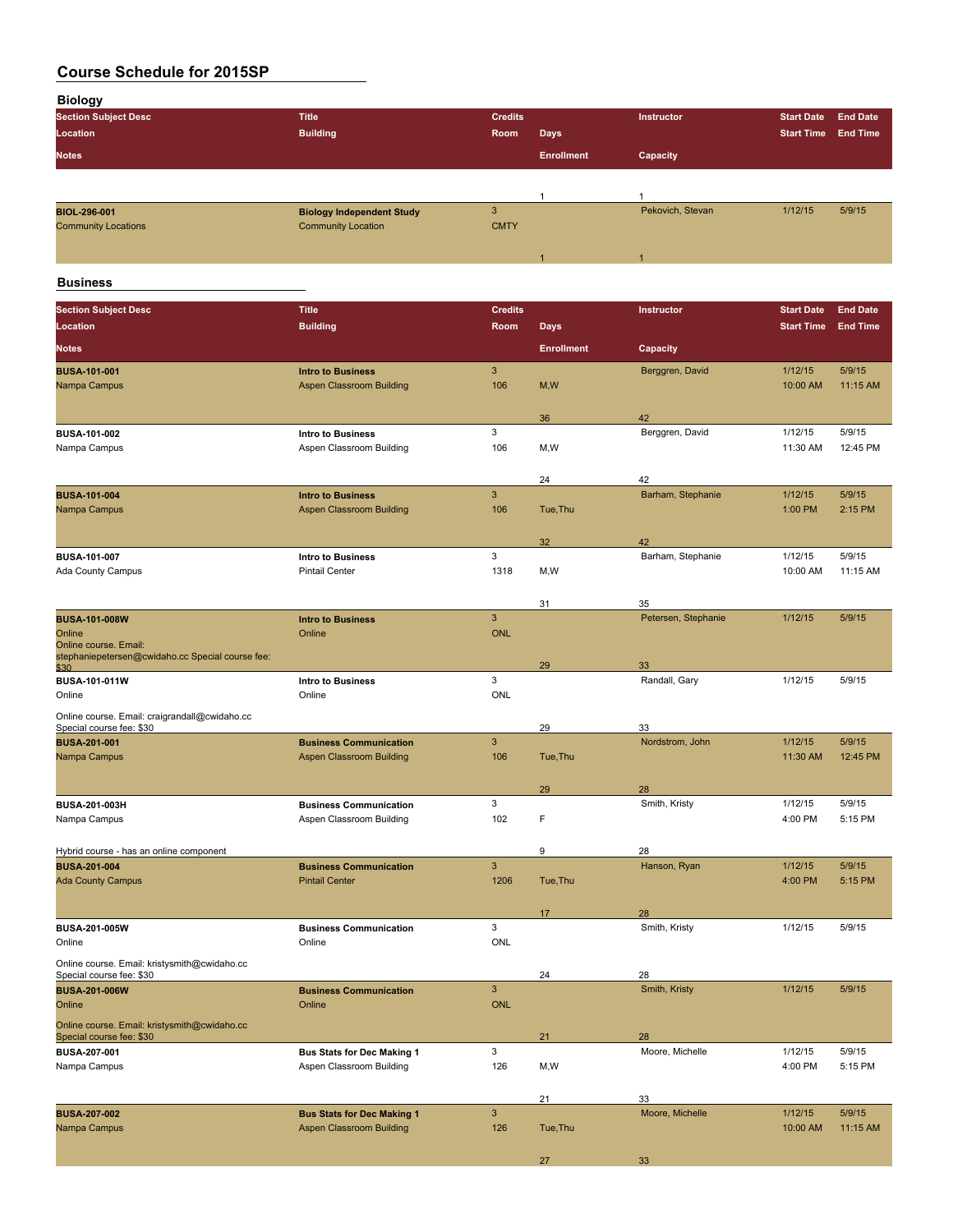# Course Schedule for 2015SP

## Biology

| Section Subject Desc / Location / Notes | Title / Building | Credits / Room | Days / Enrollment | Instructor / Capacity | Start Date / Start Time | End Date / End Time |
|---|---|---|---|---|---|---|
| | | | 1 | 1 | | |
| **BIOL-296-001** | **Biology Independent Study** | 3 | | Pekovich, Stevan | 1/12/15 | 5/9/15 |
| Community Locations | Community Location | CMTY | | | | |
| | | | 1 | 1 | | |

## Business

| Section Subject Desc / Location / Notes | Title / Building | Credits / Room | Days / Enrollment | Instructor / Capacity | Start Date / Start Time | End Date / End Time |
|---|---|---|---|---|---|---|
| **BUSA-101-001** | **Intro to Business** | 3 | | Berggren, David | 1/12/15 | 5/9/15 |
| Nampa Campus | Aspen Classroom Building | 106 | M,W | | 10:00 AM | 11:15 AM |
| | | | 36 | 42 | | |
| **BUSA-101-002** | **Intro to Business** | 3 | | Berggren, David | 1/12/15 | 5/9/15 |
| Nampa Campus | Aspen Classroom Building | 106 | M,W | | 11:30 AM | 12:45 PM |
| | | | 24 | 42 | | |
| **BUSA-101-004** | **Intro to Business** | 3 | | Barham, Stephanie | 1/12/15 | 5/9/15 |
| Nampa Campus | Aspen Classroom Building | 106 | Tue,Thu | | 1:00 PM | 2:15 PM |
| | | | 32 | 42 | | |
| **BUSA-101-007** | **Intro to Business** | 3 | | Barham, Stephanie | 1/12/15 | 5/9/15 |
| Ada County Campus | Pintail Center | 1318 | M,W | | 10:00 AM | 11:15 AM |
| | | | 31 | 35 | | |
| **BUSA-101-008W** | **Intro to Business** | 3 | | Petersen, Stephanie | 1/12/15 | 5/9/15 |
| Online | Online | ONL | | | | |
| Online course. Email: stephaniepetersen@cwidaho.cc Special course fee: $30 | | | 29 | 33 | | |
| **BUSA-101-011W** | **Intro to Business** | 3 | | Randall, Gary | 1/12/15 | 5/9/15 |
| Online | Online | ONL | | | | |
| Online course. Email: craigrandall@cwidaho.cc Special course fee: $30 | | | 29 | 33 | | |
| **BUSA-201-001** | **Business Communication** | 3 | | Nordstrom, John | 1/12/15 | 5/9/15 |
| Nampa Campus | Aspen Classroom Building | 106 | Tue,Thu | | 11:30 AM | 12:45 PM |
| | | | 29 | 28 | | |
| **BUSA-201-003H** | **Business Communication** | 3 | | Smith, Kristy | 1/12/15 | 5/9/15 |
| Nampa Campus | Aspen Classroom Building | 102 | F | | 4:00 PM | 5:15 PM |
| Hybrid course - has an online component | | | 9 | 28 | | |
| **BUSA-201-004** | **Business Communication** | 3 | | Hanson, Ryan | 1/12/15 | 5/9/15 |
| Ada County Campus | Pintail Center | 1206 | Tue,Thu | | 4:00 PM | 5:15 PM |
| | | | 17 | 28 | | |
| **BUSA-201-005W** | **Business Communication** | 3 | | Smith, Kristy | 1/12/15 | 5/9/15 |
| Online | Online | ONL | | | | |
| Online course. Email: kristysmith@cwidaho.cc Special course fee: $30 | | | 24 | 28 | | |
| **BUSA-201-006W** | **Business Communication** | 3 | | Smith, Kristy | 1/12/15 | 5/9/15 |
| Online | Online | ONL | | | | |
| Online course. Email: kristysmith@cwidaho.cc Special course fee: $30 | | | 21 | 28 | | |
| **BUSA-207-001** | **Bus Stats for Dec Making 1** | 3 | | Moore, Michelle | 1/12/15 | 5/9/15 |
| Nampa Campus | Aspen Classroom Building | 126 | M,W | | 4:00 PM | 5:15 PM |
| | | | 21 | 33 | | |
| **BUSA-207-002** | **Bus Stats for Dec Making 1** | 3 | | Moore, Michelle | 1/12/15 | 5/9/15 |
| Nampa Campus | Aspen Classroom Building | 126 | Tue,Thu | | 10:00 AM | 11:15 AM |
| | | | 27 | 33 | | |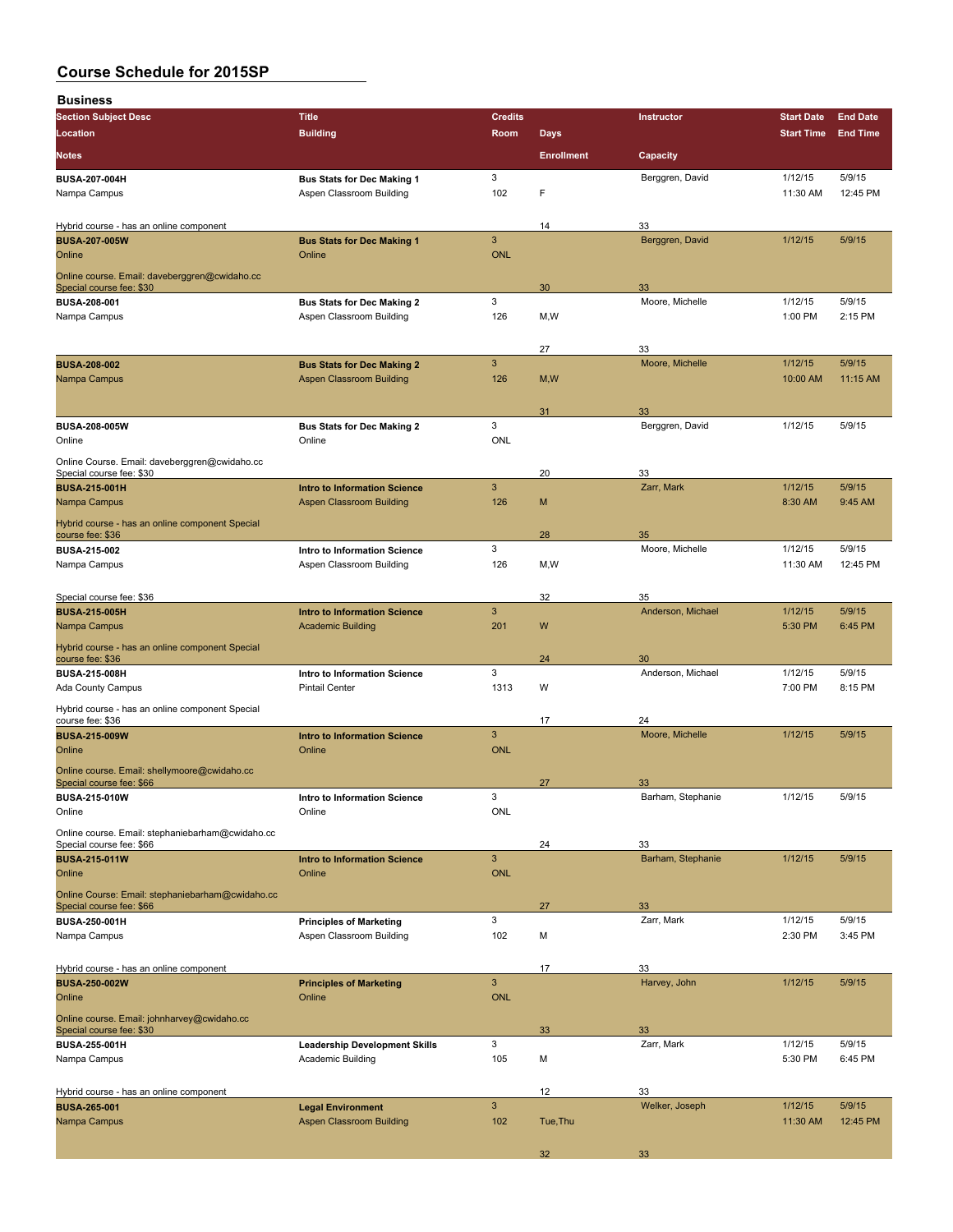# Course Schedule for 2015SP

## Business

| Section Subject Desc / Location / Notes | Title / Building | Credits / Room | Days / Enrollment | Instructor / Capacity | Start Date / Start Time | End Date / End Time |
|---|---|---|---|---|---|---|
| **BUSA-207-004H** | **Bus Stats for Dec Making 1** | 3 | | Berggren, David | 1/12/15 | 5/9/15 |
| Nampa Campus | Aspen Classroom Building | 102 | F | | 11:30 AM | 12:45 PM |
| Hybrid course - has an online component | | | 14 | 33 | | |
| **BUSA-207-005W** | **Bus Stats for Dec Making 1** | 3 | | Berggren, David | 1/12/15 | 5/9/15 |
| Online | Online | ONL | | | | |
| Online course. Email: daveberggren@cwidaho.cc Special course fee: $30 | | | 30 | 33 | | |
| **BUSA-208-001** | **Bus Stats for Dec Making 2** | 3 | | Moore, Michelle | 1/12/15 | 5/9/15 |
| Nampa Campus | Aspen Classroom Building | 126 | M,W | | 1:00 PM | 2:15 PM |
| | | | 27 | 33 | | |
| **BUSA-208-002** | **Bus Stats for Dec Making 2** | 3 | | Moore, Michelle | 1/12/15 | 5/9/15 |
| Nampa Campus | Aspen Classroom Building | 126 | M,W | | 10:00 AM | 11:15 AM |
| | | | 31 | 33 | | |
| **BUSA-208-005W** | **Bus Stats for Dec Making 2** | 3 | | Berggren, David | 1/12/15 | 5/9/15 |
| Online | Online | ONL | | | | |
| Online Course. Email: daveberggren@cwidaho.cc Special course fee: $30 | | | 20 | 33 | | |
| **BUSA-215-001H** | **Intro to Information Science** | 3 | | Zarr, Mark | 1/12/15 | 5/9/15 |
| Nampa Campus | Aspen Classroom Building | 126 | M | | 8:30 AM | 9:45 AM |
| Hybrid course - has an online component Special course fee: $36 | | | 28 | 35 | | |
| **BUSA-215-002** | **Intro to Information Science** | 3 | | Moore, Michelle | 1/12/15 | 5/9/15 |
| Nampa Campus | Aspen Classroom Building | 126 | M,W | | 11:30 AM | 12:45 PM |
| Special course fee: $36 | | | 32 | 35 | | |
| **BUSA-215-005H** | **Intro to Information Science** | 3 | | Anderson, Michael | 1/12/15 | 5/9/15 |
| Nampa Campus | Academic Building | 201 | W | | 5:30 PM | 6:45 PM |
| Hybrid course - has an online component Special course fee: $36 | | | 24 | 30 | | |
| **BUSA-215-008H** | **Intro to Information Science** | 3 | | Anderson, Michael | 1/12/15 | 5/9/15 |
| Ada County Campus | Pintail Center | 1313 | W | | 7:00 PM | 8:15 PM |
| Hybrid course - has an online component Special course fee: $36 | | | 17 | 24 | | |
| **BUSA-215-009W** | **Intro to Information Science** | 3 | | Moore, Michelle | 1/12/15 | 5/9/15 |
| Online | Online | ONL | | | | |
| Online course. Email: shellymoore@cwidaho.cc Special course fee: $66 | | | 27 | 33 | | |
| **BUSA-215-010W** | **Intro to Information Science** | 3 | | Barham, Stephanie | 1/12/15 | 5/9/15 |
| Online | Online | ONL | | | | |
| Online course. Email: stephaniebarham@cwidaho.cc Special course fee: $66 | | | 24 | 33 | | |
| **BUSA-215-011W** | **Intro to Information Science** | 3 | | Barham, Stephanie | 1/12/15 | 5/9/15 |
| Online | Online | ONL | | | | |
| Online Course: Email: stephaniebarham@cwidaho.cc Special course fee: $66 | | | 27 | 33 | | |
| **BUSA-250-001H** | **Principles of Marketing** | 3 | | Zarr, Mark | 1/12/15 | 5/9/15 |
| Nampa Campus | Aspen Classroom Building | 102 | M | | 2:30 PM | 3:45 PM |
| Hybrid course - has an online component | | | 17 | 33 | | |
| **BUSA-250-002W** | **Principles of Marketing** | 3 | | Harvey, John | 1/12/15 | 5/9/15 |
| Online | Online | ONL | | | | |
| Online course. Email: johnharvey@cwidaho.cc Special course fee: $30 | | | 33 | 33 | | |
| **BUSA-255-001H** | **Leadership Development Skills** | 3 | | Zarr, Mark | 1/12/15 | 5/9/15 |
| Nampa Campus | Academic Building | 105 | M | | 5:30 PM | 6:45 PM |
| Hybrid course - has an online component | | | 12 | 33 | | |
| **BUSA-265-001** | **Legal Environment** | 3 | | Welker, Joseph | 1/12/15 | 5/9/15 |
| Nampa Campus | Aspen Classroom Building | 102 | Tue,Thu | | 11:30 AM | 12:45 PM |
| | | | 32 | 33 | | |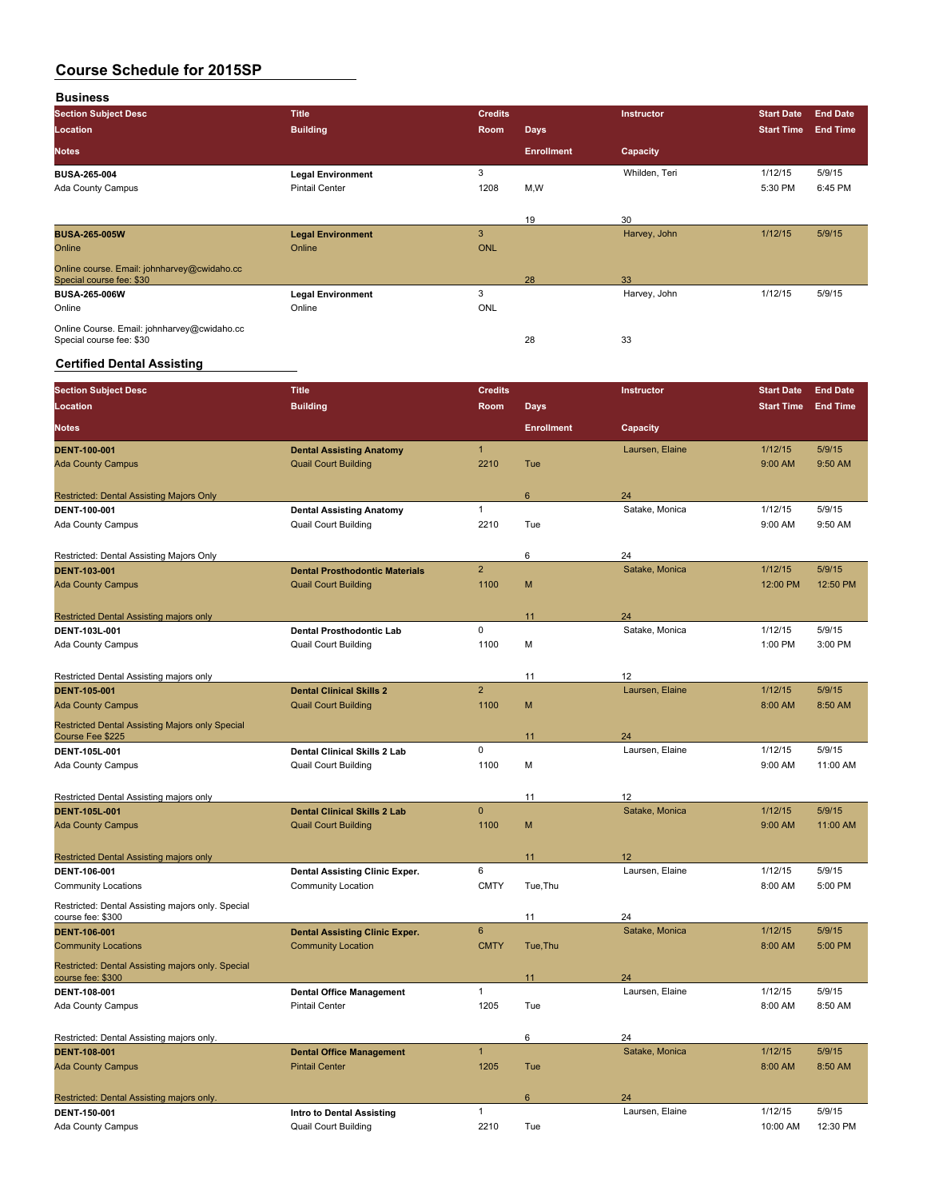# Course Schedule for 2015SP

## Business

| Section Subject Desc | Title | Credits | Days | Instructor | Start Date | End Date |
|---|---|---|---|---|---|---|
| Location | Building | Room | | | Start Time | End Time |
| Notes | | | Enrollment | Capacity | | |
| **BUSA-265-004** | **Legal Environment** | 3 | | Whilden, Teri | 1/12/15 | 5/9/15 |
| Ada County Campus | Pintail Center | 1208 | M,W | | 5:30 PM | 6:45 PM |
| | | | 19 | 30 | | |
| **BUSA-265-005W** | **Legal Environment** | 3 | | Harvey, John | 1/12/15 | 5/9/15 |
| Online | Online | ONL | | | | |
| Online course. Email: johnharvey@cwidaho.cc Special course fee: $30 | | | 28 | 33 | | |
| **BUSA-265-006W** | **Legal Environment** | 3 | | Harvey, John | 1/12/15 | 5/9/15 |
| Online | Online | ONL | | | | |
| Online Course. Email: johnharvey@cwidaho.cc Special course fee: $30 | | | 28 | 33 | | |

## Certified Dental Assisting

| Section Subject Desc | Title | Credits | Days | Instructor | Start Date | End Date |
|---|---|---|---|---|---|---|
| Location | Building | Room | | | Start Time | End Time |
| Notes | | | Enrollment | Capacity | | |
| **DENT-100-001** | **Dental Assisting Anatomy** | 1 | | Laursen, Elaine | 1/12/15 | 5/9/15 |
| Ada County Campus | Quail Court Building | 2210 | Tue | | 9:00 AM | 9:50 AM |
| Restricted: Dental Assisting Majors Only | | | 6 | 24 | | |
| **DENT-100-001** | **Dental Assisting Anatomy** | 1 | | Satake, Monica | 1/12/15 | 5/9/15 |
| Ada County Campus | Quail Court Building | 2210 | Tue | | 9:00 AM | 9:50 AM |
| Restricted: Dental Assisting Majors Only | | | 6 | 24 | | |
| **DENT-103-001** | **Dental Prosthodontic Materials** | 2 | | Satake, Monica | 1/12/15 | 5/9/15 |
| Ada County Campus | Quail Court Building | 1100 | M | | 12:00 PM | 12:50 PM |
| Restricted Dental Assisting majors only | | | 11 | 24 | | |
| **DENT-103L-001** | **Dental Prosthodontic Lab** | 0 | | Satake, Monica | 1/12/15 | 5/9/15 |
| Ada County Campus | Quail Court Building | 1100 | M | | 1:00 PM | 3:00 PM |
| Restricted Dental Assisting majors only | | | 11 | 12 | | |
| **DENT-105-001** | **Dental Clinical Skills 2** | 2 | | Laursen, Elaine | 1/12/15 | 5/9/15 |
| Ada County Campus | Quail Court Building | 1100 | M | | 8:00 AM | 8:50 AM |
| Restricted Dental Assisting Majors only Special Course Fee $225 | | | 11 | 24 | | |
| **DENT-105L-001** | **Dental Clinical Skills 2 Lab** | 0 | | Laursen, Elaine | 1/12/15 | 5/9/15 |
| Ada County Campus | Quail Court Building | 1100 | M | | 9:00 AM | 11:00 AM |
| Restricted Dental Assisting majors only | | | 11 | 12 | | |
| **DENT-105L-001** | **Dental Clinical Skills 2 Lab** | 0 | | Satake, Monica | 1/12/15 | 5/9/15 |
| Ada County Campus | Quail Court Building | 1100 | M | | 9:00 AM | 11:00 AM |
| Restricted Dental Assisting majors only | | | 11 | 12 | | |
| **DENT-106-001** | **Dental Assisting Clinic Exper.** | 6 | | Laursen, Elaine | 1/12/15 | 5/9/15 |
| Community Locations | Community Location | CMTY | Tue,Thu | | 8:00 AM | 5:00 PM |
| Restricted: Dental Assisting majors only. Special course fee: $300 | | | 11 | 24 | | |
| **DENT-106-001** | **Dental Assisting Clinic Exper.** | 6 | | Satake, Monica | 1/12/15 | 5/9/15 |
| Community Locations | Community Location | CMTY | Tue,Thu | | 8:00 AM | 5:00 PM |
| Restricted: Dental Assisting majors only. Special course fee: $300 | | | 11 | 24 | | |
| **DENT-108-001** | **Dental Office Management** | 1 | | Laursen, Elaine | 1/12/15 | 5/9/15 |
| Ada County Campus | Pintail Center | 1205 | Tue | | 8:00 AM | 8:50 AM |
| Restricted: Dental Assisting majors only. | | | 6 | 24 | | |
| **DENT-108-001** | **Dental Office Management** | 1 | | Satake, Monica | 1/12/15 | 5/9/15 |
| Ada County Campus | Pintail Center | 1205 | Tue | | 8:00 AM | 8:50 AM |
| Restricted: Dental Assisting majors only. | | | 6 | 24 | | |
| **DENT-150-001** | **Intro to Dental Assisting** | 1 | | Laursen, Elaine | 1/12/15 | 5/9/15 |
| Ada County Campus | Quail Court Building | 2210 | Tue | | 10:00 AM | 12:30 PM |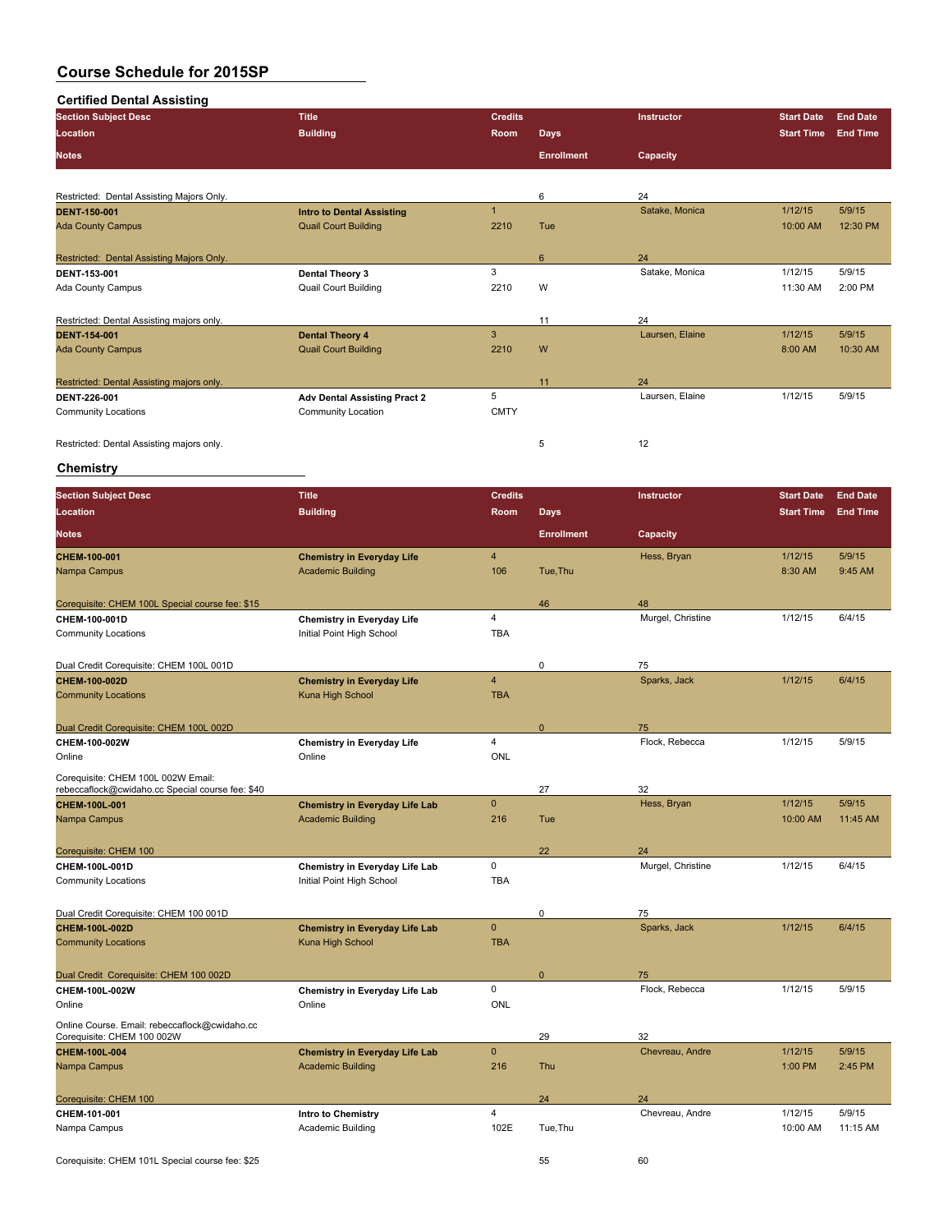# Course Schedule for 2015SP

## Certified Dental Assisting

| Section Subject Desc / Location / Notes | Title / Building | Credits / Room | Days / Enrollment | Instructor / Capacity | Start Date / Start Time | End Date / End Time |
|---|---|---|---|---|---|---|
| Restricted: Dental Assisting Majors Only. | | | 6 | 24 | | |
| **DENT-150-001** | **Intro to Dental Assisting** | 1 | | Satake, Monica | 1/12/15 | 5/9/15 |
| Ada County Campus | Quail Court Building | 2210 | Tue | | 10:00 AM | 12:30 PM |
| Restricted: Dental Assisting Majors Only. | | | 6 | 24 | | |
| **DENT-153-001** | **Dental Theory 3** | 3 | | Satake, Monica | 1/12/15 | 5/9/15 |
| Ada County Campus | Quail Court Building | 2210 | W | | 11:30 AM | 2:00 PM |
| Restricted: Dental Assisting majors only. | | | 11 | 24 | | |
| **DENT-154-001** | **Dental Theory 4** | 3 | | Laursen, Elaine | 1/12/15 | 5/9/15 |
| Ada County Campus | Quail Court Building | 2210 | W | | 8:00 AM | 10:30 AM |
| Restricted: Dental Assisting majors only. | | | 11 | 24 | | |
| **DENT-226-001** | **Adv Dental Assisting Pract 2** | 5 | | Laursen, Elaine | 1/12/15 | 5/9/15 |
| Community Locations | Community Location | CMTY | | | | |
| Restricted: Dental Assisting majors only. | | | 5 | 12 | | |

## Chemistry

| Section Subject Desc / Location / Notes | Title / Building | Credits / Room | Days / Enrollment | Instructor / Capacity | Start Date / Start Time | End Date / End Time |
|---|---|---|---|---|---|---|
| **CHEM-100-001** | **Chemistry in Everyday Life** | 4 | | Hess, Bryan | 1/12/15 | 5/9/15 |
| Nampa Campus | Academic Building | 106 | Tue,Thu | | 8:30 AM | 9:45 AM |
| Corequisite: CHEM 100L Special course fee: $15 | | | 46 | 48 | | |
| **CHEM-100-001D** | **Chemistry in Everyday Life** | 4 | | Murgel, Christine | 1/12/15 | 6/4/15 |
| Community Locations | Initial Point High School | TBA | | | | |
| Dual Credit Corequisite: CHEM 100L 001D | | | 0 | 75 | | |
| **CHEM-100-002D** | **Chemistry in Everyday Life** | 4 | | Sparks, Jack | 1/12/15 | 6/4/15 |
| Community Locations | Kuna High School | TBA | | | | |
| Dual Credit Corequisite: CHEM 100L 002D | | | 0 | 75 | | |
| **CHEM-100-002W** | **Chemistry in Everyday Life** | 4 | | Flock, Rebecca | 1/12/15 | 5/9/15 |
| Online | Online | ONL | | | | |
| Corequisite: CHEM 100L 002W Email: rebeccaflock@cwidaho.cc Special course fee: $40 | | | 27 | 32 | | |
| **CHEM-100L-001** | **Chemistry in Everyday Life Lab** | 0 | | Hess, Bryan | 1/12/15 | 5/9/15 |
| Nampa Campus | Academic Building | 216 | Tue | | 10:00 AM | 11:45 AM |
| Corequisite: CHEM 100 | | | 22 | 24 | | |
| **CHEM-100L-001D** | **Chemistry in Everyday Life Lab** | 0 | | Murgel, Christine | 1/12/15 | 6/4/15 |
| Community Locations | Initial Point High School | TBA | | | | |
| Dual Credit Corequisite: CHEM 100 001D | | | 0 | 75 | | |
| **CHEM-100L-002D** | **Chemistry in Everyday Life Lab** | 0 | | Sparks, Jack | 1/12/15 | 6/4/15 |
| Community Locations | Kuna High School | TBA | | | | |
| Dual Credit Corequisite: CHEM 100 002D | | | 0 | 75 | | |
| **CHEM-100L-002W** | **Chemistry in Everyday Life Lab** | 0 | | Flock, Rebecca | 1/12/15 | 5/9/15 |
| Online | Online | ONL | | | | |
| Online Course. Email: rebeccaflock@cwidaho.cc Corequisite: CHEM 100 002W | | | 29 | 32 | | |
| **CHEM-100L-004** | **Chemistry in Everyday Life Lab** | 0 | | Chevreau, Andre | 1/12/15 | 5/9/15 |
| Nampa Campus | Academic Building | 216 | Thu | | 1:00 PM | 2:45 PM |
| Corequisite: CHEM 100 | | | 24 | 24 | | |
| **CHEM-101-001** | **Intro to Chemistry** | 4 | | Chevreau, Andre | 1/12/15 | 5/9/15 |
| Nampa Campus | Academic Building | 102E | Tue,Thu | | 10:00 AM | 11:15 AM |
| Corequisite: CHEM 101L Special course fee: $25 | | | 55 | 60 | | |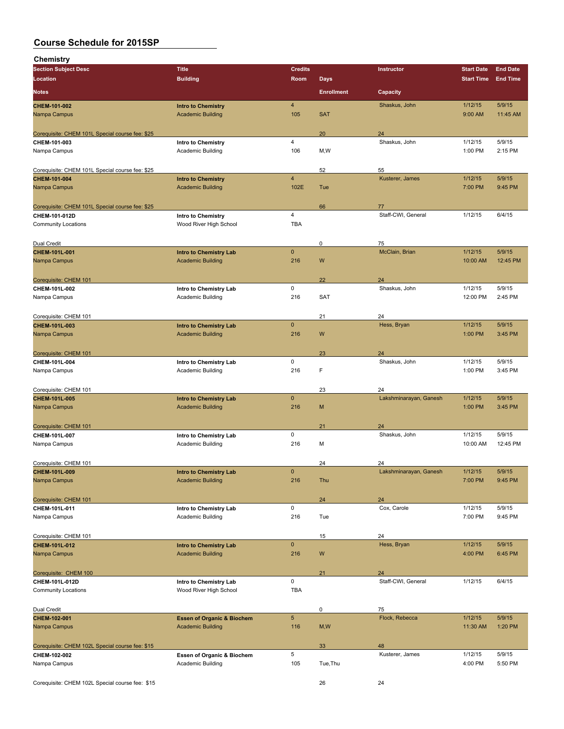# Course Schedule for 2015SP

## Chemistry

| Section Subject Desc | Title | Credits | | Instructor | Start Date | End Date |
|---|---|---|---|---|---|---|
| Location | Building | Room | Days | | Start Time | End Time |
| Notes | | | Enrollment | Capacity | | |
| **CHEM-101-002** | **Intro to Chemistry** | 4 | | Shaskus, John | 1/12/15 | 5/9/15 |
| Nampa Campus | Academic Building | 105 | SAT | | 9:00 AM | 11:45 AM |
| Corequisite: CHEM 101L Special course fee: $25 | | | 20 | 24 | | |
| **CHEM-101-003** | **Intro to Chemistry** | 4 | | Shaskus, John | 1/12/15 | 5/9/15 |
| Nampa Campus | Academic Building | 106 | M,W | | 1:00 PM | 2:15 PM |
| Corequisite: CHEM 101L Special course fee: $25 | | | 52 | 55 | | |
| **CHEM-101-004** | **Intro to Chemistry** | 4 | | Kusterer, James | 1/12/15 | 5/9/15 |
| Nampa Campus | Academic Building | 102E | Tue | | 7:00 PM | 9:45 PM |
| Corequisite: CHEM 101L Special course fee: $25 | | | 66 | 77 | | |
| **CHEM-101-012D** | **Intro to Chemistry** | 4 | | Staff-CWI, General | 1/12/15 | 6/4/15 |
| Community Locations | Wood River High School | TBA | | | | |
| Dual Credit | | | 0 | 75 | | |
| **CHEM-101L-001** | **Intro to Chemistry Lab** | 0 | | McClain, Brian | 1/12/15 | 5/9/15 |
| Nampa Campus | Academic Building | 216 | W | | 10:00 AM | 12:45 PM |
| Corequisite: CHEM 101 | | | 22 | 24 | | |
| **CHEM-101L-002** | **Intro to Chemistry Lab** | 0 | | Shaskus, John | 1/12/15 | 5/9/15 |
| Nampa Campus | Academic Building | 216 | SAT | | 12:00 PM | 2:45 PM |
| Corequisite: CHEM 101 | | | 21 | 24 | | |
| **CHEM-101L-003** | **Intro to Chemistry Lab** | 0 | | Hess, Bryan | 1/12/15 | 5/9/15 |
| Nampa Campus | Academic Building | 216 | W | | 1:00 PM | 3:45 PM |
| Corequisite: CHEM 101 | | | 23 | 24 | | |
| **CHEM-101L-004** | **Intro to Chemistry Lab** | 0 | | Shaskus, John | 1/12/15 | 5/9/15 |
| Nampa Campus | Academic Building | 216 | F | | 1:00 PM | 3:45 PM |
| Corequisite: CHEM 101 | | | 23 | 24 | | |
| **CHEM-101L-005** | **Intro to Chemistry Lab** | 0 | | Lakshminarayan, Ganesh | 1/12/15 | 5/9/15 |
| Nampa Campus | Academic Building | 216 | M | | 1:00 PM | 3:45 PM |
| Corequisite: CHEM 101 | | | 21 | 24 | | |
| **CHEM-101L-007** | **Intro to Chemistry Lab** | 0 | | Shaskus, John | 1/12/15 | 5/9/15 |
| Nampa Campus | Academic Building | 216 | M | | 10:00 AM | 12:45 PM |
| Corequisite: CHEM 101 | | | 24 | 24 | | |
| **CHEM-101L-009** | **Intro to Chemistry Lab** | 0 | | Lakshminarayan, Ganesh | 1/12/15 | 5/9/15 |
| Nampa Campus | Academic Building | 216 | Thu | | 7:00 PM | 9:45 PM |
| Corequisite: CHEM 101 | | | 24 | 24 | | |
| **CHEM-101L-011** | **Intro to Chemistry Lab** | 0 | | Cox, Carole | 1/12/15 | 5/9/15 |
| Nampa Campus | Academic Building | 216 | Tue | | 7:00 PM | 9:45 PM |
| Corequisite: CHEM 101 | | | 15 | 24 | | |
| **CHEM-101L-012** | **Intro to Chemistry Lab** | 0 | | Hess, Bryan | 1/12/15 | 5/9/15 |
| Nampa Campus | Academic Building | 216 | W | | 4:00 PM | 6:45 PM |
| Corequisite: CHEM 100 | | | 21 | 24 | | |
| **CHEM-101L-012D** | **Intro to Chemistry Lab** | 0 | | Staff-CWI, General | 1/12/15 | 6/4/15 |
| Community Locations | Wood River High School | TBA | | | | |
| Dual Credit | | | 0 | 75 | | |
| **CHEM-102-001** | **Essen of Organic & Biochem** | 5 | | Flock, Rebecca | 1/12/15 | 5/9/15 |
| Nampa Campus | Academic Building | 116 | M,W | | 11:30 AM | 1:20 PM |
| Corequisite: CHEM 102L Special course fee: $15 | | | 33 | 48 | | |
| **CHEM-102-002** | **Essen of Organic & Biochem** | 5 | | Kusterer, James | 1/12/15 | 5/9/15 |
| Nampa Campus | Academic Building | 105 | Tue,Thu | | 4:00 PM | 5:50 PM |
| Corequisite: CHEM 102L Special course fee: $15 | | | 26 | 24 | | |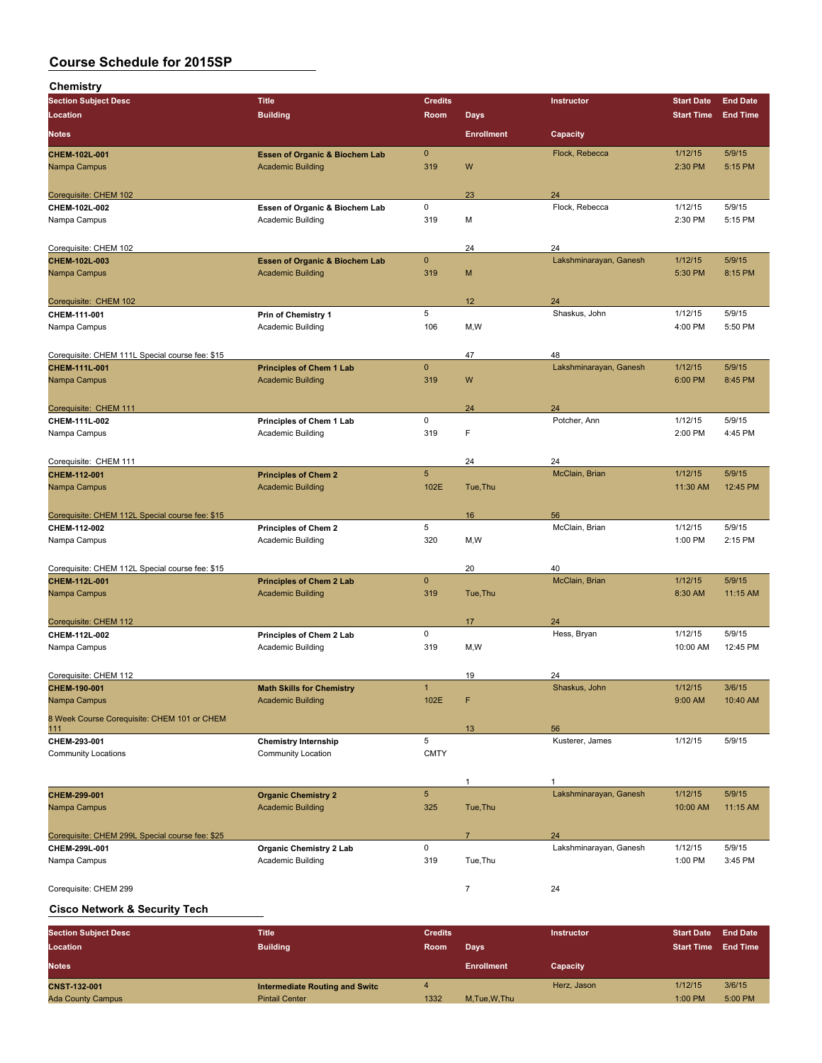# Course Schedule for 2015SP

## Chemistry

| Section Subject Desc / Location / Notes | Title / Building | Credits / Room | Days / Enrollment | Instructor / Capacity | Start Date / Start Time | End Date / End Time |
|---|---|---|---|---|---|---|
| **CHEM-102L-001** | **Essen of Organic & Biochem Lab** | 0 | | Flock, Rebecca | 1/12/15 | 5/9/15 |
| Nampa Campus | Academic Building | 319 | W | | 2:30 PM | 5:15 PM |
| Corequisite: CHEM 102 | | | 23 | 24 | | |
| **CHEM-102L-002** | **Essen of Organic & Biochem Lab** | 0 | | Flock, Rebecca | 1/12/15 | 5/9/15 |
| Nampa Campus | Academic Building | 319 | M | | 2:30 PM | 5:15 PM |
| Corequisite: CHEM 102 | | | 24 | 24 | | |
| **CHEM-102L-003** | **Essen of Organic & Biochem Lab** | 0 | | Lakshminarayan, Ganesh | 1/12/15 | 5/9/15 |
| Nampa Campus | Academic Building | 319 | M | | 5:30 PM | 8:15 PM |
| Corequisite: CHEM 102 | | | 12 | 24 | | |
| **CHEM-111-001** | **Prin of Chemistry 1** | 5 | | Shaskus, John | 1/12/15 | 5/9/15 |
| Nampa Campus | Academic Building | 106 | M,W | | 4:00 PM | 5:50 PM |
| Corequisite: CHEM 111L Special course fee: $15 | | | 47 | 48 | | |
| **CHEM-111L-001** | **Principles of Chem 1 Lab** | 0 | | Lakshminarayan, Ganesh | 1/12/15 | 5/9/15 |
| Nampa Campus | Academic Building | 319 | W | | 6:00 PM | 8:45 PM |
| Corequisite: CHEM 111 | | | 24 | 24 | | |
| **CHEM-111L-002** | **Principles of Chem 1 Lab** | 0 | | Potcher, Ann | 1/12/15 | 5/9/15 |
| Nampa Campus | Academic Building | 319 | F | | 2:00 PM | 4:45 PM |
| Corequisite: CHEM 111 | | | 24 | 24 | | |
| **CHEM-112-001** | **Principles of Chem 2** | 5 | | McClain, Brian | 1/12/15 | 5/9/15 |
| Nampa Campus | Academic Building | 102E | Tue,Thu | | 11:30 AM | 12:45 PM |
| Corequisite: CHEM 112L Special course fee: $15 | | | 16 | 56 | | |
| **CHEM-112-002** | **Principles of Chem 2** | 5 | | McClain, Brian | 1/12/15 | 5/9/15 |
| Nampa Campus | Academic Building | 320 | M,W | | 1:00 PM | 2:15 PM |
| Corequisite: CHEM 112L Special course fee: $15 | | | 20 | 40 | | |
| **CHEM-112L-001** | **Principles of Chem 2 Lab** | 0 | | McClain, Brian | 1/12/15 | 5/9/15 |
| Nampa Campus | Academic Building | 319 | Tue,Thu | | 8:30 AM | 11:15 AM |
| Corequisite: CHEM 112 | | | 17 | 24 | | |
| **CHEM-112L-002** | **Principles of Chem 2 Lab** | 0 | | Hess, Bryan | 1/12/15 | 5/9/15 |
| Nampa Campus | Academic Building | 319 | M,W | | 10:00 AM | 12:45 PM |
| Corequisite: CHEM 112 | | | 19 | 24 | | |
| **CHEM-190-001** | **Math Skills for Chemistry** | 1 | | Shaskus, John | 1/12/15 | 3/6/15 |
| Nampa Campus | Academic Building | 102E | F | | 9:00 AM | 10:40 AM |
| 8 Week Course Corequisite: CHEM 101 or CHEM 111 | | | 13 | 56 | | |
| **CHEM-293-001** | **Chemistry Internship** | 5 | | Kusterer, James | 1/12/15 | 5/9/15 |
| Community Locations | Community Location | CMTY | | | | |
| | | | 1 | 1 | | |
| **CHEM-299-001** | **Organic Chemistry 2** | 5 | | Lakshminarayan, Ganesh | 1/12/15 | 5/9/15 |
| Nampa Campus | Academic Building | 325 | Tue,Thu | | 10:00 AM | 11:15 AM |
| Corequisite: CHEM 299L Special course fee: $25 | | | 7 | 24 | | |
| **CHEM-299L-001** | **Organic Chemistry 2 Lab** | 0 | | Lakshminarayan, Ganesh | 1/12/15 | 5/9/15 |
| Nampa Campus | Academic Building | 319 | Tue,Thu | | 1:00 PM | 3:45 PM |
| Corequisite: CHEM 299 | | | 7 | 24 | | |

## Cisco Network & Security Tech

| Section Subject Desc / Location / Notes | Title / Building | Credits / Room | Days / Enrollment | Instructor / Capacity | Start Date / Start Time | End Date / End Time |
|---|---|---|---|---|---|---|
| **CNST-132-001** | **Intermediate Routing and Switc** | 4 | | Herz, Jason | 1/12/15 | 3/6/15 |
| Ada County Campus | Pintail Center | 1332 | M,Tue,W,Thu | | 1:00 PM | 5:00 PM |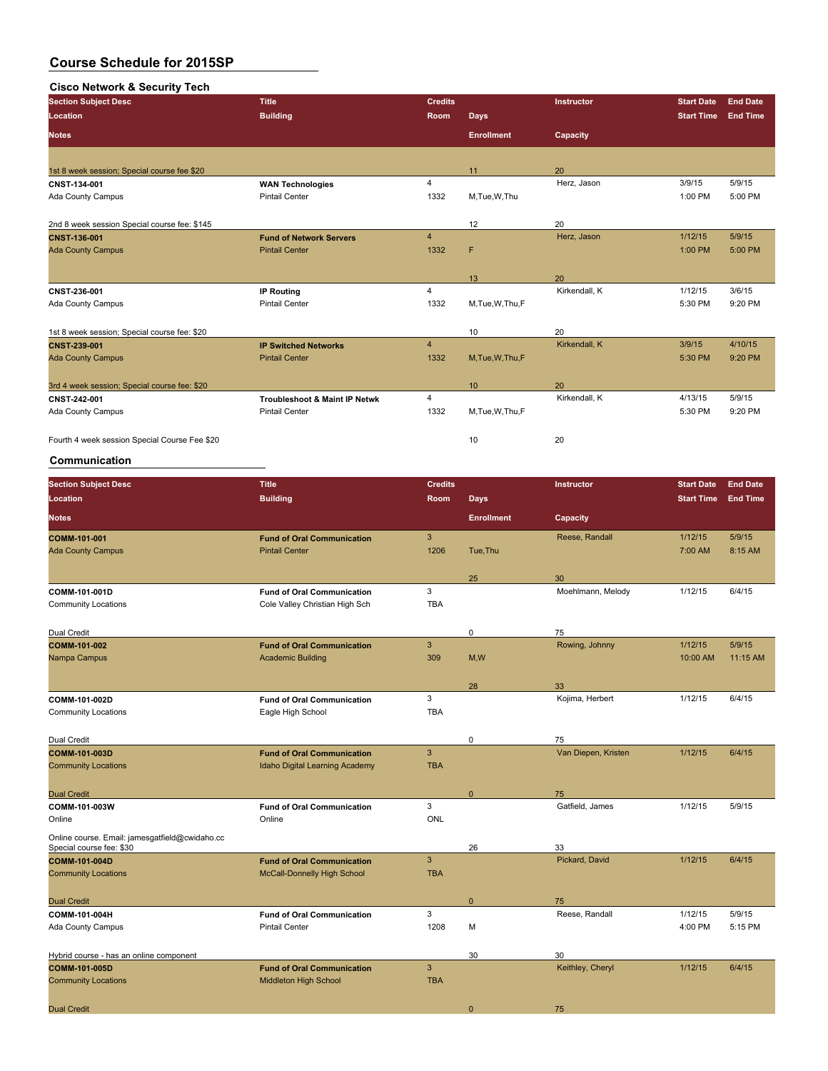# Course Schedule for 2015SP

## Cisco Network & Security Tech

| Section Subject Desc | Title | Credits | Instructor | Start Date | End Date | Location | Building | Room | Days | Start Time | End Time | Notes | Enrollment | Capacity |
|---|---|---|---|---|---|---|---|---|---|---|---|---|---|---|
| | | | | | | | | | | | | 1st 8 week session; Special course fee $20 | 11 | 20 |
| CNST-134-001 | **WAN Technologies** | 4 | Herz, Jason | 3/9/15 | 5/9/15 | Ada County Campus | Pintail Center | 1332 | M,Tue,W,Thu | 1:00 PM | 5:00 PM | 2nd 8 week session Special course fee: $145 | 12 | 20 |
| CNST-136-001 | **Fund of Network Servers** | 4 | Herz, Jason | 1/12/15 | 5/9/15 | Ada County Campus | Pintail Center | 1332 | F | 1:00 PM | 5:00 PM | | 13 | 20 |
| CNST-236-001 | **IP Routing** | 4 | Kirkendall, K | 1/12/15 | 3/6/15 | Ada County Campus | Pintail Center | 1332 | M,Tue,W,Thu,F | 5:30 PM | 9:20 PM | 1st 8 week session; Special course fee: $20 | 10 | 20 |
| CNST-239-001 | **IP Switched Networks** | 4 | Kirkendall, K | 3/9/15 | 4/10/15 | Ada County Campus | Pintail Center | 1332 | M,Tue,W,Thu,F | 5:30 PM | 9:20 PM | 3rd 4 week session; Special course fee: $20 | 10 | 20 |
| CNST-242-001 | **Troubleshoot & Maint IP Netwk** | 4 | Kirkendall, K | 4/13/15 | 5/9/15 | Ada County Campus | Pintail Center | 1332 | M,Tue,W,Thu,F | 5:30 PM | 9:20 PM | Fourth 4 week session Special Course Fee $20 | 10 | 20 |

## Communication

| Section Subject Desc | Title | Credits | Instructor | Start Date | End Date | Location | Building | Room | Days | Start Time | End Time | Notes | Enrollment | Capacity |
|---|---|---|---|---|---|---|---|---|---|---|---|---|---|---|
| COMM-101-001 | **Fund of Oral Communication** | 3 | Reese, Randall | 1/12/15 | 5/9/15 | Ada County Campus | Pintail Center | 1206 | Tue,Thu | 7:00 AM | 8:15 AM | | 25 | 30 |
| COMM-101-001D | **Fund of Oral Communication** | 3 | Moehlmann, Melody | 1/12/15 | 6/4/15 | Community Locations | Cole Valley Christian High Sch | TBA | | | | Dual Credit | 0 | 75 |
| COMM-101-002 | **Fund of Oral Communication** | 3 | Rowing, Johnny | 1/12/15 | 5/9/15 | Nampa Campus | Academic Building | 309 | M,W | 10:00 AM | 11:15 AM | | 28 | 33 |
| COMM-101-002D | **Fund of Oral Communication** | 3 | Kojima, Herbert | 1/12/15 | 6/4/15 | Community Locations | Eagle High School | TBA | | | | Dual Credit | 0 | 75 |
| COMM-101-003D | **Fund of Oral Communication** | 3 | Van Diepen, Kristen | 1/12/15 | 6/4/15 | Community Locations | Idaho Digital Learning Academy | TBA | | | | Dual Credit | 0 | 75 |
| COMM-101-003W | **Fund of Oral Communication** | 3 | Gatfield, James | 1/12/15 | 5/9/15 | Online | Online | ONL | | | | Online course. Email: jamesgatfield@cwidaho.cc Special course fee: $30 | 26 | 33 |
| COMM-101-004D | **Fund of Oral Communication** | 3 | Pickard, David | 1/12/15 | 6/4/15 | Community Locations | McCall-Donnelly High School | TBA | | | | Dual Credit | 0 | 75 |
| COMM-101-004H | **Fund of Oral Communication** | 3 | Reese, Randall | 1/12/15 | 5/9/15 | Ada County Campus | Pintail Center | 1208 | M | 4:00 PM | 5:15 PM | Hybrid course - has an online component | 30 | 30 |
| COMM-101-005D | **Fund of Oral Communication** | 3 | Keithley, Cheryl | 1/12/15 | 6/4/15 | Community Locations | Middleton High School | TBA | | | | Dual Credit | 0 | 75 |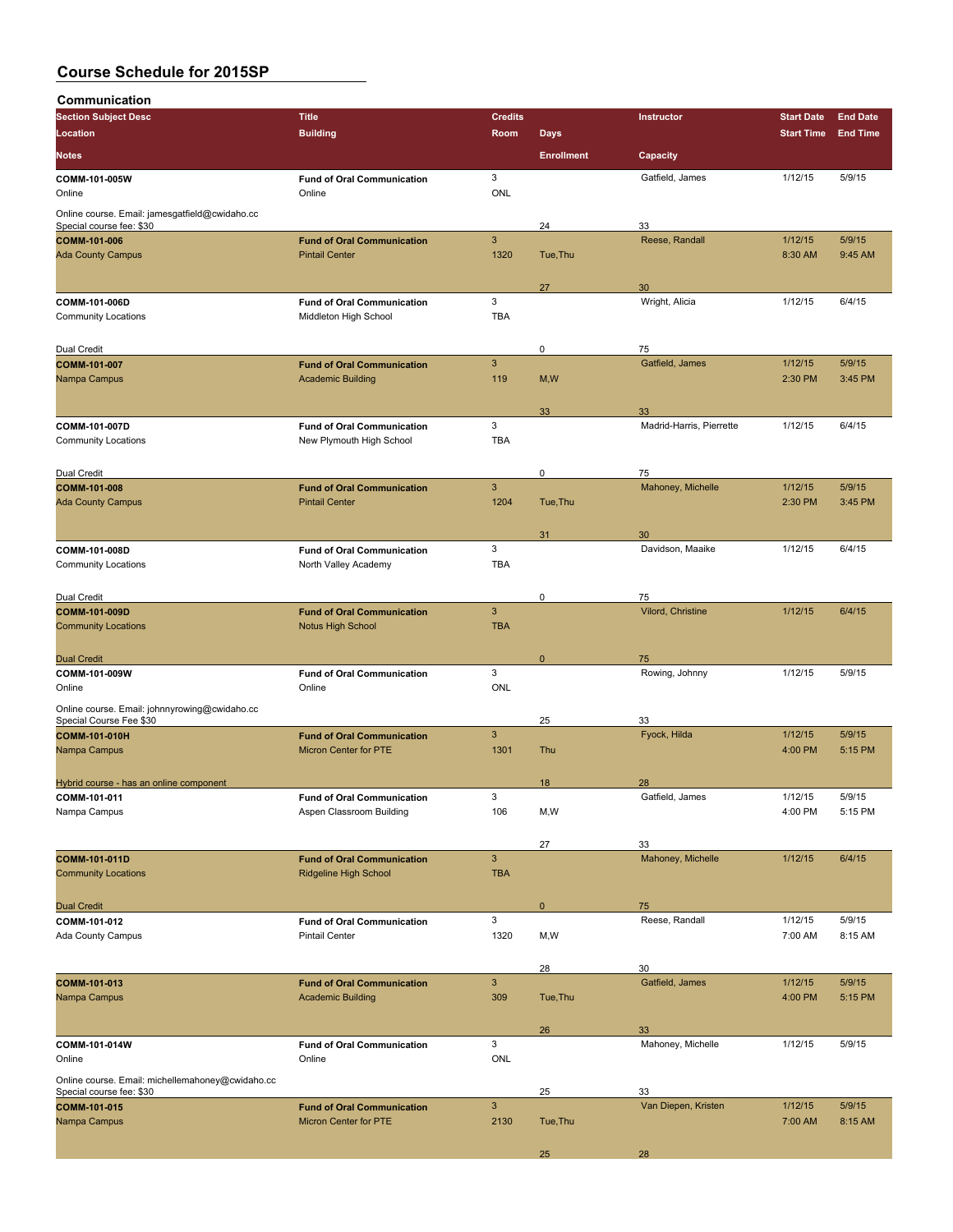# Course Schedule for 2015SP

## Communication

| Section Subject Desc | Title | Credits | | Instructor | Start Date | End Date |
|---|---|---|---|---|---|---|
| Location | Building | Room | Days | | Start Time | End Time |
| Notes | | | Enrollment | Capacity | | |
| COMM-101-005W | Fund of Oral Communication | 3 | | Gatfield, James | 1/12/15 | 5/9/15 |
| Online | Online | ONL | | | | |
| Online course. Email: jamesgatfield@cwidaho.cc Special course fee: $30 | | | 24 | 33 | | |
| COMM-101-006 | Fund of Oral Communication | 3 | | Reese, Randall | 1/12/15 | 5/9/15 |
| Ada County Campus | Pintail Center | 1320 | Tue,Thu | | 8:30 AM | 9:45 AM |
| | | | 27 | 30 | | |
| COMM-101-006D | Fund of Oral Communication | 3 | | Wright, Alicia | 1/12/15 | 6/4/15 |
| Community Locations | Middleton High School | TBA | | | | |
| Dual Credit | | | 0 | 75 | | |
| COMM-101-007 | Fund of Oral Communication | 3 | | Gatfield, James | 1/12/15 | 5/9/15 |
| Nampa Campus | Academic Building | 119 | M,W | | 2:30 PM | 3:45 PM |
| | | | 33 | 33 | | |
| COMM-101-007D | Fund of Oral Communication | 3 | | Madrid-Harris, Pierrette | 1/12/15 | 6/4/15 |
| Community Locations | New Plymouth High School | TBA | | | | |
| Dual Credit | | | 0 | 75 | | |
| COMM-101-008 | Fund of Oral Communication | 3 | | Mahoney, Michelle | 1/12/15 | 5/9/15 |
| Ada County Campus | Pintail Center | 1204 | Tue,Thu | | 2:30 PM | 3:45 PM |
| | | | 31 | 30 | | |
| COMM-101-008D | Fund of Oral Communication | 3 | | Davidson, Maaike | 1/12/15 | 6/4/15 |
| Community Locations | North Valley Academy | TBA | | | | |
| Dual Credit | | | 0 | 75 | | |
| COMM-101-009D | Fund of Oral Communication | 3 | | Vilord, Christine | 1/12/15 | 6/4/15 |
| Community Locations | Notus High School | TBA | | | | |
| Dual Credit | | | 0 | 75 | | |
| COMM-101-009W | Fund of Oral Communication | 3 | | Rowing, Johnny | 1/12/15 | 5/9/15 |
| Online | Online | ONL | | | | |
| Online course. Email: johnnyrowing@cwidaho.cc Special Course Fee $30 | | | 25 | 33 | | |
| COMM-101-010H | Fund of Oral Communication | 3 | | Fyock, Hilda | 1/12/15 | 5/9/15 |
| Nampa Campus | Micron Center for PTE | 1301 | Thu | | 4:00 PM | 5:15 PM |
| Hybrid course - has an online component | | | 18 | 28 | | |
| COMM-101-011 | Fund of Oral Communication | 3 | | Gatfield, James | 1/12/15 | 5/9/15 |
| Nampa Campus | Aspen Classroom Building | 106 | M,W | | 4:00 PM | 5:15 PM |
| | | | 27 | 33 | | |
| COMM-101-011D | Fund of Oral Communication | 3 | | Mahoney, Michelle | 1/12/15 | 6/4/15 |
| Community Locations | Ridgeline High School | TBA | | | | |
| Dual Credit | | | 0 | 75 | | |
| COMM-101-012 | Fund of Oral Communication | 3 | | Reese, Randall | 1/12/15 | 5/9/15 |
| Ada County Campus | Pintail Center | 1320 | M,W | | 7:00 AM | 8:15 AM |
| | | | 28 | 30 | | |
| COMM-101-013 | Fund of Oral Communication | 3 | | Gatfield, James | 1/12/15 | 5/9/15 |
| Nampa Campus | Academic Building | 309 | Tue,Thu | | 4:00 PM | 5:15 PM |
| | | | 26 | 33 | | |
| COMM-101-014W | Fund of Oral Communication | 3 | | Mahoney, Michelle | 1/12/15 | 5/9/15 |
| Online | Online | ONL | | | | |
| Online course. Email: michellemahoney@cwidaho.cc Special course fee: $30 | | | 25 | 33 | | |
| COMM-101-015 | Fund of Oral Communication | 3 | | Van Diepen, Kristen | 1/12/15 | 5/9/15 |
| Nampa Campus | Micron Center for PTE | 2130 | Tue,Thu | | 7:00 AM | 8:15 AM |
| | | | 25 | 28 | | |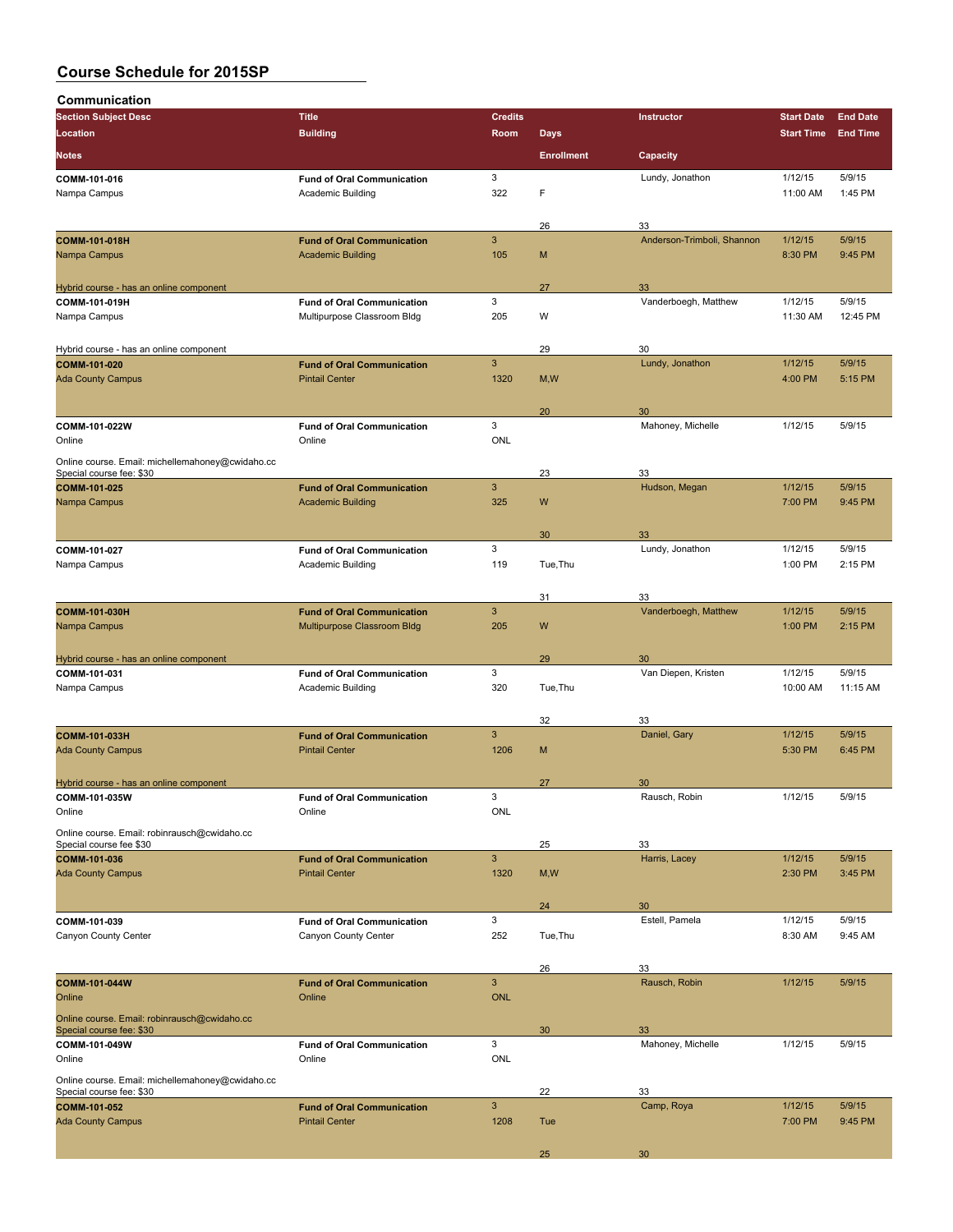# Course Schedule for 2015SP

## Communication

| Section Subject Desc / Location / Notes | Title / Building | Credits / Room | Days / Enrollment | Instructor / Capacity | Start Date / Start Time | End Date / End Time |
|---|---|---|---|---|---|---|
| COMM-101-016 | Fund of Oral Communication | 3 | | Lundy, Jonathon | 1/12/15 | 5/9/15 |
| Nampa Campus | Academic Building | 322 | F | | 11:00 AM | 1:45 PM |
| | | | 26 | 33 | | |
| COMM-101-018H | Fund of Oral Communication | 3 | | Anderson-Trimboli, Shannon | 1/12/15 | 5/9/15 |
| Nampa Campus | Academic Building | 105 | M | | 8:30 PM | 9:45 PM |
| Hybrid course - has an online component | | | 27 | 33 | | |
| COMM-101-019H | Fund of Oral Communication | 3 | | Vanderboegh, Matthew | 1/12/15 | 5/9/15 |
| Nampa Campus | Multipurpose Classroom Bldg | 205 | W | | 11:30 AM | 12:45 PM |
| Hybrid course - has an online component | | | 29 | 30 | | |
| COMM-101-020 | Fund of Oral Communication | 3 | | Lundy, Jonathon | 1/12/15 | 5/9/15 |
| Ada County Campus | Pintail Center | 1320 | M,W | | 4:00 PM | 5:15 PM |
| | | | 20 | 30 | | |
| COMM-101-022W | Fund of Oral Communication | 3 | | Mahoney, Michelle | 1/12/15 | 5/9/15 |
| Online | Online | ONL | | | | |
| Online course. Email: michellemahoney@cwidaho.cc Special course fee: $30 | | | 23 | 33 | | |
| COMM-101-025 | Fund of Oral Communication | 3 | | Hudson, Megan | 1/12/15 | 5/9/15 |
| Nampa Campus | Academic Building | 325 | W | | 7:00 PM | 9:45 PM |
| | | | 30 | 33 | | |
| COMM-101-027 | Fund of Oral Communication | 3 | | Lundy, Jonathon | 1/12/15 | 5/9/15 |
| Nampa Campus | Academic Building | 119 | Tue,Thu | | 1:00 PM | 2:15 PM |
| | | | 31 | 33 | | |
| COMM-101-030H | Fund of Oral Communication | 3 | | Vanderboegh, Matthew | 1/12/15 | 5/9/15 |
| Nampa Campus | Multipurpose Classroom Bldg | 205 | W | | 1:00 PM | 2:15 PM |
| Hybrid course - has an online component | | | 29 | 30 | | |
| COMM-101-031 | Fund of Oral Communication | 3 | | Van Diepen, Kristen | 1/12/15 | 5/9/15 |
| Nampa Campus | Academic Building | 320 | Tue,Thu | | 10:00 AM | 11:15 AM |
| | | | 32 | 33 | | |
| COMM-101-033H | Fund of Oral Communication | 3 | | Daniel, Gary | 1/12/15 | 5/9/15 |
| Ada County Campus | Pintail Center | 1206 | M | | 5:30 PM | 6:45 PM |
| Hybrid course - has an online component | | | 27 | 30 | | |
| COMM-101-035W | Fund of Oral Communication | 3 | | Rausch, Robin | 1/12/15 | 5/9/15 |
| Online | Online | ONL | | | | |
| Online course. Email: robinrausch@cwidaho.cc Special course fee $30 | | | 25 | 33 | | |
| COMM-101-036 | Fund of Oral Communication | 3 | | Harris, Lacey | 1/12/15 | 5/9/15 |
| Ada County Campus | Pintail Center | 1320 | M,W | | 2:30 PM | 3:45 PM |
| | | | 24 | 30 | | |
| COMM-101-039 | Fund of Oral Communication | 3 | | Estell, Pamela | 1/12/15 | 5/9/15 |
| Canyon County Center | Canyon County Center | 252 | Tue,Thu | | 8:30 AM | 9:45 AM |
| | | | 26 | 33 | | |
| COMM-101-044W | Fund of Oral Communication | 3 | | Rausch, Robin | 1/12/15 | 5/9/15 |
| Online | Online | ONL | | | | |
| Online course. Email: robinrausch@cwidaho.cc Special course fee: $30 | | | 30 | 33 | | |
| COMM-101-049W | Fund of Oral Communication | 3 | | Mahoney, Michelle | 1/12/15 | 5/9/15 |
| Online | Online | ONL | | | | |
| Online course. Email: michellemahoney@cwidaho.cc Special course fee: $30 | | | 22 | 33 | | |
| COMM-101-052 | Fund of Oral Communication | 3 | | Camp, Roya | 1/12/15 | 5/9/15 |
| Ada County Campus | Pintail Center | 1208 | Tue | | 7:00 PM | 9:45 PM |
| | | | 25 | 30 | | |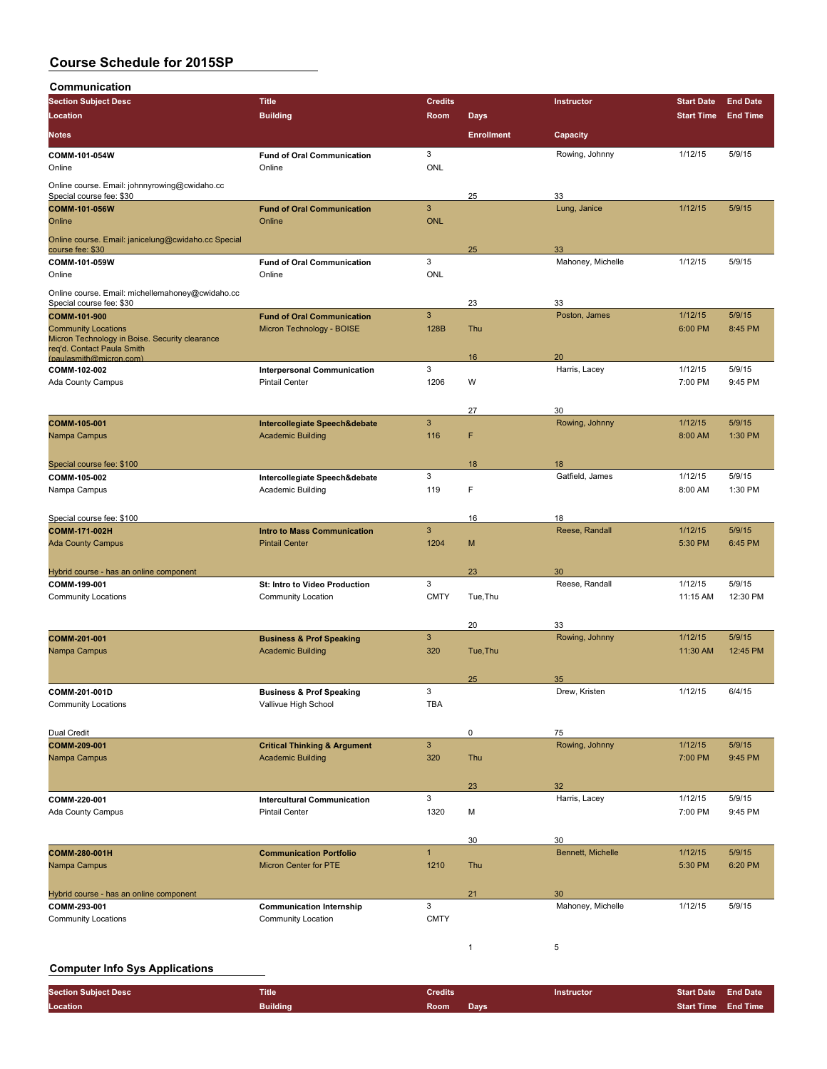# Course Schedule for 2015SP

## Communication

| Section Subject Desc / Location / Notes | Title / Building | Credits / Room | Days / Enrollment | Instructor / Capacity | Start Date / Start Time | End Date / End Time |
|---|---|---|---|---|---|---|
| **COMM-101-054W** | **Fund of Oral Communication** | 3 | | Rowing, Johnny | 1/12/15 | 5/9/15 |
| Online | Online | ONL | | | | |
| Online course. Email: johnnyrowing@cwidaho.cc Special course fee: $30 | | | 25 | 33 | | |
| **COMM-101-056W** | **Fund of Oral Communication** | 3 | | Lung, Janice | 1/12/15 | 5/9/15 |
| Online | Online | ONL | | | | |
| Online course. Email: janicelung@cwidaho.cc Special course fee: $30 | | | 25 | 33 | | |
| **COMM-101-059W** | **Fund of Oral Communication** | 3 | | Mahoney, Michelle | 1/12/15 | 5/9/15 |
| Online | Online | ONL | | | | |
| Online course. Email: michellemahoney@cwidaho.cc Special course fee: $30 | | | 23 | 33 | | |
| **COMM-101-900** | **Fund of Oral Communication** | 3 | | Poston, James | 1/12/15 | 5/9/15 |
| Community Locations | Micron Technology - BOISE | 128B | Thu | | 6:00 PM | 8:45 PM |
| Micron Technology in Boise. Security clearance req'd. Contact Paula Smith (paulasmith@micron.com) | | | 16 | 20 | | |
| **COMM-102-002** | **Interpersonal Communication** | 3 | | Harris, Lacey | 1/12/15 | 5/9/15 |
| Ada County Campus | Pintail Center | 1206 | W | | 7:00 PM | 9:45 PM |
| | | | 27 | 30 | | |
| **COMM-105-001** | **Intercollegiate Speech&debate** | 3 | | Rowing, Johnny | 1/12/15 | 5/9/15 |
| Nampa Campus | Academic Building | 116 | F | | 8:00 AM | 1:30 PM |
| Special course fee: $100 | | | 18 | 18 | | |
| **COMM-105-002** | **Intercollegiate Speech&debate** | 3 | | Gatfield, James | 1/12/15 | 5/9/15 |
| Nampa Campus | Academic Building | 119 | F | | 8:00 AM | 1:30 PM |
| Special course fee: $100 | | | 16 | 18 | | |
| **COMM-171-002H** | **Intro to Mass Communication** | 3 | | Reese, Randall | 1/12/15 | 5/9/15 |
| Ada County Campus | Pintail Center | 1204 | M | | 5:30 PM | 6:45 PM |
| Hybrid course - has an online component | | | 23 | 30 | | |
| **COMM-199-001** | **St: Intro to Video Production** | 3 | | Reese, Randall | 1/12/15 | 5/9/15 |
| Community Locations | Community Location | CMTY | Tue,Thu | | 11:15 AM | 12:30 PM |
| | | | 20 | 33 | | |
| **COMM-201-001** | **Business & Prof Speaking** | 3 | | Rowing, Johnny | 1/12/15 | 5/9/15 |
| Nampa Campus | Academic Building | 320 | Tue,Thu | | 11:30 AM | 12:45 PM |
| | | | 25 | 35 | | |
| **COMM-201-001D** | **Business & Prof Speaking** | 3 | | Drew, Kristen | 1/12/15 | 6/4/15 |
| Community Locations | Vallivue High School | TBA | | | | |
| Dual Credit | | | 0 | 75 | | |
| **COMM-209-001** | **Critical Thinking & Argument** | 3 | | Rowing, Johnny | 1/12/15 | 5/9/15 |
| Nampa Campus | Academic Building | 320 | Thu | | 7:00 PM | 9:45 PM |
| | | | 23 | 32 | | |
| **COMM-220-001** | **Intercultural Communication** | 3 | | Harris, Lacey | 1/12/15 | 5/9/15 |
| Ada County Campus | Pintail Center | 1320 | M | | 7:00 PM | 9:45 PM |
| | | | 30 | 30 | | |
| **COMM-280-001H** | **Communication Portfolio** | 1 | | Bennett, Michelle | 1/12/15 | 5/9/15 |
| Nampa Campus | Micron Center for PTE | 1210 | Thu | | 5:30 PM | 6:20 PM |
| Hybrid course - has an online component | | | 21 | 30 | | |
| **COMM-293-001** | **Communication Internship** | 3 | | Mahoney, Michelle | 1/12/15 | 5/9/15 |
| Community Locations | Community Location | CMTY | | | | |
| | | | 1 | 5 | | |

## Computer Info Sys Applications

| Section Subject Desc / Location | Title / Building | Credits / Room | Days | Instructor | Start Date / Start Time | End Date / End Time |
|---|---|---|---|---|---|---|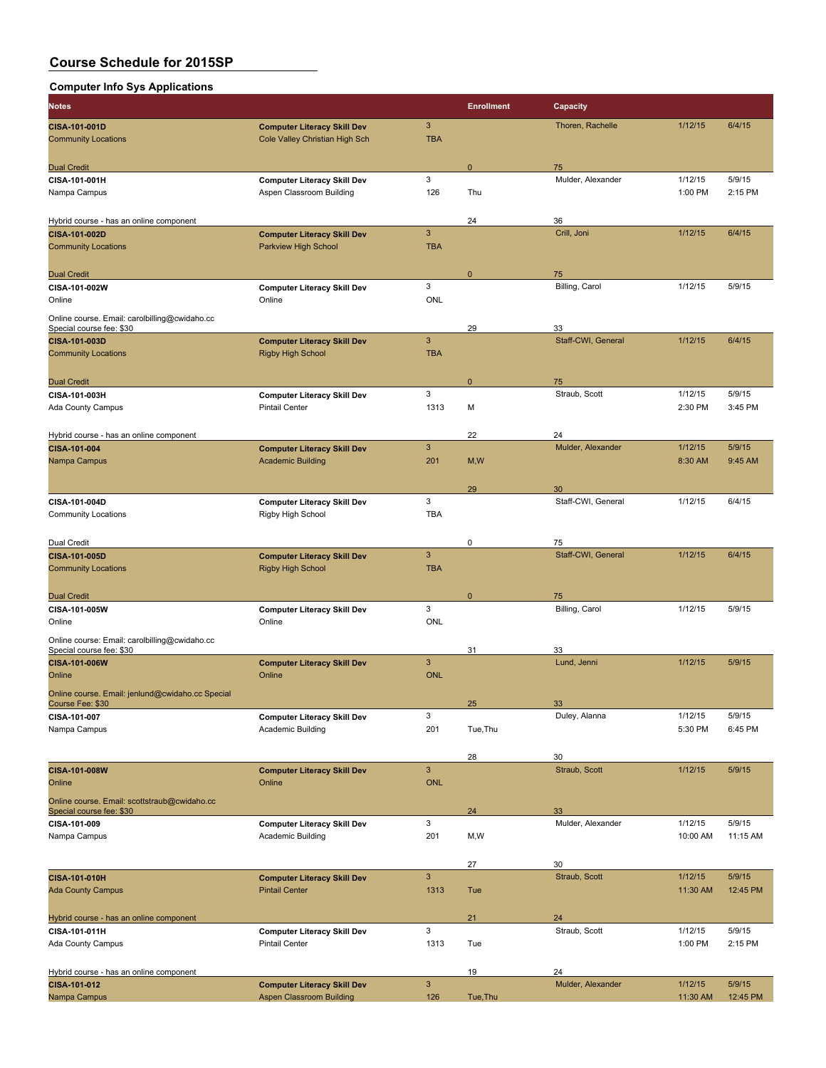# Course Schedule for 2015SP

## Computer Info Sys Applications

| Notes | | | Enrollment | Capacity | | |
|---|---|---|---|---|---|---|
| **CISA-101-001D** | **Computer Literacy Skill Dev** | 3 | | Thoren, Rachelle | 1/12/15 | 6/4/15 |
| Community Locations | Cole Valley Christian High Sch | TBA | | | | |
| Dual Credit | | | 0 | 75 | | |
| **CISA-101-001H** | **Computer Literacy Skill Dev** | 3 | | Mulder, Alexander | 1/12/15 | 5/9/15 |
| Nampa Campus | Aspen Classroom Building | 126 | Thu | | 1:00 PM | 2:15 PM |
| Hybrid course - has an online component | | | 24 | 36 | | |
| **CISA-101-002D** | **Computer Literacy Skill Dev** | 3 | | Crill, Joni | 1/12/15 | 6/4/15 |
| Community Locations | Parkview High School | TBA | | | | |
| Dual Credit | | | 0 | 75 | | |
| **CISA-101-002W** | **Computer Literacy Skill Dev** | 3 | | Billing, Carol | 1/12/15 | 5/9/15 |
| Online | Online | ONL | | | | |
| Online course. Email: carolbilling@cwidaho.cc Special course fee: $30 | | | 29 | 33 | | |
| **CISA-101-003D** | **Computer Literacy Skill Dev** | 3 | | Staff-CWI, General | 1/12/15 | 6/4/15 |
| Community Locations | Rigby High School | TBA | | | | |
| Dual Credit | | | 0 | 75 | | |
| **CISA-101-003H** | **Computer Literacy Skill Dev** | 3 | | Straub, Scott | 1/12/15 | 5/9/15 |
| Ada County Campus | Pintail Center | 1313 | M | | 2:30 PM | 3:45 PM |
| Hybrid course - has an online component | | | 22 | 24 | | |
| **CISA-101-004** | **Computer Literacy Skill Dev** | 3 | | Mulder, Alexander | 1/12/15 | 5/9/15 |
| Nampa Campus | Academic Building | 201 | M,W | | 8:30 AM | 9:45 AM |
| | | | 29 | 30 | | |
| **CISA-101-004D** | **Computer Literacy Skill Dev** | 3 | | Staff-CWI, General | 1/12/15 | 6/4/15 |
| Community Locations | Rigby High School | TBA | | | | |
| Dual Credit | | | 0 | 75 | | |
| **CISA-101-005D** | **Computer Literacy Skill Dev** | 3 | | Staff-CWI, General | 1/12/15 | 6/4/15 |
| Community Locations | Rigby High School | TBA | | | | |
| Dual Credit | | | 0 | 75 | | |
| **CISA-101-005W** | **Computer Literacy Skill Dev** | 3 | | Billing, Carol | 1/12/15 | 5/9/15 |
| Online | Online | ONL | | | | |
| Online course: Email: carolbilling@cwidaho.cc Special course fee: $30 | | | 31 | 33 | | |
| **CISA-101-006W** | **Computer Literacy Skill Dev** | 3 | | Lund, Jenni | 1/12/15 | 5/9/15 |
| Online | Online | ONL | | | | |
| Online course. Email: jenlund@cwidaho.cc Special Course Fee: $30 | | | 25 | 33 | | |
| **CISA-101-007** | **Computer Literacy Skill Dev** | 3 | | Duley, Alanna | 1/12/15 | 5/9/15 |
| Nampa Campus | Academic Building | 201 | Tue,Thu | | 5:30 PM | 6:45 PM |
| | | | 28 | 30 | | |
| **CISA-101-008W** | **Computer Literacy Skill Dev** | 3 | | Straub, Scott | 1/12/15 | 5/9/15 |
| Online | Online | ONL | | | | |
| Online course. Email: scottstraub@cwidaho.cc Special course fee: $30 | | | 24 | 33 | | |
| **CISA-101-009** | **Computer Literacy Skill Dev** | 3 | | Mulder, Alexander | 1/12/15 | 5/9/15 |
| Nampa Campus | Academic Building | 201 | M,W | | 10:00 AM | 11:15 AM |
| | | | 27 | 30 | | |
| **CISA-101-010H** | **Computer Literacy Skill Dev** | 3 | | Straub, Scott | 1/12/15 | 5/9/15 |
| Ada County Campus | Pintail Center | 1313 | Tue | | 11:30 AM | 12:45 PM |
| Hybrid course - has an online component | | | 21 | 24 | | |
| **CISA-101-011H** | **Computer Literacy Skill Dev** | 3 | | Straub, Scott | 1/12/15 | 5/9/15 |
| Ada County Campus | Pintail Center | 1313 | Tue | | 1:00 PM | 2:15 PM |
| Hybrid course - has an online component | | | 19 | 24 | | |
| **CISA-101-012** | **Computer Literacy Skill Dev** | 3 | | Mulder, Alexander | 1/12/15 | 5/9/15 |
| Nampa Campus | Aspen Classroom Building | 126 | Tue,Thu | | 11:30 AM | 12:45 PM |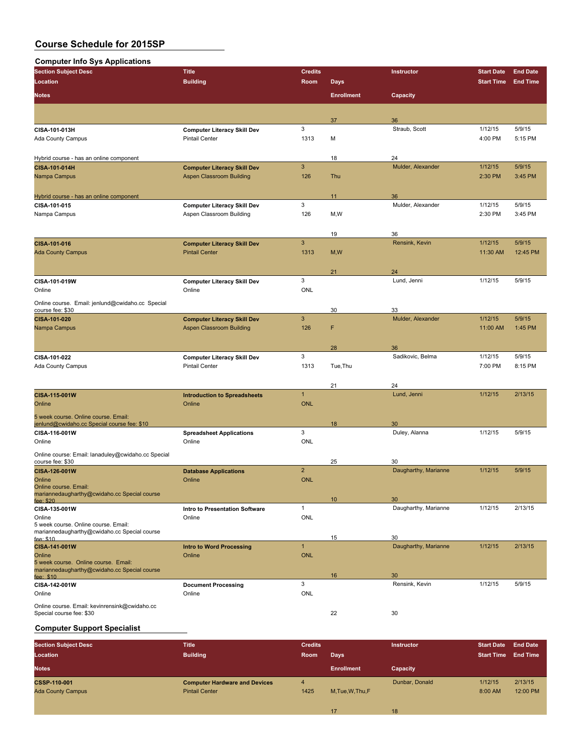# Course Schedule for 2015SP

## Computer Info Sys Applications

| Section Subject Desc / Location / Notes | Title / Building | Credits / Room | Days / Enrollment | Instructor / Capacity | Start Date / Start Time | End Date / End Time |
|---|---|---|---|---|---|---|
| | | | 37 | 36 | | |
| CISA-101-013H | Computer Literacy Skill Dev | 3 | | Straub, Scott | 1/12/15 | 5/9/15 |
| Ada County Campus | Pintail Center | 1313 | M | | 4:00 PM | 5:15 PM |
| Hybrid course - has an online component | | | 18 | 24 | | |
| CISA-101-014H | Computer Literacy Skill Dev | 3 | | Mulder, Alexander | 1/12/15 | 5/9/15 |
| Nampa Campus | Aspen Classroom Building | 126 | Thu | | 2:30 PM | 3:45 PM |
| Hybrid course - has an online component | | | 11 | 36 | | |
| CISA-101-015 | Computer Literacy Skill Dev | 3 | | Mulder, Alexander | 1/12/15 | 5/9/15 |
| Nampa Campus | Aspen Classroom Building | 126 | M,W | | 2:30 PM | 3:45 PM |
| | | | 19 | 36 | | |
| CISA-101-016 | Computer Literacy Skill Dev | 3 | | Rensink, Kevin | 1/12/15 | 5/9/15 |
| Ada County Campus | Pintail Center | 1313 | M,W | | 11:30 AM | 12:45 PM |
| | | | 21 | 24 | | |
| CISA-101-019W | Computer Literacy Skill Dev | 3 | | Lund, Jenni | 1/12/15 | 5/9/15 |
| Online | Online | ONL | | | | |
| Online course. Email: jenlund@cwidaho.cc Special course fee: $30 | | | 30 | 33 | | |
| CISA-101-020 | Computer Literacy Skill Dev | 3 | | Mulder, Alexander | 1/12/15 | 5/9/15 |
| Nampa Campus | Aspen Classroom Building | 126 | F | | 11:00 AM | 1:45 PM |
| | | | 28 | 36 | | |
| CISA-101-022 | Computer Literacy Skill Dev | 3 | | Sadikovic, Belma | 1/12/15 | 5/9/15 |
| Ada County Campus | Pintail Center | 1313 | Tue,Thu | | 7:00 PM | 8:15 PM |
| | | | 21 | 24 | | |
| CISA-115-001W | Introduction to Spreadsheets | 1 | | Lund, Jenni | 1/12/15 | 2/13/15 |
| Online | Online | ONL | | | | |
| 5 week course. Online course. Email: jenlund@cwidaho.cc Special course fee: $10 | | | 18 | 30 | | |
| CISA-116-001W | Spreadsheet Applications | 3 | | Duley, Alanna | 1/12/15 | 5/9/15 |
| Online | Online | ONL | | | | |
| Online course: Email: lanaduley@cwidaho.cc Special course fee: $30 | | | 25 | 30 | | |
| CISA-126-001W | Database Applications | 2 | | Daugharthy, Marianne | 1/12/15 | 5/9/15 |
| Online | Online | ONL | | | | |
| Online course. Email: mariannedaugharthy@cwidaho.cc Special course fee: $20 | | | 10 | 30 | | |
| CISA-135-001W | Intro to Presentation Software | 1 | | Daugharthy, Marianne | 1/12/15 | 2/13/15 |
| Online | Online | ONL | | | | |
| 5 week course. Online course. Email: mariannedaugharthy@cwidaho.cc Special course fee: $10 | | | 15 | 30 | | |
| CISA-141-001W | Intro to Word Processing | 1 | | Daugharthy, Marianne | 1/12/15 | 2/13/15 |
| Online | Online | ONL | | | | |
| 5 week course. Online course. Email: mariannedaugharthy@cwidaho.cc Special course fee: $10 | | | 16 | 30 | | |
| CISA-142-001W | Document Processing | 3 | | Rensink, Kevin | 1/12/15 | 5/9/15 |
| Online | Online | ONL | | | | |
| Online course. Email: kevinrensink@cwidaho.cc Special course fee: $30 | | | 22 | 30 | | |

## Computer Support Specialist

| Section Subject Desc / Location / Notes | Title / Building | Credits / Room | Days / Enrollment | Instructor / Capacity | Start Date / Start Time | End Date / End Time |
|---|---|---|---|---|---|---|
| CSSP-110-001 | Computer Hardware and Devices | 4 | | Dunbar, Donald | 1/12/15 | 2/13/15 |
| Ada County Campus | Pintail Center | 1425 | M,Tue,W,Thu,F | | 8:00 AM | 12:00 PM |
| | | | 17 | 18 | | |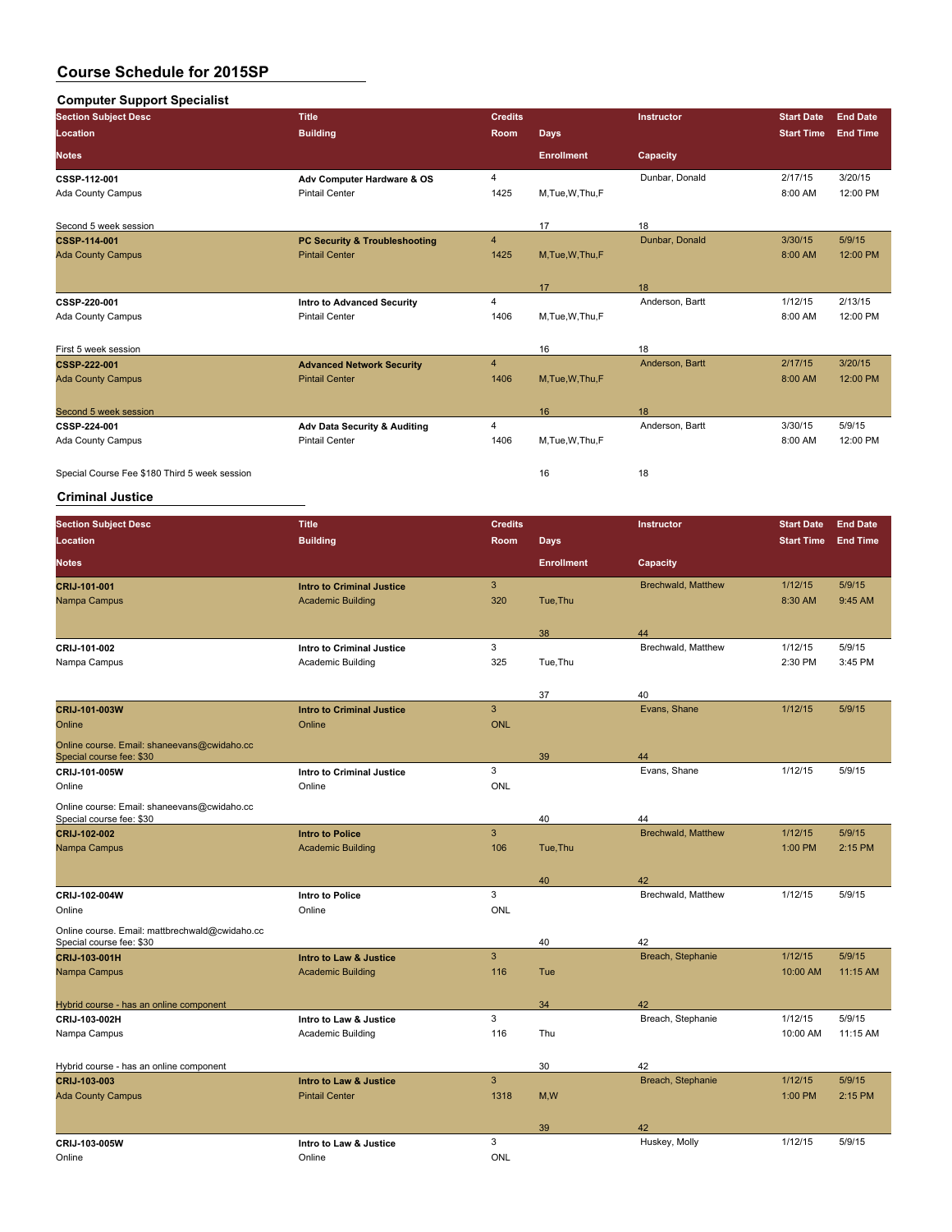# Course Schedule for 2015SP

## Computer Support Specialist

| Section Subject Desc | Title | Credits | | Instructor | Start Date | End Date |
|---|---|---|---|---|---|---|
| Location | Building | Room | Days | | Start Time | End Time |
| Notes | | | Enrollment | Capacity | | |
| CSSP-112-001 | Adv Computer Hardware & OS | 4 | | Dunbar, Donald | 2/17/15 | 3/20/15 |
| Ada County Campus | Pintail Center | 1425 | M,Tue,W,Thu,F | | 8:00 AM | 12:00 PM |
| Second 5 week session | | | 17 | 18 | | |
| CSSP-114-001 | PC Security & Troubleshooting | 4 | | Dunbar, Donald | 3/30/15 | 5/9/15 |
| Ada County Campus | Pintail Center | 1425 | M,Tue,W,Thu,F | | 8:00 AM | 12:00 PM |
| | | | 17 | 18 | | |
| CSSP-220-001 | Intro to Advanced Security | 4 | | Anderson, Bartt | 1/12/15 | 2/13/15 |
| Ada County Campus | Pintail Center | 1406 | M,Tue,W,Thu,F | | 8:00 AM | 12:00 PM |
| First 5 week session | | | 16 | 18 | | |
| CSSP-222-001 | Advanced Network Security | 4 | | Anderson, Bartt | 2/17/15 | 3/20/15 |
| Ada County Campus | Pintail Center | 1406 | M,Tue,W,Thu,F | | 8:00 AM | 12:00 PM |
| Second 5 week session | | | 16 | 18 | | |
| CSSP-224-001 | Adv Data Security & Auditing | 4 | | Anderson, Bartt | 3/30/15 | 5/9/15 |
| Ada County Campus | Pintail Center | 1406 | M,Tue,W,Thu,F | | 8:00 AM | 12:00 PM |
| Special Course Fee $180 Third 5 week session | | | 16 | 18 | | |

## Criminal Justice

| Section Subject Desc | Title | Credits | | Instructor | Start Date | End Date |
|---|---|---|---|---|---|---|
| Location | Building | Room | Days | | Start Time | End Time |
| Notes | | | Enrollment | Capacity | | |
| CRIJ-101-001 | Intro to Criminal Justice | 3 | | Brechwald, Matthew | 1/12/15 | 5/9/15 |
| Nampa Campus | Academic Building | 320 | Tue,Thu | | 8:30 AM | 9:45 AM |
| | | | 38 | 44 | | |
| CRIJ-101-002 | Intro to Criminal Justice | 3 | | Brechwald, Matthew | 1/12/15 | 5/9/15 |
| Nampa Campus | Academic Building | 325 | Tue,Thu | | 2:30 PM | 3:45 PM |
| | | | 37 | 40 | | |
| CRIJ-101-003W | Intro to Criminal Justice | 3 | | Evans, Shane | 1/12/15 | 5/9/15 |
| Online | Online | ONL | | | | |
| Online course. Email: shaneevans@cwidaho.cc Special course fee: $30 | | | 39 | 44 | | |
| CRIJ-101-005W | Intro to Criminal Justice | 3 | | Evans, Shane | 1/12/15 | 5/9/15 |
| Online | Online | ONL | | | | |
| Online course: Email: shaneevans@cwidaho.cc Special course fee: $30 | | | 40 | 44 | | |
| CRIJ-102-002 | Intro to Police | 3 | | Brechwald, Matthew | 1/12/15 | 5/9/15 |
| Nampa Campus | Academic Building | 106 | Tue,Thu | | 1:00 PM | 2:15 PM |
| | | | 40 | 42 | | |
| CRIJ-102-004W | Intro to Police | 3 | | Brechwald, Matthew | 1/12/15 | 5/9/15 |
| Online | Online | ONL | | | | |
| Online course. Email: mattbrechwald@cwidaho.cc Special course fee: $30 | | | 40 | 42 | | |
| CRIJ-103-001H | Intro to Law & Justice | 3 | | Breach, Stephanie | 1/12/15 | 5/9/15 |
| Nampa Campus | Academic Building | 116 | Tue | | 10:00 AM | 11:15 AM |
| Hybrid course - has an online component | | | 34 | 42 | | |
| CRIJ-103-002H | Intro to Law & Justice | 3 | | Breach, Stephanie | 1/12/15 | 5/9/15 |
| Nampa Campus | Academic Building | 116 | Thu | | 10:00 AM | 11:15 AM |
| Hybrid course - has an online component | | | 30 | 42 | | |
| CRIJ-103-003 | Intro to Law & Justice | 3 | | Breach, Stephanie | 1/12/15 | 5/9/15 |
| Ada County Campus | Pintail Center | 1318 | M,W | | 1:00 PM | 2:15 PM |
| | | | 39 | 42 | | |
| CRIJ-103-005W | Intro to Law & Justice | 3 | | Huskey, Molly | 1/12/15 | 5/9/15 |
| Online | Online | ONL | | | | |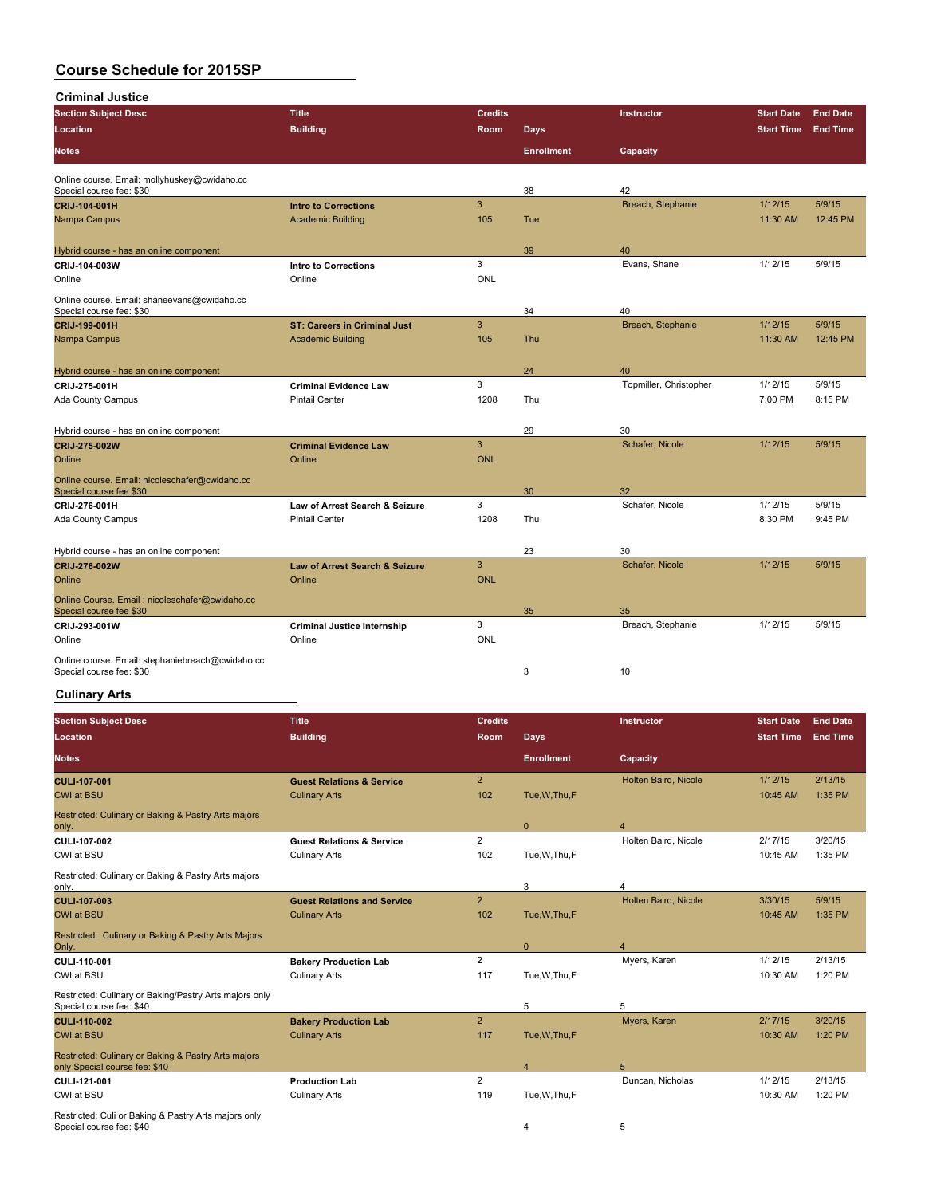# Course Schedule for 2015SP

## Criminal Justice

| Section Subject Desc / Location / Notes | Title / Building | Credits / Room | Days / Enrollment | Instructor / Capacity | Start Date / Start Time | End Date / End Time |
|---|---|---|---|---|---|---|
| Online course. Email: mollyhuskey@cwidaho.cc Special course fee: $30 | | | 38 | 42 | | |
| **CRIJ-104-001H** | **Intro to Corrections** | 3 | | Breach, Stephanie | 1/12/15 | 5/9/15 |
| Nampa Campus | Academic Building | 105 | Tue | | 11:30 AM | 12:45 PM |
| Hybrid course - has an online component | | | 39 | 40 | | |
| **CRIJ-104-003W** | **Intro to Corrections** | 3 | | Evans, Shane | 1/12/15 | 5/9/15 |
| Online | Online | ONL | | | | |
| Online course. Email: shaneevans@cwidaho.cc Special course fee: $30 | | | 34 | 40 | | |
| **CRIJ-199-001H** | **ST: Careers in Criminal Just** | 3 | | Breach, Stephanie | 1/12/15 | 5/9/15 |
| Nampa Campus | Academic Building | 105 | Thu | | 11:30 AM | 12:45 PM |
| Hybrid course - has an online component | | | 24 | 40 | | |
| **CRIJ-275-001H** | **Criminal Evidence Law** | 3 | | Topmiller, Christopher | 1/12/15 | 5/9/15 |
| Ada County Campus | Pintail Center | 1208 | Thu | | 7:00 PM | 8:15 PM |
| Hybrid course - has an online component | | | 29 | 30 | | |
| **CRIJ-275-002W** | **Criminal Evidence Law** | 3 | | Schafer, Nicole | 1/12/15 | 5/9/15 |
| Online | Online | ONL | | | | |
| Online course. Email: nicoleschafer@cwidaho.cc Special course fee $30 | | | 30 | 32 | | |
| **CRIJ-276-001H** | **Law of Arrest Search & Seizure** | 3 | | Schafer, Nicole | 1/12/15 | 5/9/15 |
| Ada County Campus | Pintail Center | 1208 | Thu | | 8:30 PM | 9:45 PM |
| Hybrid course - has an online component | | | 23 | 30 | | |
| **CRIJ-276-002W** | **Law of Arrest Search & Seizure** | 3 | | Schafer, Nicole | 1/12/15 | 5/9/15 |
| Online | Online | ONL | | | | |
| Online Course. Email : nicoleschafer@cwidaho.cc Special course fee $30 | | | 35 | 35 | | |
| **CRIJ-293-001W** | **Criminal Justice Internship** | 3 | | Breach, Stephanie | 1/12/15 | 5/9/15 |
| Online | Online | ONL | | | | |
| Online course. Email: stephaniebreach@cwidaho.cc Special course fee: $30 | | | 3 | 10 | | |

## Culinary Arts

| Section Subject Desc / Location / Notes | Title / Building | Credits / Room | Days / Enrollment | Instructor / Capacity | Start Date / Start Time | End Date / End Time |
|---|---|---|---|---|---|---|
| **CULI-107-001** | **Guest Relations & Service** | 2 | | Holten Baird, Nicole | 1/12/15 | 2/13/15 |
| CWI at BSU | Culinary Arts | 102 | Tue,W,Thu,F | | 10:45 AM | 1:35 PM |
| Restricted: Culinary or Baking & Pastry Arts majors only. | | | 0 | 4 | | |
| **CULI-107-002** | **Guest Relations & Service** | 2 | | Holten Baird, Nicole | 2/17/15 | 3/20/15 |
| CWI at BSU | Culinary Arts | 102 | Tue,W,Thu,F | | 10:45 AM | 1:35 PM |
| Restricted: Culinary or Baking & Pastry Arts majors only. | | | 3 | 4 | | |
| **CULI-107-003** | **Guest Relations and Service** | 2 | | Holten Baird, Nicole | 3/30/15 | 5/9/15 |
| CWI at BSU | Culinary Arts | 102 | Tue,W,Thu,F | | 10:45 AM | 1:35 PM |
| Restricted: Culinary or Baking & Pastry Arts Majors Only. | | | 0 | 4 | | |
| **CULI-110-001** | **Bakery Production Lab** | 2 | | Myers, Karen | 1/12/15 | 2/13/15 |
| CWI at BSU | Culinary Arts | 117 | Tue,W,Thu,F | | 10:30 AM | 1:20 PM |
| Restricted: Culinary or Baking/Pastry Arts majors only Special course fee: $40 | | | 5 | 5 | | |
| **CULI-110-002** | **Bakery Production Lab** | 2 | | Myers, Karen | 2/17/15 | 3/20/15 |
| CWI at BSU | Culinary Arts | 117 | Tue,W,Thu,F | | 10:30 AM | 1:20 PM |
| Restricted: Culinary or Baking & Pastry Arts majors only Special course fee: $40 | | | 4 | 5 | | |
| **CULI-121-001** | **Production Lab** | 2 | | Duncan, Nicholas | 1/12/15 | 2/13/15 |
| CWI at BSU | Culinary Arts | 119 | Tue,W,Thu,F | | 10:30 AM | 1:20 PM |
| Restricted: Culi or Baking & Pastry Arts majors only Special course fee: $40 | | | 4 | 5 | | |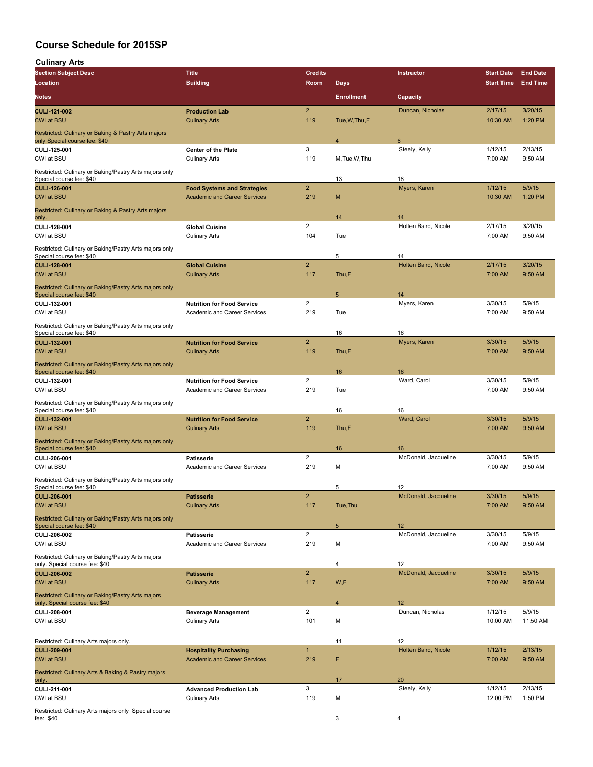# Course Schedule for 2015SP

## Culinary Arts

| Section Subject Desc / Location / Notes | Title / Building | Credits / Room | Days / Enrollment | Instructor / Capacity | Start Date / Start Time | End Date / End Time |
|---|---|---|---|---|---|---|
| CULI-121-002 | Production Lab | 2 | | Duncan, Nicholas | 2/17/15 | 3/20/15 |
| CWI at BSU | Culinary Arts | 119 | Tue,W,Thu,F | | 10:30 AM | 1:20 PM |
| Restricted: Culinary or Baking & Pastry Arts majors only Special course fee: $40 | | | 4 | 6 | | |
| CULI-125-001 | Center of the Plate | 3 | | Steely, Kelly | 1/12/15 | 2/13/15 |
| CWI at BSU | Culinary Arts | 119 | M,Tue,W,Thu | | 7:00 AM | 9:50 AM |
| Restricted: Culinary or Baking/Pastry Arts majors only Special course fee: $40 | | | 13 | 18 | | |
| CULI-126-001 | Food Systems and Strategies | 2 | | Myers, Karen | 1/12/15 | 5/9/15 |
| CWI at BSU | Academic and Career Services | 219 | M | | 10:30 AM | 1:20 PM |
| Restricted: Culinary or Baking & Pastry Arts majors only. | | | 14 | 14 | | |
| CULI-128-001 | Global Cuisine | 2 | | Holten Baird, Nicole | 2/17/15 | 3/20/15 |
| CWI at BSU | Culinary Arts | 104 | Tue | | 7:00 AM | 9:50 AM |
| Restricted: Culinary or Baking/Pastry Arts majors only Special course fee: $40 | | | 5 | 14 | | |
| CULI-128-001 | Global Cuisine | 2 | | Holten Baird, Nicole | 2/17/15 | 3/20/15 |
| CWI at BSU | Culinary Arts | 117 | Thu,F | | 7:00 AM | 9:50 AM |
| Restricted: Culinary or Baking/Pastry Arts majors only Special course fee: $40 | | | 5 | 14 | | |
| CULI-132-001 | Nutrition for Food Service | 2 | | Myers, Karen | 3/30/15 | 5/9/15 |
| CWI at BSU | Academic and Career Services | 219 | Tue | | 7:00 AM | 9:50 AM |
| Restricted: Culinary or Baking/Pastry Arts majors only Special course fee: $40 | | | 16 | 16 | | |
| CULI-132-001 | Nutrition for Food Service | 2 | | Myers, Karen | 3/30/15 | 5/9/15 |
| CWI at BSU | Culinary Arts | 119 | Thu,F | | 7:00 AM | 9:50 AM |
| Restricted: Culinary or Baking/Pastry Arts majors only Special course fee: $40 | | | 16 | 16 | | |
| CULI-132-001 | Nutrition for Food Service | 2 | | Ward, Carol | 3/30/15 | 5/9/15 |
| CWI at BSU | Academic and Career Services | 219 | Tue | | 7:00 AM | 9:50 AM |
| Restricted: Culinary or Baking/Pastry Arts majors only Special course fee: $40 | | | 16 | 16 | | |
| CULI-132-001 | Nutrition for Food Service | 2 | | Ward, Carol | 3/30/15 | 5/9/15 |
| CWI at BSU | Culinary Arts | 119 | Thu,F | | 7:00 AM | 9:50 AM |
| Restricted: Culinary or Baking/Pastry Arts majors only Special course fee: $40 | | | 16 | 16 | | |
| CULI-206-001 | Patisserie | 2 | | McDonald, Jacqueline | 3/30/15 | 5/9/15 |
| CWI at BSU | Academic and Career Services | 219 | M | | 7:00 AM | 9:50 AM |
| Restricted: Culinary or Baking/Pastry Arts majors only Special course fee: $40 | | | 5 | 12 | | |
| CULI-206-001 | Patisserie | 2 | | McDonald, Jacqueline | 3/30/15 | 5/9/15 |
| CWI at BSU | Culinary Arts | 117 | Tue,Thu | | 7:00 AM | 9:50 AM |
| Restricted: Culinary or Baking/Pastry Arts majors only Special course fee: $40 | | | 5 | 12 | | |
| CULI-206-002 | Patisserie | 2 | | McDonald, Jacqueline | 3/30/15 | 5/9/15 |
| CWI at BSU | Academic and Career Services | 219 | M | | 7:00 AM | 9:50 AM |
| Restricted: Culinary or Baking/Pastry Arts majors only. Special course fee: $40 | | | 4 | 12 | | |
| CULI-206-002 | Patisserie | 2 | | McDonald, Jacqueline | 3/30/15 | 5/9/15 |
| CWI at BSU | Culinary Arts | 117 | W,F | | 7:00 AM | 9:50 AM |
| Restricted: Culinary or Baking/Pastry Arts majors only. Special course fee: $40 | | | 4 | 12 | | |
| CULI-208-001 | Beverage Management | 2 | | Duncan, Nicholas | 1/12/15 | 5/9/15 |
| CWI at BSU | Culinary Arts | 101 | M | | 10:00 AM | 11:50 AM |
| Restricted: Culinary Arts majors only. | | | 11 | 12 | | |
| CULI-209-001 | Hospitality Purchasing | 1 | | Holten Baird, Nicole | 1/12/15 | 2/13/15 |
| CWI at BSU | Academic and Career Services | 219 | F | | 7:00 AM | 9:50 AM |
| Restricted: Culinary Arts & Baking & Pastry majors only. | | | 17 | 20 | | |
| CULI-211-001 | Advanced Production Lab | 3 | | Steely, Kelly | 1/12/15 | 2/13/15 |
| CWI at BSU | Culinary Arts | 119 | M | | 12:00 PM | 1:50 PM |
| Restricted: Culinary Arts majors only Special course fee: $40 | | | 3 | 4 | | |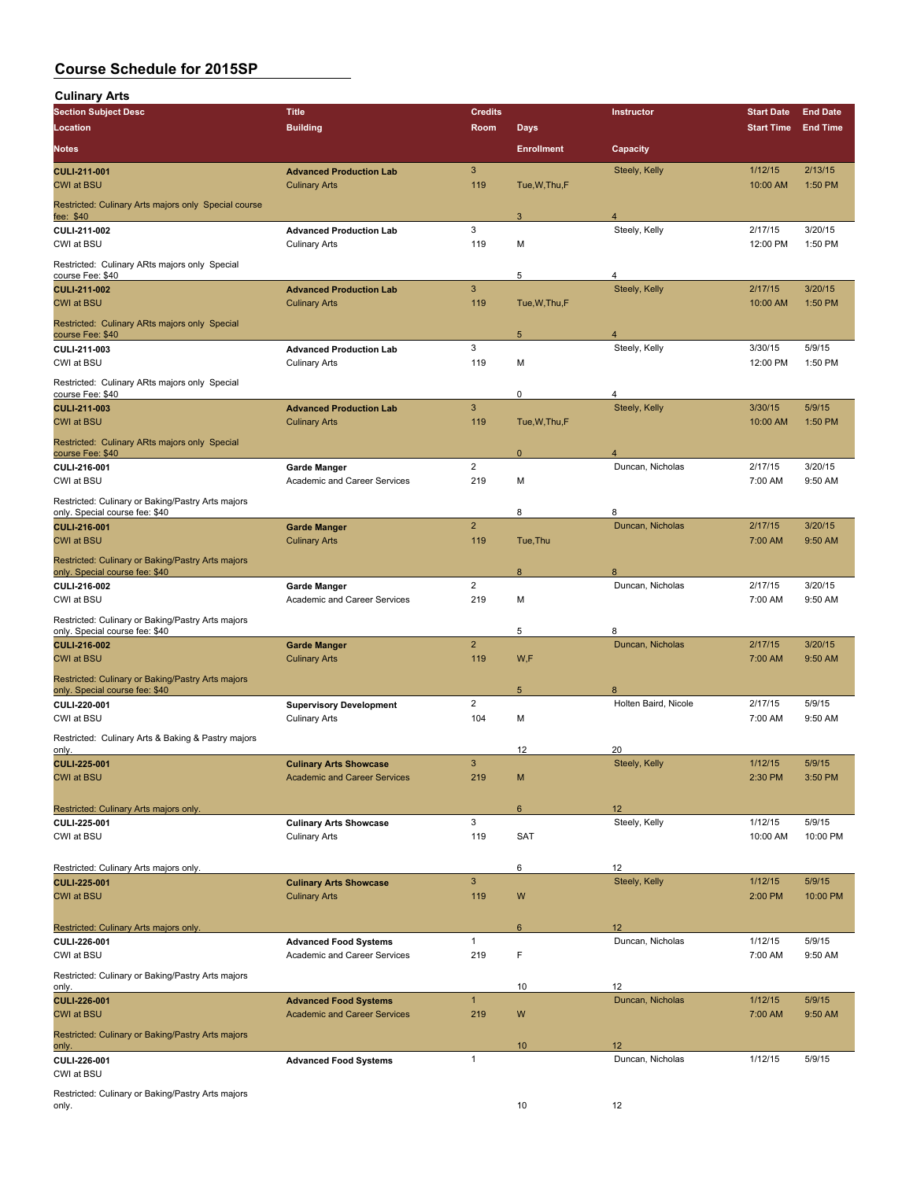# Course Schedule for 2015SP

## Culinary Arts

| Section Subject Desc / Location / Notes | Title / Building | Credits / Room | Days / Enrollment | Instructor / Capacity | Start Date / Start Time | End Date / End Time |
|---|---|---|---|---|---|---|
| **CULI-211-001** | **Advanced Production Lab** | 3 | | Steely, Kelly | 1/12/15 | 2/13/15 |
| CWI at BSU | Culinary Arts | 119 | Tue,W,Thu,F | | 10:00 AM | 1:50 PM |
| Restricted: Culinary Arts majors only Special course fee: $40 | | | 3 | 4 | | |
| **CULI-211-002** | **Advanced Production Lab** | 3 | | Steely, Kelly | 2/17/15 | 3/20/15 |
| CWI at BSU | Culinary Arts | 119 | M | | 12:00 PM | 1:50 PM |
| Restricted: Culinary ARts majors only Special course Fee: $40 | | | 5 | 4 | | |
| **CULI-211-002** | **Advanced Production Lab** | 3 | | Steely, Kelly | 2/17/15 | 3/20/15 |
| CWI at BSU | Culinary Arts | 119 | Tue,W,Thu,F | | 10:00 AM | 1:50 PM |
| Restricted: Culinary ARts majors only Special course Fee: $40 | | | 5 | 4 | | |
| **CULI-211-003** | **Advanced Production Lab** | 3 | | Steely, Kelly | 3/30/15 | 5/9/15 |
| CWI at BSU | Culinary Arts | 119 | M | | 12:00 PM | 1:50 PM |
| Restricted: Culinary ARts majors only Special course Fee: $40 | | | 0 | 4 | | |
| **CULI-211-003** | **Advanced Production Lab** | 3 | | Steely, Kelly | 3/30/15 | 5/9/15 |
| CWI at BSU | Culinary Arts | 119 | Tue,W,Thu,F | | 10:00 AM | 1:50 PM |
| Restricted: Culinary ARts majors only Special course Fee: $40 | | | 0 | 4 | | |
| **CULI-216-001** | **Garde Manger** | 2 | | Duncan, Nicholas | 2/17/15 | 3/20/15 |
| CWI at BSU | Academic and Career Services | 219 | M | | 7:00 AM | 9:50 AM |
| Restricted: Culinary or Baking/Pastry Arts majors only. Special course fee: $40 | | | 8 | 8 | | |
| **CULI-216-001** | **Garde Manger** | 2 | | Duncan, Nicholas | 2/17/15 | 3/20/15 |
| CWI at BSU | Culinary Arts | 119 | Tue,Thu | | 7:00 AM | 9:50 AM |
| Restricted: Culinary or Baking/Pastry Arts majors only. Special course fee: $40 | | | 8 | 8 | | |
| **CULI-216-002** | **Garde Manger** | 2 | | Duncan, Nicholas | 2/17/15 | 3/20/15 |
| CWI at BSU | Academic and Career Services | 219 | M | | 7:00 AM | 9:50 AM |
| Restricted: Culinary or Baking/Pastry Arts majors only. Special course fee: $40 | | | 5 | 8 | | |
| **CULI-216-002** | **Garde Manger** | 2 | | Duncan, Nicholas | 2/17/15 | 3/20/15 |
| CWI at BSU | Culinary Arts | 119 | W,F | | 7:00 AM | 9:50 AM |
| Restricted: Culinary or Baking/Pastry Arts majors only. Special course fee: $40 | | | 5 | 8 | | |
| **CULI-220-001** | **Supervisory Development** | 2 | | Holten Baird, Nicole | 2/17/15 | 5/9/15 |
| CWI at BSU | Culinary Arts | 104 | M | | 7:00 AM | 9:50 AM |
| Restricted: Culinary Arts & Baking & Pastry majors only. | | | 12 | 20 | | |
| **CULI-225-001** | **Culinary Arts Showcase** | 3 | | Steely, Kelly | 1/12/15 | 5/9/15 |
| CWI at BSU | Academic and Career Services | 219 | M | | 2:30 PM | 3:50 PM |
| Restricted: Culinary Arts majors only. | | | 6 | 12 | | |
| **CULI-225-001** | **Culinary Arts Showcase** | 3 | | Steely, Kelly | 1/12/15 | 5/9/15 |
| CWI at BSU | Culinary Arts | 119 | SAT | | 10:00 AM | 10:00 PM |
| Restricted: Culinary Arts majors only. | | | 6 | 12 | | |
| **CULI-225-001** | **Culinary Arts Showcase** | 3 | | Steely, Kelly | 1/12/15 | 5/9/15 |
| CWI at BSU | Culinary Arts | 119 | W | | 2:00 PM | 10:00 PM |
| Restricted: Culinary Arts majors only. | | | 6 | 12 | | |
| **CULI-226-001** | **Advanced Food Systems** | 1 | | Duncan, Nicholas | 1/12/15 | 5/9/15 |
| CWI at BSU | Academic and Career Services | 219 | F | | 7:00 AM | 9:50 AM |
| Restricted: Culinary or Baking/Pastry Arts majors only. | | | 10 | 12 | | |
| **CULI-226-001** | **Advanced Food Systems** | 1 | | Duncan, Nicholas | 1/12/15 | 5/9/15 |
| CWI at BSU | Academic and Career Services | 219 | W | | 7:00 AM | 9:50 AM |
| Restricted: Culinary or Baking/Pastry Arts majors only. | | | 10 | 12 | | |
| **CULI-226-001** | **Advanced Food Systems** | 1 | | Duncan, Nicholas | 1/12/15 | 5/9/15 |
| CWI at BSU | | | | | | |
| Restricted: Culinary or Baking/Pastry Arts majors only. | | | 10 | 12 | | |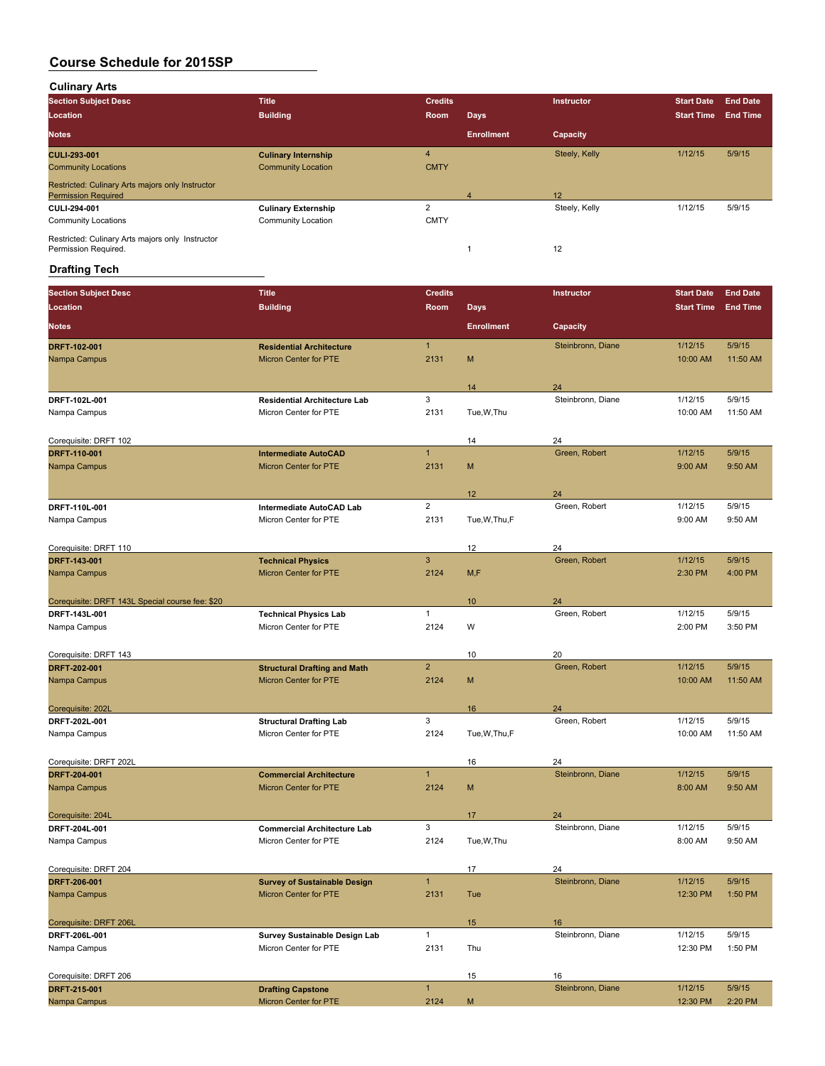# Course Schedule for 2015SP

## Culinary Arts

| Section Subject Desc | Title | Credits | | Instructor | Start Date | End Date |
|---|---|---|---|---|---|---|
| Location | Building | Room | Days | | Start Time | End Time |
| Notes | | | Enrollment | Capacity | | |
| **CULI-293-001** | **Culinary Internship** | 4 | | Steely, Kelly | 1/12/15 | 5/9/15 |
| Community Locations | Community Location | CMTY | | | | |
| Restricted: Culinary Arts majors only Instructor Permission Required | | | 4 | 12 | | |
| **CULI-294-001** | **Culinary Externship** | 2 | | Steely, Kelly | 1/12/15 | 5/9/15 |
| Community Locations | Community Location | CMTY | | | | |
| Restricted: Culinary Arts majors only Instructor Permission Required. | | | 1 | 12 | | |

## Drafting Tech

| Section Subject Desc | Title | Credits | | Instructor | Start Date | End Date |
|---|---|---|---|---|---|---|
| Location | Building | Room | Days | | Start Time | End Time |
| Notes | | | Enrollment | Capacity | | |
| **DRFT-102-001** | **Residential Architecture** | 1 | | Steinbronn, Diane | 1/12/15 | 5/9/15 |
| Nampa Campus | Micron Center for PTE | 2131 | M | | 10:00 AM | 11:50 AM |
| | | | 14 | 24 | | |
| **DRFT-102L-001** | **Residential Architecture Lab** | 3 | | Steinbronn, Diane | 1/12/15 | 5/9/15 |
| Nampa Campus | Micron Center for PTE | 2131 | Tue,W,Thu | | 10:00 AM | 11:50 AM |
| Corequisite: DRFT 102 | | | 14 | 24 | | |
| **DRFT-110-001** | **Intermediate AutoCAD** | 1 | | Green, Robert | 1/12/15 | 5/9/15 |
| Nampa Campus | Micron Center for PTE | 2131 | M | | 9:00 AM | 9:50 AM |
| | | | 12 | 24 | | |
| **DRFT-110L-001** | **Intermediate AutoCAD Lab** | 2 | | Green, Robert | 1/12/15 | 5/9/15 |
| Nampa Campus | Micron Center for PTE | 2131 | Tue,W,Thu,F | | 9:00 AM | 9:50 AM |
| Corequisite: DRFT 110 | | | 12 | 24 | | |
| **DRFT-143-001** | **Technical Physics** | 3 | | Green, Robert | 1/12/15 | 5/9/15 |
| Nampa Campus | Micron Center for PTE | 2124 | M,F | | 2:30 PM | 4:00 PM |
| Corequisite: DRFT 143L Special course fee: $20 | | | 10 | 24 | | |
| **DRFT-143L-001** | **Technical Physics Lab** | 1 | | Green, Robert | 1/12/15 | 5/9/15 |
| Nampa Campus | Micron Center for PTE | 2124 | W | | 2:00 PM | 3:50 PM |
| Corequisite: DRFT 143 | | | 10 | 20 | | |
| **DRFT-202-001** | **Structural Drafting and Math** | 2 | | Green, Robert | 1/12/15 | 5/9/15 |
| Nampa Campus | Micron Center for PTE | 2124 | M | | 10:00 AM | 11:50 AM |
| Corequisite: 202L | | | 16 | 24 | | |
| **DRFT-202L-001** | **Structural Drafting Lab** | 3 | | Green, Robert | 1/12/15 | 5/9/15 |
| Nampa Campus | Micron Center for PTE | 2124 | Tue,W,Thu,F | | 10:00 AM | 11:50 AM |
| Corequisite: DRFT 202L | | | 16 | 24 | | |
| **DRFT-204-001** | **Commercial Architecture** | 1 | | Steinbronn, Diane | 1/12/15 | 5/9/15 |
| Nampa Campus | Micron Center for PTE | 2124 | M | | 8:00 AM | 9:50 AM |
| Corequisite: 204L | | | 17 | 24 | | |
| **DRFT-204L-001** | **Commercial Architecture Lab** | 3 | | Steinbronn, Diane | 1/12/15 | 5/9/15 |
| Nampa Campus | Micron Center for PTE | 2124 | Tue,W,Thu | | 8:00 AM | 9:50 AM |
| Corequisite: DRFT 204 | | | 17 | 24 | | |
| **DRFT-206-001** | **Survey of Sustainable Design** | 1 | | Steinbronn, Diane | 1/12/15 | 5/9/15 |
| Nampa Campus | Micron Center for PTE | 2131 | Tue | | 12:30 PM | 1:50 PM |
| Corequisite: DRFT 206L | | | 15 | 16 | | |
| **DRFT-206L-001** | **Survey Sustainable Design Lab** | 1 | | Steinbronn, Diane | 1/12/15 | 5/9/15 |
| Nampa Campus | Micron Center for PTE | 2131 | Thu | | 12:30 PM | 1:50 PM |
| Corequisite: DRFT 206 | | | 15 | 16 | | |
| **DRFT-215-001** | **Drafting Capstone** | 1 | | Steinbronn, Diane | 1/12/15 | 5/9/15 |
| Nampa Campus | Micron Center for PTE | 2124 | M | | 12:30 PM | 2:20 PM |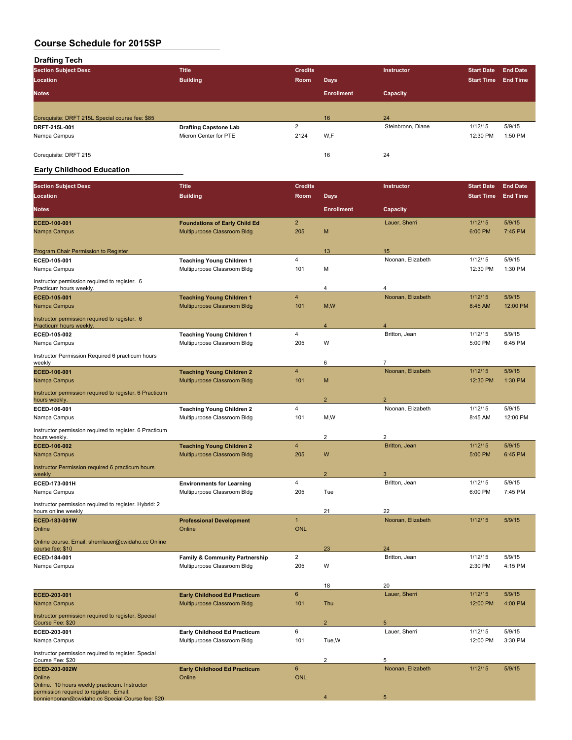# Course Schedule for 2015SP

## Drafting Tech

| Section Subject Desc | Title | Credits | | Instructor | Start Date | End Date |
|---|---|---|---|---|---|---|
| Location | Building | Room | Days | | Start Time | End Time |
| Notes | | | Enrollment | Capacity | | |
| Corequisite: DRFT 215L Special course fee: $85 | | | 16 | 24 | | |
| DRFT-215L-001 | Drafting Capstone Lab | 2 | | Steinbronn, Diane | 1/12/15 | 5/9/15 |
| Nampa Campus | Micron Center for PTE | 2124 | W,F | | 12:30 PM | 1:50 PM |
| Corequisite: DRFT 215 | | | 16 | 24 | | |

## Early Childhood Education

| Section Subject Desc | Title | Credits | | Instructor | Start Date | End Date |
|---|---|---|---|---|---|---|
| Location | Building | Room | Days | | Start Time | End Time |
| Notes | | | Enrollment | Capacity | | |
| ECED-100-001 | Foundations of Early Child Ed | 2 | | Lauer, Sherri | 1/12/15 | 5/9/15 |
| Nampa Campus | Multipurpose Classroom Bldg | 205 | M | | 6:00 PM | 7:45 PM |
| Program Chair Permission to Register | | | 13 | 15 | | |
| ECED-105-001 | Teaching Young Children 1 | 4 | | Noonan, Elizabeth | 1/12/15 | 5/9/15 |
| Nampa Campus | Multipurpose Classroom Bldg | 101 | M | | 12:30 PM | 1:30 PM |
| Instructor permission required to register. 6 Practicum hours weekly. | | | 4 | 4 | | |
| ECED-105-001 | Teaching Young Children 1 | 4 | | Noonan, Elizabeth | 1/12/15 | 5/9/15 |
| Nampa Campus | Multipurpose Classroom Bldg | 101 | M,W | | 8:45 AM | 12:00 PM |
| Instructor permission required to register. 6 Practicum hours weekly. | | | 4 | 4 | | |
| ECED-105-002 | Teaching Young Children 1 | 4 | | Britton, Jean | 1/12/15 | 5/9/15 |
| Nampa Campus | Multipurpose Classroom Bldg | 205 | W | | 5:00 PM | 6:45 PM |
| Instructor Permission Required 6 practicum hours weekly | | | 6 | 7 | | |
| ECED-106-001 | Teaching Young Children 2 | 4 | | Noonan, Elizabeth | 1/12/15 | 5/9/15 |
| Nampa Campus | Multipurpose Classroom Bldg | 101 | M | | 12:30 PM | 1:30 PM |
| Instructor permission required to register. 6 Practicum hours weekly. | | | 2 | 2 | | |
| ECED-106-001 | Teaching Young Children 2 | 4 | | Noonan, Elizabeth | 1/12/15 | 5/9/15 |
| Nampa Campus | Multipurpose Classroom Bldg | 101 | M,W | | 8:45 AM | 12:00 PM |
| Instructor permission required to register. 6 Practicum hours weekly. | | | 2 | 2 | | |
| ECED-106-002 | Teaching Young Children 2 | 4 | | Britton, Jean | 1/12/15 | 5/9/15 |
| Nampa Campus | Multipurpose Classroom Bldg | 205 | W | | 5:00 PM | 6:45 PM |
| Instructor Permission required 6 practicum hours weekly | | | 2 | 3 | | |
| ECED-173-001H | Environments for Learning | 4 | | Britton, Jean | 1/12/15 | 5/9/15 |
| Nampa Campus | Multipurpose Classroom Bldg | 205 | Tue | | 6:00 PM | 7:45 PM |
| Instructor permission required to register. Hybrid: 2 hours online weekly | | | 21 | 22 | | |
| ECED-183-001W | Professional Development | 1 | | Noonan, Elizabeth | 1/12/15 | 5/9/15 |
| Online | Online | ONL | | | | |
| Online course. Email: sherrilauer@cwidaho.cc Online course fee: $10 | | | 23 | 24 | | |
| ECED-184-001 | Family & Community Partnership | 2 | | Britton, Jean | 1/12/15 | 5/9/15 |
| Nampa Campus | Multipurpose Classroom Bldg | 205 | W | | 2:30 PM | 4:15 PM |
| | | | 18 | 20 | | |
| ECED-203-001 | Early Childhood Ed Practicum | 6 | | Lauer, Sherri | 1/12/15 | 5/9/15 |
| Nampa Campus | Multipurpose Classroom Bldg | 101 | Thu | | 12:00 PM | 4:00 PM |
| Instructor permission required to register. Special Course Fee: $20 | | | 2 | 5 | | |
| ECED-203-001 | Early Childhood Ed Practicum | 6 | | Lauer, Sherri | 1/12/15 | 5/9/15 |
| Nampa Campus | Multipurpose Classroom Bldg | 101 | Tue,W | | 12:00 PM | 3:30 PM |
| Instructor permission required to register. Special Course Fee: $20 | | | 2 | 5 | | |
| ECED-203-002W | Early Childhood Ed Practicum | 6 | | Noonan, Elizabeth | 1/12/15 | 5/9/15 |
| Online | Online | ONL | | | | |
| Online. 10 hours weekly practicum. Instructor permission required to register. Email: bonnienoonan@cwidaho.cc Special Course fee: $20 | | | 4 | 5 | | |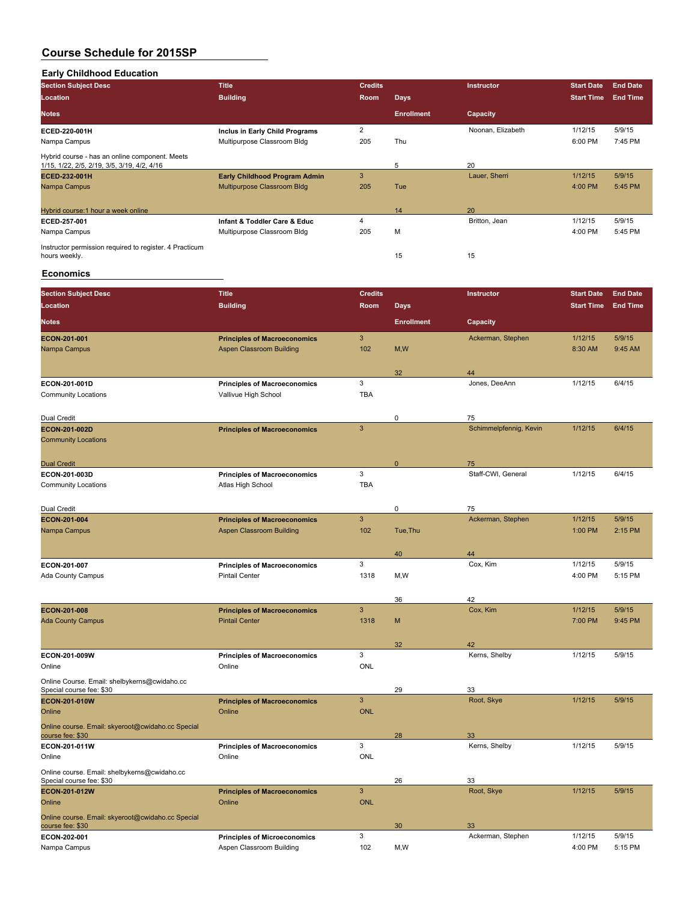# Course Schedule for 2015SP

## Early Childhood Education

| Section Subject Desc / Location / Notes | Title / Building | Credits / Room | Days / Enrollment | Instructor / Capacity | Start Date / Start Time | End Date / End Time |
|---|---|---|---|---|---|---|
| ECED-220-001H | Inclus in Early Child Programs | 2 | | Noonan, Elizabeth | 1/12/15 | 5/9/15 |
| Nampa Campus | Multipurpose Classroom Bldg | 205 | Thu | | 6:00 PM | 7:45 PM |
| Hybrid course - has an online component. Meets 1/15, 1/22, 2/5, 2/19, 3/5, 3/19, 4/2, 4/16 | | | 5 | 20 | | |
| ECED-232-001H | Early Childhood Program Admin | 3 | | Lauer, Sherri | 1/12/15 | 5/9/15 |
| Nampa Campus | Multipurpose Classroom Bldg | 205 | Tue | | 4:00 PM | 5:45 PM |
| Hybrid course:1 hour a week online | | | 14 | 20 | | |
| ECED-257-001 | Infant & Toddler Care & Educ | 4 | | Britton, Jean | 1/12/15 | 5/9/15 |
| Nampa Campus | Multipurpose Classroom Bldg | 205 | M | | 4:00 PM | 5:45 PM |
| Instructor permission required to register. 4 Practicum hours weekly. | | | 15 | 15 | | |

## Economics

| Section Subject Desc / Location / Notes | Title / Building | Credits / Room | Days / Enrollment | Instructor / Capacity | Start Date / Start Time | End Date / End Time |
|---|---|---|---|---|---|---|
| ECON-201-001 | Principles of Macroeconomics | 3 | | Ackerman, Stephen | 1/12/15 | 5/9/15 |
| Nampa Campus | Aspen Classroom Building | 102 | M,W | | 8:30 AM | 9:45 AM |
| | | | 32 | 44 | | |
| ECON-201-001D | Principles of Macroeconomics | 3 | | Jones, DeeAnn | 1/12/15 | 6/4/15 |
| Community Locations | Vallivue High School | TBA | | | | |
| Dual Credit | | | 0 | 75 | | |
| ECON-201-002D | Principles of Macroeconomics | 3 | | Schimmelpfennig, Kevin | 1/12/15 | 6/4/15 |
| Community Locations | | | | | | |
| Dual Credit | | | 0 | 75 | | |
| ECON-201-003D | Principles of Macroeconomics | 3 | | Staff-CWI, General | 1/12/15 | 6/4/15 |
| Community Locations | Atlas High School | TBA | | | | |
| Dual Credit | | | 0 | 75 | | |
| ECON-201-004 | Principles of Macroeconomics | 3 | | Ackerman, Stephen | 1/12/15 | 5/9/15 |
| Nampa Campus | Aspen Classroom Building | 102 | Tue,Thu | | 1:00 PM | 2:15 PM |
| | | | 40 | 44 | | |
| ECON-201-007 | Principles of Macroeconomics | 3 | | Cox, Kim | 1/12/15 | 5/9/15 |
| Ada County Campus | Pintail Center | 1318 | M,W | | 4:00 PM | 5:15 PM |
| | | | 36 | 42 | | |
| ECON-201-008 | Principles of Macroeconomics | 3 | | Cox, Kim | 1/12/15 | 5/9/15 |
| Ada County Campus | Pintail Center | 1318 | M | | 7:00 PM | 9:45 PM |
| | | | 32 | 42 | | |
| ECON-201-009W | Principles of Macroeconomics | 3 | | Kerns, Shelby | 1/12/15 | 5/9/15 |
| Online | Online | ONL | | | | |
| Online Course. Email: shelbykerns@cwidaho.cc Special course fee: $30 | | | 29 | 33 | | |
| ECON-201-010W | Principles of Macroeconomics | 3 | | Root, Skye | 1/12/15 | 5/9/15 |
| Online | Online | ONL | | | | |
| Online course. Email: skyeroot@cwidaho.cc Special course fee: $30 | | | 28 | 33 | | |
| ECON-201-011W | Principles of Macroeconomics | 3 | | Kerns, Shelby | 1/12/15 | 5/9/15 |
| Online | Online | ONL | | | | |
| Online course. Email: shelbykerns@cwidaho.cc Special course fee: $30 | | | 26 | 33 | | |
| ECON-201-012W | Principles of Macroeconomics | 3 | | Root, Skye | 1/12/15 | 5/9/15 |
| Online | Online | ONL | | | | |
| Online course. Email: skyeroot@cwidaho.cc Special course fee: $30 | | | 30 | 33 | | |
| ECON-202-001 | Principles of Microeconomics | 3 | | Ackerman, Stephen | 1/12/15 | 5/9/15 |
| Nampa Campus | Aspen Classroom Building | 102 | M,W | | 4:00 PM | 5:15 PM |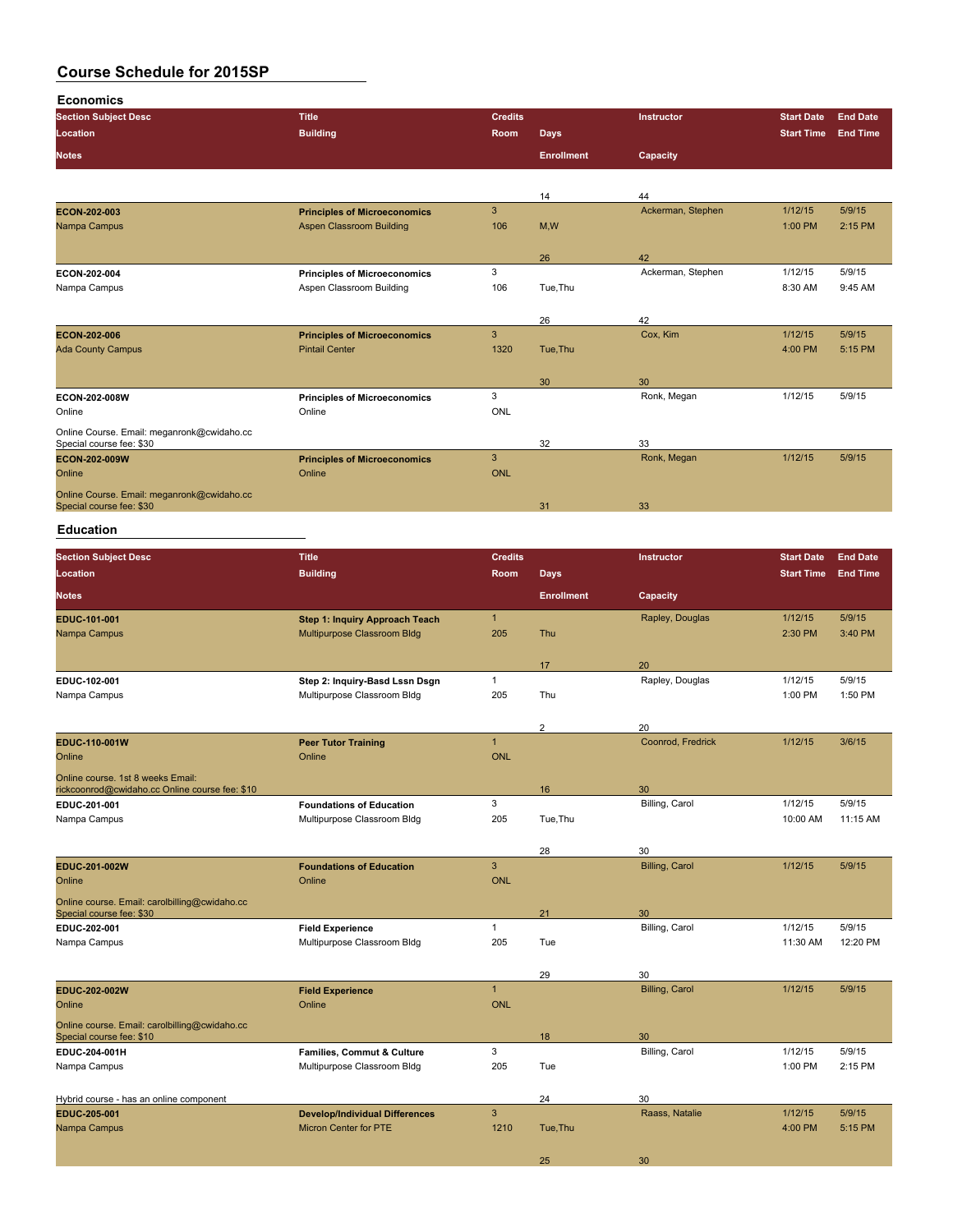# Course Schedule for 2015SP

## Economics

| Section Subject Desc | Title | Credits | Days | Instructor | Start Date | End Date |
|---|---|---|---|---|---|---|
| Location | Building | Room | Days | | Start Time | End Time |
| Notes | | | Enrollment | Capacity | | |
| | | | 14 | 44 | | |
| **ECON-202-003** | **Principles of Microeconomics** | 3 | | Ackerman, Stephen | 1/12/15 | 5/9/15 |
| Nampa Campus | Aspen Classroom Building | 106 | M,W | | 1:00 PM | 2:15 PM |
| | | | 26 | 42 | | |
| **ECON-202-004** | **Principles of Microeconomics** | 3 | | Ackerman, Stephen | 1/12/15 | 5/9/15 |
| Nampa Campus | Aspen Classroom Building | 106 | Tue,Thu | | 8:30 AM | 9:45 AM |
| | | | 26 | 42 | | |
| **ECON-202-006** | **Principles of Microeconomics** | 3 | | Cox, Kim | 1/12/15 | 5/9/15 |
| Ada County Campus | Pintail Center | 1320 | Tue,Thu | | 4:00 PM | 5:15 PM |
| | | | 30 | 30 | | |
| **ECON-202-008W** | **Principles of Microeconomics** | 3 | | Ronk, Megan | 1/12/15 | 5/9/15 |
| Online | Online | ONL | | | | |
| Online Course. Email: meganronk@cwidaho.cc Special course fee: $30 | | | 32 | 33 | | |
| **ECON-202-009W** | **Principles of Microeconomics** | 3 | | Ronk, Megan | 1/12/15 | 5/9/15 |
| Online | Online | ONL | | | | |
| Online Course. Email: meganronk@cwidaho.cc Special course fee: $30 | | | 31 | 33 | | |

## Education

| Section Subject Desc | Title | Credits | Days | Instructor | Start Date | End Date |
|---|---|---|---|---|---|---|
| Location | Building | Room | Days | | Start Time | End Time |
| Notes | | | Enrollment | Capacity | | |
| **EDUC-101-001** | **Step 1: Inquiry Approach Teach** | 1 | | Rapley, Douglas | 1/12/15 | 5/9/15 |
| Nampa Campus | Multipurpose Classroom Bldg | 205 | Thu | | 2:30 PM | 3:40 PM |
| | | | 17 | 20 | | |
| **EDUC-102-001** | **Step 2: Inquiry-Basd Lssn Dsgn** | 1 | | Rapley, Douglas | 1/12/15 | 5/9/15 |
| Nampa Campus | Multipurpose Classroom Bldg | 205 | Thu | | 1:00 PM | 1:50 PM |
| | | | 2 | 20 | | |
| **EDUC-110-001W** | **Peer Tutor Training** | 1 | | Coonrod, Fredrick | 1/12/15 | 3/6/15 |
| Online | Online | ONL | | | | |
| Online course. 1st 8 weeks Email: rickcoonrod@cwidaho.cc Online course fee: $10 | | | 16 | 30 | | |
| **EDUC-201-001** | **Foundations of Education** | 3 | | Billing, Carol | 1/12/15 | 5/9/15 |
| Nampa Campus | Multipurpose Classroom Bldg | 205 | Tue,Thu | | 10:00 AM | 11:15 AM |
| | | | 28 | 30 | | |
| **EDUC-201-002W** | **Foundations of Education** | 3 | | Billing, Carol | 1/12/15 | 5/9/15 |
| Online | Online | ONL | | | | |
| Online course. Email: carolbilling@cwidaho.cc Special course fee: $30 | | | 21 | 30 | | |
| **EDUC-202-001** | **Field Experience** | 1 | | Billing, Carol | 1/12/15 | 5/9/15 |
| Nampa Campus | Multipurpose Classroom Bldg | 205 | Tue | | 11:30 AM | 12:20 PM |
| | | | 29 | 30 | | |
| **EDUC-202-002W** | **Field Experience** | 1 | | Billing, Carol | 1/12/15 | 5/9/15 |
| Online | Online | ONL | | | | |
| Online course. Email: carolbilling@cwidaho.cc Special course fee: $10 | | | 18 | 30 | | |
| **EDUC-204-001H** | **Families, Commut & Culture** | 3 | | Billing, Carol | 1/12/15 | 5/9/15 |
| Nampa Campus | Multipurpose Classroom Bldg | 205 | Tue | | 1:00 PM | 2:15 PM |
| Hybrid course - has an online component | | | 24 | 30 | | |
| **EDUC-205-001** | **Develop/Individual Differences** | 3 | | Raass, Natalie | 1/12/15 | 5/9/15 |
| Nampa Campus | Micron Center for PTE | 1210 | Tue,Thu | | 4:00 PM | 5:15 PM |
| | | | 25 | 30 | | |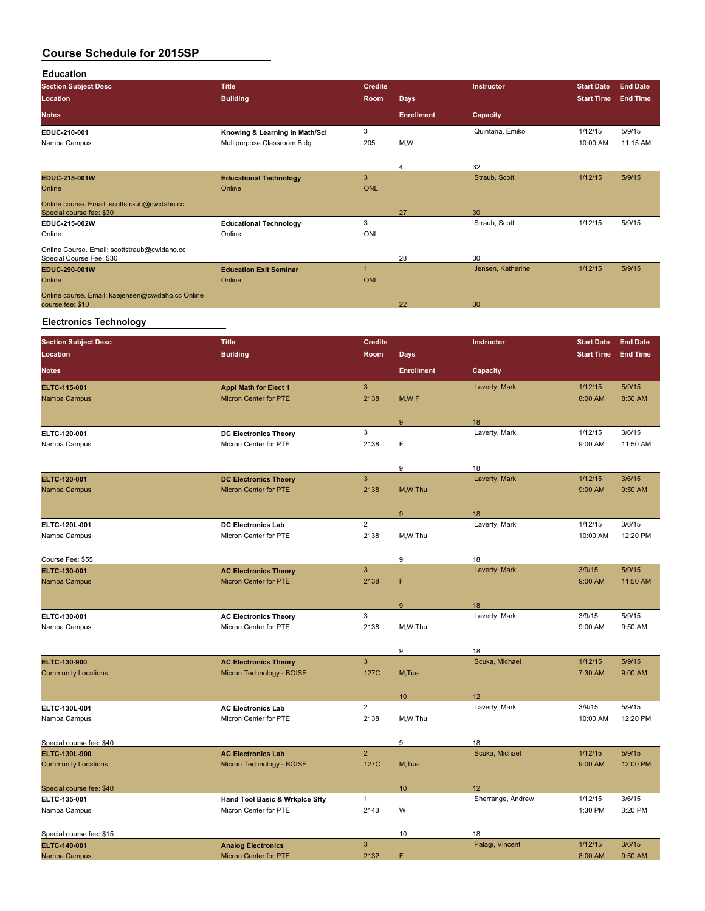# Course Schedule for 2015SP

## Education

| Section Subject Desc / Location / Notes | Title / Building | Credits / Room | Days / Enrollment | Instructor / Capacity | Start Date / Start Time | End Date / End Time |
|---|---|---|---|---|---|---|
| EDUC-210-001<br>Nampa Campus | Knowing & Learning in Math/Sci<br>Multipurpose Classroom Bldg | 3<br>205 | M,W<br>4 | Quintana, Emiko<br>32 | 1/12/15<br>10:00 AM | 5/9/15<br>11:15 AM |
| EDUC-215-001W<br>Online<br>Online course. Email: scottstraub@cwidaho.cc Special course fee: $30 | Educational Technology<br>Online | 3<br>ONL | 27 | Straub, Scott<br>30 | 1/12/15 | 5/9/15 |
| EDUC-215-002W<br>Online<br>Online Course. Email: scottstraub@cwidaho.cc Special Course Fee: $30 | Educational Technology<br>Online | 3<br>ONL | 28 | Straub, Scott<br>30 | 1/12/15 | 5/9/15 |
| EDUC-290-001W<br>Online<br>Online course. Email: kaejensen@cwidaho.cc Online course fee: $10 | Education Exit Seminar<br>Online | 1<br>ONL | 22 | Jensen, Katherine<br>30 | 1/12/15 | 5/9/15 |

## Electronics Technology

| Section Subject Desc / Location / Notes | Title / Building | Credits / Room | Days / Enrollment | Instructor / Capacity | Start Date / Start Time | End Date / End Time |
|---|---|---|---|---|---|---|
| ELTC-115-001<br>Nampa Campus | Appl Math for Elect 1<br>Micron Center for PTE | 3<br>2138 | M,W,F<br>9 | Laverty, Mark<br>18 | 1/12/15<br>8:00 AM | 5/9/15<br>8:50 AM |
| ELTC-120-001<br>Nampa Campus | DC Electronics Theory<br>Micron Center for PTE | 3<br>2138 | F<br>9 | Laverty, Mark<br>18 | 1/12/15<br>9:00 AM | 3/6/15<br>11:50 AM |
| ELTC-120-001<br>Nampa Campus | DC Electronics Theory<br>Micron Center for PTE | 3<br>2138 | M,W,Thu<br>9 | Laverty, Mark<br>18 | 1/12/15<br>9:00 AM | 3/6/15<br>9:50 AM |
| ELTC-120L-001<br>Nampa Campus<br>Course Fee: $55 | DC Electronics Lab<br>Micron Center for PTE | 2<br>2138 | M,W,Thu<br>9 | Laverty, Mark<br>18 | 1/12/15<br>10:00 AM | 3/6/15<br>12:20 PM |
| ELTC-130-001<br>Nampa Campus | AC Electronics Theory<br>Micron Center for PTE | 3<br>2138 | F<br>9 | Laverty, Mark<br>18 | 3/9/15<br>9:00 AM | 5/9/15<br>11:50 AM |
| ELTC-130-001<br>Nampa Campus | AC Electronics Theory<br>Micron Center for PTE | 3<br>2138 | M,W,Thu<br>9 | Laverty, Mark<br>18 | 3/9/15<br>9:00 AM | 5/9/15<br>9:50 AM |
| ELTC-130-900<br>Community Locations | AC Electronics Theory<br>Micron Technology - BOISE | 3<br>127C | M,Tue<br>10 | Scuka, Michael<br>12 | 1/12/15<br>7:30 AM | 5/9/15<br>9:00 AM |
| ELTC-130L-001<br>Nampa Campus<br>Special course fee: $40 | AC Electronics Lab<br>Micron Center for PTE | 2<br>2138 | M,W,Thu<br>9 | Laverty, Mark<br>18 | 3/9/15<br>10:00 AM | 5/9/15<br>12:20 PM |
| ELTC-130L-900<br>Community Locations<br>Special course fee: $40 | AC Electronics Lab<br>Micron Technology - BOISE | 2<br>127C | M,Tue<br>10 | Scuka, Michael<br>12 | 1/12/15<br>9:00 AM | 5/9/15<br>12:00 PM |
| ELTC-135-001<br>Nampa Campus<br>Special course fee: $15 | Hand Tool Basic & Wrkplce Sfty<br>Micron Center for PTE | 1<br>2143 | W<br>10 | Sherrange, Andrew<br>18 | 1/12/15<br>1:30 PM | 3/6/15<br>3:20 PM |
| ELTC-140-001<br>Nampa Campus | Analog Electronics<br>Micron Center for PTE | 3<br>2132 | F | Palagi, Vincent | 1/12/15<br>8:00 AM | 3/6/15<br>9:50 AM |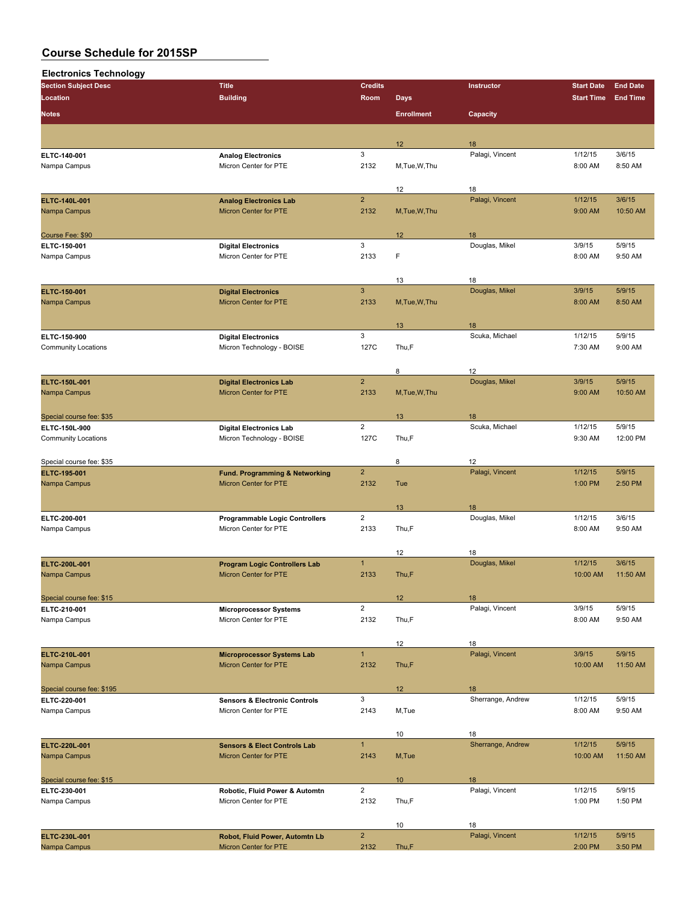# Course Schedule for 2015SP

## Electronics Technology

| Section Subject Desc / Location / Notes | Title / Building | Credits / Room | Days / Enrollment | Instructor / Capacity | Start Date / Start Time | End Date / End Time |
|---|---|---|---|---|---|---|
| ELTC-140-001 | Analog Electronics | 3 | | Palagi, Vincent | 1/12/15 | 3/6/15 |
| Nampa Campus | Micron Center for PTE | 2132 | M,Tue,W,Thu | | 8:00 AM | 8:50 AM |
| | | | 12 | 18 | | |
| ELTC-140L-001 | Analog Electronics Lab | 2 | | Palagi, Vincent | 1/12/15 | 3/6/15 |
| Nampa Campus | Micron Center for PTE | 2132 | M,Tue,W,Thu | | 9:00 AM | 10:50 AM |
| Course Fee: $90 | | | 12 | 18 | | |
| ELTC-150-001 | Digital Electronics | 3 | | Douglas, Mikel | 3/9/15 | 5/9/15 |
| Nampa Campus | Micron Center for PTE | 2133 | F | | 8:00 AM | 9:50 AM |
| | | | 13 | 18 | | |
| ELTC-150-001 | Digital Electronics | 3 | | Douglas, Mikel | 3/9/15 | 5/9/15 |
| Nampa Campus | Micron Center for PTE | 2133 | M,Tue,W,Thu | | 8:00 AM | 8:50 AM |
| | | | 13 | 18 | | |
| ELTC-150-900 | Digital Electronics | 3 | | Scuka, Michael | 1/12/15 | 5/9/15 |
| Community Locations | Micron Technology - BOISE | 127C | Thu,F | | 7:30 AM | 9:00 AM |
| | | | 8 | 12 | | |
| ELTC-150L-001 | Digital Electronics Lab | 2 | | Douglas, Mikel | 3/9/15 | 5/9/15 |
| Nampa Campus | Micron Center for PTE | 2133 | M,Tue,W,Thu | | 9:00 AM | 10:50 AM |
| Special course fee: $35 | | | 13 | 18 | | |
| ELTC-150L-900 | Digital Electronics Lab | 2 | | Scuka, Michael | 1/12/15 | 5/9/15 |
| Community Locations | Micron Technology - BOISE | 127C | Thu,F | | 9:30 AM | 12:00 PM |
| Special course fee: $35 | | | 8 | 12 | | |
| ELTC-195-001 | Fund. Programming & Networking | 2 | | Palagi, Vincent | 1/12/15 | 5/9/15 |
| Nampa Campus | Micron Center for PTE | 2132 | Tue | | 1:00 PM | 2:50 PM |
| | | | 13 | 18 | | |
| ELTC-200-001 | Programmable Logic Controllers | 2 | | Douglas, Mikel | 1/12/15 | 3/6/15 |
| Nampa Campus | Micron Center for PTE | 2133 | Thu,F | | 8:00 AM | 9:50 AM |
| | | | 12 | 18 | | |
| ELTC-200L-001 | Program Logic Controllers Lab | 1 | | Douglas, Mikel | 1/12/15 | 3/6/15 |
| Nampa Campus | Micron Center for PTE | 2133 | Thu,F | | 10:00 AM | 11:50 AM |
| Special course fee: $15 | | | 12 | 18 | | |
| ELTC-210-001 | Microprocessor Systems | 2 | | Palagi, Vincent | 3/9/15 | 5/9/15 |
| Nampa Campus | Micron Center for PTE | 2132 | Thu,F | | 8:00 AM | 9:50 AM |
| | | | 12 | 18 | | |
| ELTC-210L-001 | Microprocessor Systems Lab | 1 | | Palagi, Vincent | 3/9/15 | 5/9/15 |
| Nampa Campus | Micron Center for PTE | 2132 | Thu,F | | 10:00 AM | 11:50 AM |
| Special course fee: $195 | | | 12 | 18 | | |
| ELTC-220-001 | Sensors & Electronic Controls | 3 | | Sherrange, Andrew | 1/12/15 | 5/9/15 |
| Nampa Campus | Micron Center for PTE | 2143 | M,Tue | | 8:00 AM | 9:50 AM |
| | | | 10 | 18 | | |
| ELTC-220L-001 | Sensors & Elect Controls Lab | 1 | | Sherrange, Andrew | 1/12/15 | 5/9/15 |
| Nampa Campus | Micron Center for PTE | 2143 | M,Tue | | 10:00 AM | 11:50 AM |
| Special course fee: $15 | | | 10 | 18 | | |
| ELTC-230-001 | Robotic, Fluid Power & Automtn | 2 | | Palagi, Vincent | 1/12/15 | 5/9/15 |
| Nampa Campus | Micron Center for PTE | 2132 | Thu,F | | 1:00 PM | 1:50 PM |
| | | | 10 | 18 | | |
| ELTC-230L-001 | Robot, Fluid Power, Automtn Lb | 2 | | Palagi, Vincent | 1/12/15 | 5/9/15 |
| Nampa Campus | Micron Center for PTE | 2132 | Thu,F | | 2:00 PM | 3:50 PM |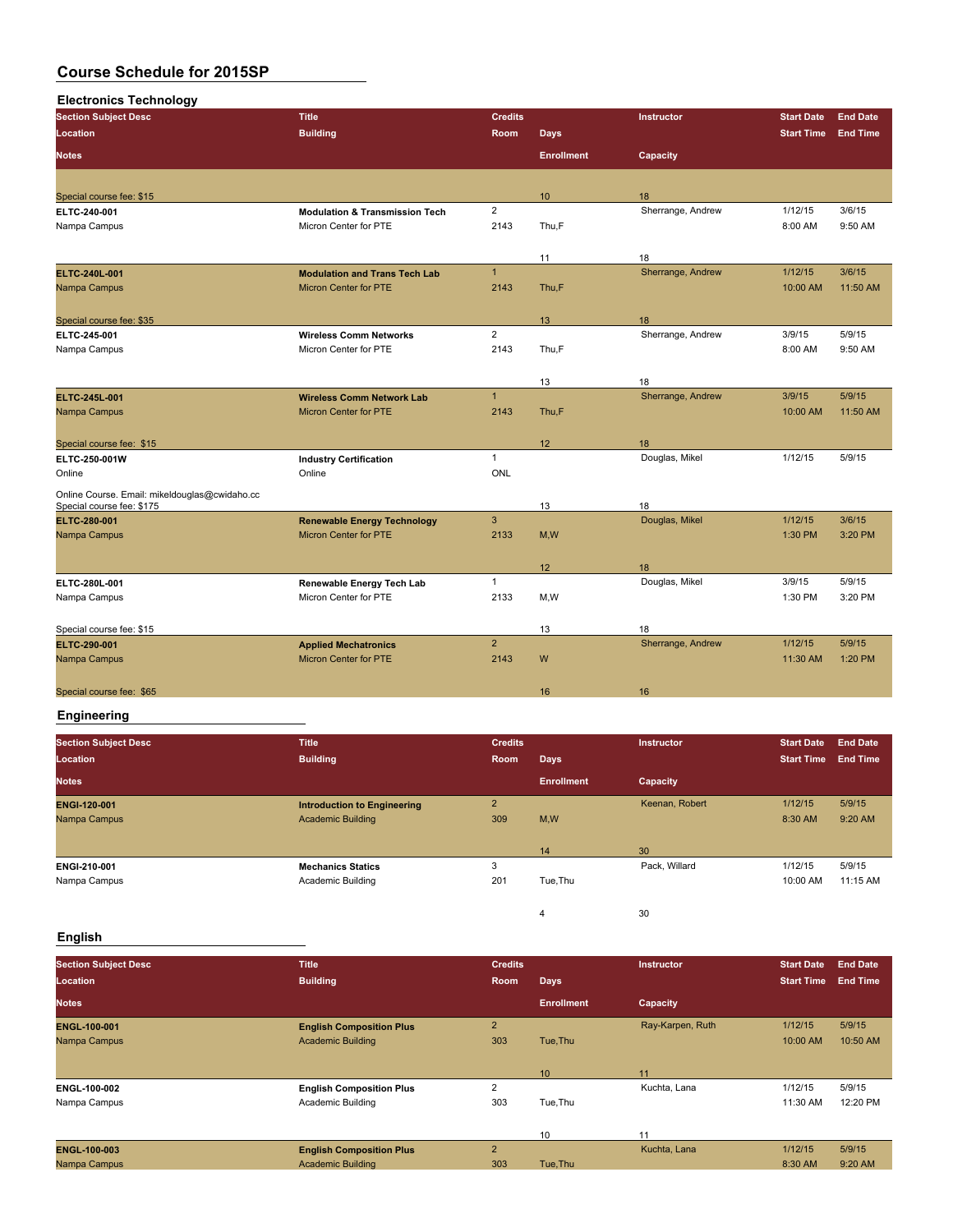# Course Schedule for 2015SP

## Electronics Technology

| Section Subject Desc | Title | Credits | Instructor | Start Date | End Date | Location | Building | Room | Days | Start Time | End Time | Notes | Enrollment | Capacity |
|---|---|---|---|---|---|---|---|---|---|---|---|---|---|---|
| | | | | | | | | | | | | Special course fee: $15 | 10 | 18 |
| ELTC-240-001 | Modulation & Transmission Tech | 2 | Sherrange, Andrew | 1/12/15 | 3/6/15 | Nampa Campus | Micron Center for PTE | 2143 | Thu,F | 8:00 AM | 9:50 AM | | 11 | 18 |
| ELTC-240L-001 | Modulation and Trans Tech Lab | 1 | Sherrange, Andrew | 1/12/15 | 3/6/15 | Nampa Campus | Micron Center for PTE | 2143 | Thu,F | 10:00 AM | 11:50 AM | Special course fee: $35 | 13 | 18 |
| ELTC-245-001 | Wireless Comm Networks | 2 | Sherrange, Andrew | 3/9/15 | 5/9/15 | Nampa Campus | Micron Center for PTE | 2143 | Thu,F | 8:00 AM | 9:50 AM | | 13 | 18 |
| ELTC-245L-001 | Wireless Comm Network Lab | 1 | Sherrange, Andrew | 3/9/15 | 5/9/15 | Nampa Campus | Micron Center for PTE | 2143 | Thu,F | 10:00 AM | 11:50 AM | Special course fee: $15 | 12 | 18 |
| ELTC-250-001W | Industry Certification | 1 | Douglas, Mikel | 1/12/15 | 5/9/15 | Online | Online | ONL | | | | Online Course. Email: mikeldouglas@cwidaho.cc Special course fee: $175 | 13 | 18 |
| ELTC-280-001 | Renewable Energy Technology | 3 | Douglas, Mikel | 1/12/15 | 3/6/15 | Nampa Campus | Micron Center for PTE | 2133 | M,W | 1:30 PM | 3:20 PM | | 12 | 18 |
| ELTC-280L-001 | Renewable Energy Tech Lab | 1 | Douglas, Mikel | 3/9/15 | 5/9/15 | Nampa Campus | Micron Center for PTE | 2133 | M,W | 1:30 PM | 3:20 PM | Special course fee: $15 | 13 | 18 |
| ELTC-290-001 | Applied Mechatronics | 2 | Sherrange, Andrew | 1/12/15 | 5/9/15 | Nampa Campus | Micron Center for PTE | 2143 | W | 11:30 AM | 1:20 PM | Special course fee: $65 | 16 | 16 |

## Engineering

| Section Subject Desc | Title | Credits | Instructor | Start Date | End Date | Location | Building | Room | Days | Start Time | End Time | Notes | Enrollment | Capacity |
|---|---|---|---|---|---|---|---|---|---|---|---|---|---|---|
| ENGI-120-001 | Introduction to Engineering | 2 | Keenan, Robert | 1/12/15 | 5/9/15 | Nampa Campus | Academic Building | 309 | M,W | 8:30 AM | 9:20 AM | | 14 | 30 |
| ENGI-210-001 | Mechanics Statics | 3 | Pack, Willard | 1/12/15 | 5/9/15 | Nampa Campus | Academic Building | 201 | Tue,Thu | 10:00 AM | 11:15 AM | | 4 | 30 |

## English

| Section Subject Desc | Title | Credits | Instructor | Start Date | End Date | Location | Building | Room | Days | Start Time | End Time | Notes | Enrollment | Capacity |
|---|---|---|---|---|---|---|---|---|---|---|---|---|---|---|
| ENGL-100-001 | English Composition Plus | 2 | Ray-Karpen, Ruth | 1/12/15 | 5/9/15 | Nampa Campus | Academic Building | 303 | Tue,Thu | 10:00 AM | 10:50 AM | | 10 | 11 |
| ENGL-100-002 | English Composition Plus | 2 | Kuchta, Lana | 1/12/15 | 5/9/15 | Nampa Campus | Academic Building | 303 | Tue,Thu | 11:30 AM | 12:20 PM | | 10 | 11 |
| ENGL-100-003 | English Composition Plus | 2 | Kuchta, Lana | 1/12/15 | 5/9/15 | Nampa Campus | Academic Building | 303 | Tue,Thu | 8:30 AM | 9:20 AM | | | |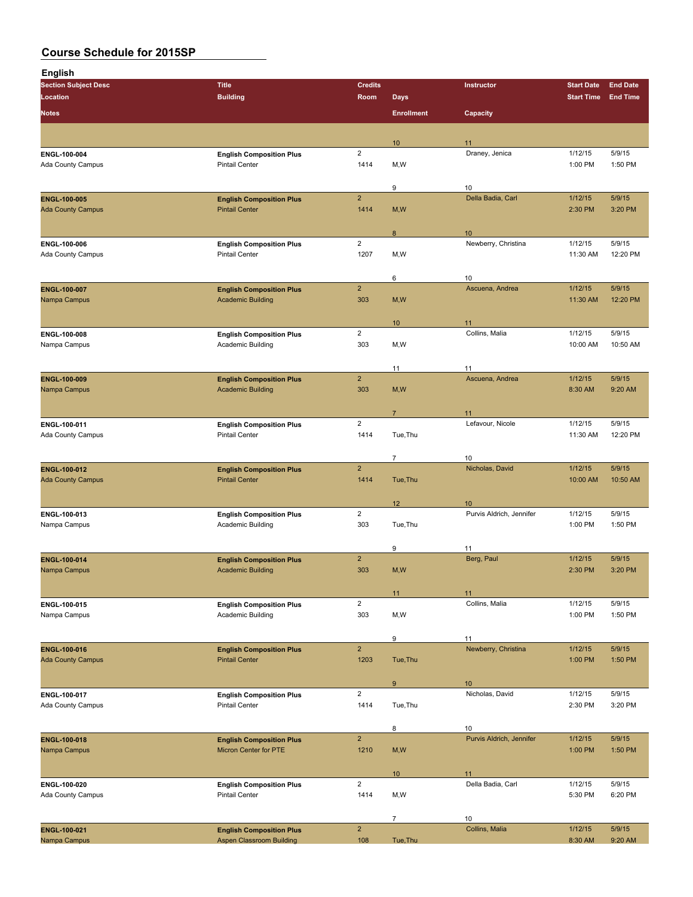# Course Schedule for 2015SP

## English

| Section Subject Desc | Location | Title | Building | Credits | Room | Days | Instructor | Start Date | End Date | Start Time | End Time | Notes | Enrollment | Capacity |
|---|---|---|---|---|---|---|---|---|---|---|---|---|---|---|
| | | | | | | | | | | | | | 10 | 11 |
| ENGL-100-004 | Ada County Campus | English Composition Plus | Pintail Center | 2 | 1414 | M,W | Draney, Jenica | 1/12/15 | 5/9/15 | 1:00 PM | 1:50 PM | | 9 | 10 |
| ENGL-100-005 | Ada County Campus | English Composition Plus | Pintail Center | 2 | 1414 | M,W | Della Badia, Carl | 1/12/15 | 5/9/15 | 2:30 PM | 3:20 PM | | 8 | 10 |
| ENGL-100-006 | Ada County Campus | English Composition Plus | Pintail Center | 2 | 1207 | M,W | Newberry, Christina | 1/12/15 | 5/9/15 | 11:30 AM | 12:20 PM | | 6 | 10 |
| ENGL-100-007 | Nampa Campus | English Composition Plus | Academic Building | 2 | 303 | M,W | Ascuena, Andrea | 1/12/15 | 5/9/15 | 11:30 AM | 12:20 PM | | 10 | 11 |
| ENGL-100-008 | Nampa Campus | English Composition Plus | Academic Building | 2 | 303 | M,W | Collins, Malia | 1/12/15 | 5/9/15 | 10:00 AM | 10:50 AM | | 11 | 11 |
| ENGL-100-009 | Nampa Campus | English Composition Plus | Academic Building | 2 | 303 | M,W | Ascuena, Andrea | 1/12/15 | 5/9/15 | 8:30 AM | 9:20 AM | | 7 | 11 |
| ENGL-100-011 | Ada County Campus | English Composition Plus | Pintail Center | 2 | 1414 | Tue,Thu | Lefavour, Nicole | 1/12/15 | 5/9/15 | 11:30 AM | 12:20 PM | | 7 | 10 |
| ENGL-100-012 | Ada County Campus | English Composition Plus | Pintail Center | 2 | 1414 | Tue,Thu | Nicholas, David | 1/12/15 | 5/9/15 | 10:00 AM | 10:50 AM | | 12 | 10 |
| ENGL-100-013 | Nampa Campus | English Composition Plus | Academic Building | 2 | 303 | Tue,Thu | Purvis Aldrich, Jennifer | 1/12/15 | 5/9/15 | 1:00 PM | 1:50 PM | | 9 | 11 |
| ENGL-100-014 | Nampa Campus | English Composition Plus | Academic Building | 2 | 303 | M,W | Berg, Paul | 1/12/15 | 5/9/15 | 2:30 PM | 3:20 PM | | 11 | 11 |
| ENGL-100-015 | Nampa Campus | English Composition Plus | Academic Building | 2 | 303 | M,W | Collins, Malia | 1/12/15 | 5/9/15 | 1:00 PM | 1:50 PM | | 9 | 11 |
| ENGL-100-016 | Ada County Campus | English Composition Plus | Pintail Center | 2 | 1203 | Tue,Thu | Newberry, Christina | 1/12/15 | 5/9/15 | 1:00 PM | 1:50 PM | | 9 | 10 |
| ENGL-100-017 | Ada County Campus | English Composition Plus | Pintail Center | 2 | 1414 | Tue,Thu | Nicholas, David | 1/12/15 | 5/9/15 | 2:30 PM | 3:20 PM | | 8 | 10 |
| ENGL-100-018 | Nampa Campus | English Composition Plus | Micron Center for PTE | 2 | 1210 | M,W | Purvis Aldrich, Jennifer | 1/12/15 | 5/9/15 | 1:00 PM | 1:50 PM | | 10 | 11 |
| ENGL-100-020 | Ada County Campus | English Composition Plus | Pintail Center | 2 | 1414 | M,W | Della Badia, Carl | 1/12/15 | 5/9/15 | 5:30 PM | 6:20 PM | | 7 | 10 |
| ENGL-100-021 | Nampa Campus | English Composition Plus | Aspen Classroom Building | 2 | 108 | Tue,Thu | Collins, Malia | 1/12/15 | 5/9/15 | 8:30 AM | 9:20 AM | | | |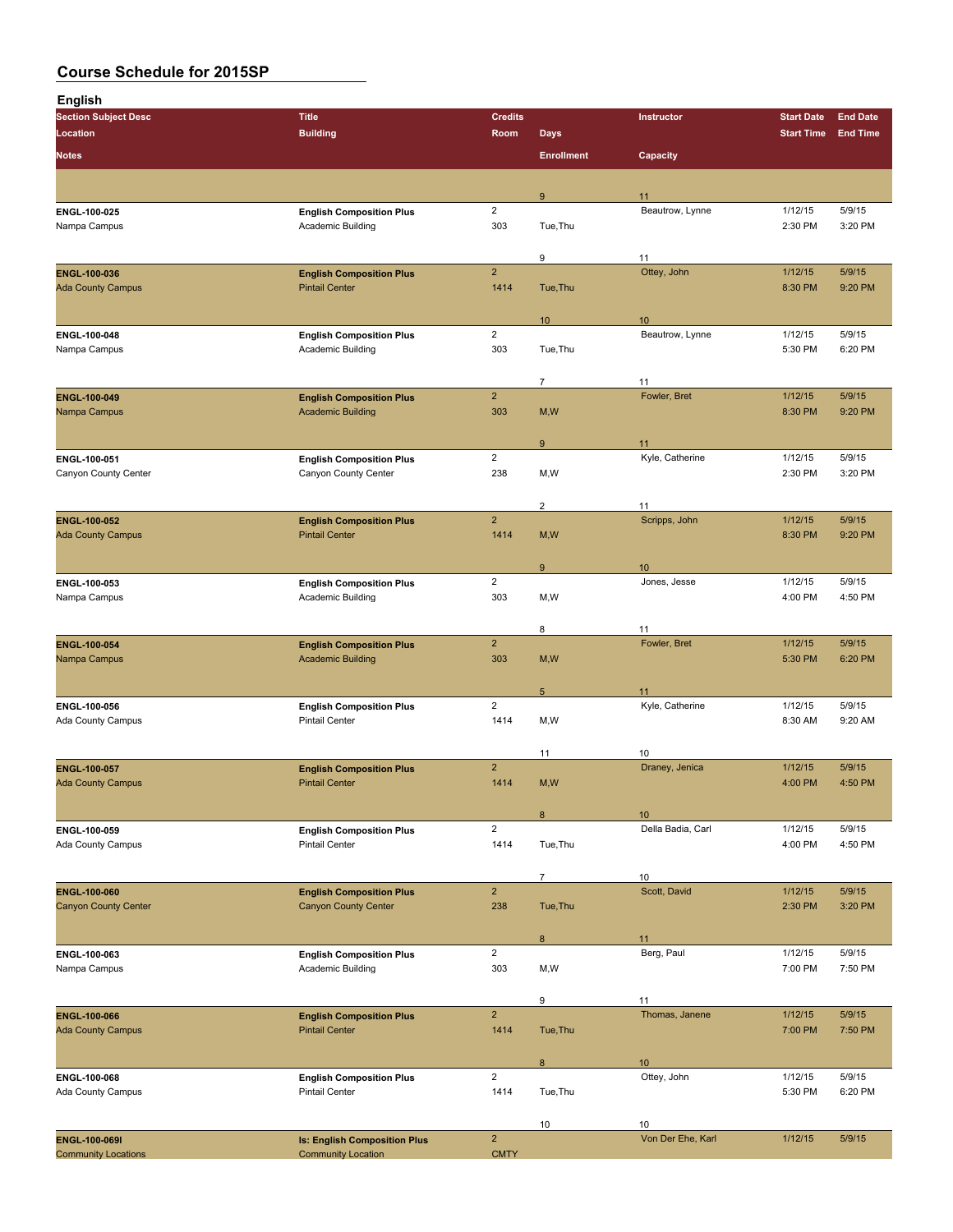# Course Schedule for 2015SP

## English

| Section Subject Desc | Title | Credits | | Instructor | Start Date | End Date |
|---|---|---|---|---|---|---|
| Location | Building | Room | Days | | Start Time | End Time |
| Notes | | | Enrollment | Capacity | | |
| | | | 9 | 11 | | |
| ENGL-100-025 | English Composition Plus | 2 | | Beautrow, Lynne | 1/12/15 | 5/9/15 |
| Nampa Campus | Academic Building | 303 | Tue,Thu | | 2:30 PM | 3:20 PM |
| | | | 9 | 11 | | |
| ENGL-100-036 | English Composition Plus | 2 | | Ottey, John | 1/12/15 | 5/9/15 |
| Ada County Campus | Pintail Center | 1414 | Tue,Thu | | 8:30 PM | 9:20 PM |
| | | | 10 | 10 | | |
| ENGL-100-048 | English Composition Plus | 2 | | Beautrow, Lynne | 1/12/15 | 5/9/15 |
| Nampa Campus | Academic Building | 303 | Tue,Thu | | 5:30 PM | 6:20 PM |
| | | | 7 | 11 | | |
| ENGL-100-049 | English Composition Plus | 2 | | Fowler, Bret | 1/12/15 | 5/9/15 |
| Nampa Campus | Academic Building | 303 | M,W | | 8:30 PM | 9:20 PM |
| | | | 9 | 11 | | |
| ENGL-100-051 | English Composition Plus | 2 | | Kyle, Catherine | 1/12/15 | 5/9/15 |
| Canyon County Center | Canyon County Center | 238 | M,W | | 2:30 PM | 3:20 PM |
| | | | 2 | 11 | | |
| ENGL-100-052 | English Composition Plus | 2 | | Scripps, John | 1/12/15 | 5/9/15 |
| Ada County Campus | Pintail Center | 1414 | M,W | | 8:30 PM | 9:20 PM |
| | | | 9 | 10 | | |
| ENGL-100-053 | English Composition Plus | 2 | | Jones, Jesse | 1/12/15 | 5/9/15 |
| Nampa Campus | Academic Building | 303 | M,W | | 4:00 PM | 4:50 PM |
| | | | 8 | 11 | | |
| ENGL-100-054 | English Composition Plus | 2 | | Fowler, Bret | 1/12/15 | 5/9/15 |
| Nampa Campus | Academic Building | 303 | M,W | | 5:30 PM | 6:20 PM |
| | | | 5 | 11 | | |
| ENGL-100-056 | English Composition Plus | 2 | | Kyle, Catherine | 1/12/15 | 5/9/15 |
| Ada County Campus | Pintail Center | 1414 | M,W | | 8:30 AM | 9:20 AM |
| | | | 11 | 10 | | |
| ENGL-100-057 | English Composition Plus | 2 | | Draney, Jenica | 1/12/15 | 5/9/15 |
| Ada County Campus | Pintail Center | 1414 | M,W | | 4:00 PM | 4:50 PM |
| | | | 8 | 10 | | |
| ENGL-100-059 | English Composition Plus | 2 | | Della Badia, Carl | 1/12/15 | 5/9/15 |
| Ada County Campus | Pintail Center | 1414 | Tue,Thu | | 4:00 PM | 4:50 PM |
| | | | 7 | 10 | | |
| ENGL-100-060 | English Composition Plus | 2 | | Scott, David | 1/12/15 | 5/9/15 |
| Canyon County Center | Canyon County Center | 238 | Tue,Thu | | 2:30 PM | 3:20 PM |
| | | | 8 | 11 | | |
| ENGL-100-063 | English Composition Plus | 2 | | Berg, Paul | 1/12/15 | 5/9/15 |
| Nampa Campus | Academic Building | 303 | M,W | | 7:00 PM | 7:50 PM |
| | | | 9 | 11 | | |
| ENGL-100-066 | English Composition Plus | 2 | | Thomas, Janene | 1/12/15 | 5/9/15 |
| Ada County Campus | Pintail Center | 1414 | Tue,Thu | | 7:00 PM | 7:50 PM |
| | | | 8 | 10 | | |
| ENGL-100-068 | English Composition Plus | 2 | | Ottey, John | 1/12/15 | 5/9/15 |
| Ada County Campus | Pintail Center | 1414 | Tue,Thu | | 5:30 PM | 6:20 PM |
| | | | 10 | 10 | | |
| ENGL-100-069I | Is: English Composition Plus | 2 | | Von Der Ehe, Karl | 1/12/15 | 5/9/15 |
| Community Locations | Community Location | CMTY | | | | |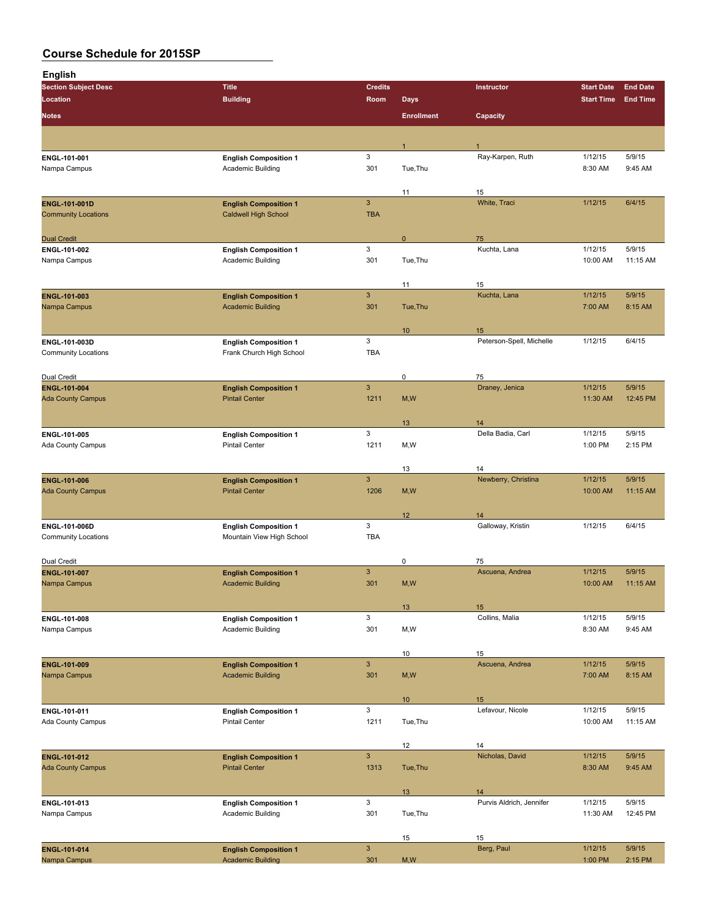# Course Schedule for 2015SP

## English

| Section Subject Desc | Title | Credits | | Instructor | Start Date | End Date |
|---|---|---|---|---|---|---|
| Location | Building | Room | Days | | Start Time | End Time |
| Notes | | | Enrollment | Capacity | | |
| | | | 1 | 1 | | |
| ENGL-101-001 | English Composition 1 | 3 | | Ray-Karpen, Ruth | 1/12/15 | 5/9/15 |
| Nampa Campus | Academic Building | 301 | Tue,Thu | | 8:30 AM | 9:45 AM |
| | | | 11 | 15 | | |
| ENGL-101-001D | English Composition 1 | 3 | | White, Traci | 1/12/15 | 6/4/15 |
| Community Locations | Caldwell High School | TBA | | | | |
| Dual Credit | | | 0 | 75 | | |
| ENGL-101-002 | English Composition 1 | 3 | | Kuchta, Lana | 1/12/15 | 5/9/15 |
| Nampa Campus | Academic Building | 301 | Tue,Thu | | 10:00 AM | 11:15 AM |
| | | | 11 | 15 | | |
| ENGL-101-003 | English Composition 1 | 3 | | Kuchta, Lana | 1/12/15 | 5/9/15 |
| Nampa Campus | Academic Building | 301 | Tue,Thu | | 7:00 AM | 8:15 AM |
| | | | 10 | 15 | | |
| ENGL-101-003D | English Composition 1 | 3 | | Peterson-Spell, Michelle | 1/12/15 | 6/4/15 |
| Community Locations | Frank Church High School | TBA | | | | |
| Dual Credit | | | 0 | 75 | | |
| ENGL-101-004 | English Composition 1 | 3 | | Draney, Jenica | 1/12/15 | 5/9/15 |
| Ada County Campus | Pintail Center | 1211 | M,W | | 11:30 AM | 12:45 PM |
| | | | 13 | 14 | | |
| ENGL-101-005 | English Composition 1 | 3 | | Della Badia, Carl | 1/12/15 | 5/9/15 |
| Ada County Campus | Pintail Center | 1211 | M,W | | 1:00 PM | 2:15 PM |
| | | | 13 | 14 | | |
| ENGL-101-006 | English Composition 1 | 3 | | Newberry, Christina | 1/12/15 | 5/9/15 |
| Ada County Campus | Pintail Center | 1206 | M,W | | 10:00 AM | 11:15 AM |
| | | | 12 | 14 | | |
| ENGL-101-006D | English Composition 1 | 3 | | Galloway, Kristin | 1/12/15 | 6/4/15 |
| Community Locations | Mountain View High School | TBA | | | | |
| Dual Credit | | | 0 | 75 | | |
| ENGL-101-007 | English Composition 1 | 3 | | Ascuena, Andrea | 1/12/15 | 5/9/15 |
| Nampa Campus | Academic Building | 301 | M,W | | 10:00 AM | 11:15 AM |
| | | | 13 | 15 | | |
| ENGL-101-008 | English Composition 1 | 3 | | Collins, Malia | 1/12/15 | 5/9/15 |
| Nampa Campus | Academic Building | 301 | M,W | | 8:30 AM | 9:45 AM |
| | | | 10 | 15 | | |
| ENGL-101-009 | English Composition 1 | 3 | | Ascuena, Andrea | 1/12/15 | 5/9/15 |
| Nampa Campus | Academic Building | 301 | M,W | | 7:00 AM | 8:15 AM |
| | | | 10 | 15 | | |
| ENGL-101-011 | English Composition 1 | 3 | | Lefavour, Nicole | 1/12/15 | 5/9/15 |
| Ada County Campus | Pintail Center | 1211 | Tue,Thu | | 10:00 AM | 11:15 AM |
| | | | 12 | 14 | | |
| ENGL-101-012 | English Composition 1 | 3 | | Nicholas, David | 1/12/15 | 5/9/15 |
| Ada County Campus | Pintail Center | 1313 | Tue,Thu | | 8:30 AM | 9:45 AM |
| | | | 13 | 14 | | |
| ENGL-101-013 | English Composition 1 | 3 | | Purvis Aldrich, Jennifer | 1/12/15 | 5/9/15 |
| Nampa Campus | Academic Building | 301 | Tue,Thu | | 11:30 AM | 12:45 PM |
| | | | 15 | 15 | | |
| ENGL-101-014 | English Composition 1 | 3 | | Berg, Paul | 1/12/15 | 5/9/15 |
| Nampa Campus | Academic Building | 301 | M,W | | 1:00 PM | 2:15 PM |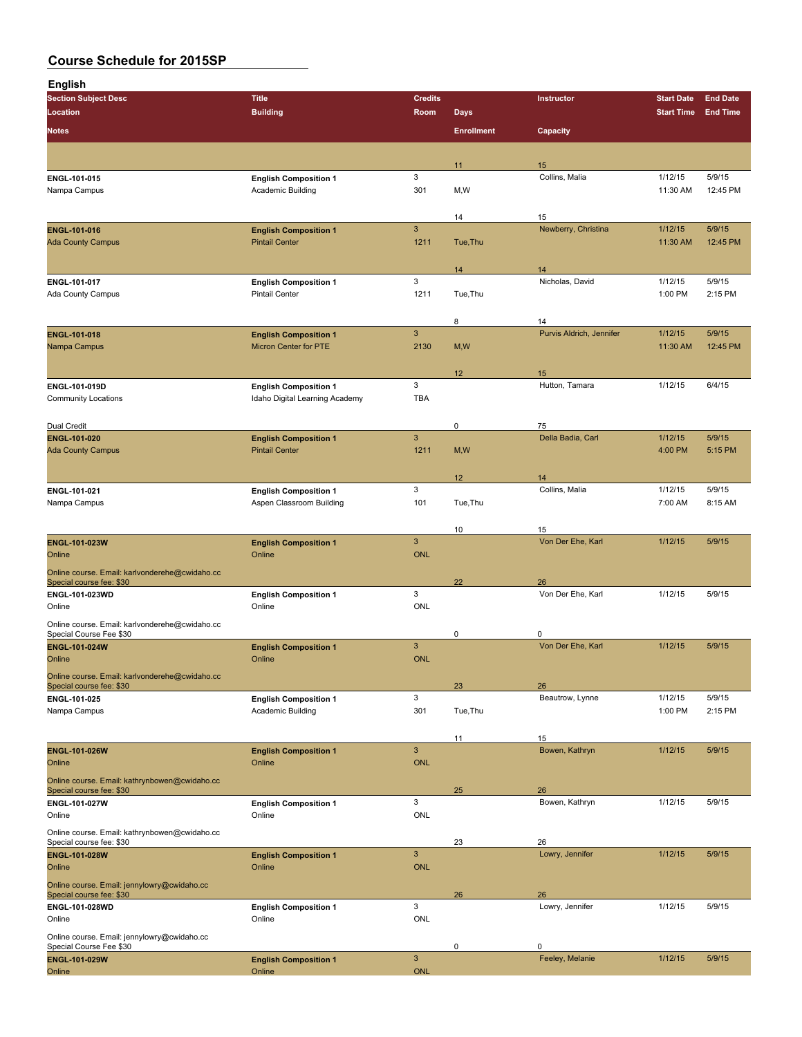# Course Schedule for 2015SP

## English

| Section Subject Desc | Title | Credits | | Instructor | Start Date | End Date |
|---|---|---|---|---|---|---|
| Location | Building | Room | Days | | Start Time | End Time |
| Notes | | | Enrollment | Capacity | | |
| | | | 11 | 15 | | |
| ENGL-101-015 | English Composition 1 | 3 | | Collins, Malia | 1/12/15 | 5/9/15 |
| Nampa Campus | Academic Building | 301 | M,W | | 11:30 AM | 12:45 PM |
| | | | 14 | 15 | | |
| ENGL-101-016 | English Composition 1 | 3 | | Newberry, Christina | 1/12/15 | 5/9/15 |
| Ada County Campus | Pintail Center | 1211 | Tue,Thu | | 11:30 AM | 12:45 PM |
| | | | 14 | 14 | | |
| ENGL-101-017 | English Composition 1 | 3 | | Nicholas, David | 1/12/15 | 5/9/15 |
| Ada County Campus | Pintail Center | 1211 | Tue,Thu | | 1:00 PM | 2:15 PM |
| | | | 8 | 14 | | |
| ENGL-101-018 | English Composition 1 | 3 | | Purvis Aldrich, Jennifer | 1/12/15 | 5/9/15 |
| Nampa Campus | Micron Center for PTE | 2130 | M,W | | 11:30 AM | 12:45 PM |
| | | | 12 | 15 | | |
| ENGL-101-019D | English Composition 1 | 3 | | Hutton, Tamara | 1/12/15 | 6/4/15 |
| Community Locations | Idaho Digital Learning Academy | TBA | | | | |
| Dual Credit | | | 0 | 75 | | |
| ENGL-101-020 | English Composition 1 | 3 | | Della Badia, Carl | 1/12/15 | 5/9/15 |
| Ada County Campus | Pintail Center | 1211 | M,W | | 4:00 PM | 5:15 PM |
| | | | 12 | 14 | | |
| ENGL-101-021 | English Composition 1 | 3 | | Collins, Malia | 1/12/15 | 5/9/15 |
| Nampa Campus | Aspen Classroom Building | 101 | Tue,Thu | | 7:00 AM | 8:15 AM |
| | | | 10 | 15 | | |
| ENGL-101-023W | English Composition 1 | 3 | | Von Der Ehe, Karl | 1/12/15 | 5/9/15 |
| Online | Online | ONL | | | | |
| Online course. Email: karlvonderehe@cwidaho.cc Special course fee: $30 | | | 22 | 26 | | |
| ENGL-101-023WD | English Composition 1 | 3 | | Von Der Ehe, Karl | 1/12/15 | 5/9/15 |
| Online | Online | ONL | | | | |
| Online course. Email: karlvonderehe@cwidaho.cc Special Course Fee $30 | | | 0 | 0 | | |
| ENGL-101-024W | English Composition 1 | 3 | | Von Der Ehe, Karl | 1/12/15 | 5/9/15 |
| Online | Online | ONL | | | | |
| Online course. Email: karlvonderehe@cwidaho.cc Special course fee: $30 | | | 23 | 26 | | |
| ENGL-101-025 | English Composition 1 | 3 | | Beautrow, Lynne | 1/12/15 | 5/9/15 |
| Nampa Campus | Academic Building | 301 | Tue,Thu | | 1:00 PM | 2:15 PM |
| | | | 11 | 15 | | |
| ENGL-101-026W | English Composition 1 | 3 | | Bowen, Kathryn | 1/12/15 | 5/9/15 |
| Online | Online | ONL | | | | |
| Online course. Email: kathrynbowen@cwidaho.cc Special course fee: $30 | | | 25 | 26 | | |
| ENGL-101-027W | English Composition 1 | 3 | | Bowen, Kathryn | 1/12/15 | 5/9/15 |
| Online | Online | ONL | | | | |
| Online course. Email: kathrynbowen@cwidaho.cc Special course fee: $30 | | | 23 | 26 | | |
| ENGL-101-028W | English Composition 1 | 3 | | Lowry, Jennifer | 1/12/15 | 5/9/15 |
| Online | Online | ONL | | | | |
| Online course. Email: jennylowry@cwidaho.cc Special course fee: $30 | | | 26 | 26 | | |
| ENGL-101-028WD | English Composition 1 | 3 | | Lowry, Jennifer | 1/12/15 | 5/9/15 |
| Online | Online | ONL | | | | |
| Online course. Email: jennylowry@cwidaho.cc Special Course Fee $30 | | | 0 | 0 | | |
| ENGL-101-029W | English Composition 1 | 3 | | Feeley, Melanie | 1/12/15 | 5/9/15 |
| Online | Online | ONL | | | | |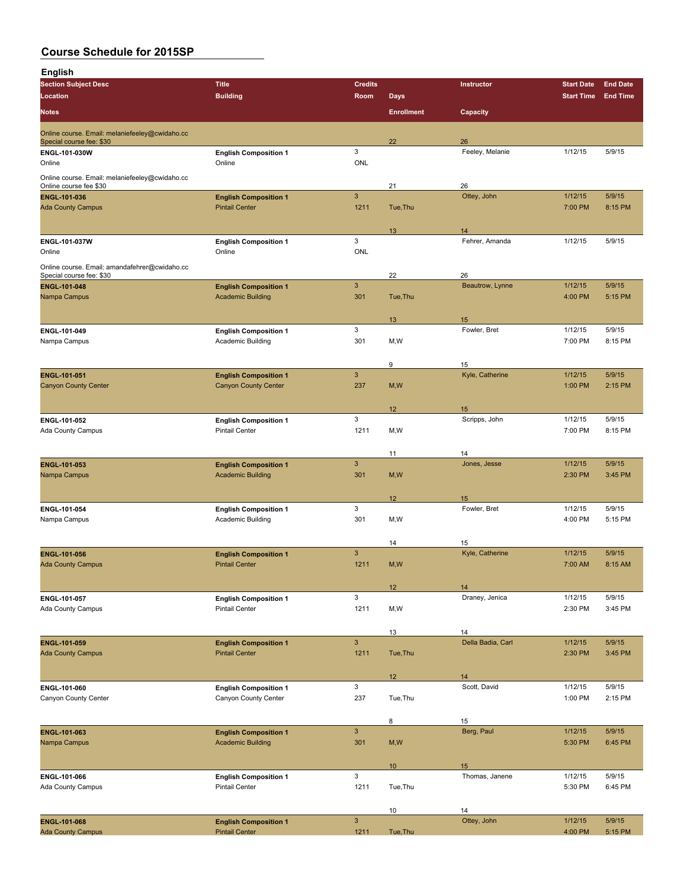# Course Schedule for 2015SP

## English

| Section Subject Desc | Title | Credits | Days | Instructor | Start Date | End Date |
|---|---|---|---|---|---|---|
| Location | Building | Room | | | Start Time | End Time |
| Notes | | | Enrollment | Capacity | | |
| Online course. Email: melaniefeeley@cwidaho.cc Special course fee: $30 | | | 22 | 26 | | |
| ENGL-101-030W | English Composition 1 | 3 | | Feeley, Melanie | 1/12/15 | 5/9/15 |
| Online | Online | ONL | | | | |
| Online course. Email: melaniefeeley@cwidaho.cc Online course fee $30 | | | 21 | 26 | | |
| ENGL-101-036 | English Composition 1 | 3 | | Ottey, John | 1/12/15 | 5/9/15 |
| Ada County Campus | Pintail Center | 1211 | Tue,Thu | | 7:00 PM | 8:15 PM |
| | | | 13 | 14 | | |
| ENGL-101-037W | English Composition 1 | 3 | | Fehrer, Amanda | 1/12/15 | 5/9/15 |
| Online | Online | ONL | | | | |
| Online course. Email: amandafehrer@cwidaho.cc Special course fee: $30 | | | 22 | 26 | | |
| ENGL-101-048 | English Composition 1 | 3 | | Beautrow, Lynne | 1/12/15 | 5/9/15 |
| Nampa Campus | Academic Building | 301 | Tue,Thu | | 4:00 PM | 5:15 PM |
| | | | 13 | 15 | | |
| ENGL-101-049 | English Composition 1 | 3 | | Fowler, Bret | 1/12/15 | 5/9/15 |
| Nampa Campus | Academic Building | 301 | M,W | | 7:00 PM | 8:15 PM |
| | | | 9 | 15 | | |
| ENGL-101-051 | English Composition 1 | 3 | | Kyle, Catherine | 1/12/15 | 5/9/15 |
| Canyon County Center | Canyon County Center | 237 | M,W | | 1:00 PM | 2:15 PM |
| | | | 12 | 15 | | |
| ENGL-101-052 | English Composition 1 | 3 | | Scripps, John | 1/12/15 | 5/9/15 |
| Ada County Campus | Pintail Center | 1211 | M,W | | 7:00 PM | 8:15 PM |
| | | | 11 | 14 | | |
| ENGL-101-053 | English Composition 1 | 3 | | Jones, Jesse | 1/12/15 | 5/9/15 |
| Nampa Campus | Academic Building | 301 | M,W | | 2:30 PM | 3:45 PM |
| | | | 12 | 15 | | |
| ENGL-101-054 | English Composition 1 | 3 | | Fowler, Bret | 1/12/15 | 5/9/15 |
| Nampa Campus | Academic Building | 301 | M,W | | 4:00 PM | 5:15 PM |
| | | | 14 | 15 | | |
| ENGL-101-056 | English Composition 1 | 3 | | Kyle, Catherine | 1/12/15 | 5/9/15 |
| Ada County Campus | Pintail Center | 1211 | M,W | | 7:00 AM | 8:15 AM |
| | | | 12 | 14 | | |
| ENGL-101-057 | English Composition 1 | 3 | | Draney, Jenica | 1/12/15 | 5/9/15 |
| Ada County Campus | Pintail Center | 1211 | M,W | | 2:30 PM | 3:45 PM |
| | | | 13 | 14 | | |
| ENGL-101-059 | English Composition 1 | 3 | | Della Badia, Carl | 1/12/15 | 5/9/15 |
| Ada County Campus | Pintail Center | 1211 | Tue,Thu | | 2:30 PM | 3:45 PM |
| | | | 12 | 14 | | |
| ENGL-101-060 | English Composition 1 | 3 | | Scott, David | 1/12/15 | 5/9/15 |
| Canyon County Center | Canyon County Center | 237 | Tue,Thu | | 1:00 PM | 2:15 PM |
| | | | 8 | 15 | | |
| ENGL-101-063 | English Composition 1 | 3 | | Berg, Paul | 1/12/15 | 5/9/15 |
| Nampa Campus | Academic Building | 301 | M,W | | 5:30 PM | 6:45 PM |
| | | | 10 | 15 | | |
| ENGL-101-066 | English Composition 1 | 3 | | Thomas, Janene | 1/12/15 | 5/9/15 |
| Ada County Campus | Pintail Center | 1211 | Tue,Thu | | 5:30 PM | 6:45 PM |
| | | | 10 | 14 | | |
| ENGL-101-068 | English Composition 1 | 3 | | Ottey, John | 1/12/15 | 5/9/15 |
| Ada County Campus | Pintail Center | 1211 | Tue,Thu | | 4:00 PM | 5:15 PM |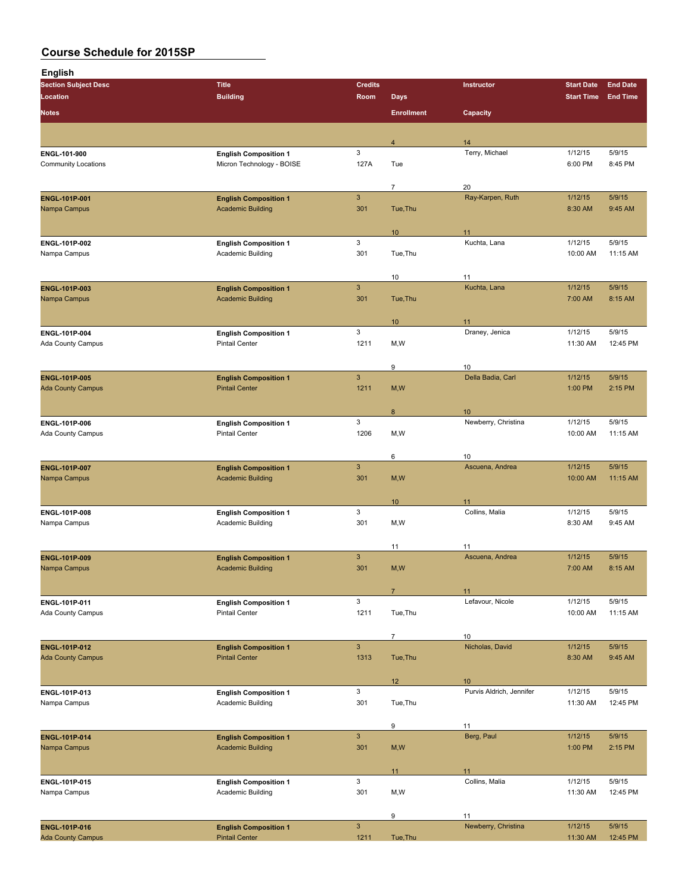# Course Schedule for 2015SP

## English

| Section Subject Desc | Title | Credits | Instructor | Start Date | End Date | Location | Building | Room | Days | Start Time | End Time | Enrollment | Capacity | Notes |
|---|---|---|---|---|---|---|---|---|---|---|---|---|---|---|
| ENGL-101-900 | English Composition 1 | 3 | Terry, Michael | 1/12/15 | 5/9/15 | Community Locations | Micron Technology - BOISE | 127A | Tue | 6:00 PM | 8:45 PM | 4 | 14 | |
| ENGL-101P-001 | English Composition 1 | 3 | Ray-Karpen, Ruth | 1/12/15 | 5/9/15 | Nampa Campus | Academic Building | 301 | Tue,Thu | 8:30 AM | 9:45 AM | 7 | 20 | |
| ENGL-101P-002 | English Composition 1 | 3 | Kuchta, Lana | 1/12/15 | 5/9/15 | Nampa Campus | Academic Building | 301 | Tue,Thu | 10:00 AM | 11:15 AM | 10 | 11 | |
| ENGL-101P-003 | English Composition 1 | 3 | Kuchta, Lana | 1/12/15 | 5/9/15 | Nampa Campus | Academic Building | 301 | Tue,Thu | 7:00 AM | 8:15 AM | 10 | 11 | |
| ENGL-101P-004 | English Composition 1 | 3 | Draney, Jenica | 1/12/15 | 5/9/15 | Ada County Campus | Pintail Center | 1211 | M,W | 11:30 AM | 12:45 PM | 10 | 11 | |
| ENGL-101P-005 | English Composition 1 | 3 | Della Badia, Carl | 1/12/15 | 5/9/15 | Ada County Campus | Pintail Center | 1211 | M,W | 1:00 PM | 2:15 PM | 9 | 10 | |
| ENGL-101P-006 | English Composition 1 | 3 | Newberry, Christina | 1/12/15 | 5/9/15 | Ada County Campus | Pintail Center | 1206 | M,W | 10:00 AM | 11:15 AM | 8 | 10 | |
| ENGL-101P-007 | English Composition 1 | 3 | Ascuena, Andrea | 1/12/15 | 5/9/15 | Nampa Campus | Academic Building | 301 | M,W | 10:00 AM | 11:15 AM | 6 | 10 | |
| ENGL-101P-008 | English Composition 1 | 3 | Collins, Malia | 1/12/15 | 5/9/15 | Nampa Campus | Academic Building | 301 | M,W | 8:30 AM | 9:45 AM | 10 | 11 | |
| ENGL-101P-009 | English Composition 1 | 3 | Ascuena, Andrea | 1/12/15 | 5/9/15 | Nampa Campus | Academic Building | 301 | M,W | 7:00 AM | 8:15 AM | 11 | 11 | |
| ENGL-101P-011 | English Composition 1 | 3 | Lefavour, Nicole | 1/12/15 | 5/9/15 | Ada County Campus | Pintail Center | 1211 | Tue,Thu | 10:00 AM | 11:15 AM | 7 | 11 | |
| ENGL-101P-012 | English Composition 1 | 3 | Nicholas, David | 1/12/15 | 5/9/15 | Ada County Campus | Pintail Center | 1313 | Tue,Thu | 8:30 AM | 9:45 AM | 7 | 10 | |
| ENGL-101P-013 | English Composition 1 | 3 | Purvis Aldrich, Jennifer | 1/12/15 | 5/9/15 | Nampa Campus | Academic Building | 301 | Tue,Thu | 11:30 AM | 12:45 PM | 12 | 10 | |
| ENGL-101P-014 | English Composition 1 | 3 | Berg, Paul | 1/12/15 | 5/9/15 | Nampa Campus | Academic Building | 301 | M,W | 1:00 PM | 2:15 PM | 9 | 11 | |
| ENGL-101P-015 | English Composition 1 | 3 | Collins, Malia | 1/12/15 | 5/9/15 | Nampa Campus | Academic Building | 301 | M,W | 11:30 AM | 12:45 PM | 11 | 11 | |
| ENGL-101P-016 | English Composition 1 | 3 | Newberry, Christina | 1/12/15 | 5/9/15 | Ada County Campus | Pintail Center | 1211 | Tue,Thu | 11:30 AM | 12:45 PM | 9 | 11 | |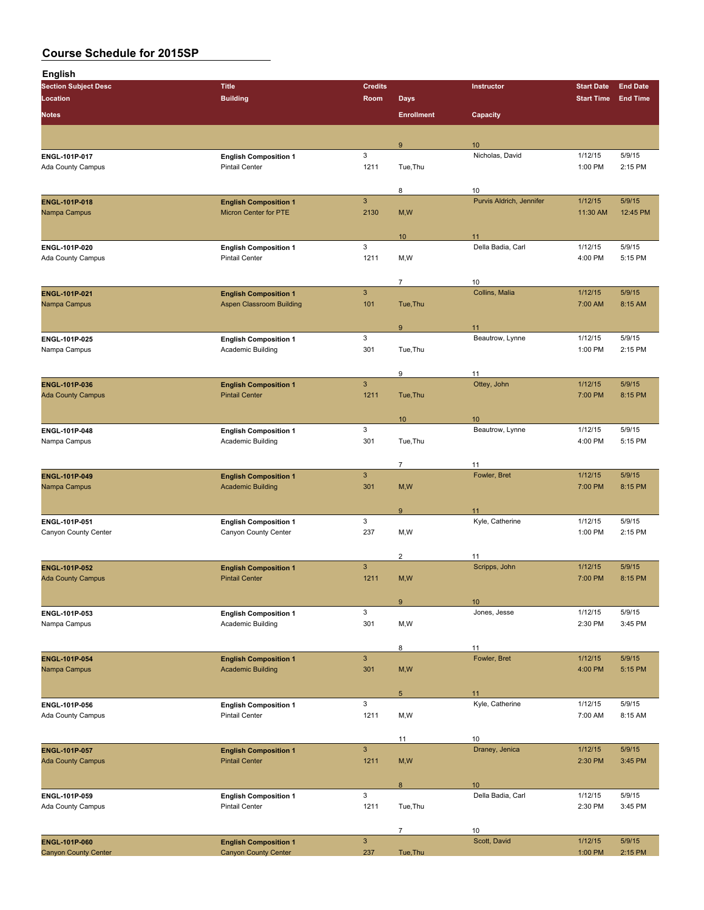# Course Schedule for 2015SP

## English

| Section Subject Desc | Title | Credits | Days | Instructor | Start Date | End Date |
|---|---|---|---|---|---|---|
| Location | Building | Room | | | Start Time | End Time |
| Notes | | | Enrollment | Capacity | | |
| | | | 9 | 10 | | |
| ENGL-101P-017 | English Composition 1 | 3 | | Nicholas, David | 1/12/15 | 5/9/15 |
| Ada County Campus | Pintail Center | 1211 | Tue,Thu | | 1:00 PM | 2:15 PM |
| | | | 8 | 10 | | |
| ENGL-101P-018 | English Composition 1 | 3 | | Purvis Aldrich, Jennifer | 1/12/15 | 5/9/15 |
| Nampa Campus | Micron Center for PTE | 2130 | M,W | | 11:30 AM | 12:45 PM |
| | | | 10 | 11 | | |
| ENGL-101P-020 | English Composition 1 | 3 | | Della Badia, Carl | 1/12/15 | 5/9/15 |
| Ada County Campus | Pintail Center | 1211 | M,W | | 4:00 PM | 5:15 PM |
| | | | 7 | 10 | | |
| ENGL-101P-021 | English Composition 1 | 3 | | Collins, Malia | 1/12/15 | 5/9/15 |
| Nampa Campus | Aspen Classroom Building | 101 | Tue,Thu | | 7:00 AM | 8:15 AM |
| | | | 9 | 11 | | |
| ENGL-101P-025 | English Composition 1 | 3 | | Beautrow, Lynne | 1/12/15 | 5/9/15 |
| Nampa Campus | Academic Building | 301 | Tue,Thu | | 1:00 PM | 2:15 PM |
| | | | 9 | 11 | | |
| ENGL-101P-036 | English Composition 1 | 3 | | Ottey, John | 1/12/15 | 5/9/15 |
| Ada County Campus | Pintail Center | 1211 | Tue,Thu | | 7:00 PM | 8:15 PM |
| | | | 10 | 10 | | |
| ENGL-101P-048 | English Composition 1 | 3 | | Beautrow, Lynne | 1/12/15 | 5/9/15 |
| Nampa Campus | Academic Building | 301 | Tue,Thu | | 4:00 PM | 5:15 PM |
| | | | 7 | 11 | | |
| ENGL-101P-049 | English Composition 1 | 3 | | Fowler, Bret | 1/12/15 | 5/9/15 |
| Nampa Campus | Academic Building | 301 | M,W | | 7:00 PM | 8:15 PM |
| | | | 9 | 11 | | |
| ENGL-101P-051 | English Composition 1 | 3 | | Kyle, Catherine | 1/12/15 | 5/9/15 |
| Canyon County Center | Canyon County Center | 237 | M,W | | 1:00 PM | 2:15 PM |
| | | | 2 | 11 | | |
| ENGL-101P-052 | English Composition 1 | 3 | | Scripps, John | 1/12/15 | 5/9/15 |
| Ada County Campus | Pintail Center | 1211 | M,W | | 7:00 PM | 8:15 PM |
| | | | 9 | 10 | | |
| ENGL-101P-053 | English Composition 1 | 3 | | Jones, Jesse | 1/12/15 | 5/9/15 |
| Nampa Campus | Academic Building | 301 | M,W | | 2:30 PM | 3:45 PM |
| | | | 8 | 11 | | |
| ENGL-101P-054 | English Composition 1 | 3 | | Fowler, Bret | 1/12/15 | 5/9/15 |
| Nampa Campus | Academic Building | 301 | M,W | | 4:00 PM | 5:15 PM |
| | | | 5 | 11 | | |
| ENGL-101P-056 | English Composition 1 | 3 | | Kyle, Catherine | 1/12/15 | 5/9/15 |
| Ada County Campus | Pintail Center | 1211 | M,W | | 7:00 AM | 8:15 AM |
| | | | 11 | 10 | | |
| ENGL-101P-057 | English Composition 1 | 3 | | Draney, Jenica | 1/12/15 | 5/9/15 |
| Ada County Campus | Pintail Center | 1211 | M,W | | 2:30 PM | 3:45 PM |
| | | | 8 | 10 | | |
| ENGL-101P-059 | English Composition 1 | 3 | | Della Badia, Carl | 1/12/15 | 5/9/15 |
| Ada County Campus | Pintail Center | 1211 | Tue,Thu | | 2:30 PM | 3:45 PM |
| | | | 7 | 10 | | |
| ENGL-101P-060 | English Composition 1 | 3 | | Scott, David | 1/12/15 | 5/9/15 |
| Canyon County Center | Canyon County Center | 237 | Tue,Thu | | 1:00 PM | 2:15 PM |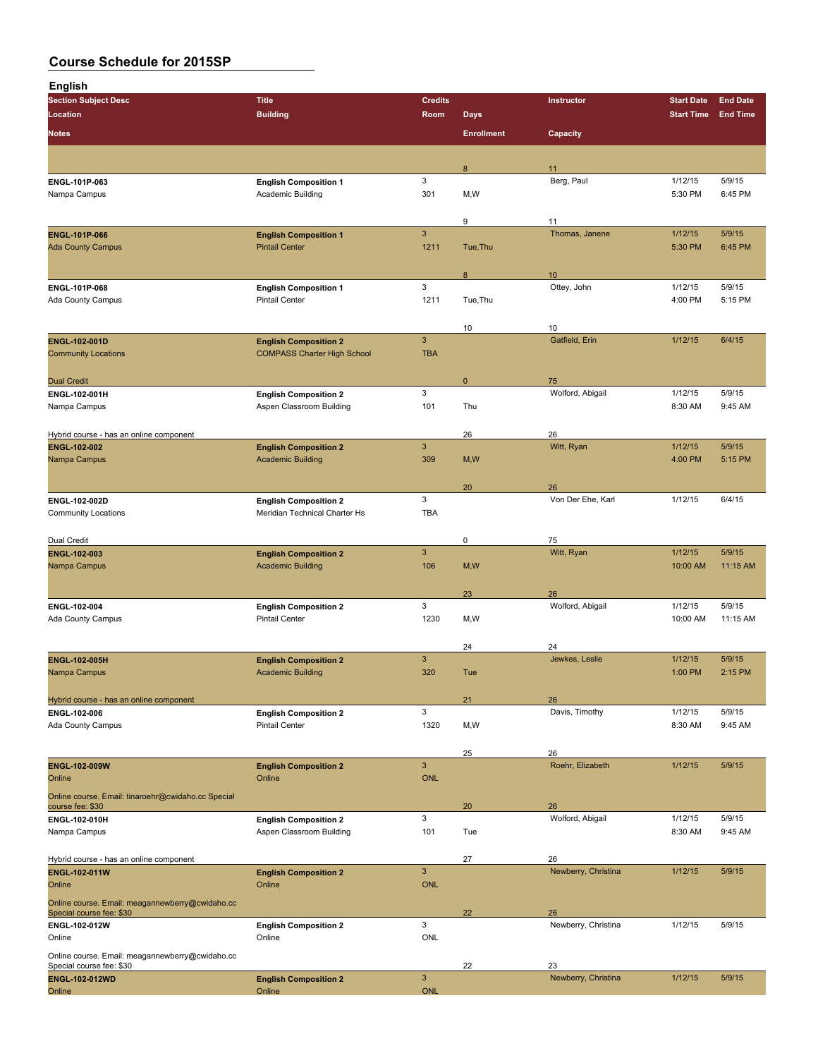## Course Schedule for 2015SP

### English

| Section Subject Desc | Title | Credits | | Instructor | Start Date | End Date |
|---|---|---|---|---|---|---|
| Location | Building | Room | Days | | Start Time | End Time |
| Notes | | | Enrollment | Capacity | | |
| | | | 8 | 11 | | |
| ENGL-101P-063 | English Composition 1 | 3 | | Berg, Paul | 1/12/15 | 5/9/15 |
| Nampa Campus | Academic Building | 301 | M,W | | 5:30 PM | 6:45 PM |
| | | | 9 | 11 | | |
| ENGL-101P-066 | English Composition 1 | 3 | | Thomas, Janene | 1/12/15 | 5/9/15 |
| Ada County Campus | Pintail Center | 1211 | Tue,Thu | | 5:30 PM | 6:45 PM |
| | | | 8 | 10 | | |
| ENGL-101P-068 | English Composition 1 | 3 | | Ottey, John | 1/12/15 | 5/9/15 |
| Ada County Campus | Pintail Center | 1211 | Tue,Thu | | 4:00 PM | 5:15 PM |
| | | | 10 | 10 | | |
| ENGL-102-001D | English Composition 2 | 3 | | Gatfield, Erin | 1/12/15 | 6/4/15 |
| Community Locations | COMPASS Charter High School | TBA | | | | |
| Dual Credit | | | 0 | 75 | | |
| ENGL-102-001H | English Composition 2 | 3 | | Wolford, Abigail | 1/12/15 | 5/9/15 |
| Nampa Campus | Aspen Classroom Building | 101 | Thu | | 8:30 AM | 9:45 AM |
| Hybrid course - has an online component | | | 26 | 26 | | |
| ENGL-102-002 | English Composition 2 | 3 | | Witt, Ryan | 1/12/15 | 5/9/15 |
| Nampa Campus | Academic Building | 309 | M,W | | 4:00 PM | 5:15 PM |
| | | | 20 | 26 | | |
| ENGL-102-002D | English Composition 2 | 3 | | Von Der Ehe, Karl | 1/12/15 | 6/4/15 |
| Community Locations | Meridian Technical Charter Hs | TBA | | | | |
| Dual Credit | | | 0 | 75 | | |
| ENGL-102-003 | English Composition 2 | 3 | | Witt, Ryan | 1/12/15 | 5/9/15 |
| Nampa Campus | Academic Building | 106 | M,W | | 10:00 AM | 11:15 AM |
| | | | 23 | 26 | | |
| ENGL-102-004 | English Composition 2 | 3 | | Wolford, Abigail | 1/12/15 | 5/9/15 |
| Ada County Campus | Pintail Center | 1230 | M,W | | 10:00 AM | 11:15 AM |
| | | | 24 | 24 | | |
| ENGL-102-005H | English Composition 2 | 3 | | Jewkes, Leslie | 1/12/15 | 5/9/15 |
| Nampa Campus | Academic Building | 320 | Tue | | 1:00 PM | 2:15 PM |
| Hybrid course - has an online component | | | 21 | 26 | | |
| ENGL-102-006 | English Composition 2 | 3 | | Davis, Timothy | 1/12/15 | 5/9/15 |
| Ada County Campus | Pintail Center | 1320 | M,W | | 8:30 AM | 9:45 AM |
| | | | 25 | 26 | | |
| ENGL-102-009W | English Composition 2 | 3 | | Roehr, Elizabeth | 1/12/15 | 5/9/15 |
| Online | Online | ONL | | | | |
| Online course. Email: tinaroehr@cwidaho.cc Special course fee: $30 | | | 20 | 26 | | |
| ENGL-102-010H | English Composition 2 | 3 | | Wolford, Abigail | 1/12/15 | 5/9/15 |
| Nampa Campus | Aspen Classroom Building | 101 | Tue | | 8:30 AM | 9:45 AM |
| Hybrid course - has an online component | | | 27 | 26 | | |
| ENGL-102-011W | English Composition 2 | 3 | | Newberry, Christina | 1/12/15 | 5/9/15 |
| Online | Online | ONL | | | | |
| Online course. Email: meagannewberry@cwidaho.cc Special course fee: $30 | | | 22 | 26 | | |
| ENGL-102-012W | English Composition 2 | 3 | | Newberry, Christina | 1/12/15 | 5/9/15 |
| Online | Online | ONL | | | | |
| Online course. Email: meagannewberry@cwidaho.cc Special course fee: $30 | | | 22 | 23 | | |
| ENGL-102-012WD | English Composition 2 | 3 | | Newberry, Christina | 1/12/15 | 5/9/15 |
| Online | Online | ONL | | | | |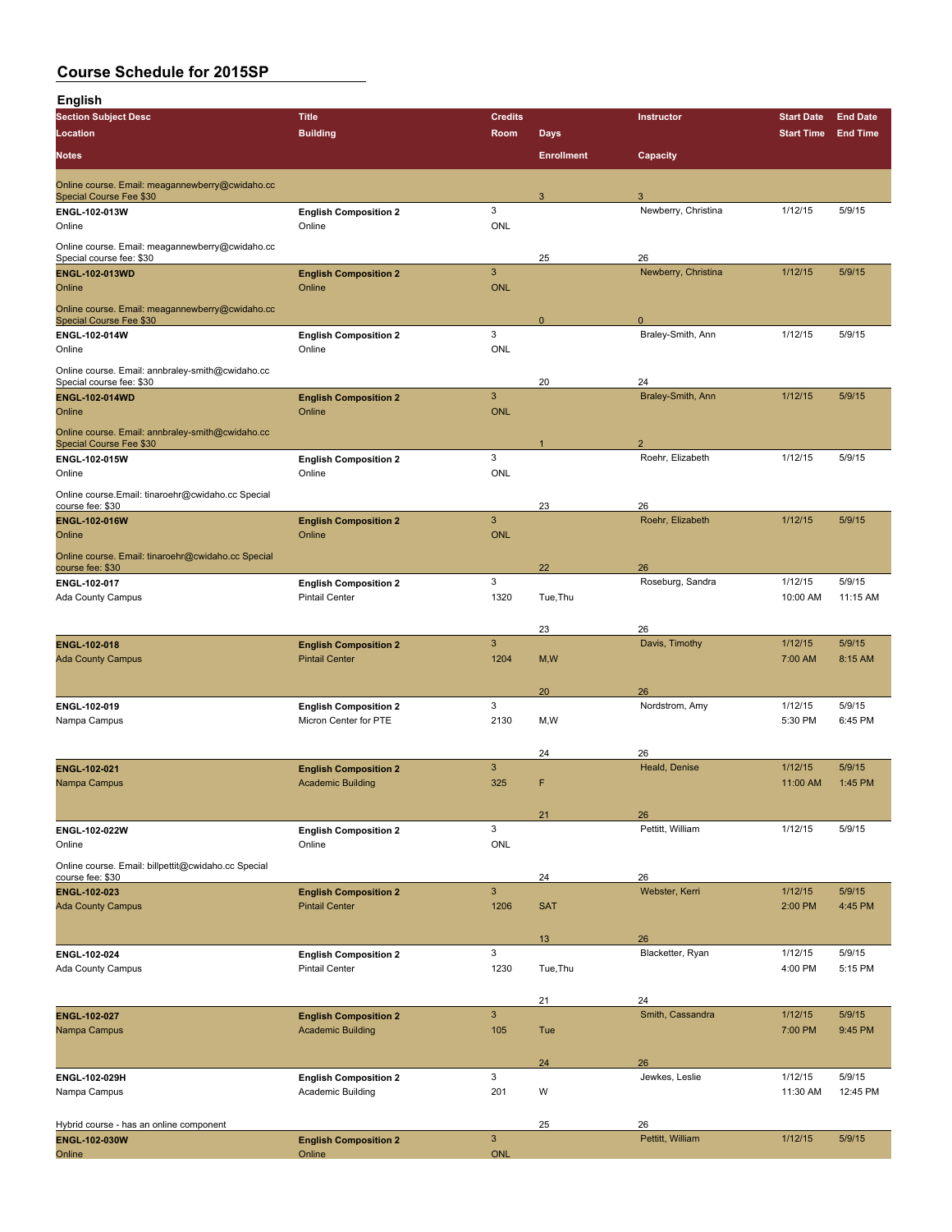# Course Schedule for 2015SP

## English

| Section Subject Desc | Title | Credits | | Instructor | Start Date | End Date |
|---|---|---|---|---|---|---|
| Location | Building | Room | Days | | Start Time | End Time |
| Notes | | | Enrollment | Capacity | | |
| Online course. Email: meagannewberry@cwidaho.cc Special Course Fee $30 | | | 3 | 3 | | |
| ENGL-102-013W | English Composition 2 | 3 | | Newberry, Christina | 1/12/15 | 5/9/15 |
| Online | Online | ONL | | | | |
| Online course. Email: meagannewberry@cwidaho.cc Special course fee: $30 | | | 25 | 26 | | |
| ENGL-102-013WD | English Composition 2 | 3 | | Newberry, Christina | 1/12/15 | 5/9/15 |
| Online | Online | ONL | | | | |
| Online course. Email: meagannewberry@cwidaho.cc Special Course Fee $30 | | | 0 | 0 | | |
| ENGL-102-014W | English Composition 2 | 3 | | Braley-Smith, Ann | 1/12/15 | 5/9/15 |
| Online | Online | ONL | | | | |
| Online course. Email: annbraley-smith@cwidaho.cc Special course fee: $30 | | | 20 | 24 | | |
| ENGL-102-014WD | English Composition 2 | 3 | | Braley-Smith, Ann | 1/12/15 | 5/9/15 |
| Online | Online | ONL | | | | |
| Online course. Email: annbraley-smith@cwidaho.cc Special Course Fee $30 | | | 1 | 2 | | |
| ENGL-102-015W | English Composition 2 | 3 | | Roehr, Elizabeth | 1/12/15 | 5/9/15 |
| Online | Online | ONL | | | | |
| Online course.Email: tinaroehr@cwidaho.cc Special course fee: $30 | | | 23 | 26 | | |
| ENGL-102-016W | English Composition 2 | 3 | | Roehr, Elizabeth | 1/12/15 | 5/9/15 |
| Online | Online | ONL | | | | |
| Online course. Email: tinaroehr@cwidaho.cc Special course fee: $30 | | | 22 | 26 | | |
| ENGL-102-017 | English Composition 2 | 3 | | Roseburg, Sandra | 1/12/15 | 5/9/15 |
| Ada County Campus | Pintail Center | 1320 | Tue,Thu | | 10:00 AM | 11:15 AM |
| | | | 23 | 26 | | |
| ENGL-102-018 | English Composition 2 | 3 | | Davis, Timothy | 1/12/15 | 5/9/15 |
| Ada County Campus | Pintail Center | 1204 | M,W | | 7:00 AM | 8:15 AM |
| | | | 20 | 26 | | |
| ENGL-102-019 | English Composition 2 | 3 | | Nordstrom, Amy | 1/12/15 | 5/9/15 |
| Nampa Campus | Micron Center for PTE | 2130 | M,W | | 5:30 PM | 6:45 PM |
| | | | 24 | 26 | | |
| ENGL-102-021 | English Composition 2 | 3 | | Heald, Denise | 1/12/15 | 5/9/15 |
| Nampa Campus | Academic Building | 325 | F | | 11:00 AM | 1:45 PM |
| | | | 21 | 26 | | |
| ENGL-102-022W | English Composition 2 | 3 | | Pettitt, William | 1/12/15 | 5/9/15 |
| Online | Online | ONL | | | | |
| Online course. Email: billpettit@cwidaho.cc Special course fee: $30 | | | 24 | 26 | | |
| ENGL-102-023 | English Composition 2 | 3 | | Webster, Kerri | 1/12/15 | 5/9/15 |
| Ada County Campus | Pintail Center | 1206 | SAT | | 2:00 PM | 4:45 PM |
| | | | 13 | 26 | | |
| ENGL-102-024 | English Composition 2 | 3 | | Blacketter, Ryan | 1/12/15 | 5/9/15 |
| Ada County Campus | Pintail Center | 1230 | Tue,Thu | | 4:00 PM | 5:15 PM |
| | | | 21 | 24 | | |
| ENGL-102-027 | English Composition 2 | 3 | | Smith, Cassandra | 1/12/15 | 5/9/15 |
| Nampa Campus | Academic Building | 105 | Tue | | 7:00 PM | 9:45 PM |
| | | | 24 | 26 | | |
| ENGL-102-029H | English Composition 2 | 3 | | Jewkes, Leslie | 1/12/15 | 5/9/15 |
| Nampa Campus | Academic Building | 201 | W | | 11:30 AM | 12:45 PM |
| Hybrid course - has an online component | | | 25 | 26 | | |
| ENGL-102-030W | English Composition 2 | 3 | | Pettitt, William | 1/12/15 | 5/9/15 |
| Online | Online | ONL | | | | |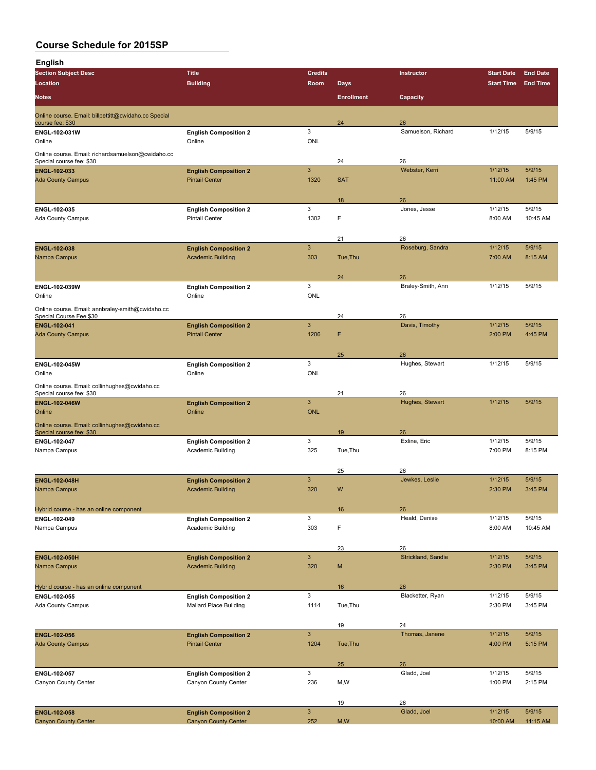# Course Schedule for 2015SP

## English

| Section Subject Desc | Title | Credits | | Instructor | Start Date | End Date |
|---|---|---|---|---|---|---|
| Location | Building | Room | Days | | Start Time | End Time |
| Notes | | | Enrollment | Capacity | | |
| Online course. Email: billpettitt@cwidaho.cc Special course fee: $30 | | | 24 | 26 | | |
| ENGL-102-031W | English Composition 2 | 3 | | Samuelson, Richard | 1/12/15 | 5/9/15 |
| Online | Online | ONL | | | | |
| Online course. Email: richardsamuelson@cwidaho.cc Special course fee: $30 | | | 24 | 26 | | |
| ENGL-102-033 | English Composition 2 | 3 | | Webster, Kerri | 1/12/15 | 5/9/15 |
| Ada County Campus | Pintail Center | 1320 | SAT | | 11:00 AM | 1:45 PM |
| | | | 18 | 26 | | |
| ENGL-102-035 | English Composition 2 | 3 | | Jones, Jesse | 1/12/15 | 5/9/15 |
| Ada County Campus | Pintail Center | 1302 | F | | 8:00 AM | 10:45 AM |
| | | | 21 | 26 | | |
| ENGL-102-038 | English Composition 2 | 3 | | Roseburg, Sandra | 1/12/15 | 5/9/15 |
| Nampa Campus | Academic Building | 303 | Tue,Thu | | 7:00 AM | 8:15 AM |
| | | | 24 | 26 | | |
| ENGL-102-039W | English Composition 2 | 3 | | Braley-Smith, Ann | 1/12/15 | 5/9/15 |
| Online | Online | ONL | | | | |
| Online course. Email: annbraley-smith@cwidaho.cc Special Course Fee $30 | | | 24 | 26 | | |
| ENGL-102-041 | English Composition 2 | 3 | | Davis, Timothy | 1/12/15 | 5/9/15 |
| Ada County Campus | Pintail Center | 1206 | F | | 2:00 PM | 4:45 PM |
| | | | 25 | 26 | | |
| ENGL-102-045W | English Composition 2 | 3 | | Hughes, Stewart | 1/12/15 | 5/9/15 |
| Online | Online | ONL | | | | |
| Online course. Email: collinhughes@cwidaho.cc Special course fee: $30 | | | 21 | 26 | | |
| ENGL-102-046W | English Composition 2 | 3 | | Hughes, Stewart | 1/12/15 | 5/9/15 |
| Online | Online | ONL | | | | |
| Online course. Email: collinhughes@cwidaho.cc Special course fee: $30 | | | 19 | 26 | | |
| ENGL-102-047 | English Composition 2 | 3 | | Exline, Eric | 1/12/15 | 5/9/15 |
| Nampa Campus | Academic Building | 325 | Tue,Thu | | 7:00 PM | 8:15 PM |
| | | | 25 | 26 | | |
| ENGL-102-048H | English Composition 2 | 3 | | Jewkes, Leslie | 1/12/15 | 5/9/15 |
| Nampa Campus | Academic Building | 320 | W | | 2:30 PM | 3:45 PM |
| Hybrid course - has an online component | | | 16 | 26 | | |
| ENGL-102-049 | English Composition 2 | 3 | | Heald, Denise | 1/12/15 | 5/9/15 |
| Nampa Campus | Academic Building | 303 | F | | 8:00 AM | 10:45 AM |
| | | | 23 | 26 | | |
| ENGL-102-050H | English Composition 2 | 3 | | Strickland, Sandie | 1/12/15 | 5/9/15 |
| Nampa Campus | Academic Building | 320 | M | | 2:30 PM | 3:45 PM |
| Hybrid course - has an online component | | | 16 | 26 | | |
| ENGL-102-055 | English Composition 2 | 3 | | Blacketter, Ryan | 1/12/15 | 5/9/15 |
| Ada County Campus | Mallard Place Building | 1114 | Tue,Thu | | 2:30 PM | 3:45 PM |
| | | | 19 | 24 | | |
| ENGL-102-056 | English Composition 2 | 3 | | Thomas, Janene | 1/12/15 | 5/9/15 |
| Ada County Campus | Pintail Center | 1204 | Tue,Thu | | 4:00 PM | 5:15 PM |
| | | | 25 | 26 | | |
| ENGL-102-057 | English Composition 2 | 3 | | Gladd, Joel | 1/12/15 | 5/9/15 |
| Canyon County Center | Canyon County Center | 236 | M,W | | 1:00 PM | 2:15 PM |
| | | | 19 | 26 | | |
| ENGL-102-058 | English Composition 2 | 3 | | Gladd, Joel | 1/12/15 | 5/9/15 |
| Canyon County Center | Canyon County Center | 252 | M,W | | 10:00 AM | 11:15 AM |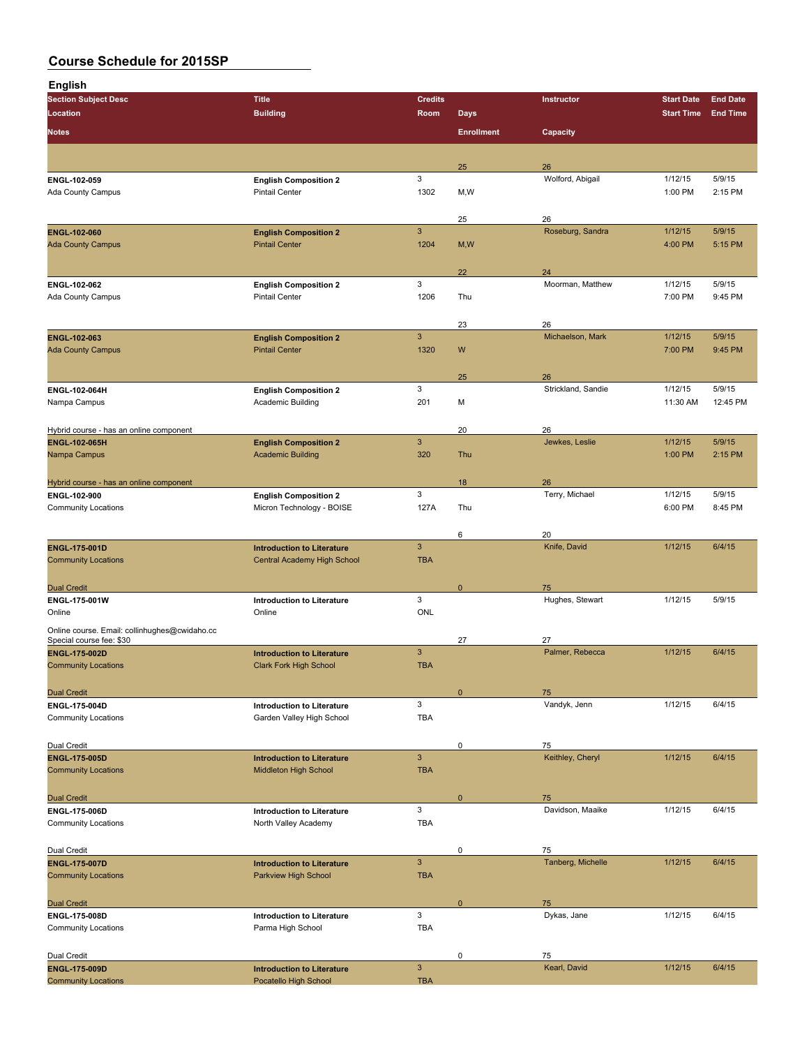# Course Schedule for 2015SP

## English

| Section Subject Desc | Title | Credits | | Instructor | Start Date | End Date |
|---|---|---|---|---|---|---|
| Location | Building | Room | Days | | Start Time | End Time |
| Notes | | | Enrollment | Capacity | | |
| | | | 25 | 26 | | |
| ENGL-102-059 | English Composition 2 | 3 | | Wolford, Abigail | 1/12/15 | 5/9/15 |
| Ada County Campus | Pintail Center | 1302 | M,W | | 1:00 PM | 2:15 PM |
| | | | 25 | 26 | | |
| ENGL-102-060 | English Composition 2 | 3 | | Roseburg, Sandra | 1/12/15 | 5/9/15 |
| Ada County Campus | Pintail Center | 1204 | M,W | | 4:00 PM | 5:15 PM |
| | | | 22 | 24 | | |
| ENGL-102-062 | English Composition 2 | 3 | | Moorman, Matthew | 1/12/15 | 5/9/15 |
| Ada County Campus | Pintail Center | 1206 | Thu | | 7:00 PM | 9:45 PM |
| | | | 23 | 26 | | |
| ENGL-102-063 | English Composition 2 | 3 | | Michaelson, Mark | 1/12/15 | 5/9/15 |
| Ada County Campus | Pintail Center | 1320 | W | | 7:00 PM | 9:45 PM |
| | | | 25 | 26 | | |
| ENGL-102-064H | English Composition 2 | 3 | | Strickland, Sandie | 1/12/15 | 5/9/15 |
| Nampa Campus | Academic Building | 201 | M | | 11:30 AM | 12:45 PM |
| Hybrid course - has an online component | | | 20 | 26 | | |
| ENGL-102-065H | English Composition 2 | 3 | | Jewkes, Leslie | 1/12/15 | 5/9/15 |
| Nampa Campus | Academic Building | 320 | Thu | | 1:00 PM | 2:15 PM |
| Hybrid course - has an online component | | | 18 | 26 | | |
| ENGL-102-900 | English Composition 2 | 3 | | Terry, Michael | 1/12/15 | 5/9/15 |
| Community Locations | Micron Technology - BOISE | 127A | Thu | | 6:00 PM | 8:45 PM |
| | | | 6 | 20 | | |
| ENGL-175-001D | Introduction to Literature | 3 | | Knife, David | 1/12/15 | 6/4/15 |
| Community Locations | Central Academy High School | TBA | | | | |
| Dual Credit | | | 0 | 75 | | |
| ENGL-175-001W | Introduction to Literature | 3 | | Hughes, Stewart | 1/12/15 | 5/9/15 |
| Online | Online | ONL | | | | |
| Online course. Email: collinhughes@cwidaho.cc Special course fee: $30 | | | 27 | 27 | | |
| ENGL-175-002D | Introduction to Literature | 3 | | Palmer, Rebecca | 1/12/15 | 6/4/15 |
| Community Locations | Clark Fork High School | TBA | | | | |
| Dual Credit | | | 0 | 75 | | |
| ENGL-175-004D | Introduction to Literature | 3 | | Vandyk, Jenn | 1/12/15 | 6/4/15 |
| Community Locations | Garden Valley High School | TBA | | | | |
| Dual Credit | | | 0 | 75 | | |
| ENGL-175-005D | Introduction to Literature | 3 | | Keithley, Cheryl | 1/12/15 | 6/4/15 |
| Community Locations | Middleton High School | TBA | | | | |
| Dual Credit | | | 0 | 75 | | |
| ENGL-175-006D | Introduction to Literature | 3 | | Davidson, Maaike | 1/12/15 | 6/4/15 |
| Community Locations | North Valley Academy | TBA | | | | |
| Dual Credit | | | 0 | 75 | | |
| ENGL-175-007D | Introduction to Literature | 3 | | Tanberg, Michelle | 1/12/15 | 6/4/15 |
| Community Locations | Parkview High School | TBA | | | | |
| Dual Credit | | | 0 | 75 | | |
| ENGL-175-008D | Introduction to Literature | 3 | | Dykas, Jane | 1/12/15 | 6/4/15 |
| Community Locations | Parma High School | TBA | | | | |
| Dual Credit | | | 0 | 75 | | |
| ENGL-175-009D | Introduction to Literature | 3 | | Kearl, David | 1/12/15 | 6/4/15 |
| Community Locations | Pocatello High School | TBA | | | | |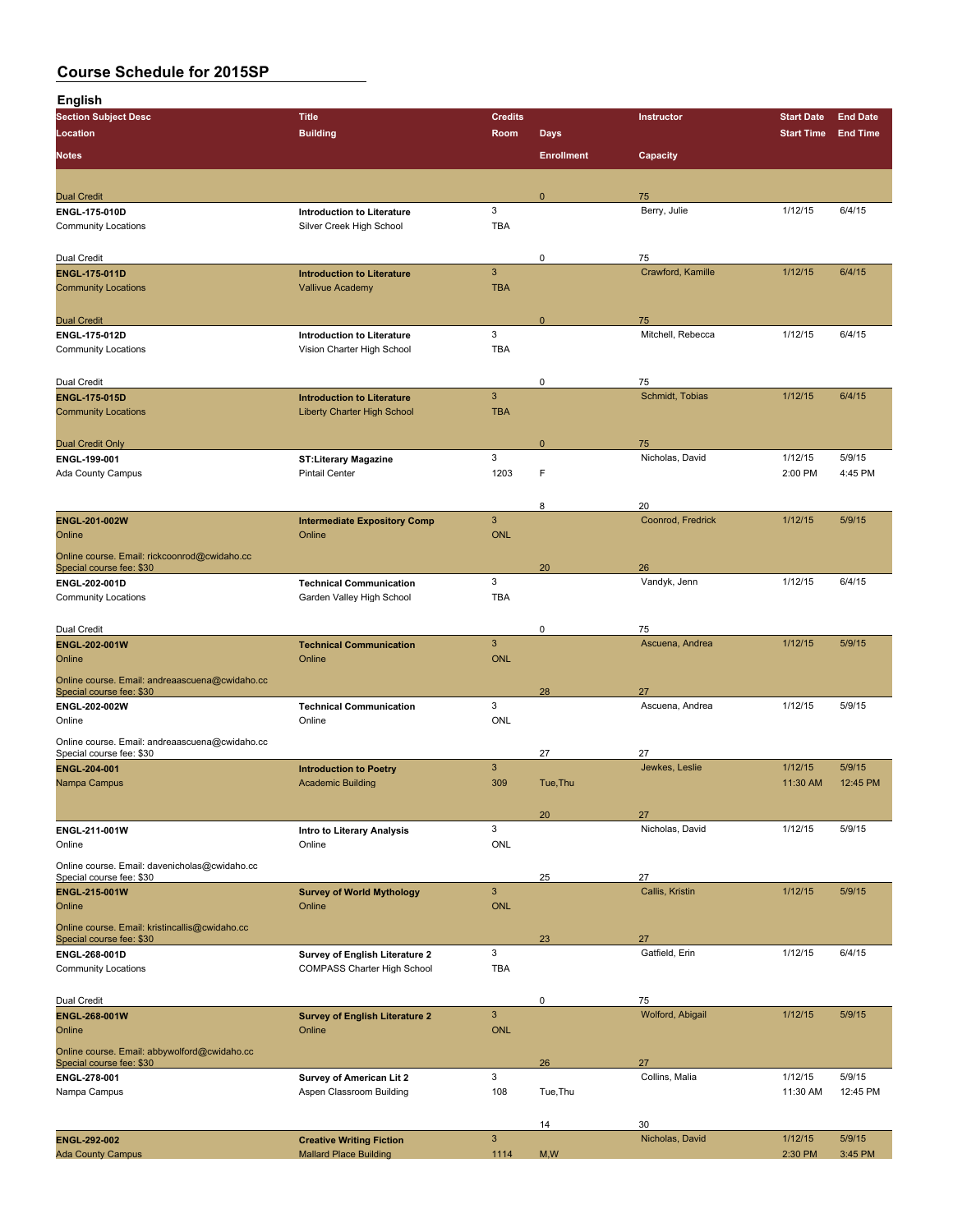# Course Schedule for 2015SP

## English

| Section Subject Desc | Title | Credits | | Instructor | Start Date | End Date |
|---|---|---|---|---|---|---|
| Location | Building | Room | Days | | Start Time | End Time |
| Notes | | | Enrollment | Capacity | | |
| Dual Credit | | | 0 | 75 | | |
| ENGL-175-010D | Introduction to Literature | 3 | | Berry, Julie | 1/12/15 | 6/4/15 |
| Community Locations | Silver Creek High School | TBA | | | | |
| Dual Credit | | | 0 | 75 | | |
| ENGL-175-011D | Introduction to Literature | 3 | | Crawford, Kamille | 1/12/15 | 6/4/15 |
| Community Locations | Vallivue Academy | TBA | | | | |
| Dual Credit | | | 0 | 75 | | |
| ENGL-175-012D | Introduction to Literature | 3 | | Mitchell, Rebecca | 1/12/15 | 6/4/15 |
| Community Locations | Vision Charter High School | TBA | | | | |
| Dual Credit | | | 0 | 75 | | |
| ENGL-175-015D | Introduction to Literature | 3 | | Schmidt, Tobias | 1/12/15 | 6/4/15 |
| Community Locations | Liberty Charter High School | TBA | | | | |
| Dual Credit Only | | | 0 | 75 | | |
| ENGL-199-001 | ST:Literary Magazine | 3 | | Nicholas, David | 1/12/15 | 5/9/15 |
| Ada County Campus | Pintail Center | 1203 | F | | 2:00 PM | 4:45 PM |
| | | | 8 | 20 | | |
| ENGL-201-002W | Intermediate Expository Comp | 3 | | Coonrod, Fredrick | 1/12/15 | 5/9/15 |
| Online | Online | ONL | | | | |
| Online course. Email: rickcoonrod@cwidaho.cc Special course fee: $30 | | | 20 | 26 | | |
| ENGL-202-001D | Technical Communication | 3 | | Vandyk, Jenn | 1/12/15 | 6/4/15 |
| Community Locations | Garden Valley High School | TBA | | | | |
| Dual Credit | | | 0 | 75 | | |
| ENGL-202-001W | Technical Communication | 3 | | Ascuena, Andrea | 1/12/15 | 5/9/15 |
| Online | Online | ONL | | | | |
| Online course. Email: andreaascuena@cwidaho.cc Special course fee: $30 | | | 28 | 27 | | |
| ENGL-202-002W | Technical Communication | 3 | | Ascuena, Andrea | 1/12/15 | 5/9/15 |
| Online | Online | ONL | | | | |
| Online course. Email: andreaascuena@cwidaho.cc Special course fee: $30 | | | 27 | 27 | | |
| ENGL-204-001 | Introduction to Poetry | 3 | | Jewkes, Leslie | 1/12/15 | 5/9/15 |
| Nampa Campus | Academic Building | 309 | Tue,Thu | | 11:30 AM | 12:45 PM |
| | | | 20 | 27 | | |
| ENGL-211-001W | Intro to Literary Analysis | 3 | | Nicholas, David | 1/12/15 | 5/9/15 |
| Online | Online | ONL | | | | |
| Online course. Email: davenicholas@cwidaho.cc Special course fee: $30 | | | 25 | 27 | | |
| ENGL-215-001W | Survey of World Mythology | 3 | | Callis, Kristin | 1/12/15 | 5/9/15 |
| Online | Online | ONL | | | | |
| Online course. Email: kristincallis@cwidaho.cc Special course fee: $30 | | | 23 | 27 | | |
| ENGL-268-001D | Survey of English Literature 2 | 3 | | Gatfield, Erin | 1/12/15 | 6/4/15 |
| Community Locations | COMPASS Charter High School | TBA | | | | |
| Dual Credit | | | 0 | 75 | | |
| ENGL-268-001W | Survey of English Literature 2 | 3 | | Wolford, Abigail | 1/12/15 | 5/9/15 |
| Online | Online | ONL | | | | |
| Online course. Email: abbywolford@cwidaho.cc Special course fee: $30 | | | 26 | 27 | | |
| ENGL-278-001 | Survey of American Lit 2 | 3 | | Collins, Malia | 1/12/15 | 5/9/15 |
| Nampa Campus | Aspen Classroom Building | 108 | Tue,Thu | | 11:30 AM | 12:45 PM |
| | | | 14 | 30 | | |
| ENGL-292-002 | Creative Writing Fiction | 3 | | Nicholas, David | 1/12/15 | 5/9/15 |
| Ada County Campus | Mallard Place Building | 1114 | M,W | | 2:30 PM | 3:45 PM |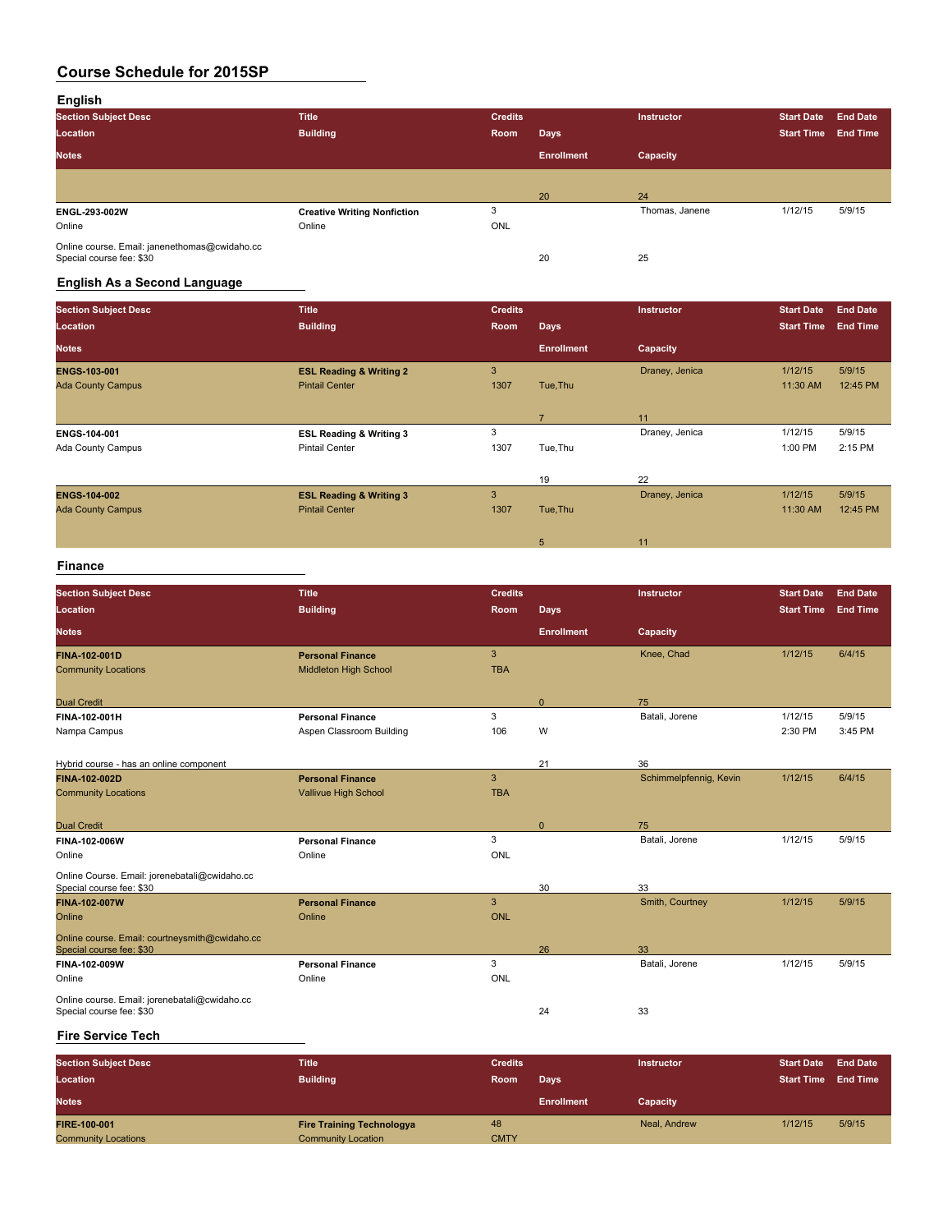# Course Schedule for 2015SP

## English

| Section Subject Desc / Location / Notes | Title / Building | Credits / Room | Days / Enrollment | Instructor / Capacity | Start Date / Start Time | End Date / End Time |
|---|---|---|---|---|---|---|
| | | | 20 | 24 | | |
| **ENGL-293-002W** | **Creative Writing Nonfiction** | 3 | | Thomas, Janene | 1/12/15 | 5/9/15 |
| Online | Online | ONL | | | | |
| Online course. Email: janenethomas@cwidaho.cc Special course fee: $30 | | | 20 | 25 | | |

## English As a Second Language

| Section Subject Desc / Location / Notes | Title / Building | Credits / Room | Days / Enrollment | Instructor / Capacity | Start Date / Start Time | End Date / End Time |
|---|---|---|---|---|---|---|
| **ENGS-103-001** | **ESL Reading & Writing 2** | 3 | | Draney, Jenica | 1/12/15 | 5/9/15 |
| Ada County Campus | Pintail Center | 1307 | Tue,Thu | | 11:30 AM | 12:45 PM |
| | | | 7 | 11 | | |
| **ENGS-104-001** | **ESL Reading & Writing 3** | 3 | | Draney, Jenica | 1/12/15 | 5/9/15 |
| Ada County Campus | Pintail Center | 1307 | Tue,Thu | | 1:00 PM | 2:15 PM |
| | | | 19 | 22 | | |
| **ENGS-104-002** | **ESL Reading & Writing 3** | 3 | | Draney, Jenica | 1/12/15 | 5/9/15 |
| Ada County Campus | Pintail Center | 1307 | Tue,Thu | | 11:30 AM | 12:45 PM |
| | | | 5 | 11 | | |

## Finance

| Section Subject Desc / Location / Notes | Title / Building | Credits / Room | Days / Enrollment | Instructor / Capacity | Start Date / Start Time | End Date / End Time |
|---|---|---|---|---|---|---|
| **FINA-102-001D** | **Personal Finance** | 3 | | Knee, Chad | 1/12/15 | 6/4/15 |
| Community Locations | Middleton High School | TBA | | | | |
| Dual Credit | | | 0 | 75 | | |
| **FINA-102-001H** | **Personal Finance** | 3 | | Batali, Jorene | 1/12/15 | 5/9/15 |
| Nampa Campus | Aspen Classroom Building | 106 | W | | 2:30 PM | 3:45 PM |
| Hybrid course - has an online component | | | 21 | 36 | | |
| **FINA-102-002D** | **Personal Finance** | 3 | | Schimmelpfennig, Kevin | 1/12/15 | 6/4/15 |
| Community Locations | Vallivue High School | TBA | | | | |
| Dual Credit | | | 0 | 75 | | |
| **FINA-102-006W** | **Personal Finance** | 3 | | Batali, Jorene | 1/12/15 | 5/9/15 |
| Online | Online | ONL | | | | |
| Online Course. Email: jorenebatali@cwidaho.cc Special course fee: $30 | | | 30 | 33 | | |
| **FINA-102-007W** | **Personal Finance** | 3 | | Smith, Courtney | 1/12/15 | 5/9/15 |
| Online | Online | ONL | | | | |
| Online course. Email: courtneysmith@cwidaho.cc Special course fee: $30 | | | 26 | 33 | | |
| **FINA-102-009W** | **Personal Finance** | 3 | | Batali, Jorene | 1/12/15 | 5/9/15 |
| Online | Online | ONL | | | | |
| Online course. Email: jorenebatali@cwidaho.cc Special course fee: $30 | | | 24 | 33 | | |

## Fire Service Tech

| Section Subject Desc / Location / Notes | Title / Building | Credits / Room | Days / Enrollment | Instructor / Capacity | Start Date / Start Time | End Date / End Time |
|---|---|---|---|---|---|---|
| **FIRE-100-001** | **Fire Training Technologya** | 48 | | Neal, Andrew | 1/12/15 | 5/9/15 |
| Community Locations | Community Location | CMTY | | | | |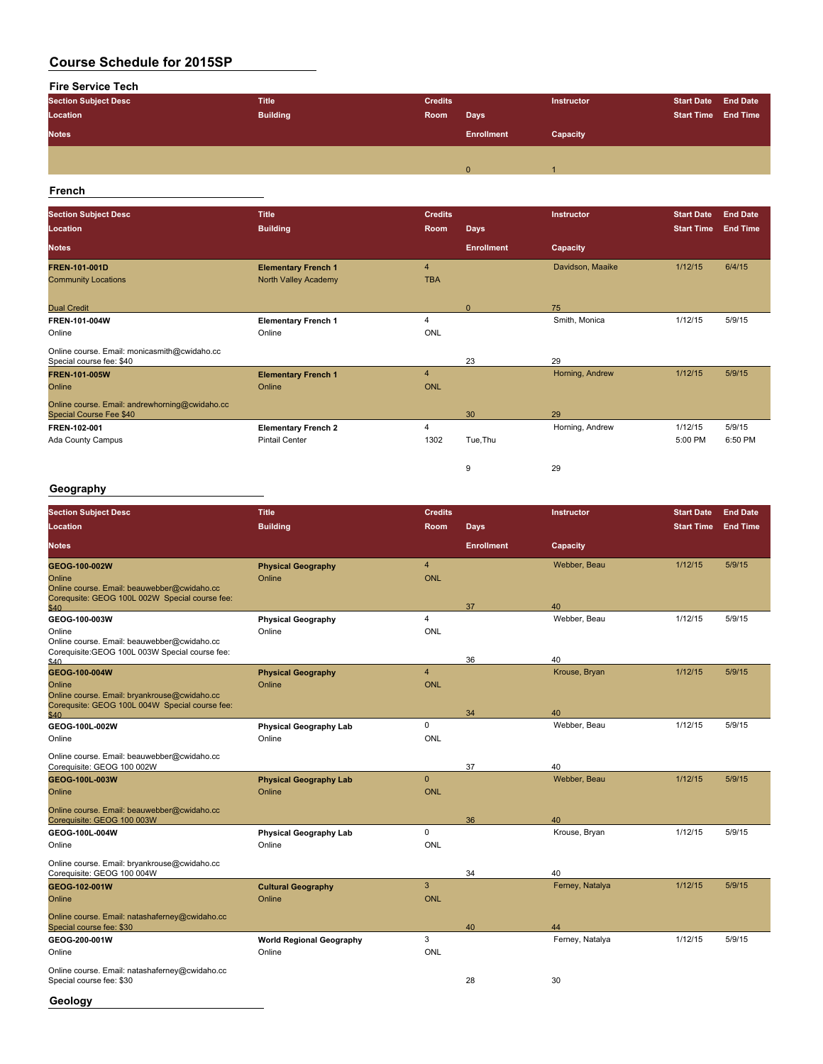# Course Schedule for 2015SP

## Fire Service Tech

| Section Subject Desc | Title | Credits | | Instructor | Start Date | End Date |
|---|---|---|---|---|---|---|
| Location | Building | Room | Days | | Start Time | End Time |
| Notes | | | Enrollment | Capacity | | |
| | | | 0 | 1 | | |

## French

| Section Subject Desc | Title | Credits | | Instructor | Start Date | End Date |
|---|---|---|---|---|---|---|
| Location | Building | Room | Days | | Start Time | End Time |
| Notes | | | Enrollment | Capacity | | |
| **FREN-101-001D** | **Elementary French 1** | 4 | | Davidson, Maaike | 1/12/15 | 6/4/15 |
| Community Locations | North Valley Academy | TBA | | | | |
| Dual Credit | | | 0 | 75 | | |
| **FREN-101-004W** | **Elementary French 1** | 4 | | Smith, Monica | 1/12/15 | 5/9/15 |
| Online | Online | ONL | | | | |
| Online course. Email: monicasmith@cwidaho.cc Special course fee: $40 | | | 23 | 29 | | |
| **FREN-101-005W** | **Elementary French 1** | 4 | | Horning, Andrew | 1/12/15 | 5/9/15 |
| Online | Online | ONL | | | | |
| Online course. Email: andrewhorning@cwidaho.cc Special Course Fee $40 | | | 30 | 29 | | |
| **FREN-102-001** | **Elementary French 2** | 4 | | Horning, Andrew | 1/12/15 | 5/9/15 |
| Ada County Campus | Pintail Center | 1302 | Tue,Thu | | 5:00 PM | 6:50 PM |
| | | | 9 | 29 | | |

## Geography

| Section Subject Desc | Title | Credits | | Instructor | Start Date | End Date |
|---|---|---|---|---|---|---|
| Location | Building | Room | Days | | Start Time | End Time |
| Notes | | | Enrollment | Capacity | | |
| **GEOG-100-002W** | **Physical Geography** | 4 | | Webber, Beau | 1/12/15 | 5/9/15 |
| Online | Online | ONL | | | | |
| Online course. Email: beauwebber@cwidaho.cc Corequisite: GEOG 100L 002W Special course fee: $40 | | | 37 | 40 | | |
| **GEOG-100-003W** | **Physical Geography** | 4 | | Webber, Beau | 1/12/15 | 5/9/15 |
| Online | Online | ONL | | | | |
| Online course. Email: beauwebber@cwidaho.cc Corequisite:GEOG 100L 003W Special course fee: $40 | | | 36 | 40 | | |
| **GEOG-100-004W** | **Physical Geography** | 4 | | Krouse, Bryan | 1/12/15 | 5/9/15 |
| Online | Online | ONL | | | | |
| Online course. Email: bryankrouse@cwidaho.cc Corequisite: GEOG 100L 004W Special course fee: $40 | | | 34 | 40 | | |
| **GEOG-100L-002W** | **Physical Geography Lab** | 0 | | Webber, Beau | 1/12/15 | 5/9/15 |
| Online | Online | ONL | | | | |
| Online course. Email: beauwebber@cwidaho.cc Corequisite: GEOG 100 002W | | | 37 | 40 | | |
| **GEOG-100L-003W** | **Physical Geography Lab** | 0 | | Webber, Beau | 1/12/15 | 5/9/15 |
| Online | Online | ONL | | | | |
| Online course. Email: beauwebber@cwidaho.cc Corequisite: GEOG 100 003W | | | 36 | 40 | | |
| **GEOG-100L-004W** | **Physical Geography Lab** | 0 | | Krouse, Bryan | 1/12/15 | 5/9/15 |
| Online | Online | ONL | | | | |
| Online course. Email: bryankrouse@cwidaho.cc Corequisite: GEOG 100 004W | | | 34 | 40 | | |
| **GEOG-102-001W** | **Cultural Geography** | 3 | | Ferney, Natalya | 1/12/15 | 5/9/15 |
| Online | Online | ONL | | | | |
| Online course. Email: natashaferney@cwidaho.cc Special course fee: $30 | | | 40 | 44 | | |
| **GEOG-200-001W** | **World Regional Geography** | 3 | | Ferney, Natalya | 1/12/15 | 5/9/15 |
| Online | Online | ONL | | | | |
| Online course. Email: natashaferney@cwidaho.cc Special course fee: $30 | | | 28 | 30 | | |

## Geology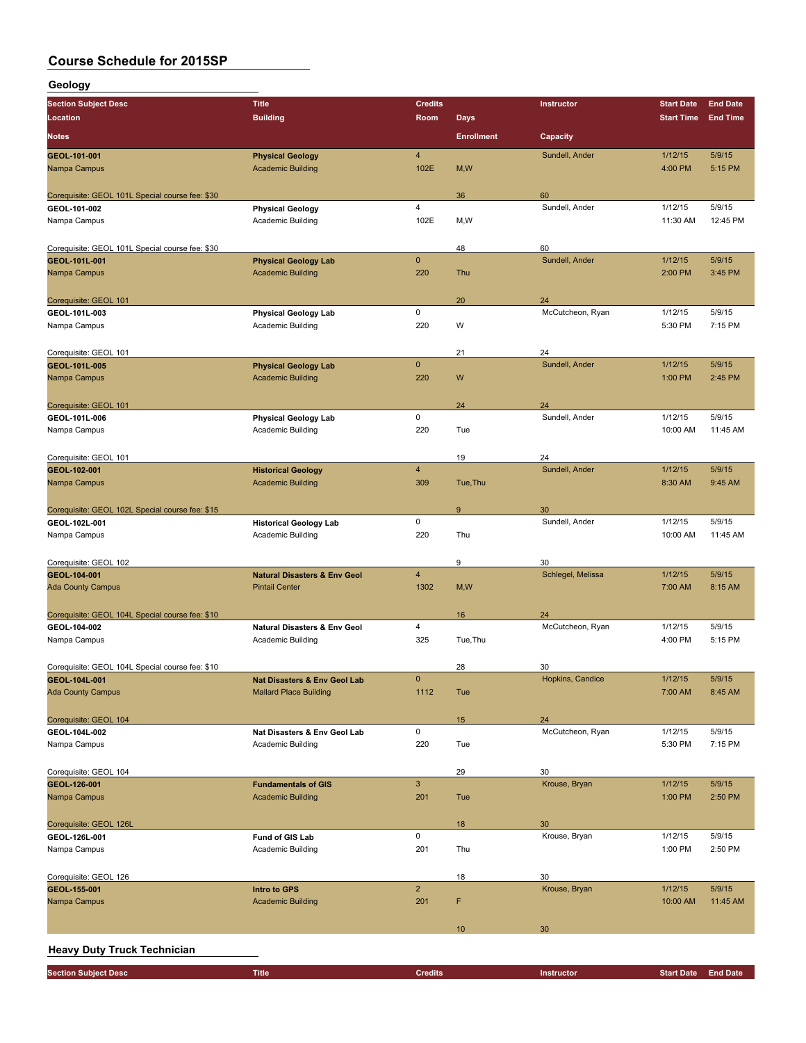# Course Schedule for 2015SP

## Geology

| Section Subject Desc | Title | Credits | | Instructor | Start Date | End Date |
|---|---|---|---|---|---|---|
| Location | Building | Room | Days | | Start Time | End Time |
| Notes | | | Enrollment | Capacity | | |
| **GEOL-101-001** | **Physical Geology** | 4 | | Sundell, Ander | 1/12/15 | 5/9/15 |
| Nampa Campus | Academic Building | 102E | M,W | | 4:00 PM | 5:15 PM |
| Corequisite: GEOL 101L Special course fee: $30 | | | 36 | 60 | | |
| **GEOL-101-002** | **Physical Geology** | 4 | | Sundell, Ander | 1/12/15 | 5/9/15 |
| Nampa Campus | Academic Building | 102E | M,W | | 11:30 AM | 12:45 PM |
| Corequisite: GEOL 101L Special course fee: $30 | | | 48 | 60 | | |
| **GEOL-101L-001** | **Physical Geology Lab** | 0 | | Sundell, Ander | 1/12/15 | 5/9/15 |
| Nampa Campus | Academic Building | 220 | Thu | | 2:00 PM | 3:45 PM |
| Corequisite: GEOL 101 | | | 20 | 24 | | |
| **GEOL-101L-003** | **Physical Geology Lab** | 0 | | McCutcheon, Ryan | 1/12/15 | 5/9/15 |
| Nampa Campus | Academic Building | 220 | W | | 5:30 PM | 7:15 PM |
| Corequisite: GEOL 101 | | | 21 | 24 | | |
| **GEOL-101L-005** | **Physical Geology Lab** | 0 | | Sundell, Ander | 1/12/15 | 5/9/15 |
| Nampa Campus | Academic Building | 220 | W | | 1:00 PM | 2:45 PM |
| Corequisite: GEOL 101 | | | 24 | 24 | | |
| **GEOL-101L-006** | **Physical Geology Lab** | 0 | | Sundell, Ander | 1/12/15 | 5/9/15 |
| Nampa Campus | Academic Building | 220 | Tue | | 10:00 AM | 11:45 AM |
| Corequisite: GEOL 101 | | | 19 | 24 | | |
| **GEOL-102-001** | **Historical Geology** | 4 | | Sundell, Ander | 1/12/15 | 5/9/15 |
| Nampa Campus | Academic Building | 309 | Tue,Thu | | 8:30 AM | 9:45 AM |
| Corequisite: GEOL 102L Special course fee: $15 | | | 9 | 30 | | |
| **GEOL-102L-001** | **Historical Geology Lab** | 0 | | Sundell, Ander | 1/12/15 | 5/9/15 |
| Nampa Campus | Academic Building | 220 | Thu | | 10:00 AM | 11:45 AM |
| Corequisite: GEOL 102 | | | 9 | 30 | | |
| **GEOL-104-001** | **Natural Disasters & Env Geol** | 4 | | Schlegel, Melissa | 1/12/15 | 5/9/15 |
| Ada County Campus | Pintail Center | 1302 | M,W | | 7:00 AM | 8:15 AM |
| Corequisite: GEOL 104L Special course fee: $10 | | | 16 | 24 | | |
| **GEOL-104-002** | **Natural Disasters & Env Geol** | 4 | | McCutcheon, Ryan | 1/12/15 | 5/9/15 |
| Nampa Campus | Academic Building | 325 | Tue,Thu | | 4:00 PM | 5:15 PM |
| Corequisite: GEOL 104L Special course fee: $10 | | | 28 | 30 | | |
| **GEOL-104L-001** | **Nat Disasters & Env Geol Lab** | 0 | | Hopkins, Candice | 1/12/15 | 5/9/15 |
| Ada County Campus | Mallard Place Building | 1112 | Tue | | 7:00 AM | 8:45 AM |
| Corequisite: GEOL 104 | | | 15 | 24 | | |
| **GEOL-104L-002** | **Nat Disasters & Env Geol Lab** | 0 | | McCutcheon, Ryan | 1/12/15 | 5/9/15 |
| Nampa Campus | Academic Building | 220 | Tue | | 5:30 PM | 7:15 PM |
| Corequisite: GEOL 104 | | | 29 | 30 | | |
| **GEOL-126-001** | **Fundamentals of GIS** | 3 | | Krouse, Bryan | 1/12/15 | 5/9/15 |
| Nampa Campus | Academic Building | 201 | Tue | | 1:00 PM | 2:50 PM |
| Corequisite: GEOL 126L | | | 18 | 30 | | |
| **GEOL-126L-001** | **Fund of GIS Lab** | 0 | | Krouse, Bryan | 1/12/15 | 5/9/15 |
| Nampa Campus | Academic Building | 201 | Thu | | 1:00 PM | 2:50 PM |
| Corequisite: GEOL 126 | | | 18 | 30 | | |
| **GEOL-155-001** | **Intro to GPS** | 2 | | Krouse, Bryan | 1/12/15 | 5/9/15 |
| Nampa Campus | Academic Building | 201 | F | | 10:00 AM | 11:45 AM |
| | | | 10 | 30 | | |

## Heavy Duty Truck Technician

| Section Subject Desc | Title | Credits | | Instructor | Start Date | End Date |
|---|---|---|---|---|---|---|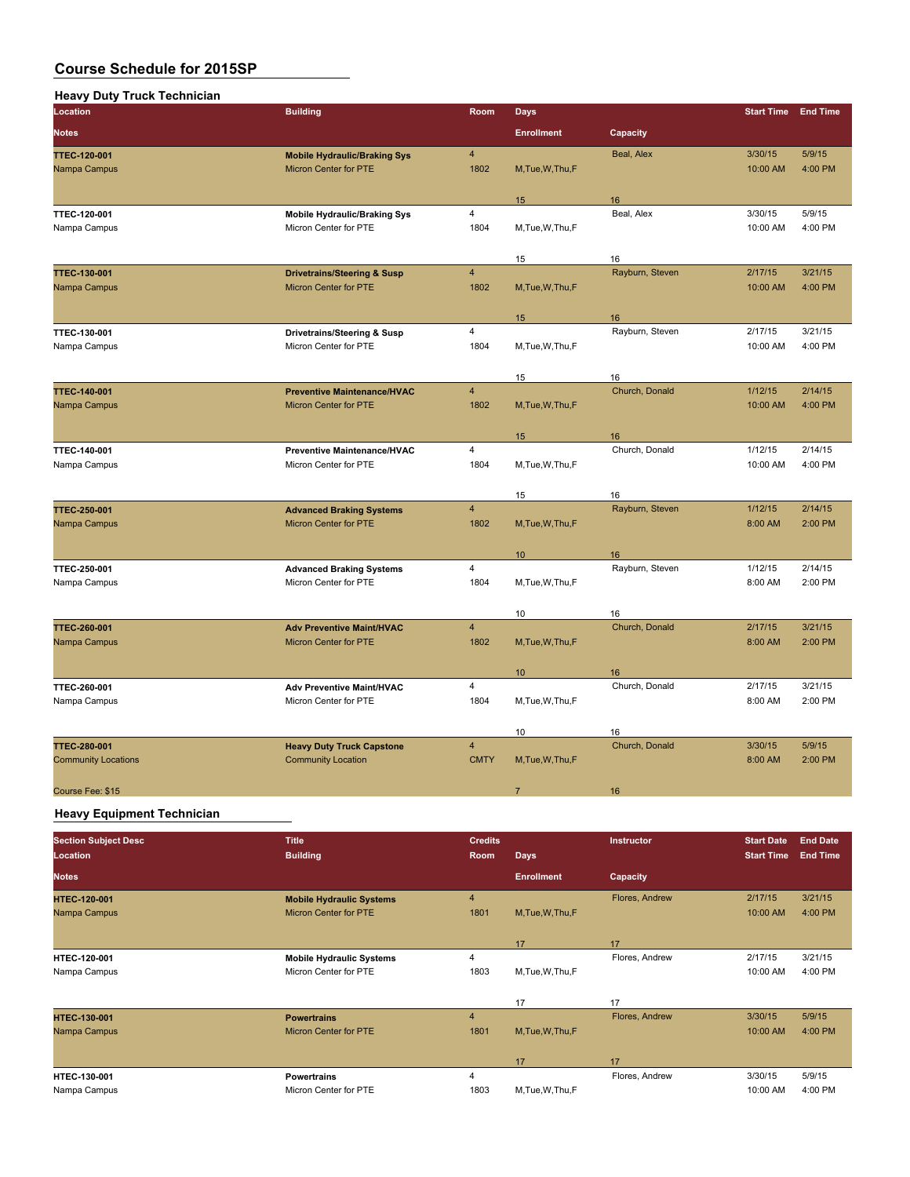# Course Schedule for 2015SP

## Heavy Duty Truck Technician

| Section Subject Desc | Title | Credits | Days | Instructor | Start Date | End Date |
|---|---|---|---|---|---|---|
| Location | Building | Room | Days | | Start Time | End Time |
| Notes | | | Enrollment | Capacity | | |
| TTEC-120-001 | Mobile Hydraulic/Braking Sys | 4 | | Beal, Alex | 3/30/15 | 5/9/15 |
| Nampa Campus | Micron Center for PTE | 1802 | M,Tue,W,Thu,F | | 10:00 AM | 4:00 PM |
| | | | 15 | 16 | | |
| TTEC-120-001 | Mobile Hydraulic/Braking Sys | 4 | | Beal, Alex | 3/30/15 | 5/9/15 |
| Nampa Campus | Micron Center for PTE | 1804 | M,Tue,W,Thu,F | | 10:00 AM | 4:00 PM |
| | | | 15 | 16 | | |
| TTEC-130-001 | Drivetrains/Steering & Susp | 4 | | Rayburn, Steven | 2/17/15 | 3/21/15 |
| Nampa Campus | Micron Center for PTE | 1802 | M,Tue,W,Thu,F | | 10:00 AM | 4:00 PM |
| | | | 15 | 16 | | |
| TTEC-130-001 | Drivetrains/Steering & Susp | 4 | | Rayburn, Steven | 2/17/15 | 3/21/15 |
| Nampa Campus | Micron Center for PTE | 1804 | M,Tue,W,Thu,F | | 10:00 AM | 4:00 PM |
| | | | 15 | 16 | | |
| TTEC-140-001 | Preventive Maintenance/HVAC | 4 | | Church, Donald | 1/12/15 | 2/14/15 |
| Nampa Campus | Micron Center for PTE | 1802 | M,Tue,W,Thu,F | | 10:00 AM | 4:00 PM |
| | | | 15 | 16 | | |
| TTEC-140-001 | Preventive Maintenance/HVAC | 4 | | Church, Donald | 1/12/15 | 2/14/15 |
| Nampa Campus | Micron Center for PTE | 1804 | M,Tue,W,Thu,F | | 10:00 AM | 4:00 PM |
| | | | 15 | 16 | | |
| TTEC-250-001 | Advanced Braking Systems | 4 | | Rayburn, Steven | 1/12/15 | 2/14/15 |
| Nampa Campus | Micron Center for PTE | 1802 | M,Tue,W,Thu,F | | 8:00 AM | 2:00 PM |
| | | | 10 | 16 | | |
| TTEC-250-001 | Advanced Braking Systems | 4 | | Rayburn, Steven | 1/12/15 | 2/14/15 |
| Nampa Campus | Micron Center for PTE | 1804 | M,Tue,W,Thu,F | | 8:00 AM | 2:00 PM |
| | | | 10 | 16 | | |
| TTEC-260-001 | Adv Preventive Maint/HVAC | 4 | | Church, Donald | 2/17/15 | 3/21/15 |
| Nampa Campus | Micron Center for PTE | 1802 | M,Tue,W,Thu,F | | 8:00 AM | 2:00 PM |
| | | | 10 | 16 | | |
| TTEC-260-001 | Adv Preventive Maint/HVAC | 4 | | Church, Donald | 2/17/15 | 3/21/15 |
| Nampa Campus | Micron Center for PTE | 1804 | M,Tue,W,Thu,F | | 8:00 AM | 2:00 PM |
| | | | 10 | 16 | | |
| TTEC-280-001 | Heavy Duty Truck Capstone | 4 | | Church, Donald | 3/30/15 | 5/9/15 |
| Community Locations | Community Location | CMTY | M,Tue,W,Thu,F | | 8:00 AM | 2:00 PM |
| Course Fee: $15 | | | 7 | 16 | | |

## Heavy Equipment Technician

| Section Subject Desc | Title | Credits | | Instructor | Start Date | End Date |
|---|---|---|---|---|---|---|
| Location | Building | Room | Days | | Start Time | End Time |
| Notes | | | Enrollment | Capacity | | |
| HTEC-120-001 | Mobile Hydraulic Systems | 4 | | Flores, Andrew | 2/17/15 | 3/21/15 |
| Nampa Campus | Micron Center for PTE | 1801 | M,Tue,W,Thu,F | | 10:00 AM | 4:00 PM |
| | | | 17 | 17 | | |
| HTEC-120-001 | Mobile Hydraulic Systems | 4 | | Flores, Andrew | 2/17/15 | 3/21/15 |
| Nampa Campus | Micron Center for PTE | 1803 | M,Tue,W,Thu,F | | 10:00 AM | 4:00 PM |
| | | | 17 | 17 | | |
| HTEC-130-001 | Powertrains | 4 | | Flores, Andrew | 3/30/15 | 5/9/15 |
| Nampa Campus | Micron Center for PTE | 1801 | M,Tue,W,Thu,F | | 10:00 AM | 4:00 PM |
| | | | 17 | 17 | | |
| HTEC-130-001 | Powertrains | 4 | | Flores, Andrew | 3/30/15 | 5/9/15 |
| Nampa Campus | Micron Center for PTE | 1803 | M,Tue,W,Thu,F | | 10:00 AM | 4:00 PM |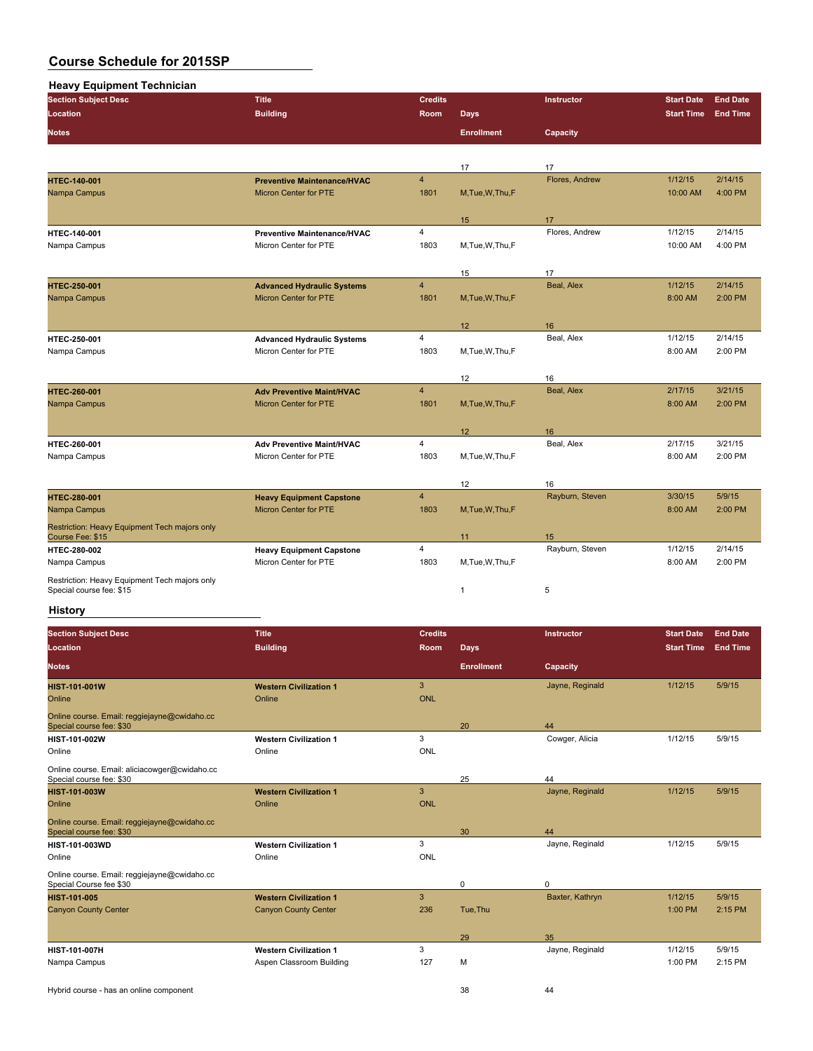# Course Schedule for 2015SP

## Heavy Equipment Technician

| Section Subject Desc | Title | Credits | Instructor | Start Date | End Date | Location | Building | Room | Days | Start Time | End Time | Notes | Enrollment | Capacity |
|---|---|---|---|---|---|---|---|---|---|---|---|---|---|---|
| | | | | | | | | | | | | | 17 | 17 |
| HTEC-140-001 | Preventive Maintenance/HVAC | 4 | Flores, Andrew | 1/12/15 | 2/14/15 | Nampa Campus | Micron Center for PTE | 1801 | M,Tue,W,Thu,F | 10:00 AM | 4:00 PM | | 15 | 17 |
| HTEC-140-001 | Preventive Maintenance/HVAC | 4 | Flores, Andrew | 1/12/15 | 2/14/15 | Nampa Campus | Micron Center for PTE | 1803 | M,Tue,W,Thu,F | 10:00 AM | 4:00 PM | | 15 | 17 |
| HTEC-250-001 | Advanced Hydraulic Systems | 4 | Beal, Alex | 1/12/15 | 2/14/15 | Nampa Campus | Micron Center for PTE | 1801 | M,Tue,W,Thu,F | 8:00 AM | 2:00 PM | | 12 | 16 |
| HTEC-250-001 | Advanced Hydraulic Systems | 4 | Beal, Alex | 1/12/15 | 2/14/15 | Nampa Campus | Micron Center for PTE | 1803 | M,Tue,W,Thu,F | 8:00 AM | 2:00 PM | | 12 | 16 |
| HTEC-260-001 | Adv Preventive Maint/HVAC | 4 | Beal, Alex | 2/17/15 | 3/21/15 | Nampa Campus | Micron Center for PTE | 1801 | M,Tue,W,Thu,F | 8:00 AM | 2:00 PM | | 12 | 16 |
| HTEC-260-001 | Adv Preventive Maint/HVAC | 4 | Beal, Alex | 2/17/15 | 3/21/15 | Nampa Campus | Micron Center for PTE | 1803 | M,Tue,W,Thu,F | 8:00 AM | 2:00 PM | | 12 | 16 |
| HTEC-280-001 | Heavy Equipment Capstone | 4 | Rayburn, Steven | 3/30/15 | 5/9/15 | Nampa Campus | Micron Center for PTE | 1803 | M,Tue,W,Thu,F | 8:00 AM | 2:00 PM | Restriction: Heavy Equipment Tech majors only Course Fee: $15 | 11 | 15 |
| HTEC-280-002 | Heavy Equipment Capstone | 4 | Rayburn, Steven | 1/12/15 | 2/14/15 | Nampa Campus | Micron Center for PTE | 1803 | M,Tue,W,Thu,F | 8:00 AM | 2:00 PM | Restriction: Heavy Equipment Tech majors only Special course fee: $15 | 1 | 5 |

## History

| Section Subject Desc | Title | Credits | Instructor | Start Date | End Date | Location | Building | Room | Days | Start Time | End Time | Notes | Enrollment | Capacity |
|---|---|---|---|---|---|---|---|---|---|---|---|---|---|---|
| HIST-101-001W | Western Civilization 1 | 3 | Jayne, Reginald | 1/12/15 | 5/9/15 | Online | Online | ONL | | | | Online course. Email: reggiejayne@cwidaho.cc Special course fee: $30 | 20 | 44 |
| HIST-101-002W | Western Civilization 1 | 3 | Cowger, Alicia | 1/12/15 | 5/9/15 | Online | Online | ONL | | | | Online course. Email: aliciacowger@cwidaho.cc Special course fee: $30 | 25 | 44 |
| HIST-101-003W | Western Civilization 1 | 3 | Jayne, Reginald | 1/12/15 | 5/9/15 | Online | Online | ONL | | | | Online course. Email: reggiejayne@cwidaho.cc Special course fee: $30 | 30 | 44 |
| HIST-101-003WD | Western Civilization 1 | 3 | Jayne, Reginald | 1/12/15 | 5/9/15 | Online | Online | ONL | | | | Online course. Email: reggiejayne@cwidaho.cc Special Course fee $30 | 0 | 0 |
| HIST-101-005 | Western Civilization 1 | 3 | Baxter, Kathryn | 1/12/15 | 5/9/15 | Canyon County Center | Canyon County Center | 236 | Tue,Thu | 1:00 PM | 2:15 PM | | 29 | 35 |
| HIST-101-007H | Western Civilization 1 | 3 | Jayne, Reginald | 1/12/15 | 5/9/15 | Nampa Campus | Aspen Classroom Building | 127 | M | 1:00 PM | 2:15 PM | Hybrid course - has an online component | 38 | 44 |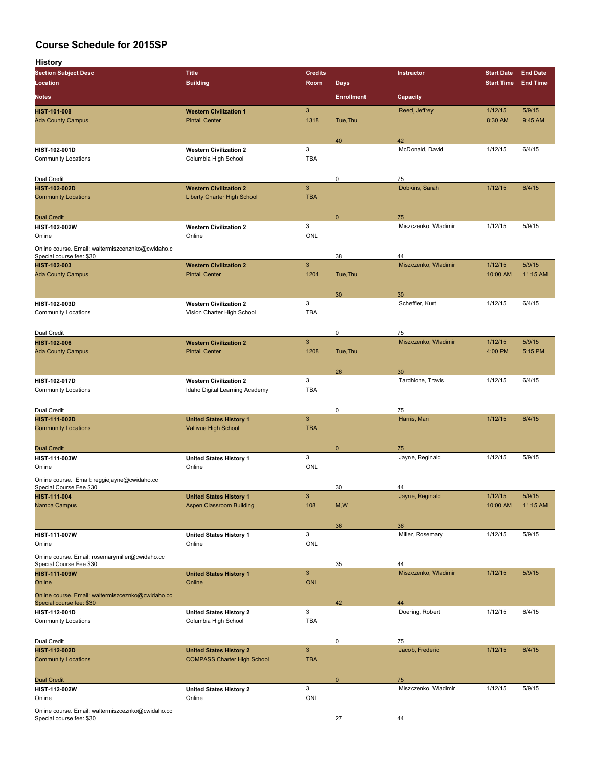# Course Schedule for 2015SP

## History

| Section Subject Desc | Title | Credits | | Instructor | Start Date | End Date |
|---|---|---|---|---|---|---|
| Location | Building | Room | Days | | Start Time | End Time |
| Notes | | | Enrollment | Capacity | | |
| **HIST-101-008** | **Western Civilization 1** | 3 | | Reed, Jeffrey | 1/12/15 | 5/9/15 |
| Ada County Campus | Pintail Center | 1318 | Tue,Thu | | 8:30 AM | 9:45 AM |
| | | | 40 | 42 | | |
| **HIST-102-001D** | **Western Civilization 2** | 3 | | McDonald, David | 1/12/15 | 6/4/15 |
| Community Locations | Columbia High School | TBA | | | | |
| Dual Credit | | | 0 | 75 | | |
| **HIST-102-002D** | **Western Civilization 2** | 3 | | Dobkins, Sarah | 1/12/15 | 6/4/15 |
| Community Locations | Liberty Charter High School | TBA | | | | |
| Dual Credit | | | 0 | 75 | | |
| **HIST-102-002W** | **Western Civilization 2** | 3 | | Miszczenko, Wladimir | 1/12/15 | 5/9/15 |
| Online | Online | ONL | | | | |
| Online course. Email: waltermiszcenznko@cwidaho.c Special course fee: $30 | | | 38 | 44 | | |
| **HIST-102-003** | **Western Civilization 2** | 3 | | Miszczenko, Wladimir | 1/12/15 | 5/9/15 |
| Ada County Campus | Pintail Center | 1204 | Tue,Thu | | 10:00 AM | 11:15 AM |
| | | | 30 | 30 | | |
| **HIST-102-003D** | **Western Civilization 2** | 3 | | Scheffler, Kurt | 1/12/15 | 6/4/15 |
| Community Locations | Vision Charter High School | TBA | | | | |
| Dual Credit | | | 0 | 75 | | |
| **HIST-102-006** | **Western Civilization 2** | 3 | | Miszczenko, Wladimir | 1/12/15 | 5/9/15 |
| Ada County Campus | Pintail Center | 1208 | Tue,Thu | | 4:00 PM | 5:15 PM |
| | | | 26 | 30 | | |
| **HIST-102-017D** | **Western Civilization 2** | 3 | | Tarchione, Travis | 1/12/15 | 6/4/15 |
| Community Locations | Idaho Digital Learning Academy | TBA | | | | |
| Dual Credit | | | 0 | 75 | | |
| **HIST-111-002D** | **United States History 1** | 3 | | Harris, Mari | 1/12/15 | 6/4/15 |
| Community Locations | Vallivue High School | TBA | | | | |
| Dual Credit | | | 0 | 75 | | |
| **HIST-111-003W** | **United States History 1** | 3 | | Jayne, Reginald | 1/12/15 | 5/9/15 |
| Online | Online | ONL | | | | |
| Online course. Email: reggiejayne@cwidaho.cc Special Course Fee $30 | | | 30 | 44 | | |
| **HIST-111-004** | **United States History 1** | 3 | | Jayne, Reginald | 1/12/15 | 5/9/15 |
| Nampa Campus | Aspen Classroom Building | 108 | M,W | | 10:00 AM | 11:15 AM |
| | | | 36 | 36 | | |
| **HIST-111-007W** | **United States History 1** | 3 | | Miller, Rosemary | 1/12/15 | 5/9/15 |
| Online | Online | ONL | | | | |
| Online course. Email: rosemarymiller@cwidaho.cc Special Course Fee $30 | | | 35 | 44 | | |
| **HIST-111-009W** | **United States History 1** | 3 | | Miszczenko, Wladimir | 1/12/15 | 5/9/15 |
| Online | Online | ONL | | | | |
| Online course. Email: waltermiszceznko@cwidaho.cc Special course fee: $30 | | | 42 | 44 | | |
| **HIST-112-001D** | **United States History 2** | 3 | | Doering, Robert | 1/12/15 | 6/4/15 |
| Community Locations | Columbia High School | TBA | | | | |
| Dual Credit | | | 0 | 75 | | |
| **HIST-112-002D** | **United States History 2** | 3 | | Jacob, Frederic | 1/12/15 | 6/4/15 |
| Community Locations | COMPASS Charter High School | TBA | | | | |
| Dual Credit | | | 0 | 75 | | |
| **HIST-112-002W** | **United States History 2** | 3 | | Miszczenko, Wladimir | 1/12/15 | 5/9/15 |
| Online | Online | ONL | | | | |
| Online course. Email: waltermiszceznko@cwidaho.cc Special course fee: $30 | | | 27 | 44 | | |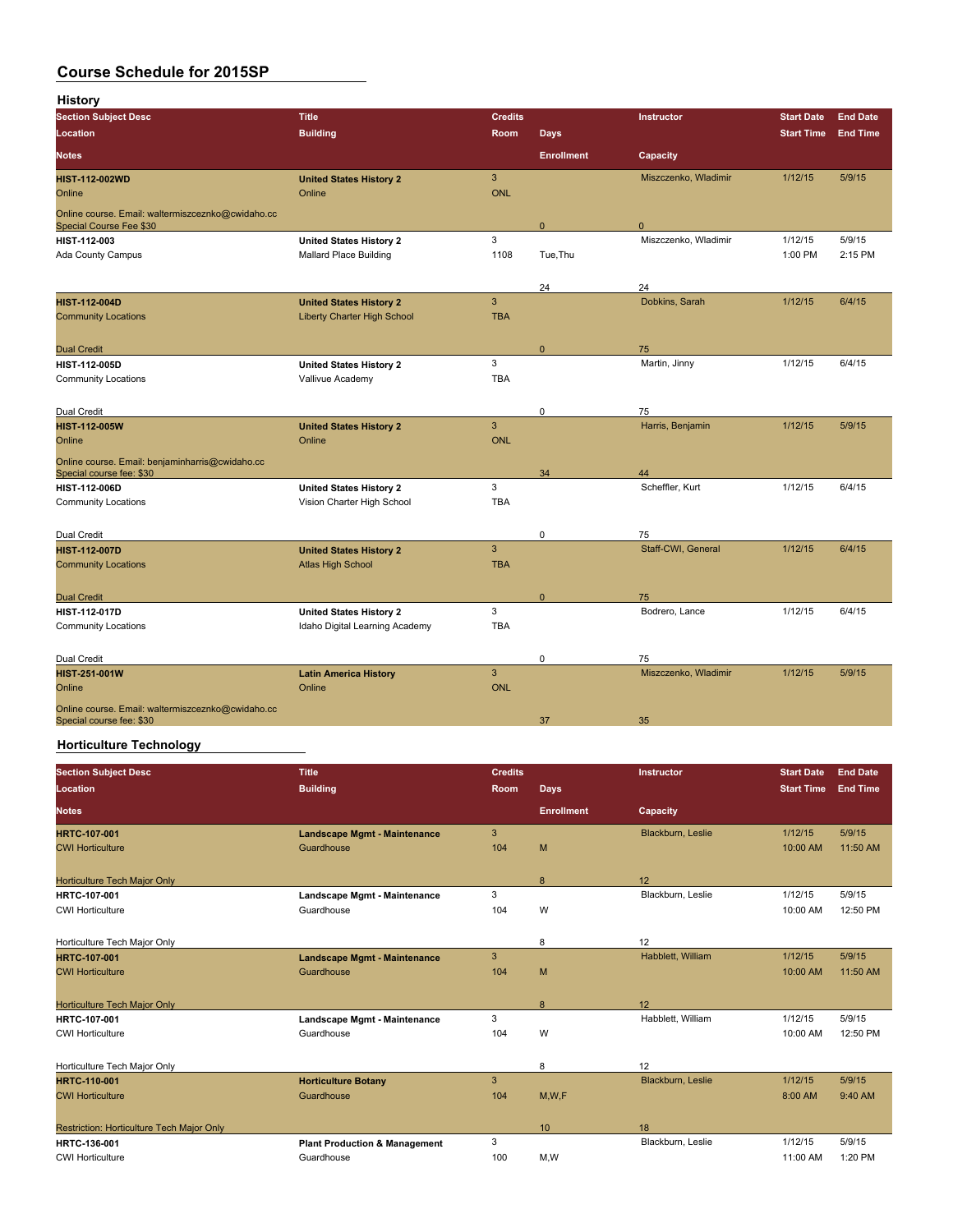# Course Schedule for 2015SP

## History

| Section Subject Desc | Title | Credits | | Instructor | Start Date | End Date |
|---|---|---|---|---|---|---|
| Location | Building | Room | Days | | Start Time | End Time |
| Notes | | | Enrollment | Capacity | | |
| **HIST-112-002WD** | **United States History 2** | 3 | | Miszczenko, Wladimir | 1/12/15 | 5/9/15 |
| Online | Online | ONL | | | | |
| Online course. Email: waltermiszczeznko@cwidaho.cc Special Course Fee $30 | | | 0 | 0 | | |
| **HIST-112-003** | **United States History 2** | 3 | | Miszczenko, Wladimir | 1/12/15 | 5/9/15 |
| Ada County Campus | Mallard Place Building | 1108 | Tue,Thu | | 1:00 PM | 2:15 PM |
| | | | 24 | 24 | | |
| **HIST-112-004D** | **United States History 2** | 3 | | Dobkins, Sarah | 1/12/15 | 6/4/15 |
| Community Locations | Liberty Charter High School | TBA | | | | |
| Dual Credit | | | 0 | 75 | | |
| **HIST-112-005D** | **United States History 2** | 3 | | Martin, Jinny | 1/12/15 | 6/4/15 |
| Community Locations | Vallivue Academy | TBA | | | | |
| Dual Credit | | | 0 | 75 | | |
| **HIST-112-005W** | **United States History 2** | 3 | | Harris, Benjamin | 1/12/15 | 5/9/15 |
| Online | Online | ONL | | | | |
| Online course. Email: benjaminharris@cwidaho.cc Special course fee: $30 | | | 34 | 44 | | |
| **HIST-112-006D** | **United States History 2** | 3 | | Scheffler, Kurt | 1/12/15 | 6/4/15 |
| Community Locations | Vision Charter High School | TBA | | | | |
| Dual Credit | | | 0 | 75 | | |
| **HIST-112-007D** | **United States History 2** | 3 | | Staff-CWI, General | 1/12/15 | 6/4/15 |
| Community Locations | Atlas High School | TBA | | | | |
| Dual Credit | | | 0 | 75 | | |
| **HIST-112-017D** | **United States History 2** | 3 | | Bodrero, Lance | 1/12/15 | 6/4/15 |
| Community Locations | Idaho Digital Learning Academy | TBA | | | | |
| Dual Credit | | | 0 | 75 | | |
| **HIST-251-001W** | **Latin America History** | 3 | | Miszczenko, Wladimir | 1/12/15 | 5/9/15 |
| Online | Online | ONL | | | | |
| Online course. Email: waltermiszczeznko@cwidaho.cc Special course fee: $30 | | | 37 | 35 | | |

## Horticulture Technology

| Section Subject Desc | Title | Credits | | Instructor | Start Date | End Date |
|---|---|---|---|---|---|---|
| Location | Building | Room | Days | | Start Time | End Time |
| Notes | | | Enrollment | Capacity | | |
| **HRTC-107-001** | **Landscape Mgmt - Maintenance** | 3 | | Blackburn, Leslie | 1/12/15 | 5/9/15 |
| CWI Horticulture | Guardhouse | 104 | M | | 10:00 AM | 11:50 AM |
| Horticulture Tech Major Only | | | 8 | 12 | | |
| **HRTC-107-001** | **Landscape Mgmt - Maintenance** | 3 | | Blackburn, Leslie | 1/12/15 | 5/9/15 |
| CWI Horticulture | Guardhouse | 104 | W | | 10:00 AM | 12:50 PM |
| Horticulture Tech Major Only | | | 8 | 12 | | |
| **HRTC-107-001** | **Landscape Mgmt - Maintenance** | 3 | | Habblett, William | 1/12/15 | 5/9/15 |
| CWI Horticulture | Guardhouse | 104 | M | | 10:00 AM | 11:50 AM |
| Horticulture Tech Major Only | | | 8 | 12 | | |
| **HRTC-107-001** | **Landscape Mgmt - Maintenance** | 3 | | Habblett, William | 1/12/15 | 5/9/15 |
| CWI Horticulture | Guardhouse | 104 | W | | 10:00 AM | 12:50 PM |
| Horticulture Tech Major Only | | | 8 | 12 | | |
| **HRTC-110-001** | **Horticulture Botany** | 3 | | Blackburn, Leslie | 1/12/15 | 5/9/15 |
| CWI Horticulture | Guardhouse | 104 | M,W,F | | 8:00 AM | 9:40 AM |
| Restriction: Horticulture Tech Major Only | | | 10 | 18 | | |
| **HRTC-136-001** | **Plant Production & Management** | 3 | | Blackburn, Leslie | 1/12/15 | 5/9/15 |
| CWI Horticulture | Guardhouse | 100 | M,W | | 11:00 AM | 1:20 PM |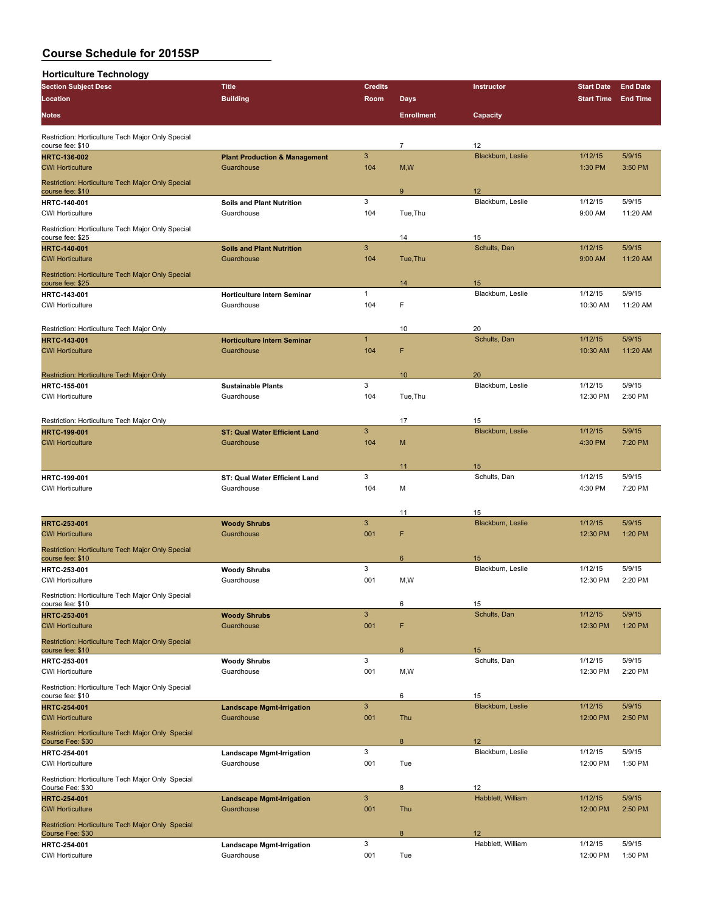## Course Schedule for 2015SP

### Horticulture Technology

| Section Subject Desc | Title | Credits | | Instructor | Start Date | End Date |
|---|---|---|---|---|---|---|
| Location | Building | Room | Days | | Start Time | End Time |
| Notes | | | Enrollment | Capacity | | |
| Restriction: Horticulture Tech Major Only Special course fee: $10 | | | 7 | 12 | | |
| HRTC-136-002 | Plant Production & Management | 3 | | Blackburn, Leslie | 1/12/15 | 5/9/15 |
| CWI Horticulture | Guardhouse | 104 | M,W | | 1:30 PM | 3:50 PM |
| Restriction: Horticulture Tech Major Only Special course fee: $10 | | | 9 | 12 | | |
| HRTC-140-001 | Soils and Plant Nutrition | 3 | | Blackburn, Leslie | 1/12/15 | 5/9/15 |
| CWI Horticulture | Guardhouse | 104 | Tue,Thu | | 9:00 AM | 11:20 AM |
| Restriction: Horticulture Tech Major Only Special course fee: $25 | | | 14 | 15 | | |
| HRTC-140-001 | Soils and Plant Nutrition | 3 | | Schults, Dan | 1/12/15 | 5/9/15 |
| CWI Horticulture | Guardhouse | 104 | Tue,Thu | | 9:00 AM | 11:20 AM |
| Restriction: Horticulture Tech Major Only Special course fee: $25 | | | 14 | 15 | | |
| HRTC-143-001 | Horticulture Intern Seminar | 1 | | Blackburn, Leslie | 1/12/15 | 5/9/15 |
| CWI Horticulture | Guardhouse | 104 | F | | 10:30 AM | 11:20 AM |
| Restriction: Horticulture Tech Major Only | | | 10 | 20 | | |
| HRTC-143-001 | Horticulture Intern Seminar | 1 | | Schults, Dan | 1/12/15 | 5/9/15 |
| CWI Horticulture | Guardhouse | 104 | F | | 10:30 AM | 11:20 AM |
| Restriction: Horticulture Tech Major Only | | | 10 | 20 | | |
| HRTC-155-001 | Sustainable Plants | 3 | | Blackburn, Leslie | 1/12/15 | 5/9/15 |
| CWI Horticulture | Guardhouse | 104 | Tue,Thu | | 12:30 PM | 2:50 PM |
| Restriction: Horticulture Tech Major Only | | | 17 | 15 | | |
| HRTC-199-001 | ST: Qual Water Efficient Land | 3 | | Blackburn, Leslie | 1/12/15 | 5/9/15 |
| CWI Horticulture | Guardhouse | 104 | M | | 4:30 PM | 7:20 PM |
| | | | 11 | 15 | | |
| HRTC-199-001 | ST: Qual Water Efficient Land | 3 | | Schults, Dan | 1/12/15 | 5/9/15 |
| CWI Horticulture | Guardhouse | 104 | M | | 4:30 PM | 7:20 PM |
| | | | 11 | 15 | | |
| HRTC-253-001 | Woody Shrubs | 3 | | Blackburn, Leslie | 1/12/15 | 5/9/15 |
| CWI Horticulture | Guardhouse | 001 | F | | 12:30 PM | 1:20 PM |
| Restriction: Horticulture Tech Major Only Special course fee: $10 | | | 6 | 15 | | |
| HRTC-253-001 | Woody Shrubs | 3 | | Blackburn, Leslie | 1/12/15 | 5/9/15 |
| CWI Horticulture | Guardhouse | 001 | M,W | | 12:30 PM | 2:20 PM |
| Restriction: Horticulture Tech Major Only Special course fee: $10 | | | 6 | 15 | | |
| HRTC-253-001 | Woody Shrubs | 3 | | Schults, Dan | 1/12/15 | 5/9/15 |
| CWI Horticulture | Guardhouse | 001 | F | | 12:30 PM | 1:20 PM |
| Restriction: Horticulture Tech Major Only Special course fee: $10 | | | 6 | 15 | | |
| HRTC-253-001 | Woody Shrubs | 3 | | Schults, Dan | 1/12/15 | 5/9/15 |
| CWI Horticulture | Guardhouse | 001 | M,W | | 12:30 PM | 2:20 PM |
| Restriction: Horticulture Tech Major Only Special course fee: $10 | | | 6 | 15 | | |
| HRTC-254-001 | Landscape Mgmt-Irrigation | 3 | | Blackburn, Leslie | 1/12/15 | 5/9/15 |
| CWI Horticulture | Guardhouse | 001 | Thu | | 12:00 PM | 2:50 PM |
| Restriction: Horticulture Tech Major Only Special Course Fee: $30 | | | 8 | 12 | | |
| HRTC-254-001 | Landscape Mgmt-Irrigation | 3 | | Blackburn, Leslie | 1/12/15 | 5/9/15 |
| CWI Horticulture | Guardhouse | 001 | Tue | | 12:00 PM | 1:50 PM |
| Restriction: Horticulture Tech Major Only Special Course Fee: $30 | | | 8 | 12 | | |
| HRTC-254-001 | Landscape Mgmt-Irrigation | 3 | | Habblett, William | 1/12/15 | 5/9/15 |
| CWI Horticulture | Guardhouse | 001 | Thu | | 12:00 PM | 2:50 PM |
| Restriction: Horticulture Tech Major Only Special Course Fee: $30 | | | 8 | 12 | | |
| HRTC-254-001 | Landscape Mgmt-Irrigation | 3 | | Habblett, William | 1/12/15 | 5/9/15 |
| CWI Horticulture | Guardhouse | 001 | Tue | | 12:00 PM | 1:50 PM |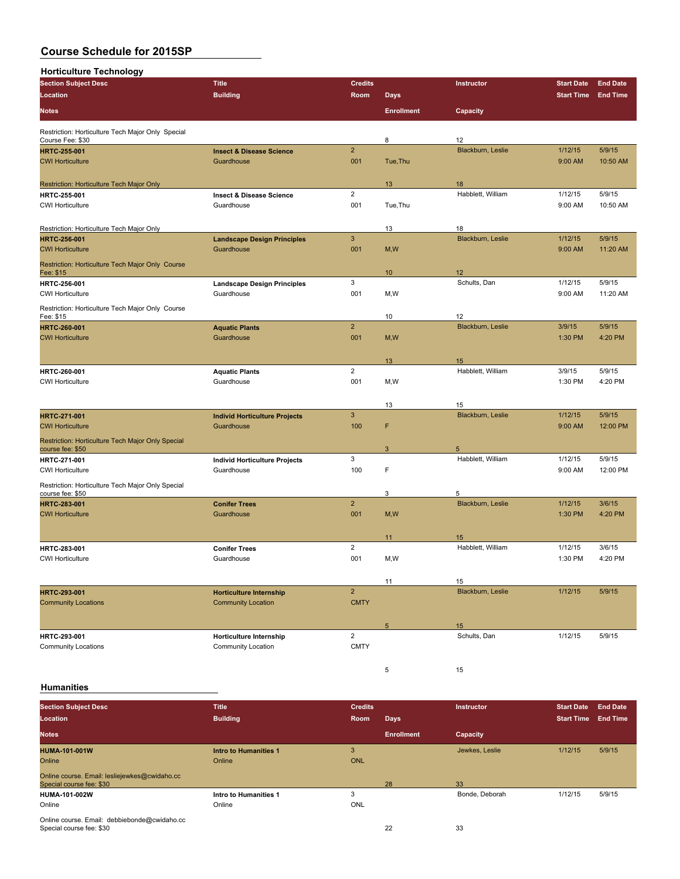# Course Schedule for 2015SP

## Horticulture Technology

| Section Subject Desc / Location / Notes | Title / Building | Credits / Room | Days / Enrollment | Instructor / Capacity | Start Date / Start Time | End Date / End Time |
|---|---|---|---|---|---|---|
| Restriction: Horticulture Tech Major Only Special Course Fee: $30 | | | 8 | 12 | | |
| **HRTC-255-001** | **Insect & Disease Science** | 2 | | Blackburn, Leslie | 1/12/15 | 5/9/15 |
| CWI Horticulture | Guardhouse | 001 | Tue,Thu | | 9:00 AM | 10:50 AM |
| Restriction: Horticulture Tech Major Only | | | 13 | 18 | | |
| **HRTC-255-001** | **Insect & Disease Science** | 2 | | Habblett, William | 1/12/15 | 5/9/15 |
| CWI Horticulture | Guardhouse | 001 | Tue,Thu | | 9:00 AM | 10:50 AM |
| Restriction: Horticulture Tech Major Only | | | 13 | 18 | | |
| **HRTC-256-001** | **Landscape Design Principles** | 3 | | Blackburn, Leslie | 1/12/15 | 5/9/15 |
| CWI Horticulture | Guardhouse | 001 | M,W | | 9:00 AM | 11:20 AM |
| Restriction: Horticulture Tech Major Only Course Fee: $15 | | | 10 | 12 | | |
| **HRTC-256-001** | **Landscape Design Principles** | 3 | | Schults, Dan | 1/12/15 | 5/9/15 |
| CWI Horticulture | Guardhouse | 001 | M,W | | 9:00 AM | 11:20 AM |
| Restriction: Horticulture Tech Major Only Course Fee: $15 | | | 10 | 12 | | |
| **HRTC-260-001** | **Aquatic Plants** | 2 | | Blackburn, Leslie | 3/9/15 | 5/9/15 |
| CWI Horticulture | Guardhouse | 001 | M,W | | 1:30 PM | 4:20 PM |
| | | | 13 | 15 | | |
| **HRTC-260-001** | **Aquatic Plants** | 2 | | Habblett, William | 3/9/15 | 5/9/15 |
| CWI Horticulture | Guardhouse | 001 | M,W | | 1:30 PM | 4:20 PM |
| | | | 13 | 15 | | |
| **HRTC-271-001** | **Individ Horticulture Projects** | 3 | | Blackburn, Leslie | 1/12/15 | 5/9/15 |
| CWI Horticulture | Guardhouse | 100 | F | | 9:00 AM | 12:00 PM |
| Restriction: Horticulture Tech Major Only Special course fee: $50 | | | 3 | 5 | | |
| **HRTC-271-001** | **Individ Horticulture Projects** | 3 | | Habblett, William | 1/12/15 | 5/9/15 |
| CWI Horticulture | Guardhouse | 100 | F | | 9:00 AM | 12:00 PM |
| Restriction: Horticulture Tech Major Only Special course fee: $50 | | | 3 | 5 | | |
| **HRTC-283-001** | **Conifer Trees** | 2 | | Blackburn, Leslie | 1/12/15 | 3/6/15 |
| CWI Horticulture | Guardhouse | 001 | M,W | | 1:30 PM | 4:20 PM |
| | | | 11 | 15 | | |
| **HRTC-283-001** | **Conifer Trees** | 2 | | Habblett, William | 1/12/15 | 3/6/15 |
| CWI Horticulture | Guardhouse | 001 | M,W | | 1:30 PM | 4:20 PM |
| | | | 11 | 15 | | |
| **HRTC-293-001** | **Horticulture Internship** | 2 | | Blackburn, Leslie | 1/12/15 | 5/9/15 |
| Community Locations | Community Location | CMTY | | | | |
| | | | 5 | 15 | | |
| **HRTC-293-001** | **Horticulture Internship** | 2 | | Schults, Dan | 1/12/15 | 5/9/15 |
| Community Locations | Community Location | CMTY | | | | |
| | | | 5 | 15 | | |

## Humanities

| Section Subject Desc / Location / Notes | Title / Building | Credits / Room | Days / Enrollment | Instructor / Capacity | Start Date / Start Time | End Date / End Time |
|---|---|---|---|---|---|---|
| **HUMA-101-001W** | **Intro to Humanities 1** | 3 | | Jewkes, Leslie | 1/12/15 | 5/9/15 |
| Online | Online | ONL | | | | |
| Online course. Email: lesliejewkes@cwidaho.cc Special course fee: $30 | | | 28 | 33 | | |
| **HUMA-101-002W** | **Intro to Humanities 1** | 3 | | Bonde, Deborah | 1/12/15 | 5/9/15 |
| Online | Online | ONL | | | | |
| Online course. Email: debbiebonde@cwidaho.cc Special course fee: $30 | | | 22 | 33 | | |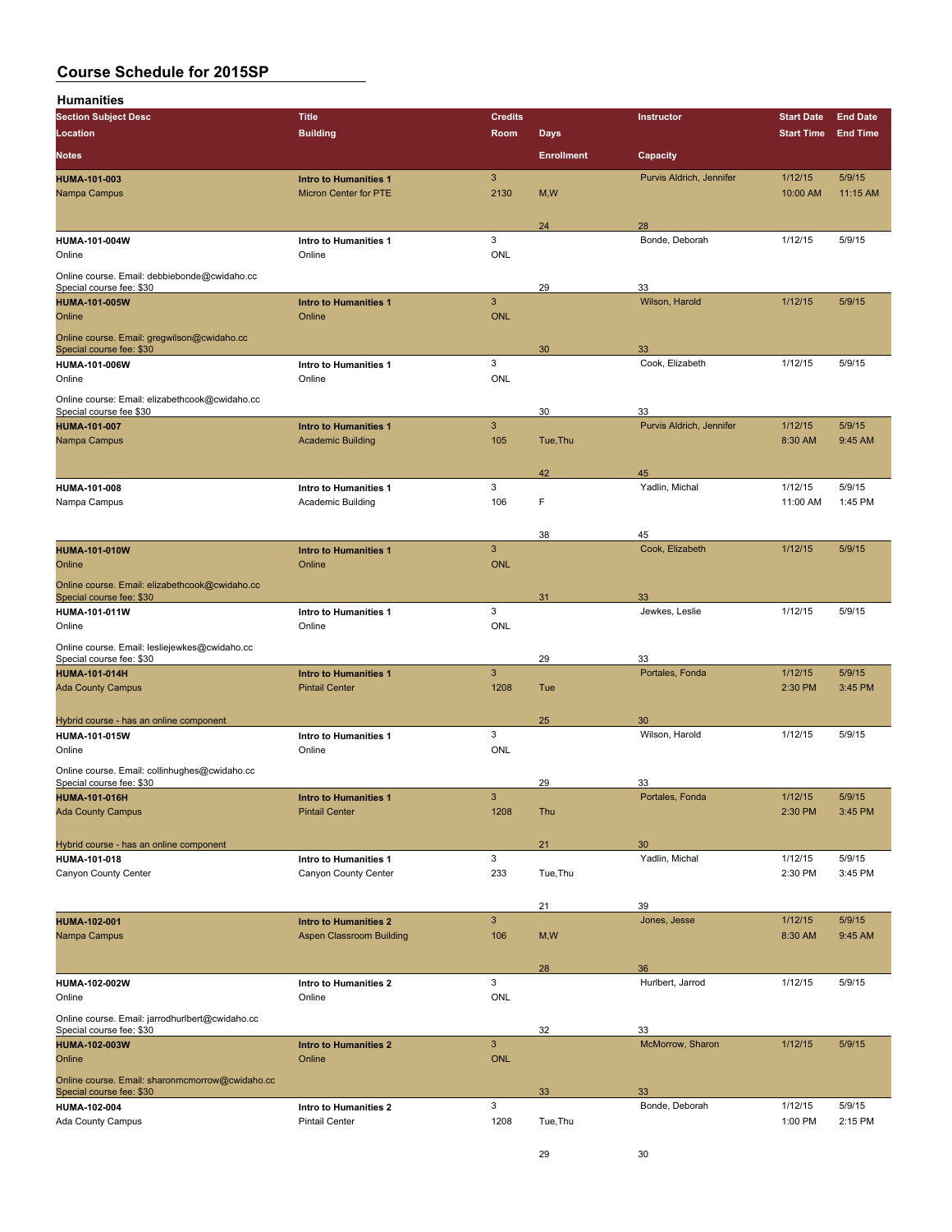## Course Schedule for 2015SP

### Humanities

| Section Subject Desc | Title | Credits | | Instructor | Start Date | End Date |
|---|---|---|---|---|---|---|
| Location | Building | Room | Days | | Start Time | End Time |
| Notes | | | Enrollment | Capacity | | |
| **HUMA-101-003** | **Intro to Humanities 1** | 3 | | Purvis Aldrich, Jennifer | 1/12/15 | 5/9/15 |
| Nampa Campus | Micron Center for PTE | 2130 | M,W | | 10:00 AM | 11:15 AM |
| | | | 24 | 28 | | |
| **HUMA-101-004W** | **Intro to Humanities 1** | 3 | | Bonde, Deborah | 1/12/15 | 5/9/15 |
| Online | Online | ONL | | | | |
| Online course. Email: debbiebonde@cwidaho.cc Special course fee: $30 | | | 29 | 33 | | |
| **HUMA-101-005W** | **Intro to Humanities 1** | 3 | | Wilson, Harold | 1/12/15 | 5/9/15 |
| Online | Online | ONL | | | | |
| Online course. Email: gregwilson@cwidaho.cc Special course fee: $30 | | | 30 | 33 | | |
| **HUMA-101-006W** | **Intro to Humanities 1** | 3 | | Cook, Elizabeth | 1/12/15 | 5/9/15 |
| Online | Online | ONL | | | | |
| Online course: Email: elizabethcook@cwidaho.cc Special course fee $30 | | | 30 | 33 | | |
| **HUMA-101-007** | **Intro to Humanities 1** | 3 | | Purvis Aldrich, Jennifer | 1/12/15 | 5/9/15 |
| Nampa Campus | Academic Building | 105 | Tue,Thu | | 8:30 AM | 9:45 AM |
| | | | 42 | 45 | | |
| **HUMA-101-008** | **Intro to Humanities 1** | 3 | | Yadlin, Michal | 1/12/15 | 5/9/15 |
| Nampa Campus | Academic Building | 106 | F | | 11:00 AM | 1:45 PM |
| | | | 38 | 45 | | |
| **HUMA-101-010W** | **Intro to Humanities 1** | 3 | | Cook, Elizabeth | 1/12/15 | 5/9/15 |
| Online | Online | ONL | | | | |
| Online course. Email: elizabethcook@cwidaho.cc Special course fee: $30 | | | 31 | 33 | | |
| **HUMA-101-011W** | **Intro to Humanities 1** | 3 | | Jewkes, Leslie | 1/12/15 | 5/9/15 |
| Online | Online | ONL | | | | |
| Online course. Email: lesliejewkes@cwidaho.cc Special course fee: $30 | | | 29 | 33 | | |
| **HUMA-101-014H** | **Intro to Humanities 1** | 3 | | Portales, Fonda | 1/12/15 | 5/9/15 |
| Ada County Campus | Pintail Center | 1208 | Tue | | 2:30 PM | 3:45 PM |
| Hybrid course - has an online component | | | 25 | 30 | | |
| **HUMA-101-015W** | **Intro to Humanities 1** | 3 | | Wilson, Harold | 1/12/15 | 5/9/15 |
| Online | Online | ONL | | | | |
| Online course. Email: collinhughes@cwidaho.cc Special course fee: $30 | | | 29 | 33 | | |
| **HUMA-101-016H** | **Intro to Humanities 1** | 3 | | Portales, Fonda | 1/12/15 | 5/9/15 |
| Ada County Campus | Pintail Center | 1208 | Thu | | 2:30 PM | 3:45 PM |
| Hybrid course - has an online component | | | 21 | 30 | | |
| **HUMA-101-018** | **Intro to Humanities 1** | 3 | | Yadlin, Michal | 1/12/15 | 5/9/15 |
| Canyon County Center | Canyon County Center | 233 | Tue,Thu | | 2:30 PM | 3:45 PM |
| | | | 21 | 39 | | |
| **HUMA-102-001** | **Intro to Humanities 2** | 3 | | Jones, Jesse | 1/12/15 | 5/9/15 |
| Nampa Campus | Aspen Classroom Building | 106 | M,W | | 8:30 AM | 9:45 AM |
| | | | 28 | 36 | | |
| **HUMA-102-002W** | **Intro to Humanities 2** | 3 | | Hurlbert, Jarrod | 1/12/15 | 5/9/15 |
| Online | Online | ONL | | | | |
| Online course. Email: jarrodhurlbert@cwidaho.cc Special course fee: $30 | | | 32 | 33 | | |
| **HUMA-102-003W** | **Intro to Humanities 2** | 3 | | McMorrow, Sharon | 1/12/15 | 5/9/15 |
| Online | Online | ONL | | | | |
| Online course. Email: sharonmcmorrow@cwidaho.cc Special course fee: $30 | | | 33 | 33 | | |
| **HUMA-102-004** | **Intro to Humanities 2** | 3 | | Bonde, Deborah | 1/12/15 | 5/9/15 |
| Ada County Campus | Pintail Center | 1208 | Tue,Thu | | 1:00 PM | 2:15 PM |
| | | | 29 | 30 | | |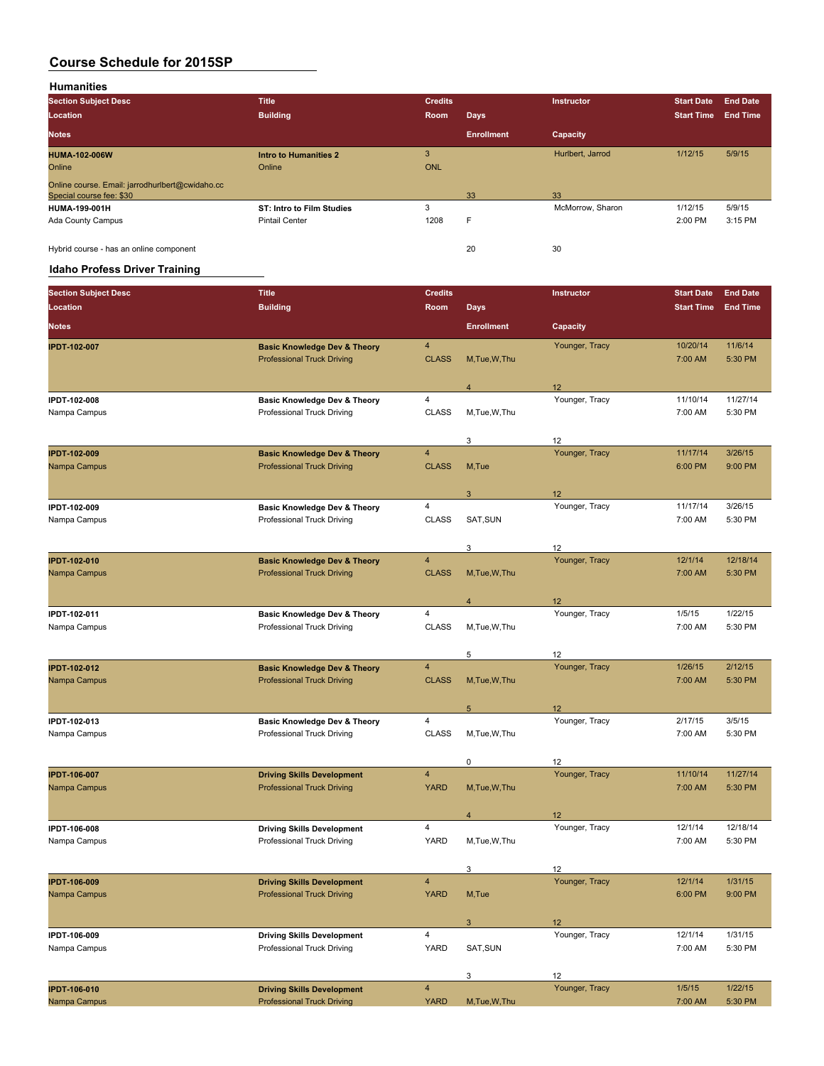# Course Schedule for 2015SP

## Humanities

| Section Subject Desc | Title | Credits | | Instructor | Start Date | End Date |
|---|---|---|---|---|---|---|
| **Location** | **Building** | **Room** | **Days** | | **Start Time** | **End Time** |
| **Notes** | | | **Enrollment** | **Capacity** | | |
| **HUMA-102-006W** | **Intro to Humanities 2** | 3 | | Hurlbert, Jarrod | 1/12/15 | 5/9/15 |
| Online | Online | ONL | | | | |
| Online course. Email: jarrodhurlbert@cwidaho.cc Special course fee: $30 | | | 33 | 33 | | |
| **HUMA-199-001H** | **ST: Intro to Film Studies** | 3 | | McMorrow, Sharon | 1/12/15 | 5/9/15 |
| Ada County Campus | Pintail Center | 1208 | F | | 2:00 PM | 3:15 PM |
| Hybrid course - has an online component | | | 20 | 30 | | |

## Idaho Profess Driver Training

| Section Subject Desc | Title | Credits | | Instructor | Start Date | End Date |
|---|---|---|---|---|---|---|
| **Location** | **Building** | **Room** | **Days** | | **Start Time** | **End Time** |
| **Notes** | | | **Enrollment** | **Capacity** | | |
| **IPDT-102-007** | **Basic Knowledge Dev & Theory** | 4 | | Younger, Tracy | 10/20/14 | 11/6/14 |
| | Professional Truck Driving | CLASS | M,Tue,W,Thu | | 7:00 AM | 5:30 PM |
| | | | 4 | 12 | | |
| **IPDT-102-008** | **Basic Knowledge Dev & Theory** | 4 | | Younger, Tracy | 11/10/14 | 11/27/14 |
| Nampa Campus | Professional Truck Driving | CLASS | M,Tue,W,Thu | | 7:00 AM | 5:30 PM |
| | | | 3 | 12 | | |
| **IPDT-102-009** | **Basic Knowledge Dev & Theory** | 4 | | Younger, Tracy | 11/17/14 | 3/26/15 |
| Nampa Campus | Professional Truck Driving | CLASS | M,Tue | | 6:00 PM | 9:00 PM |
| | | | 3 | 12 | | |
| **IPDT-102-009** | **Basic Knowledge Dev & Theory** | 4 | | Younger, Tracy | 11/17/14 | 3/26/15 |
| Nampa Campus | Professional Truck Driving | CLASS | SAT,SUN | | 7:00 AM | 5:30 PM |
| | | | 3 | 12 | | |
| **IPDT-102-010** | **Basic Knowledge Dev & Theory** | 4 | | Younger, Tracy | 12/1/14 | 12/18/14 |
| Nampa Campus | Professional Truck Driving | CLASS | M,Tue,W,Thu | | 7:00 AM | 5:30 PM |
| | | | 4 | 12 | | |
| **IPDT-102-011** | **Basic Knowledge Dev & Theory** | 4 | | Younger, Tracy | 1/5/15 | 1/22/15 |
| Nampa Campus | Professional Truck Driving | CLASS | M,Tue,W,Thu | | 7:00 AM | 5:30 PM |
| | | | 5 | 12 | | |
| **IPDT-102-012** | **Basic Knowledge Dev & Theory** | 4 | | Younger, Tracy | 1/26/15 | 2/12/15 |
| Nampa Campus | Professional Truck Driving | CLASS | M,Tue,W,Thu | | 7:00 AM | 5:30 PM |
| | | | 5 | 12 | | |
| **IPDT-102-013** | **Basic Knowledge Dev & Theory** | 4 | | Younger, Tracy | 2/17/15 | 3/5/15 |
| Nampa Campus | Professional Truck Driving | CLASS | M,Tue,W,Thu | | 7:00 AM | 5:30 PM |
| | | | 0 | 12 | | |
| **IPDT-106-007** | **Driving Skills Development** | 4 | | Younger, Tracy | 11/10/14 | 11/27/14 |
| Nampa Campus | Professional Truck Driving | YARD | M,Tue,W,Thu | | 7:00 AM | 5:30 PM |
| | | | 4 | 12 | | |
| **IPDT-106-008** | **Driving Skills Development** | 4 | | Younger, Tracy | 12/1/14 | 12/18/14 |
| Nampa Campus | Professional Truck Driving | YARD | M,Tue,W,Thu | | 7:00 AM | 5:30 PM |
| | | | 3 | 12 | | |
| **IPDT-106-009** | **Driving Skills Development** | 4 | | Younger, Tracy | 12/1/14 | 1/31/15 |
| Nampa Campus | Professional Truck Driving | YARD | M,Tue | | 6:00 PM | 9:00 PM |
| | | | 3 | 12 | | |
| **IPDT-106-009** | **Driving Skills Development** | 4 | | Younger, Tracy | 12/1/14 | 1/31/15 |
| Nampa Campus | Professional Truck Driving | YARD | SAT,SUN | | 7:00 AM | 5:30 PM |
| | | | 3 | 12 | | |
| **IPDT-106-010** | **Driving Skills Development** | 4 | | Younger, Tracy | 1/5/15 | 1/22/15 |
| Nampa Campus | Professional Truck Driving | YARD | M,Tue,W,Thu | | 7:00 AM | 5:30 PM |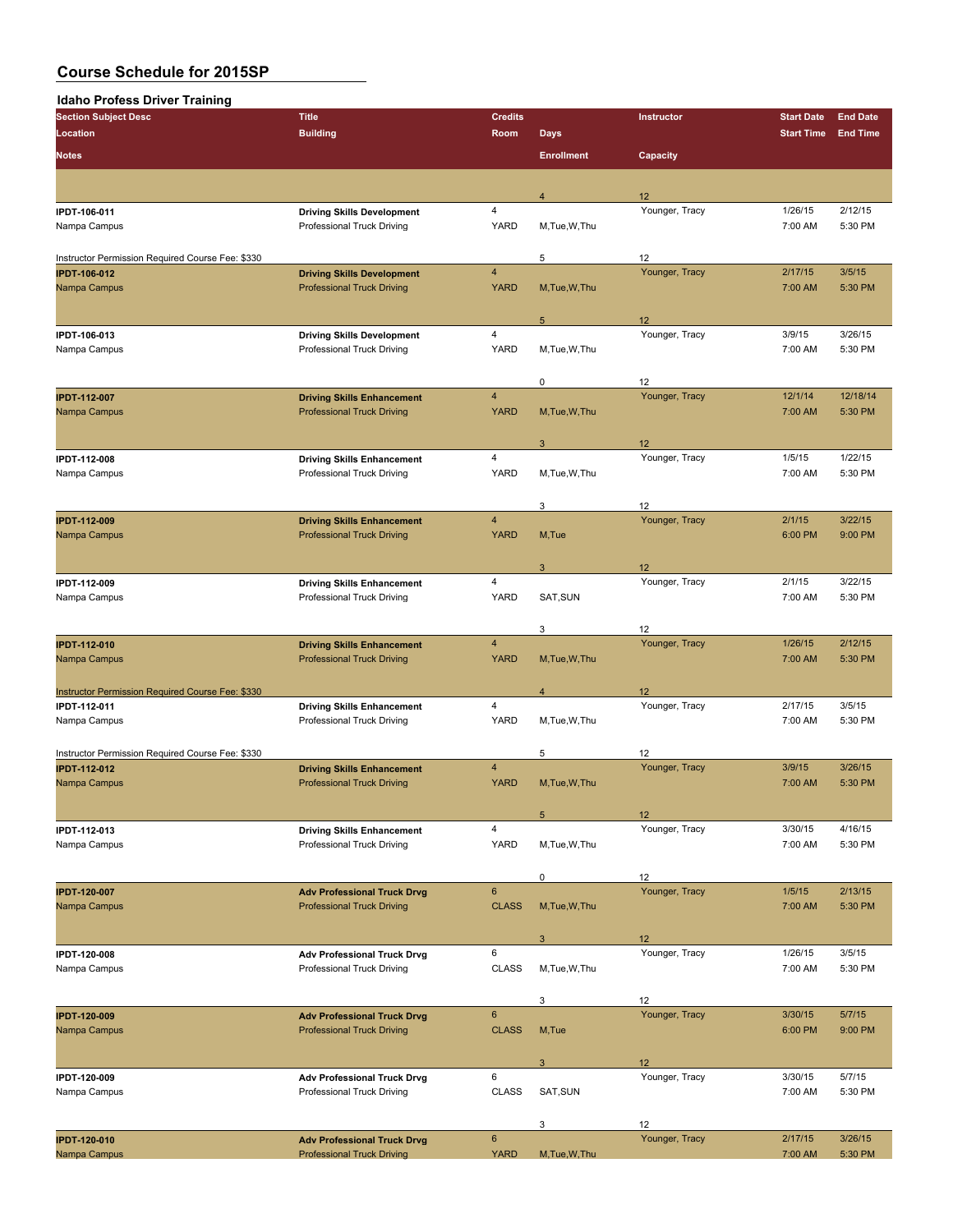# Course Schedule for 2015SP

## Idaho Profess Driver Training

| Section Subject Desc | Title | Credits | Instructor | Start Date | End Date | Location | Building | Room | Days | Start Time | End Time | Notes | Enrollment | Capacity |
|---|---|---|---|---|---|---|---|---|---|---|---|---|---|---|
| | | | | | | | | | | | | | 4 | 12 |
| IPDT-106-011 | Driving Skills Development | 4 | Younger, Tracy | 1/26/15 | 2/12/15 | Nampa Campus | Professional Truck Driving | YARD | M,Tue,W,Thu | 7:00 AM | 5:30 PM | Instructor Permission Required Course Fee: $330 | 5 | 12 |
| IPDT-106-012 | Driving Skills Development | 4 | Younger, Tracy | 2/17/15 | 3/5/15 | Nampa Campus | Professional Truck Driving | YARD | M,Tue,W,Thu | 7:00 AM | 5:30 PM | | 5 | 12 |
| IPDT-106-013 | Driving Skills Development | 4 | Younger, Tracy | 3/9/15 | 3/26/15 | Nampa Campus | Professional Truck Driving | YARD | M,Tue,W,Thu | 7:00 AM | 5:30 PM | | 0 | 12 |
| IPDT-112-007 | Driving Skills Enhancement | 4 | Younger, Tracy | 12/1/14 | 12/18/14 | Nampa Campus | Professional Truck Driving | YARD | M,Tue,W,Thu | 7:00 AM | 5:30 PM | | 3 | 12 |
| IPDT-112-008 | Driving Skills Enhancement | 4 | Younger, Tracy | 1/5/15 | 1/22/15 | Nampa Campus | Professional Truck Driving | YARD | M,Tue,W,Thu | 7:00 AM | 5:30 PM | | 3 | 12 |
| IPDT-112-009 | Driving Skills Enhancement | 4 | Younger, Tracy | 2/1/15 | 3/22/15 | Nampa Campus | Professional Truck Driving | YARD | M,Tue | 6:00 PM | 9:00 PM | | 3 | 12 |
| IPDT-112-009 | Driving Skills Enhancement | 4 | Younger, Tracy | 2/1/15 | 3/22/15 | Nampa Campus | Professional Truck Driving | YARD | SAT,SUN | 7:00 AM | 5:30 PM | | 3 | 12 |
| IPDT-112-010 | Driving Skills Enhancement | 4 | Younger, Tracy | 1/26/15 | 2/12/15 | Nampa Campus | Professional Truck Driving | YARD | M,Tue,W,Thu | 7:00 AM | 5:30 PM | Instructor Permission Required Course Fee: $330 | 4 | 12 |
| IPDT-112-011 | Driving Skills Enhancement | 4 | Younger, Tracy | 2/17/15 | 3/5/15 | Nampa Campus | Professional Truck Driving | YARD | M,Tue,W,Thu | 7:00 AM | 5:30 PM | Instructor Permission Required Course Fee: $330 | 5 | 12 |
| IPDT-112-012 | Driving Skills Enhancement | 4 | Younger, Tracy | 3/9/15 | 3/26/15 | Nampa Campus | Professional Truck Driving | YARD | M,Tue,W,Thu | 7:00 AM | 5:30 PM | | 5 | 12 |
| IPDT-112-013 | Driving Skills Enhancement | 4 | Younger, Tracy | 3/30/15 | 4/16/15 | Nampa Campus | Professional Truck Driving | YARD | M,Tue,W,Thu | 7:00 AM | 5:30 PM | | 0 | 12 |
| IPDT-120-007 | Adv Professional Truck Drvg | 6 | Younger, Tracy | 1/5/15 | 2/13/15 | Nampa Campus | Professional Truck Driving | CLASS | M,Tue,W,Thu | 7:00 AM | 5:30 PM | | 3 | 12 |
| IPDT-120-008 | Adv Professional Truck Drvg | 6 | Younger, Tracy | 1/26/15 | 3/5/15 | Nampa Campus | Professional Truck Driving | CLASS | M,Tue,W,Thu | 7:00 AM | 5:30 PM | | 3 | 12 |
| IPDT-120-009 | Adv Professional Truck Drvg | 6 | Younger, Tracy | 3/30/15 | 5/7/15 | Nampa Campus | Professional Truck Driving | CLASS | M,Tue | 6:00 PM | 9:00 PM | | 3 | 12 |
| IPDT-120-009 | Adv Professional Truck Drvg | 6 | Younger, Tracy | 3/30/15 | 5/7/15 | Nampa Campus | Professional Truck Driving | CLASS | SAT,SUN | 7:00 AM | 5:30 PM | | 3 | 12 |
| IPDT-120-010 | Adv Professional Truck Drvg | 6 | Younger, Tracy | 2/17/15 | 3/26/15 | Nampa Campus | Professional Truck Driving | YARD | M,Tue,W,Thu | 7:00 AM | 5:30 PM | | | |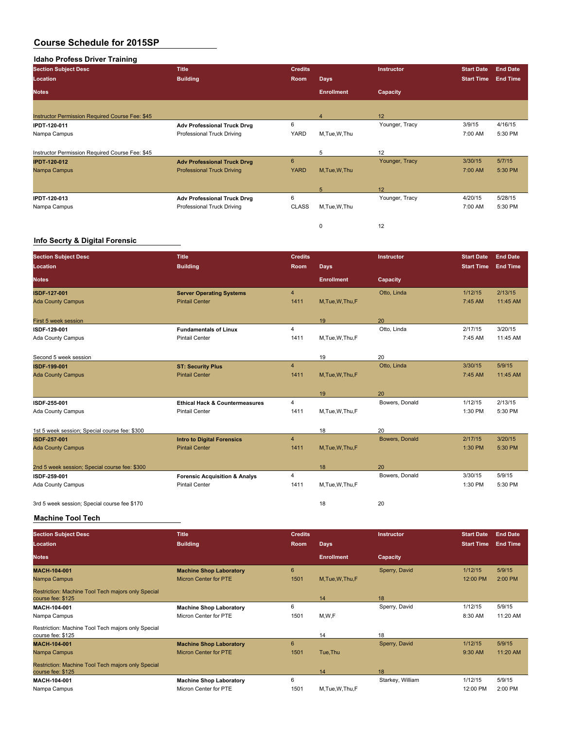# Course Schedule for 2015SP

## Idaho Profess Driver Training

| Section Subject Desc / Location / Notes | Title / Building | Credits / Room | Days / Enrollment | Instructor / Capacity | Start Date / Start Time | End Date / End Time |
|---|---|---|---|---|---|---|
| Instructor Permission Required Course Fee: $45 | | | 4 | 12 | | |
| IPDT-120-011 | Adv Professional Truck Drvg | 6 | | Younger, Tracy | 3/9/15 | 4/16/15 |
| Nampa Campus | Professional Truck Driving | YARD | M,Tue,W,Thu | | 7:00 AM | 5:30 PM |
| Instructor Permission Required Course Fee: $45 | | | 5 | 12 | | |
| **IPDT-120-012** | **Adv Professional Truck Drvg** | 6 | | Younger, Tracy | 3/30/15 | 5/7/15 |
| Nampa Campus | Professional Truck Driving | YARD | M,Tue,W,Thu | | 7:00 AM | 5:30 PM |
| | | | 5 | 12 | | |
| **IPDT-120-013** | **Adv Professional Truck Drvg** | 6 | | Younger, Tracy | 4/20/15 | 5/28/15 |
| Nampa Campus | Professional Truck Driving | CLASS | M,Tue,W,Thu | | 7:00 AM | 5:30 PM |
| | | | 0 | 12 | | |

## Info Secrty & Digital Forensic

| Section Subject Desc / Location / Notes | Title / Building | Credits / Room | Days / Enrollment | Instructor / Capacity | Start Date / Start Time | End Date / End Time |
|---|---|---|---|---|---|---|
| **ISDF-127-001** | **Server Operating Systems** | 4 | | Otto, Linda | 1/12/15 | 2/13/15 |
| Ada County Campus | Pintail Center | 1411 | M,Tue,W,Thu,F | | 7:45 AM | 11:45 AM |
| First 5 week session | | | 19 | 20 | | |
| **ISDF-129-001** | **Fundamentals of Linux** | 4 | | Otto, Linda | 2/17/15 | 3/20/15 |
| Ada County Campus | Pintail Center | 1411 | M,Tue,W,Thu,F | | 7:45 AM | 11:45 AM |
| Second 5 week session | | | 19 | 20 | | |
| **ISDF-199-001** | **ST: Security Plus** | 4 | | Otto, Linda | 3/30/15 | 5/9/15 |
| Ada County Campus | Pintail Center | 1411 | M,Tue,W,Thu,F | | 7:45 AM | 11:45 AM |
| | | | 19 | 20 | | |
| **ISDF-255-001** | **Ethical Hack & Countermeasures** | 4 | | Bowers, Donald | 1/12/15 | 2/13/15 |
| Ada County Campus | Pintail Center | 1411 | M,Tue,W,Thu,F | | 1:30 PM | 5:30 PM |
| 1st 5 week session; Special course fee: $300 | | | 18 | 20 | | |
| **ISDF-257-001** | **Intro to Digital Forensics** | 4 | | Bowers, Donald | 2/17/15 | 3/20/15 |
| Ada County Campus | Pintail Center | 1411 | M,Tue,W,Thu,F | | 1:30 PM | 5:30 PM |
| 2nd 5 week session; Special course fee: $300 | | | 18 | 20 | | |
| **ISDF-259-001** | **Forensic Acquisition & Analys** | 4 | | Bowers, Donald | 3/30/15 | 5/9/15 |
| Ada County Campus | Pintail Center | 1411 | M,Tue,W,Thu,F | | 1:30 PM | 5:30 PM |
| 3rd 5 week session; Special course fee $170 | | | 18 | 20 | | |

## Machine Tool Tech

| Section Subject Desc / Location / Notes | Title / Building | Credits / Room | Days / Enrollment | Instructor / Capacity | Start Date / Start Time | End Date / End Time |
|---|---|---|---|---|---|---|
| **MACH-104-001** | **Machine Shop Laboratory** | 6 | | Sperry, David | 1/12/15 | 5/9/15 |
| Nampa Campus | Micron Center for PTE | 1501 | M,Tue,W,Thu,F | | 12:00 PM | 2:00 PM |
| Restriction: Machine Tool Tech majors only Special course fee: $125 | | | 14 | 18 | | |
| **MACH-104-001** | **Machine Shop Laboratory** | 6 | | Sperry, David | 1/12/15 | 5/9/15 |
| Nampa Campus | Micron Center for PTE | 1501 | M,W,F | | 8:30 AM | 11:20 AM |
| Restriction: Machine Tool Tech majors only Special course fee: $125 | | | 14 | 18 | | |
| **MACH-104-001** | **Machine Shop Laboratory** | 6 | | Sperry, David | 1/12/15 | 5/9/15 |
| Nampa Campus | Micron Center for PTE | 1501 | Tue,Thu | | 9:30 AM | 11:20 AM |
| Restriction: Machine Tool Tech majors only Special course fee: $125 | | | 14 | 18 | | |
| **MACH-104-001** | **Machine Shop Laboratory** | 6 | | Starkey, William | 1/12/15 | 5/9/15 |
| Nampa Campus | Micron Center for PTE | 1501 | M,Tue,W,Thu,F | | 12:00 PM | 2:00 PM |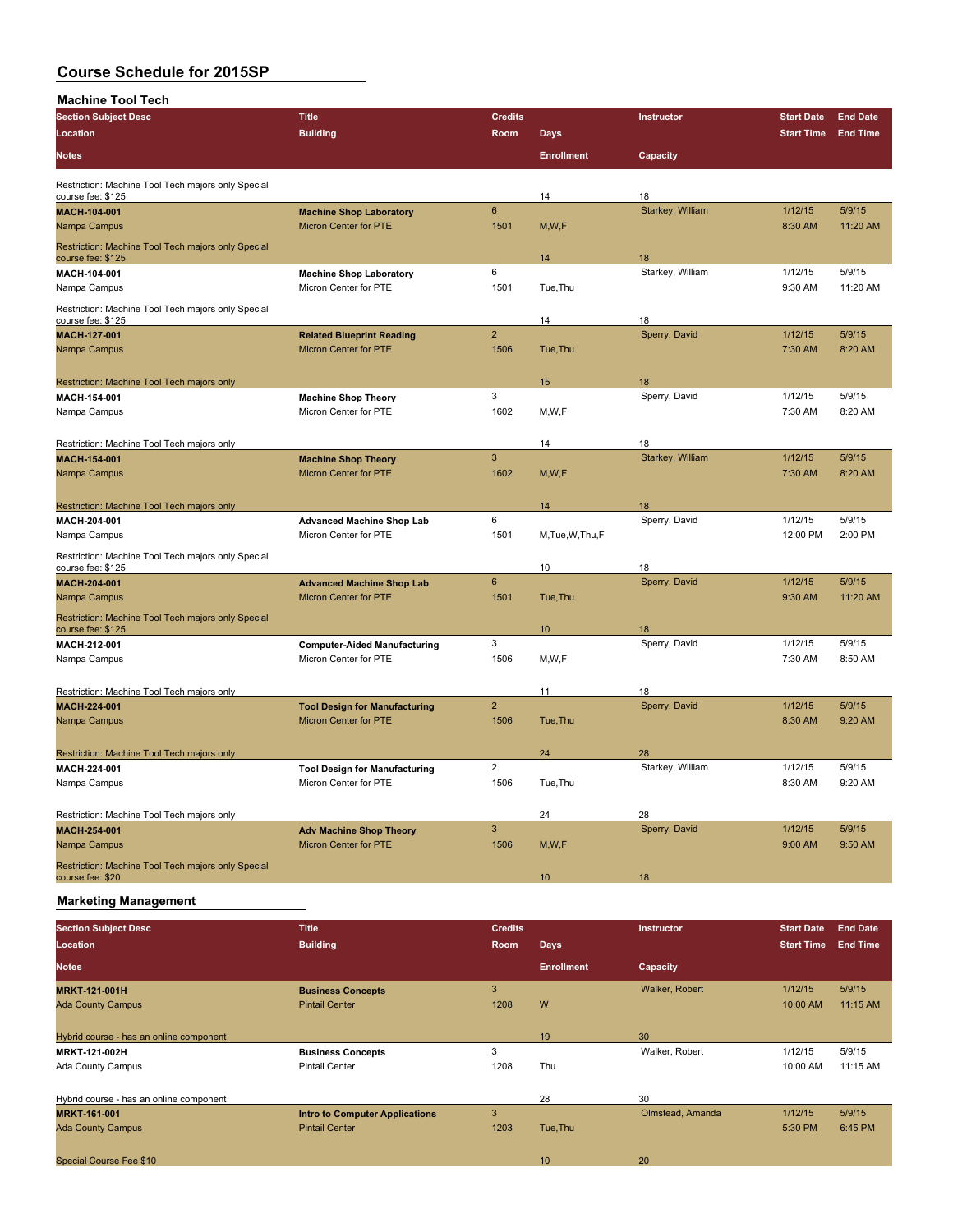# Course Schedule for 2015SP

## Machine Tool Tech

| Section Subject Desc / Location / Notes | Title / Building | Credits / Room | Days / Enrollment | Instructor / Capacity | Start Date / Start Time | End Date / End Time |
|---|---|---|---|---|---|---|
| Restriction: Machine Tool Tech majors only Special course fee: $125 | | | 14 | 18 | | |
| **MACH-104-001** | **Machine Shop Laboratory** | 6 | | Starkey, William | 1/12/15 | 5/9/15 |
| Nampa Campus | Micron Center for PTE | 1501 | M,W,F | | 8:30 AM | 11:20 AM |
| Restriction: Machine Tool Tech majors only Special course fee: $125 | | | 14 | 18 | | |
| **MACH-104-001** | **Machine Shop Laboratory** | 6 | | Starkey, William | 1/12/15 | 5/9/15 |
| Nampa Campus | Micron Center for PTE | 1501 | Tue,Thu | | 9:30 AM | 11:20 AM |
| Restriction: Machine Tool Tech majors only Special course fee: $125 | | | 14 | 18 | | |
| **MACH-127-001** | **Related Blueprint Reading** | 2 | | Sperry, David | 1/12/15 | 5/9/15 |
| Nampa Campus | Micron Center for PTE | 1506 | Tue,Thu | | 7:30 AM | 8:20 AM |
| Restriction: Machine Tool Tech majors only | | | 15 | 18 | | |
| **MACH-154-001** | **Machine Shop Theory** | 3 | | Sperry, David | 1/12/15 | 5/9/15 |
| Nampa Campus | Micron Center for PTE | 1602 | M,W,F | | 7:30 AM | 8:20 AM |
| Restriction: Machine Tool Tech majors only | | | 14 | 18 | | |
| **MACH-154-001** | **Machine Shop Theory** | 3 | | Starkey, William | 1/12/15 | 5/9/15 |
| Nampa Campus | Micron Center for PTE | 1602 | M,W,F | | 7:30 AM | 8:20 AM |
| Restriction: Machine Tool Tech majors only | | | 14 | 18 | | |
| **MACH-204-001** | **Advanced Machine Shop Lab** | 6 | | Sperry, David | 1/12/15 | 5/9/15 |
| Nampa Campus | Micron Center for PTE | 1501 | M,Tue,W,Thu,F | | 12:00 PM | 2:00 PM |
| Restriction: Machine Tool Tech majors only Special course fee: $125 | | | 10 | 18 | | |
| **MACH-204-001** | **Advanced Machine Shop Lab** | 6 | | Sperry, David | 1/12/15 | 5/9/15 |
| Nampa Campus | Micron Center for PTE | 1501 | Tue,Thu | | 9:30 AM | 11:20 AM |
| Restriction: Machine Tool Tech majors only Special course fee: $125 | | | 10 | 18 | | |
| **MACH-212-001** | **Computer-Aided Manufacturing** | 3 | | Sperry, David | 1/12/15 | 5/9/15 |
| Nampa Campus | Micron Center for PTE | 1506 | M,W,F | | 7:30 AM | 8:50 AM |
| Restriction: Machine Tool Tech majors only | | | 11 | 18 | | |
| **MACH-224-001** | **Tool Design for Manufacturing** | 2 | | Sperry, David | 1/12/15 | 5/9/15 |
| Nampa Campus | Micron Center for PTE | 1506 | Tue,Thu | | 8:30 AM | 9:20 AM |
| Restriction: Machine Tool Tech majors only | | | 24 | 28 | | |
| **MACH-224-001** | **Tool Design for Manufacturing** | 2 | | Starkey, William | 1/12/15 | 5/9/15 |
| Nampa Campus | Micron Center for PTE | 1506 | Tue,Thu | | 8:30 AM | 9:20 AM |
| Restriction: Machine Tool Tech majors only | | | 24 | 28 | | |
| **MACH-254-001** | **Adv Machine Shop Theory** | 3 | | Sperry, David | 1/12/15 | 5/9/15 |
| Nampa Campus | Micron Center for PTE | 1506 | M,W,F | | 9:00 AM | 9:50 AM |
| Restriction: Machine Tool Tech majors only Special course fee: $20 | | | 10 | 18 | | |

## Marketing Management

| Section Subject Desc / Location / Notes | Title / Building | Credits / Room | Days / Enrollment | Instructor / Capacity | Start Date / Start Time | End Date / End Time |
|---|---|---|---|---|---|---|
| **MRKT-121-001H** | **Business Concepts** | 3 | | Walker, Robert | 1/12/15 | 5/9/15 |
| Ada County Campus | Pintail Center | 1208 | W | | 10:00 AM | 11:15 AM |
| Hybrid course - has an online component | | | 19 | 30 | | |
| **MRKT-121-002H** | **Business Concepts** | 3 | | Walker, Robert | 1/12/15 | 5/9/15 |
| Ada County Campus | Pintail Center | 1208 | Thu | | 10:00 AM | 11:15 AM |
| Hybrid course - has an online component | | | 28 | 30 | | |
| **MRKT-161-001** | **Intro to Computer Applications** | 3 | | Olmstead, Amanda | 1/12/15 | 5/9/15 |
| Ada County Campus | Pintail Center | 1203 | Tue,Thu | | 5:30 PM | 6:45 PM |
| Special Course Fee $10 | | | 10 | 20 | | |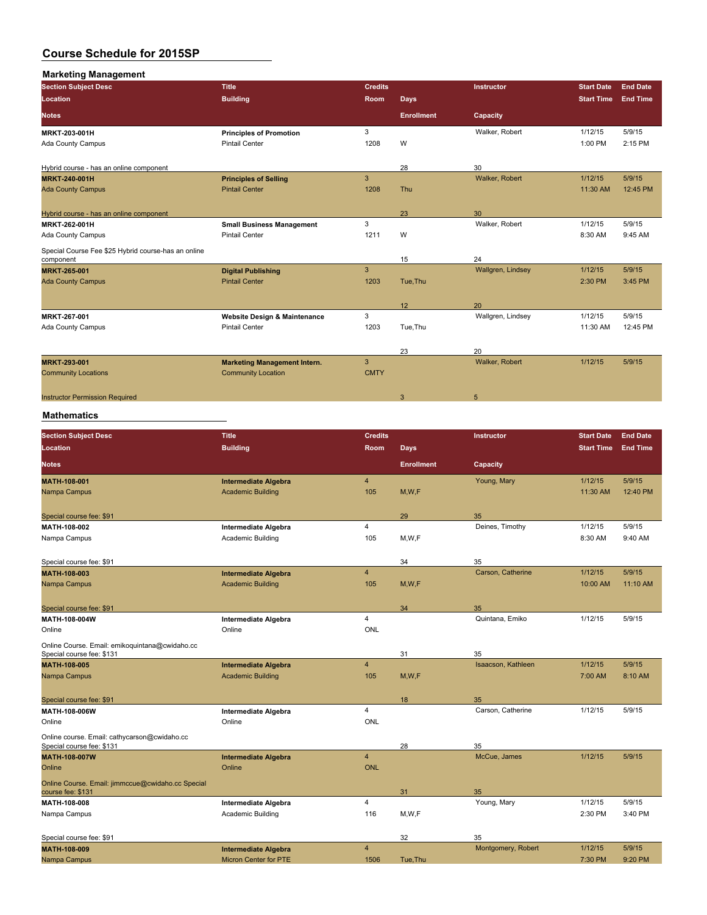# Course Schedule for 2015SP

## Marketing Management

| Section Subject Desc / Location / Notes | Title / Building | Credits / Room | Days / Enrollment | Instructor / Capacity | Start Date / Start Time | End Date / End Time |
|---|---|---|---|---|---|---|
| MRKT-203-001H | Principles of Promotion | 3 | | Walker, Robert | 1/12/15 | 5/9/15 |
| Ada County Campus | Pintail Center | 1208 | W | | 1:00 PM | 2:15 PM |
| Hybrid course - has an online component | | | 28 | 30 | | |
| MRKT-240-001H | Principles of Selling | 3 | | Walker, Robert | 1/12/15 | 5/9/15 |
| Ada County Campus | Pintail Center | 1208 | Thu | | 11:30 AM | 12:45 PM |
| Hybrid course - has an online component | | | 23 | 30 | | |
| MRKT-262-001H | Small Business Management | 3 | | Walker, Robert | 1/12/15 | 5/9/15 |
| Ada County Campus | Pintail Center | 1211 | W | | 8:30 AM | 9:45 AM |
| Special Course Fee $25 Hybrid course-has an online component | | | 15 | 24 | | |
| MRKT-265-001 | Digital Publishing | 3 | | Wallgren, Lindsey | 1/12/15 | 5/9/15 |
| Ada County Campus | Pintail Center | 1203 | Tue,Thu | | 2:30 PM | 3:45 PM |
| | | | 12 | 20 | | |
| MRKT-267-001 | Website Design & Maintenance | 3 | | Wallgren, Lindsey | 1/12/15 | 5/9/15 |
| Ada County Campus | Pintail Center | 1203 | Tue,Thu | | 11:30 AM | 12:45 PM |
| | | | 23 | 20 | | |
| MRKT-293-001 | Marketing Management Intern. | 3 | | Walker, Robert | 1/12/15 | 5/9/15 |
| Community Locations | Community Location | CMTY | | | | |
| Instructor Permission Required | | | 3 | 5 | | |

## Mathematics

| Section Subject Desc / Location / Notes | Title / Building | Credits / Room | Days / Enrollment | Instructor / Capacity | Start Date / Start Time | End Date / End Time |
|---|---|---|---|---|---|---|
| MATH-108-001 | Intermediate Algebra | 4 | | Young, Mary | 1/12/15 | 5/9/15 |
| Nampa Campus | Academic Building | 105 | M,W,F | | 11:30 AM | 12:40 PM |
| Special course fee: $91 | | | 29 | 35 | | |
| MATH-108-002 | Intermediate Algebra | 4 | | Deines, Timothy | 1/12/15 | 5/9/15 |
| Nampa Campus | Academic Building | 105 | M,W,F | | 8:30 AM | 9:40 AM |
| Special course fee: $91 | | | 34 | 35 | | |
| MATH-108-003 | Intermediate Algebra | 4 | | Carson, Catherine | 1/12/15 | 5/9/15 |
| Nampa Campus | Academic Building | 105 | M,W,F | | 10:00 AM | 11:10 AM |
| Special course fee: $91 | | | 34 | 35 | | |
| MATH-108-004W | Intermediate Algebra | 4 | | Quintana, Emiko | 1/12/15 | 5/9/15 |
| Online | Online | ONL | | | | |
| Online Course. Email: emikoquintana@cwidaho.cc Special course fee: $131 | | | 31 | 35 | | |
| MATH-108-005 | Intermediate Algebra | 4 | | Isaacson, Kathleen | 1/12/15 | 5/9/15 |
| Nampa Campus | Academic Building | 105 | M,W,F | | 7:00 AM | 8:10 AM |
| Special course fee: $91 | | | 18 | 35 | | |
| MATH-108-006W | Intermediate Algebra | 4 | | Carson, Catherine | 1/12/15 | 5/9/15 |
| Online | Online | ONL | | | | |
| Online course. Email: cathycarson@cwidaho.cc Special course fee: $131 | | | 28 | 35 | | |
| MATH-108-007W | Intermediate Algebra | 4 | | McCue, James | 1/12/15 | 5/9/15 |
| Online | Online | ONL | | | | |
| Online Course. Email: jimmccue@cwidaho.cc Special course fee: $131 | | | 31 | 35 | | |
| MATH-108-008 | Intermediate Algebra | 4 | | Young, Mary | 1/12/15 | 5/9/15 |
| Nampa Campus | Academic Building | 116 | M,W,F | | 2:30 PM | 3:40 PM |
| Special course fee: $91 | | | 32 | 35 | | |
| MATH-108-009 | Intermediate Algebra | 4 | | Montgomery, Robert | 1/12/15 | 5/9/15 |
| Nampa Campus | Micron Center for PTE | 1506 | Tue,Thu | | 7:30 PM | 9:20 PM |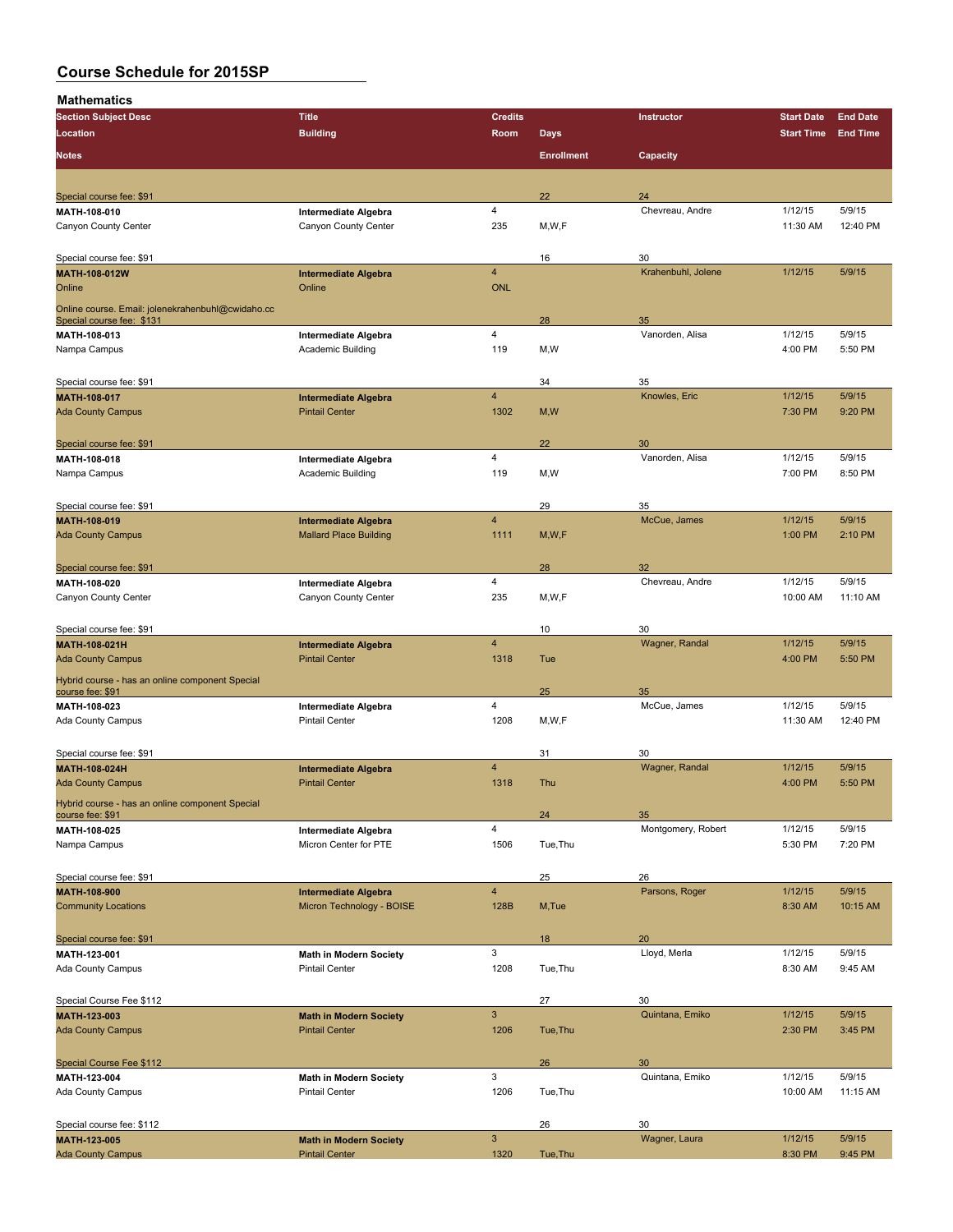# Course Schedule for 2015SP

## Mathematics

| Section Subject Desc / Location / Notes | Title / Building | Credits / Room | Days / Enrollment | Instructor / Capacity | Start Date / Start Time | End Date / End Time |
|---|---|---|---|---|---|---|
| Special course fee: $91 | | | 22 | 24 | | |
| **MATH-108-010** | **Intermediate Algebra** | 4 | | Chevreau, Andre | 1/12/15 | 5/9/15 |
| Canyon County Center | Canyon County Center | 235 | M,W,F | | 11:30 AM | 12:40 PM |
| Special course fee: $91 | | | 16 | 30 | | |
| **MATH-108-012W** | **Intermediate Algebra** | 4 | | Krahenbuhl, Jolene | 1/12/15 | 5/9/15 |
| Online | Online | ONL | | | | |
| Online course. Email: jolenekrahenbuhl@cwidaho.cc Special course fee: $131 | | | 28 | 35 | | |
| **MATH-108-013** | **Intermediate Algebra** | 4 | | Vanorden, Alisa | 1/12/15 | 5/9/15 |
| Nampa Campus | Academic Building | 119 | M,W | | 4:00 PM | 5:50 PM |
| Special course fee: $91 | | | 34 | 35 | | |
| **MATH-108-017** | **Intermediate Algebra** | 4 | | Knowles, Eric | 1/12/15 | 5/9/15 |
| Ada County Campus | Pintail Center | 1302 | M,W | | 7:30 PM | 9:20 PM |
| Special course fee: $91 | | | 22 | 30 | | |
| **MATH-108-018** | **Intermediate Algebra** | 4 | | Vanorden, Alisa | 1/12/15 | 5/9/15 |
| Nampa Campus | Academic Building | 119 | M,W | | 7:00 PM | 8:50 PM |
| Special course fee: $91 | | | 29 | 35 | | |
| **MATH-108-019** | **Intermediate Algebra** | 4 | | McCue, James | 1/12/15 | 5/9/15 |
| Ada County Campus | Mallard Place Building | 1111 | M,W,F | | 1:00 PM | 2:10 PM |
| Special course fee: $91 | | | 28 | 32 | | |
| **MATH-108-020** | **Intermediate Algebra** | 4 | | Chevreau, Andre | 1/12/15 | 5/9/15 |
| Canyon County Center | Canyon County Center | 235 | M,W,F | | 10:00 AM | 11:10 AM |
| Special course fee: $91 | | | 10 | 30 | | |
| **MATH-108-021H** | **Intermediate Algebra** | 4 | | Wagner, Randal | 1/12/15 | 5/9/15 |
| Ada County Campus | Pintail Center | 1318 | Tue | | 4:00 PM | 5:50 PM |
| Hybrid course - has an online component Special course fee: $91 | | | 25 | 35 | | |
| **MATH-108-023** | **Intermediate Algebra** | 4 | | McCue, James | 1/12/15 | 5/9/15 |
| Ada County Campus | Pintail Center | 1208 | M,W,F | | 11:30 AM | 12:40 PM |
| Special course fee: $91 | | | 31 | 30 | | |
| **MATH-108-024H** | **Intermediate Algebra** | 4 | | Wagner, Randal | 1/12/15 | 5/9/15 |
| Ada County Campus | Pintail Center | 1318 | Thu | | 4:00 PM | 5:50 PM |
| Hybrid course - has an online component Special course fee: $91 | | | 24 | 35 | | |
| **MATH-108-025** | **Intermediate Algebra** | 4 | | Montgomery, Robert | 1/12/15 | 5/9/15 |
| Nampa Campus | Micron Center for PTE | 1506 | Tue,Thu | | 5:30 PM | 7:20 PM |
| Special course fee: $91 | | | 25 | 26 | | |
| **MATH-108-900** | **Intermediate Algebra** | 4 | | Parsons, Roger | 1/12/15 | 5/9/15 |
| Community Locations | Micron Technology - BOISE | 128B | M,Tue | | 8:30 AM | 10:15 AM |
| Special course fee: $91 | | | 18 | 20 | | |
| **MATH-123-001** | **Math in Modern Society** | 3 | | Lloyd, Merla | 1/12/15 | 5/9/15 |
| Ada County Campus | Pintail Center | 1208 | Tue,Thu | | 8:30 AM | 9:45 AM |
| Special Course Fee $112 | | | 27 | 30 | | |
| **MATH-123-003** | **Math in Modern Society** | 3 | | Quintana, Emiko | 1/12/15 | 5/9/15 |
| Ada County Campus | Pintail Center | 1206 | Tue,Thu | | 2:30 PM | 3:45 PM |
| Special Course Fee $112 | | | 26 | 30 | | |
| **MATH-123-004** | **Math in Modern Society** | 3 | | Quintana, Emiko | 1/12/15 | 5/9/15 |
| Ada County Campus | Pintail Center | 1206 | Tue,Thu | | 10:00 AM | 11:15 AM |
| Special course fee: $112 | | | 26 | 30 | | |
| **MATH-123-005** | **Math in Modern Society** | 3 | | Wagner, Laura | 1/12/15 | 5/9/15 |
| Ada County Campus | Pintail Center | 1320 | Tue,Thu | | 8:30 PM | 9:45 PM |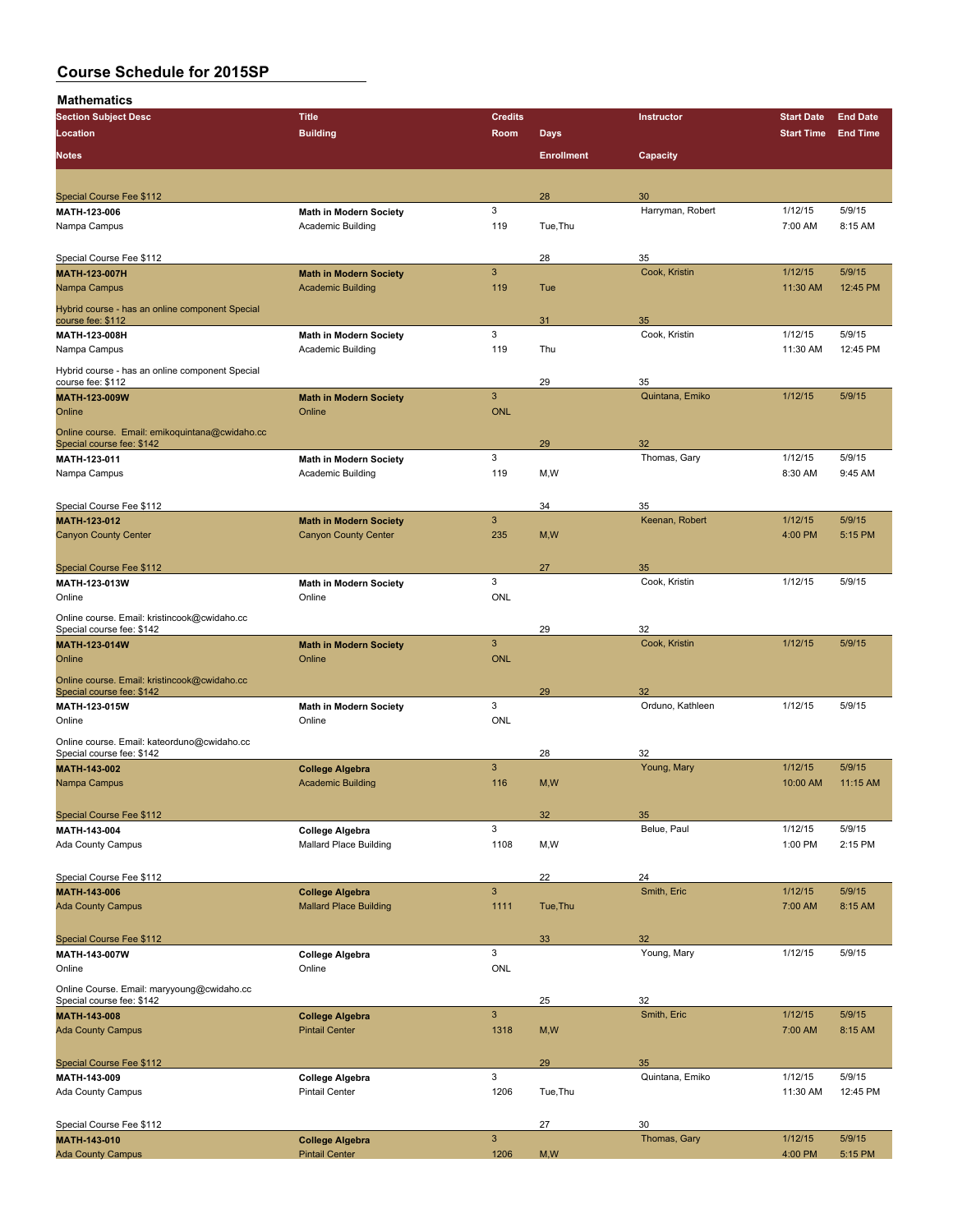# Course Schedule for 2015SP

## Mathematics

| Section Subject Desc | Title | Credits | | Instructor | Start Date | End Date |
|---|---|---|---|---|---|---|
| Location | Building | Room | Days | | Start Time | End Time |
| Notes | | | Enrollment | Capacity | | |
| Special Course Fee $112 | | | 28 | 30 | | |
| MATH-123-006 | Math in Modern Society | 3 | | Harryman, Robert | 1/12/15 | 5/9/15 |
| Nampa Campus | Academic Building | 119 | Tue,Thu | | 7:00 AM | 8:15 AM |
| Special Course Fee $112 | | | 28 | 35 | | |
| MATH-123-007H | Math in Modern Society | 3 | | Cook, Kristin | 1/12/15 | 5/9/15 |
| Nampa Campus | Academic Building | 119 | Tue | | 11:30 AM | 12:45 PM |
| Hybrid course - has an online component Special course fee: $112 | | | 31 | 35 | | |
| MATH-123-008H | Math in Modern Society | 3 | | Cook, Kristin | 1/12/15 | 5/9/15 |
| Nampa Campus | Academic Building | 119 | Thu | | 11:30 AM | 12:45 PM |
| Hybrid course - has an online component Special course fee: $112 | | | 29 | 35 | | |
| MATH-123-009W | Math in Modern Society | 3 | | Quintana, Emiko | 1/12/15 | 5/9/15 |
| Online | Online | ONL | | | | |
| Online course. Email: emikoquintana@cwidaho.cc Special course fee: $142 | | | 29 | 32 | | |
| MATH-123-011 | Math in Modern Society | 3 | | Thomas, Gary | 1/12/15 | 5/9/15 |
| Nampa Campus | Academic Building | 119 | M,W | | 8:30 AM | 9:45 AM |
| Special Course Fee $112 | | | 34 | 35 | | |
| MATH-123-012 | Math in Modern Society | 3 | | Keenan, Robert | 1/12/15 | 5/9/15 |
| Canyon County Center | Canyon County Center | 235 | M,W | | 4:00 PM | 5:15 PM |
| Special Course Fee $112 | | | 27 | 35 | | |
| MATH-123-013W | Math in Modern Society | 3 | | Cook, Kristin | 1/12/15 | 5/9/15 |
| Online | Online | ONL | | | | |
| Online course. Email: kristincook@cwidaho.cc Special course fee: $142 | | | 29 | 32 | | |
| MATH-123-014W | Math in Modern Society | 3 | | Cook, Kristin | 1/12/15 | 5/9/15 |
| Online | Online | ONL | | | | |
| Online course. Email: kristincook@cwidaho.cc Special course fee: $142 | | | 29 | 32 | | |
| MATH-123-015W | Math in Modern Society | 3 | | Orduno, Kathleen | 1/12/15 | 5/9/15 |
| Online | Online | ONL | | | | |
| Online course. Email: kateorduno@cwidaho.cc Special course fee: $142 | | | 28 | 32 | | |
| MATH-143-002 | College Algebra | 3 | | Young, Mary | 1/12/15 | 5/9/15 |
| Nampa Campus | Academic Building | 116 | M,W | | 10:00 AM | 11:15 AM |
| Special Course Fee $112 | | | 32 | 35 | | |
| MATH-143-004 | College Algebra | 3 | | Belue, Paul | 1/12/15 | 5/9/15 |
| Ada County Campus | Mallard Place Building | 1108 | M,W | | 1:00 PM | 2:15 PM |
| Special Course Fee $112 | | | 22 | 24 | | |
| MATH-143-006 | College Algebra | 3 | | Smith, Eric | 1/12/15 | 5/9/15 |
| Ada County Campus | Mallard Place Building | 1111 | Tue,Thu | | 7:00 AM | 8:15 AM |
| Special Course Fee $112 | | | 33 | 32 | | |
| MATH-143-007W | College Algebra | 3 | | Young, Mary | 1/12/15 | 5/9/15 |
| Online | Online | ONL | | | | |
| Online Course. Email: maryyoung@cwidaho.cc Special course fee: $142 | | | 25 | 32 | | |
| MATH-143-008 | College Algebra | 3 | | Smith, Eric | 1/12/15 | 5/9/15 |
| Ada County Campus | Pintail Center | 1318 | M,W | | 7:00 AM | 8:15 AM |
| Special Course Fee $112 | | | 29 | 35 | | |
| MATH-143-009 | College Algebra | 3 | | Quintana, Emiko | 1/12/15 | 5/9/15 |
| Ada County Campus | Pintail Center | 1206 | Tue,Thu | | 11:30 AM | 12:45 PM |
| Special Course Fee $112 | | | 27 | 30 | | |
| MATH-143-010 | College Algebra | 3 | | Thomas, Gary | 1/12/15 | 5/9/15 |
| Ada County Campus | Pintail Center | 1206 | M,W | | 4:00 PM | 5:15 PM |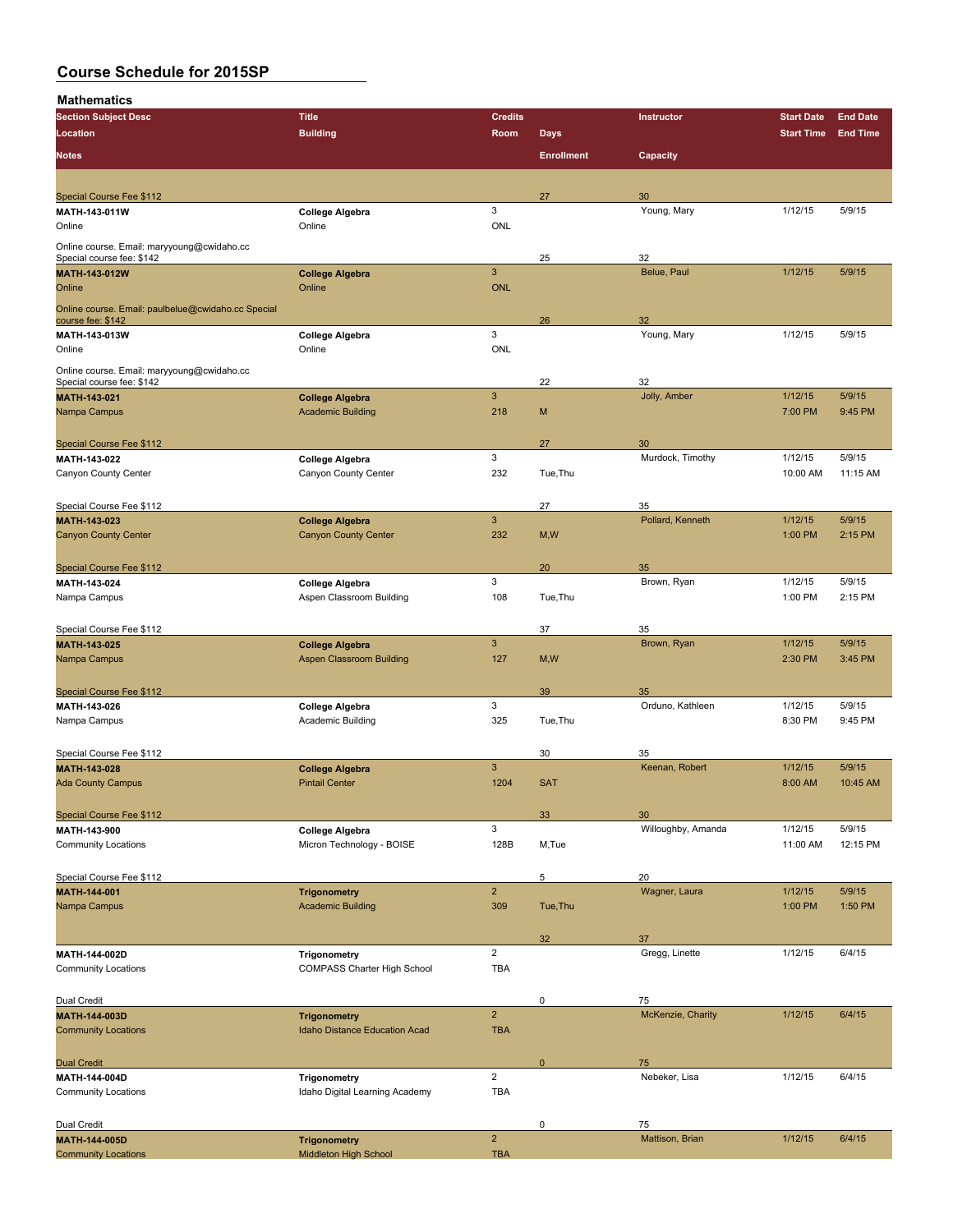# Course Schedule for 2015SP

## Mathematics

| Section Subject Desc / Location / Notes | Title / Building | Credits / Room | Days / Enrollment | Instructor / Capacity | Start Date / Start Time | End Date / End Time |
|---|---|---|---|---|---|---|
| Special Course Fee $112 | | | 27 | 30 | | |
| **MATH-143-011W** | **College Algebra** | 3 | | Young, Mary | 1/12/15 | 5/9/15 |
| Online | Online | ONL | | | | |
| Online course. Email: maryyoung@cwidaho.cc Special course fee: $142 | | | 25 | 32 | | |
| **MATH-143-012W** | **College Algebra** | 3 | | Belue, Paul | 1/12/15 | 5/9/15 |
| Online | Online | ONL | | | | |
| Online course. Email: paulbelue@cwidaho.cc Special course fee: $142 | | | 26 | 32 | | |
| **MATH-143-013W** | **College Algebra** | 3 | | Young, Mary | 1/12/15 | 5/9/15 |
| Online | Online | ONL | | | | |
| Online course. Email: maryyoung@cwidaho.cc Special course fee: $142 | | | 22 | 32 | | |
| **MATH-143-021** | **College Algebra** | 3 | | Jolly, Amber | 1/12/15 | 5/9/15 |
| Nampa Campus | Academic Building | 218 | M | | 7:00 PM | 9:45 PM |
| Special Course Fee $112 | | | 27 | 30 | | |
| **MATH-143-022** | **College Algebra** | 3 | | Murdock, Timothy | 1/12/15 | 5/9/15 |
| Canyon County Center | Canyon County Center | 232 | Tue,Thu | | 10:00 AM | 11:15 AM |
| Special Course Fee $112 | | | 27 | 35 | | |
| **MATH-143-023** | **College Algebra** | 3 | | Pollard, Kenneth | 1/12/15 | 5/9/15 |
| Canyon County Center | Canyon County Center | 232 | M,W | | 1:00 PM | 2:15 PM |
| Special Course Fee $112 | | | 20 | 35 | | |
| **MATH-143-024** | **College Algebra** | 3 | | Brown, Ryan | 1/12/15 | 5/9/15 |
| Nampa Campus | Aspen Classroom Building | 108 | Tue,Thu | | 1:00 PM | 2:15 PM |
| Special Course Fee $112 | | | 37 | 35 | | |
| **MATH-143-025** | **College Algebra** | 3 | | Brown, Ryan | 1/12/15 | 5/9/15 |
| Nampa Campus | Aspen Classroom Building | 127 | M,W | | 2:30 PM | 3:45 PM |
| Special Course Fee $112 | | | 39 | 35 | | |
| **MATH-143-026** | **College Algebra** | 3 | | Orduno, Kathleen | 1/12/15 | 5/9/15 |
| Nampa Campus | Academic Building | 325 | Tue,Thu | | 8:30 PM | 9:45 PM |
| Special Course Fee $112 | | | 30 | 35 | | |
| **MATH-143-028** | **College Algebra** | 3 | | Keenan, Robert | 1/12/15 | 5/9/15 |
| Ada County Campus | Pintail Center | 1204 | SAT | | 8:00 AM | 10:45 AM |
| Special Course Fee $112 | | | 33 | 30 | | |
| **MATH-143-900** | **College Algebra** | 3 | | Willoughby, Amanda | 1/12/15 | 5/9/15 |
| Community Locations | Micron Technology - BOISE | 128B | M,Tue | | 11:00 AM | 12:15 PM |
| Special Course Fee $112 | | | 5 | 20 | | |
| **MATH-144-001** | **Trigonometry** | 2 | | Wagner, Laura | 1/12/15 | 5/9/15 |
| Nampa Campus | Academic Building | 309 | Tue,Thu | | 1:00 PM | 1:50 PM |
| | | | 32 | 37 | | |
| **MATH-144-002D** | **Trigonometry** | 2 | | Gregg, Linette | 1/12/15 | 6/4/15 |
| Community Locations | COMPASS Charter High School | TBA | | | | |
| Dual Credit | | | 0 | 75 | | |
| **MATH-144-003D** | **Trigonometry** | 2 | | McKenzie, Charity | 1/12/15 | 6/4/15 |
| Community Locations | Idaho Distance Education Acad | TBA | | | | |
| Dual Credit | | | 0 | 75 | | |
| **MATH-144-004D** | **Trigonometry** | 2 | | Nebeker, Lisa | 1/12/15 | 6/4/15 |
| Community Locations | Idaho Digital Learning Academy | TBA | | | | |
| Dual Credit | | | 0 | 75 | | |
| **MATH-144-005D** | **Trigonometry** | 2 | | Mattison, Brian | 1/12/15 | 6/4/15 |
| Community Locations | Middleton High School | TBA | | | | |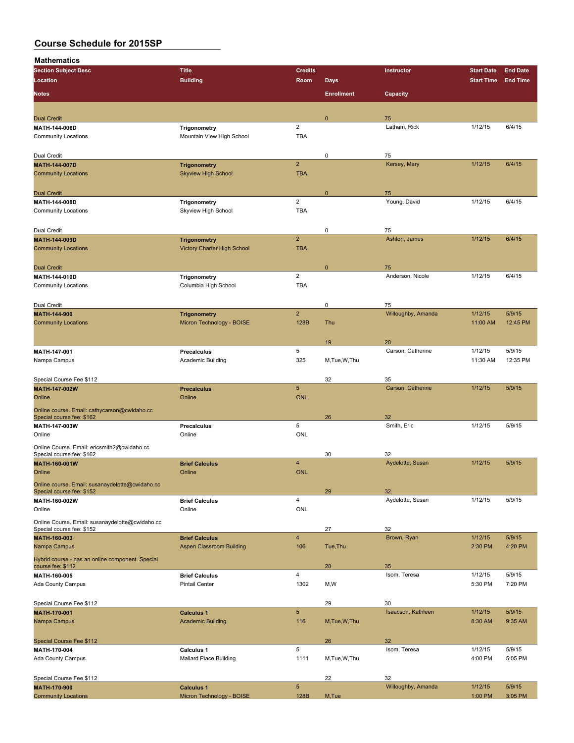# Course Schedule for 2015SP

## Mathematics

| Section Subject Desc / Location / Notes | Title / Building | Credits / Room | Days / Enrollment | Instructor / Capacity | Start Date / Start Time | End Date / End Time |
|---|---|---|---|---|---|---|
| Dual Credit | | | 0 | 75 | | |
| **MATH-144-006D** | **Trigonometry** | 2 | | Latham, Rick | 1/12/15 | 6/4/15 |
| Community Locations | Mountain View High School | TBA | | | | |
| Dual Credit | | | 0 | 75 | | |
| **MATH-144-007D** | **Trigonometry** | 2 | | Kersey, Mary | 1/12/15 | 6/4/15 |
| Community Locations | Skyview High School | TBA | | | | |
| Dual Credit | | | 0 | 75 | | |
| **MATH-144-008D** | **Trigonometry** | 2 | | Young, David | 1/12/15 | 6/4/15 |
| Community Locations | Skyview High School | TBA | | | | |
| Dual Credit | | | 0 | 75 | | |
| **MATH-144-009D** | **Trigonometry** | 2 | | Ashton, James | 1/12/15 | 6/4/15 |
| Community Locations | Victory Charter High School | TBA | | | | |
| Dual Credit | | | 0 | 75 | | |
| **MATH-144-010D** | **Trigonometry** | 2 | | Anderson, Nicole | 1/12/15 | 6/4/15 |
| Community Locations | Columbia High School | TBA | | | | |
| Dual Credit | | | 0 | 75 | | |
| **MATH-144-900** | **Trigonometry** | 2 | | Willoughby, Amanda | 1/12/15 | 5/9/15 |
| Community Locations | Micron Technology - BOISE | 128B | Thu | | 11:00 AM | 12:45 PM |
| | | | 19 | 20 | | |
| **MATH-147-001** | **Precalculus** | 5 | | Carson, Catherine | 1/12/15 | 5/9/15 |
| Nampa Campus | Academic Building | 325 | M,Tue,W,Thu | | 11:30 AM | 12:35 PM |
| Special Course Fee $112 | | | 32 | 35 | | |
| **MATH-147-002W** | **Precalculus** | 5 | | Carson, Catherine | 1/12/15 | 5/9/15 |
| Online | Online | ONL | | | | |
| Online course. Email: cathycarson@cwidaho.cc Special course fee: $162 | | | 26 | 32 | | |
| **MATH-147-003W** | **Precalculus** | 5 | | Smith, Eric | 1/12/15 | 5/9/15 |
| Online | Online | ONL | | | | |
| Online Course. Email: ericsmith2@cwidaho.cc Special course fee: $162 | | | 30 | 32 | | |
| **MATH-160-001W** | **Brief Calculus** | 4 | | Aydelotte, Susan | 1/12/15 | 5/9/15 |
| Online | Online | ONL | | | | |
| Online course. Email: susanaydelotte@cwidaho.cc Special course fee: $152 | | | 29 | 32 | | |
| **MATH-160-002W** | **Brief Calculus** | 4 | | Aydelotte, Susan | 1/12/15 | 5/9/15 |
| Online | Online | ONL | | | | |
| Online Course. Email: susanaydelotte@cwidaho.cc Special course fee: $152 | | | 27 | 32 | | |
| **MATH-160-003** | **Brief Calculus** | 4 | | Brown, Ryan | 1/12/15 | 5/9/15 |
| Nampa Campus | Aspen Classroom Building | 106 | Tue,Thu | | 2:30 PM | 4:20 PM |
| Hybrid course - has an online component. Special course fee: $112 | | | 28 | 35 | | |
| **MATH-160-005** | **Brief Calculus** | 4 | | Isom, Teresa | 1/12/15 | 5/9/15 |
| Ada County Campus | Pintail Center | 1302 | M,W | | 5:30 PM | 7:20 PM |
| Special Course Fee $112 | | | 29 | 30 | | |
| **MATH-170-001** | **Calculus 1** | 5 | | Isaacson, Kathleen | 1/12/15 | 5/9/15 |
| Nampa Campus | Academic Building | 116 | M,Tue,W,Thu | | 8:30 AM | 9:35 AM |
| Special Course Fee $112 | | | 26 | 32 | | |
| **MATH-170-004** | **Calculus 1** | 5 | | Isom, Teresa | 1/12/15 | 5/9/15 |
| Ada County Campus | Mallard Place Building | 1111 | M,Tue,W,Thu | | 4:00 PM | 5:05 PM |
| Special Course Fee $112 | | | 22 | 32 | | |
| **MATH-170-900** | **Calculus 1** | 5 | | Willoughby, Amanda | 1/12/15 | 5/9/15 |
| Community Locations | Micron Technology - BOISE | 128B | M,Tue | | 1:00 PM | 3:05 PM |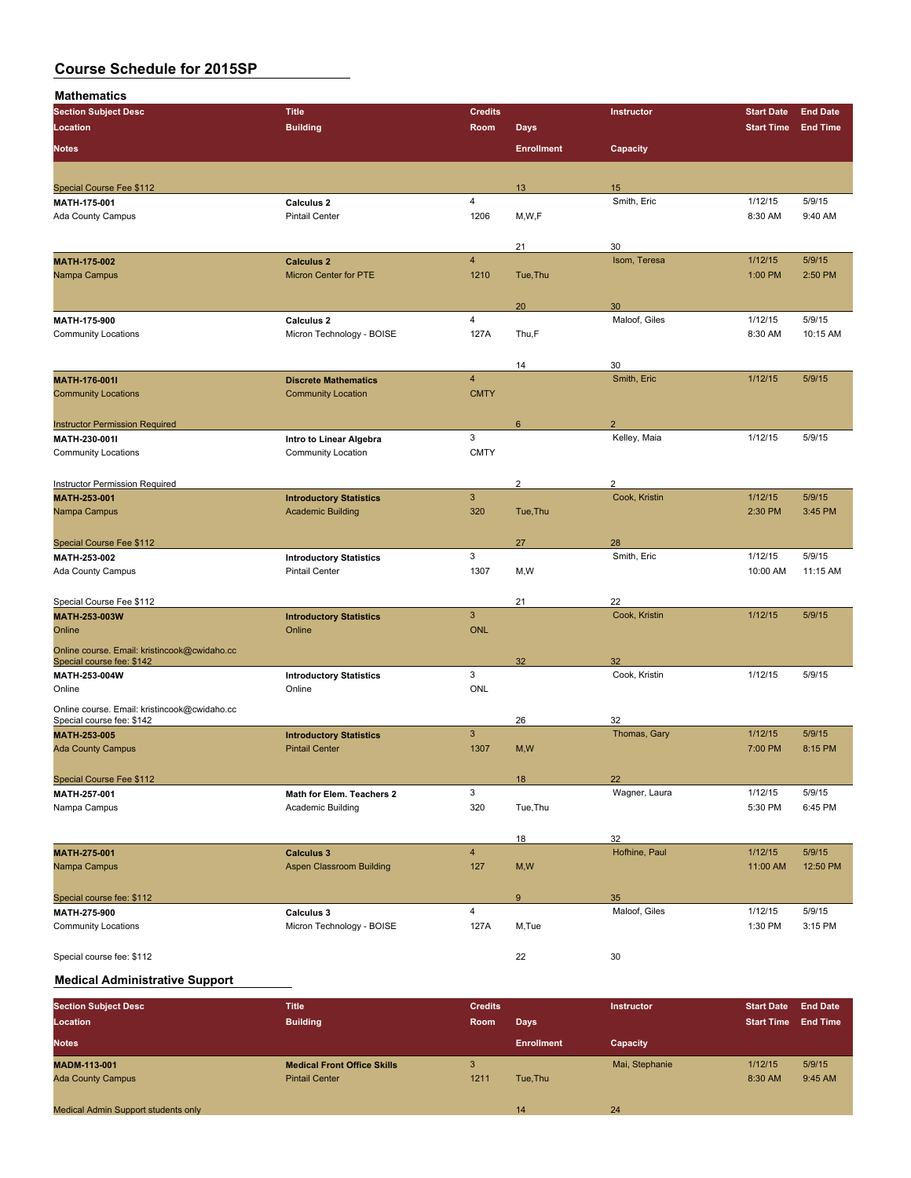# Course Schedule for 2015SP

## Mathematics

| Section Subject Desc / Location / Notes | Title / Building | Credits / Room | Days / Enrollment | Instructor / Capacity | Start Date / Start Time | End Date / End Time |
|---|---|---|---|---|---|---|
| Special Course Fee $112 | | | 13 | 15 | | |
| MATH-175-001 | Calculus 2 | 4 | | Smith, Eric | 1/12/15 | 5/9/15 |
| Ada County Campus | Pintail Center | 1206 | M,W,F | | 8:30 AM | 9:40 AM |
| | | | 21 | 30 | | |
| MATH-175-002 | Calculus 2 | 4 | | Isom, Teresa | 1/12/15 | 5/9/15 |
| Nampa Campus | Micron Center for PTE | 1210 | Tue,Thu | | 1:00 PM | 2:50 PM |
| | | | 20 | 30 | | |
| MATH-175-900 | Calculus 2 | 4 | | Maloof, Giles | 1/12/15 | 5/9/15 |
| Community Locations | Micron Technology - BOISE | 127A | Thu,F | | 8:30 AM | 10:15 AM |
| | | | 14 | 30 | | |
| MATH-176-001I | Discrete Mathematics | 4 | | Smith, Eric | 1/12/15 | 5/9/15 |
| Community Locations | Community Location | CMTY | | | | |
| Instructor Permission Required | | | 6 | 2 | | |
| MATH-230-001I | Intro to Linear Algebra | 3 | | Kelley, Maia | 1/12/15 | 5/9/15 |
| Community Locations | Community Location | CMTY | | | | |
| Instructor Permission Required | | | 2 | 2 | | |
| MATH-253-001 | Introductory Statistics | 3 | | Cook, Kristin | 1/12/15 | 5/9/15 |
| Nampa Campus | Academic Building | 320 | Tue,Thu | | 2:30 PM | 3:45 PM |
| Special Course Fee $112 | | | 27 | 28 | | |
| MATH-253-002 | Introductory Statistics | 3 | | Smith, Eric | 1/12/15 | 5/9/15 |
| Ada County Campus | Pintail Center | 1307 | M,W | | 10:00 AM | 11:15 AM |
| Special Course Fee $112 | | | 21 | 22 | | |
| MATH-253-003W | Introductory Statistics | 3 | | Cook, Kristin | 1/12/15 | 5/9/15 |
| Online | Online | ONL | | | | |
| Online course. Email: kristincook@cwidaho.cc Special course fee: $142 | | | 32 | 32 | | |
| MATH-253-004W | Introductory Statistics | 3 | | Cook, Kristin | 1/12/15 | 5/9/15 |
| Online | Online | ONL | | | | |
| Online course. Email: kristincook@cwidaho.cc Special course fee: $142 | | | 26 | 32 | | |
| MATH-253-005 | Introductory Statistics | 3 | | Thomas, Gary | 1/12/15 | 5/9/15 |
| Ada County Campus | Pintail Center | 1307 | M,W | | 7:00 PM | 8:15 PM |
| Special Course Fee $112 | | | 18 | 22 | | |
| MATH-257-001 | Math for Elem. Teachers 2 | 3 | | Wagner, Laura | 1/12/15 | 5/9/15 |
| Nampa Campus | Academic Building | 320 | Tue,Thu | | 5:30 PM | 6:45 PM |
| | | | 18 | 32 | | |
| MATH-275-001 | Calculus 3 | 4 | | Hofhine, Paul | 1/12/15 | 5/9/15 |
| Nampa Campus | Aspen Classroom Building | 127 | M,W | | 11:00 AM | 12:50 PM |
| Special course fee: $112 | | | 9 | 35 | | |
| MATH-275-900 | Calculus 3 | 4 | | Maloof, Giles | 1/12/15 | 5/9/15 |
| Community Locations | Micron Technology - BOISE | 127A | M,Tue | | 1:30 PM | 3:15 PM |
| Special course fee: $112 | | | 22 | 30 | | |

## Medical Administrative Support

| Section Subject Desc / Location / Notes | Title / Building | Credits / Room | Days / Enrollment | Instructor / Capacity | Start Date / Start Time | End Date / End Time |
|---|---|---|---|---|---|---|
| MADM-113-001 | Medical Front Office Skills | 3 | | Mai, Stephanie | 1/12/15 | 5/9/15 |
| Ada County Campus | Pintail Center | 1211 | Tue,Thu | | 8:30 AM | 9:45 AM |
| Medical Admin Support students only | | | 14 | 24 | | |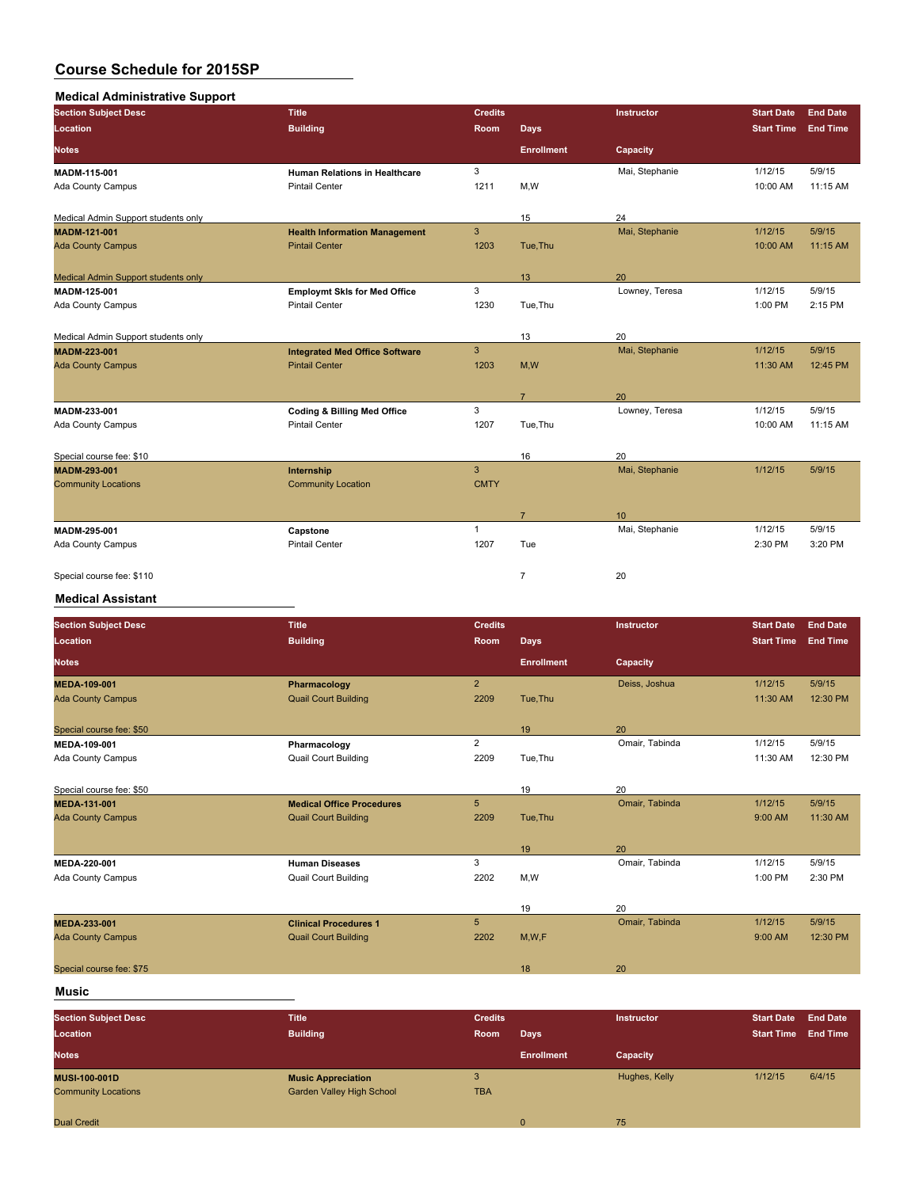# Course Schedule for 2015SP

## Medical Administrative Support

| Section Subject Desc / Location / Notes | Title / Building | Credits / Room | Days / Enrollment | Instructor / Capacity | Start Date / Start Time | End Date / End Time |
|---|---|---|---|---|---|---|
| **MADM-115-001** | **Human Relations in Healthcare** | 3 | | Mai, Stephanie | 1/12/15 | 5/9/15 |
| Ada County Campus | Pintail Center | 1211 | M,W | | 10:00 AM | 11:15 AM |
| Medical Admin Support students only | | | 15 | 24 | | |
| **MADM-121-001** | **Health Information Management** | 3 | | Mai, Stephanie | 1/12/15 | 5/9/15 |
| Ada County Campus | Pintail Center | 1203 | Tue,Thu | | 10:00 AM | 11:15 AM |
| Medical Admin Support students only | | | 13 | 20 | | |
| **MADM-125-001** | **Employmt Skls for Med Office** | 3 | | Lowney, Teresa | 1/12/15 | 5/9/15 |
| Ada County Campus | Pintail Center | 1230 | Tue,Thu | | 1:00 PM | 2:15 PM |
| Medical Admin Support students only | | | 13 | 20 | | |
| **MADM-223-001** | **Integrated Med Office Software** | 3 | | Mai, Stephanie | 1/12/15 | 5/9/15 |
| Ada County Campus | Pintail Center | 1203 | M,W | | 11:30 AM | 12:45 PM |
| | | | 7 | 20 | | |
| **MADM-233-001** | **Coding & Billing Med Office** | 3 | | Lowney, Teresa | 1/12/15 | 5/9/15 |
| Ada County Campus | Pintail Center | 1207 | Tue,Thu | | 10:00 AM | 11:15 AM |
| Special course fee: $10 | | | 16 | 20 | | |
| **MADM-293-001** | **Internship** | 3 | | Mai, Stephanie | 1/12/15 | 5/9/15 |
| Community Locations | Community Location | CMTY | | | | |
| | | | 7 | 10 | | |
| **MADM-295-001** | **Capstone** | 1 | | Mai, Stephanie | 1/12/15 | 5/9/15 |
| Ada County Campus | Pintail Center | 1207 | Tue | | 2:30 PM | 3:20 PM |
| Special course fee: $110 | | | 7 | 20 | | |

## Medical Assistant

| Section Subject Desc / Location / Notes | Title / Building | Credits / Room | Days / Enrollment | Instructor / Capacity | Start Date / Start Time | End Date / End Time |
|---|---|---|---|---|---|---|
| **MEDA-109-001** | **Pharmacology** | 2 | | Deiss, Joshua | 1/12/15 | 5/9/15 |
| Ada County Campus | Quail Court Building | 2209 | Tue,Thu | | 11:30 AM | 12:30 PM |
| Special course fee: $50 | | | 19 | 20 | | |
| **MEDA-109-001** | **Pharmacology** | 2 | | Omair, Tabinda | 1/12/15 | 5/9/15 |
| Ada County Campus | Quail Court Building | 2209 | Tue,Thu | | 11:30 AM | 12:30 PM |
| Special course fee: $50 | | | 19 | 20 | | |
| **MEDA-131-001** | **Medical Office Procedures** | 5 | | Omair, Tabinda | 1/12/15 | 5/9/15 |
| Ada County Campus | Quail Court Building | 2209 | Tue,Thu | | 9:00 AM | 11:30 AM |
| | | | 19 | 20 | | |
| **MEDA-220-001** | **Human Diseases** | 3 | | Omair, Tabinda | 1/12/15 | 5/9/15 |
| Ada County Campus | Quail Court Building | 2202 | M,W | | 1:00 PM | 2:30 PM |
| | | | 19 | 20 | | |
| **MEDA-233-001** | **Clinical Procedures 1** | 5 | | Omair, Tabinda | 1/12/15 | 5/9/15 |
| Ada County Campus | Quail Court Building | 2202 | M,W,F | | 9:00 AM | 12:30 PM |
| Special course fee: $75 | | | 18 | 20 | | |

## Music

| Section Subject Desc / Location / Notes | Title / Building | Credits / Room | Days / Enrollment | Instructor / Capacity | Start Date / Start Time | End Date / End Time |
|---|---|---|---|---|---|---|
| **MUSI-100-001D** | **Music Appreciation** | 3 | | Hughes, Kelly | 1/12/15 | 6/4/15 |
| Community Locations | Garden Valley High School | TBA | | | | |
| Dual Credit | | | 0 | 75 | | |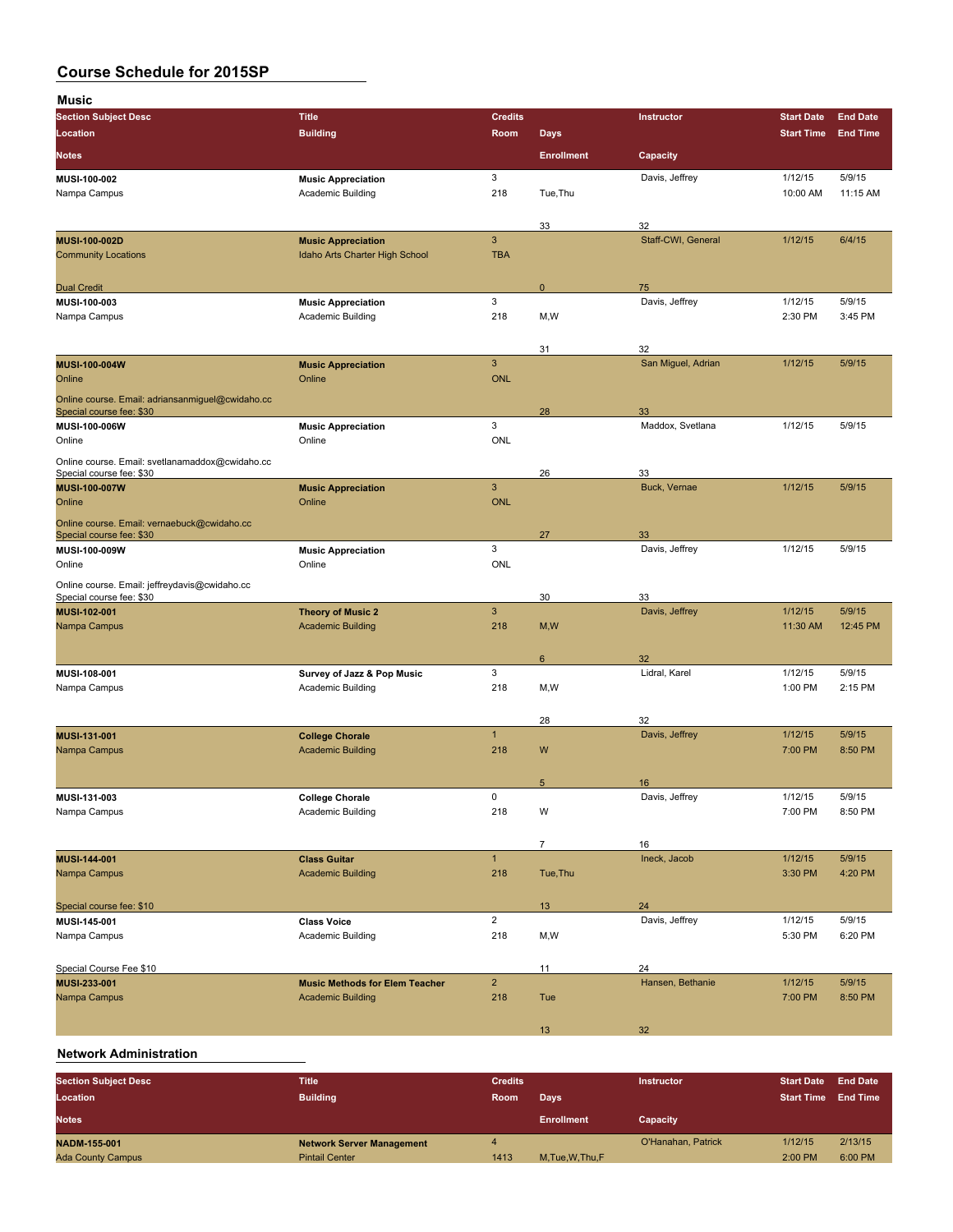# Course Schedule for 2015SP

## Music

| Section Subject Desc / Location / Notes | Title / Building | Credits / Room | Days / Enrollment | Instructor / Capacity | Start Date / Start Time | End Date / End Time |
|---|---|---|---|---|---|---|
| MUSI-100-002 | Music Appreciation | 3 | | Davis, Jeffrey | 1/12/15 | 5/9/15 |
| Nampa Campus | Academic Building | 218 | Tue,Thu | | 10:00 AM | 11:15 AM |
| | | | 33 | 32 | | |
| MUSI-100-002D | Music Appreciation | 3 | | Staff-CWI, General | 1/12/15 | 6/4/15 |
| Community Locations | Idaho Arts Charter High School | TBA | | | | |
| Dual Credit | | | 0 | 75 | | |
| MUSI-100-003 | Music Appreciation | 3 | | Davis, Jeffrey | 1/12/15 | 5/9/15 |
| Nampa Campus | Academic Building | 218 | M,W | | 2:30 PM | 3:45 PM |
| | | | 31 | 32 | | |
| MUSI-100-004W | Music Appreciation | 3 | | San Miguel, Adrian | 1/12/15 | 5/9/15 |
| Online | Online | ONL | | | | |
| Online course. Email: adriansanmiguel@cwidaho.cc Special course fee: $30 | | | 28 | 33 | | |
| MUSI-100-006W | Music Appreciation | 3 | | Maddox, Svetlana | 1/12/15 | 5/9/15 |
| Online | Online | ONL | | | | |
| Online course. Email: svetlanamaddox@cwidaho.cc Special course fee: $30 | | | 26 | 33 | | |
| MUSI-100-007W | Music Appreciation | 3 | | Buck, Vernae | 1/12/15 | 5/9/15 |
| Online | Online | ONL | | | | |
| Online course. Email: vernaebuck@cwidaho.cc Special course fee: $30 | | | 27 | 33 | | |
| MUSI-100-009W | Music Appreciation | 3 | | Davis, Jeffrey | 1/12/15 | 5/9/15 |
| Online | Online | ONL | | | | |
| Online course. Email: jeffreydavis@cwidaho.cc Special course fee: $30 | | | 30 | 33 | | |
| MUSI-102-001 | Theory of Music 2 | 3 | | Davis, Jeffrey | 1/12/15 | 5/9/15 |
| Nampa Campus | Academic Building | 218 | M,W | | 11:30 AM | 12:45 PM |
| | | | 6 | 32 | | |
| MUSI-108-001 | Survey of Jazz & Pop Music | 3 | | Lidral, Karel | 1/12/15 | 5/9/15 |
| Nampa Campus | Academic Building | 218 | M,W | | 1:00 PM | 2:15 PM |
| | | | 28 | 32 | | |
| MUSI-131-001 | College Chorale | 1 | | Davis, Jeffrey | 1/12/15 | 5/9/15 |
| Nampa Campus | Academic Building | 218 | W | | 7:00 PM | 8:50 PM |
| | | | 5 | 16 | | |
| MUSI-131-003 | College Chorale | 0 | | Davis, Jeffrey | 1/12/15 | 5/9/15 |
| Nampa Campus | Academic Building | 218 | W | | 7:00 PM | 8:50 PM |
| | | | 7 | 16 | | |
| MUSI-144-001 | Class Guitar | 1 | | Ineck, Jacob | 1/12/15 | 5/9/15 |
| Nampa Campus | Academic Building | 218 | Tue,Thu | | 3:30 PM | 4:20 PM |
| Special course fee: $10 | | | 13 | 24 | | |
| MUSI-145-001 | Class Voice | 2 | | Davis, Jeffrey | 1/12/15 | 5/9/15 |
| Nampa Campus | Academic Building | 218 | M,W | | 5:30 PM | 6:20 PM |
| Special Course Fee $10 | | | 11 | 24 | | |
| MUSI-233-001 | Music Methods for Elem Teacher | 2 | | Hansen, Bethanie | 1/12/15 | 5/9/15 |
| Nampa Campus | Academic Building | 218 | Tue | | 7:00 PM | 8:50 PM |
| | | | 13 | 32 | | |

## Network Administration

| Section Subject Desc / Location / Notes | Title / Building | Credits / Room | Days / Enrollment | Instructor / Capacity | Start Date / Start Time | End Date / End Time |
|---|---|---|---|---|---|---|
| NADM-155-001 | Network Server Management | 4 | | O'Hanahan, Patrick | 1/12/15 | 2/13/15 |
| Ada County Campus | Pintail Center | 1413 | M,Tue,W,Thu,F | | 2:00 PM | 6:00 PM |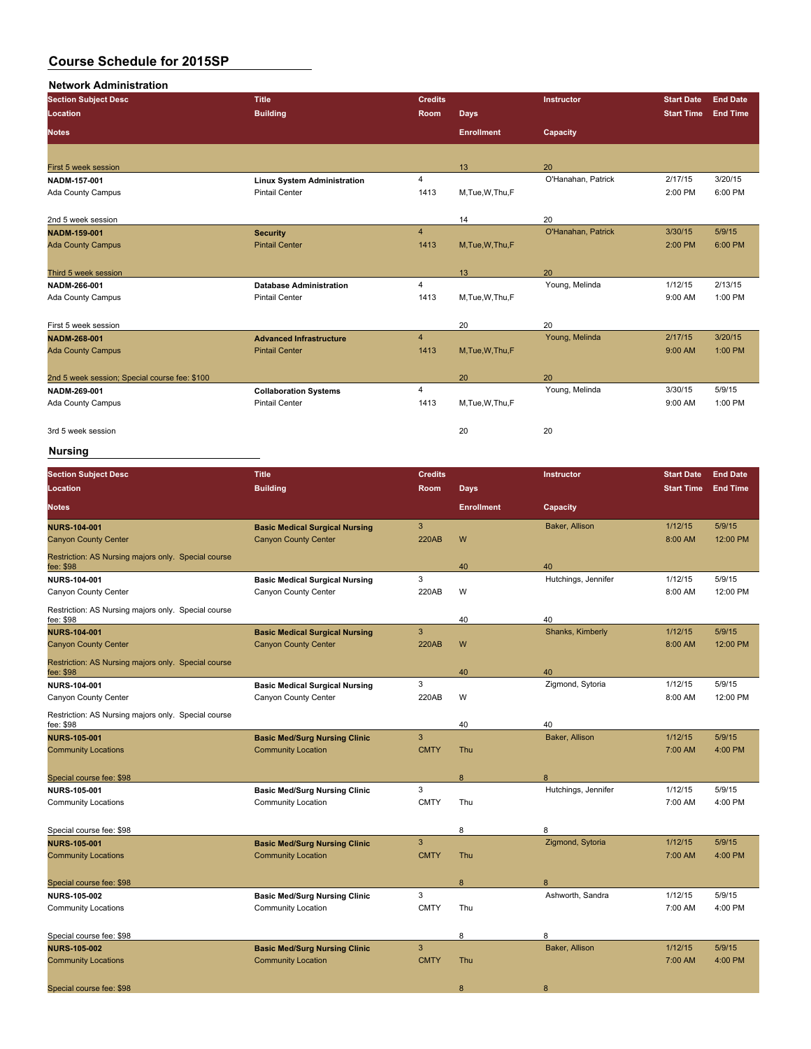# Course Schedule for 2015SP

## Network Administration

| Section Subject Desc / Location / Notes | Title / Building | Credits / Room | Days / Enrollment | Instructor / Capacity | Start Date / Start Time | End Date / End Time |
|---|---|---|---|---|---|---|
| First 5 week session | | | 13 | 20 | | |
| NADM-157-001 | Linux System Administration | 4 | | O'Hanahan, Patrick | 2/17/15 | 3/20/15 |
| Ada County Campus | Pintail Center | 1413 | M,Tue,W,Thu,F | | 2:00 PM | 6:00 PM |
| 2nd 5 week session | | | 14 | 20 | | |
| NADM-159-001 | Security | 4 | | O'Hanahan, Patrick | 3/30/15 | 5/9/15 |
| Ada County Campus | Pintail Center | 1413 | M,Tue,W,Thu,F | | 2:00 PM | 6:00 PM |
| Third 5 week session | | | 13 | 20 | | |
| NADM-266-001 | Database Administration | 4 | | Young, Melinda | 1/12/15 | 2/13/15 |
| Ada County Campus | Pintail Center | 1413 | M,Tue,W,Thu,F | | 9:00 AM | 1:00 PM |
| First 5 week session | | | 20 | 20 | | |
| NADM-268-001 | Advanced Infrastructure | 4 | | Young, Melinda | 2/17/15 | 3/20/15 |
| Ada County Campus | Pintail Center | 1413 | M,Tue,W,Thu,F | | 9:00 AM | 1:00 PM |
| 2nd 5 week session; Special course fee: $100 | | | 20 | 20 | | |
| NADM-269-001 | Collaboration Systems | 4 | | Young, Melinda | 3/30/15 | 5/9/15 |
| Ada County Campus | Pintail Center | 1413 | M,Tue,W,Thu,F | | 9:00 AM | 1:00 PM |
| 3rd 5 week session | | | 20 | 20 | | |

## Nursing

| Section Subject Desc / Location / Notes | Title / Building | Credits / Room | Days / Enrollment | Instructor / Capacity | Start Date / Start Time | End Date / End Time |
|---|---|---|---|---|---|---|
| NURS-104-001 | Basic Medical Surgical Nursing | 3 | | Baker, Allison | 1/12/15 | 5/9/15 |
| Canyon County Center | Canyon County Center | 220AB | W | | 8:00 AM | 12:00 PM |
| Restriction: AS Nursing majors only. Special course fee: $98 | | | 40 | 40 | | |
| NURS-104-001 | Basic Medical Surgical Nursing | 3 | | Hutchings, Jennifer | 1/12/15 | 5/9/15 |
| Canyon County Center | Canyon County Center | 220AB | W | | 8:00 AM | 12:00 PM |
| Restriction: AS Nursing majors only. Special course fee: $98 | | | 40 | 40 | | |
| NURS-104-001 | Basic Medical Surgical Nursing | 3 | | Shanks, Kimberly | 1/12/15 | 5/9/15 |
| Canyon County Center | Canyon County Center | 220AB | W | | 8:00 AM | 12:00 PM |
| Restriction: AS Nursing majors only. Special course fee: $98 | | | 40 | 40 | | |
| NURS-104-001 | Basic Medical Surgical Nursing | 3 | | Zigmond, Sytoria | 1/12/15 | 5/9/15 |
| Canyon County Center | Canyon County Center | 220AB | W | | 8:00 AM | 12:00 PM |
| Restriction: AS Nursing majors only. Special course fee: $98 | | | 40 | 40 | | |
| NURS-105-001 | Basic Med/Surg Nursing Clinic | 3 | | Baker, Allison | 1/12/15 | 5/9/15 |
| Community Locations | Community Location | CMTY | Thu | | 7:00 AM | 4:00 PM |
| Special course fee: $98 | | | 8 | 8 | | |
| NURS-105-001 | Basic Med/Surg Nursing Clinic | 3 | | Hutchings, Jennifer | 1/12/15 | 5/9/15 |
| Community Locations | Community Location | CMTY | Thu | | 7:00 AM | 4:00 PM |
| Special course fee: $98 | | | 8 | 8 | | |
| NURS-105-001 | Basic Med/Surg Nursing Clinic | 3 | | Zigmond, Sytoria | 1/12/15 | 5/9/15 |
| Community Locations | Community Location | CMTY | Thu | | 7:00 AM | 4:00 PM |
| Special course fee: $98 | | | 8 | 8 | | |
| NURS-105-002 | Basic Med/Surg Nursing Clinic | 3 | | Ashworth, Sandra | 1/12/15 | 5/9/15 |
| Community Locations | Community Location | CMTY | Thu | | 7:00 AM | 4:00 PM |
| Special course fee: $98 | | | 8 | 8 | | |
| NURS-105-002 | Basic Med/Surg Nursing Clinic | 3 | | Baker, Allison | 1/12/15 | 5/9/15 |
| Community Locations | Community Location | CMTY | Thu | | 7:00 AM | 4:00 PM |
| Special course fee: $98 | | | 8 | 8 | | |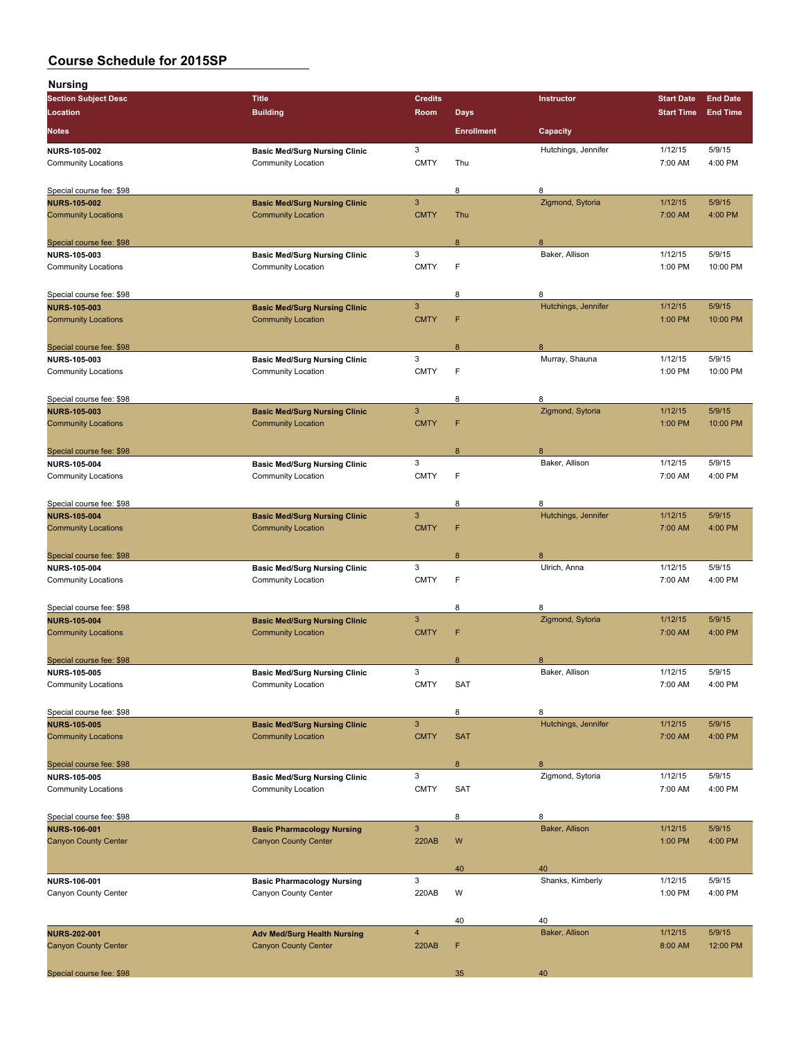# Course Schedule for 2015SP

## Nursing

| Section Subject Desc | Title | Credits | | Instructor | Start Date | End Date |
|---|---|---|---|---|---|---|
| Location | Building | Room | Days | | Start Time | End Time |
| Notes | | | Enrollment | Capacity | | |
| **NURS-105-002** | **Basic Med/Surg Nursing Clinic** | 3 | | Hutchings, Jennifer | 1/12/15 | 5/9/15 |
| Community Locations | Community Location | CMTY | Thu | | 7:00 AM | 4:00 PM |
| Special course fee: $98 | | | 8 | 8 | | |
| **NURS-105-002** | **Basic Med/Surg Nursing Clinic** | 3 | | Zigmond, Sytoria | 1/12/15 | 5/9/15 |
| Community Locations | Community Location | CMTY | Thu | | 7:00 AM | 4:00 PM |
| Special course fee: $98 | | | 8 | 8 | | |
| **NURS-105-003** | **Basic Med/Surg Nursing Clinic** | 3 | | Baker, Allison | 1/12/15 | 5/9/15 |
| Community Locations | Community Location | CMTY | F | | 1:00 PM | 10:00 PM |
| Special course fee: $98 | | | 8 | 8 | | |
| **NURS-105-003** | **Basic Med/Surg Nursing Clinic** | 3 | | Hutchings, Jennifer | 1/12/15 | 5/9/15 |
| Community Locations | Community Location | CMTY | F | | 1:00 PM | 10:00 PM |
| Special course fee: $98 | | | 8 | 8 | | |
| **NURS-105-003** | **Basic Med/Surg Nursing Clinic** | 3 | | Murray, Shauna | 1/12/15 | 5/9/15 |
| Community Locations | Community Location | CMTY | F | | 1:00 PM | 10:00 PM |
| Special course fee: $98 | | | 8 | 8 | | |
| **NURS-105-003** | **Basic Med/Surg Nursing Clinic** | 3 | | Zigmond, Sytoria | 1/12/15 | 5/9/15 |
| Community Locations | Community Location | CMTY | F | | 1:00 PM | 10:00 PM |
| Special course fee: $98 | | | 8 | 8 | | |
| **NURS-105-004** | **Basic Med/Surg Nursing Clinic** | 3 | | Baker, Allison | 1/12/15 | 5/9/15 |
| Community Locations | Community Location | CMTY | F | | 7:00 AM | 4:00 PM |
| Special course fee: $98 | | | 8 | 8 | | |
| **NURS-105-004** | **Basic Med/Surg Nursing Clinic** | 3 | | Hutchings, Jennifer | 1/12/15 | 5/9/15 |
| Community Locations | Community Location | CMTY | F | | 7:00 AM | 4:00 PM |
| Special course fee: $98 | | | 8 | 8 | | |
| **NURS-105-004** | **Basic Med/Surg Nursing Clinic** | 3 | | Ulrich, Anna | 1/12/15 | 5/9/15 |
| Community Locations | Community Location | CMTY | F | | 7:00 AM | 4:00 PM |
| Special course fee: $98 | | | 8 | 8 | | |
| **NURS-105-004** | **Basic Med/Surg Nursing Clinic** | 3 | | Zigmond, Sytoria | 1/12/15 | 5/9/15 |
| Community Locations | Community Location | CMTY | F | | 7:00 AM | 4:00 PM |
| Special course fee: $98 | | | 8 | 8 | | |
| **NURS-105-005** | **Basic Med/Surg Nursing Clinic** | 3 | | Baker, Allison | 1/12/15 | 5/9/15 |
| Community Locations | Community Location | CMTY | SAT | | 7:00 AM | 4:00 PM |
| Special course fee: $98 | | | 8 | 8 | | |
| **NURS-105-005** | **Basic Med/Surg Nursing Clinic** | 3 | | Hutchings, Jennifer | 1/12/15 | 5/9/15 |
| Community Locations | Community Location | CMTY | SAT | | 7:00 AM | 4:00 PM |
| Special course fee: $98 | | | 8 | 8 | | |
| **NURS-105-005** | **Basic Med/Surg Nursing Clinic** | 3 | | Zigmond, Sytoria | 1/12/15 | 5/9/15 |
| Community Locations | Community Location | CMTY | SAT | | 7:00 AM | 4:00 PM |
| Special course fee: $98 | | | 8 | 8 | | |
| **NURS-106-001** | **Basic Pharmacology Nursing** | 3 | | Baker, Allison | 1/12/15 | 5/9/15 |
| Canyon County Center | Canyon County Center | 220AB | W | | 1:00 PM | 4:00 PM |
| | | | 40 | 40 | | |
| **NURS-106-001** | **Basic Pharmacology Nursing** | 3 | | Shanks, Kimberly | 1/12/15 | 5/9/15 |
| Canyon County Center | Canyon County Center | 220AB | W | | 1:00 PM | 4:00 PM |
| | | | 40 | 40 | | |
| **NURS-202-001** | **Adv Med/Surg Health Nursing** | 4 | | Baker, Allison | 1/12/15 | 5/9/15 |
| Canyon County Center | Canyon County Center | 220AB | F | | 8:00 AM | 12:00 PM |
| Special course fee: $98 | | | 35 | 40 | | |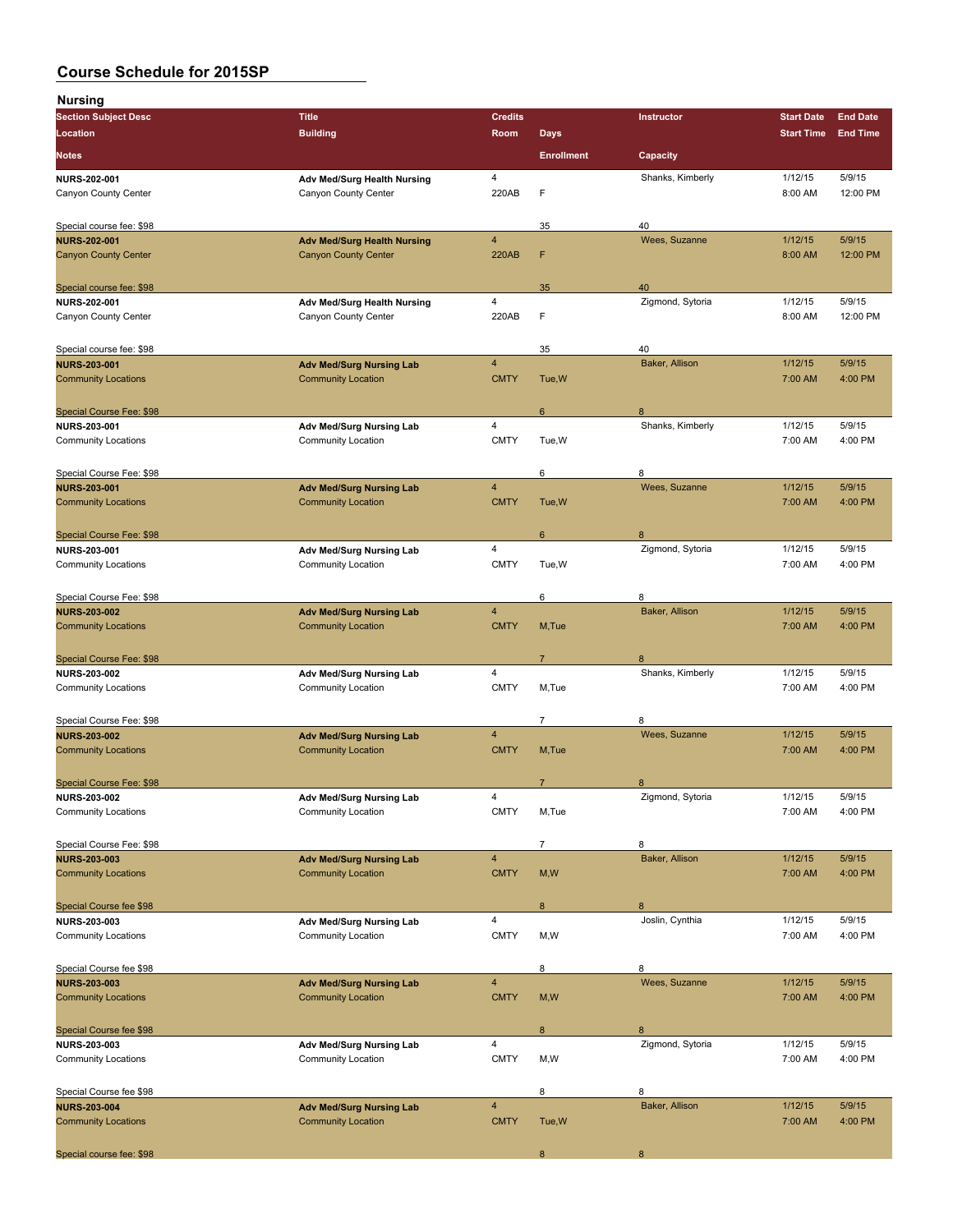# Course Schedule for 2015SP

## Nursing

| Section Subject Desc | Title | Credits | | Instructor | Start Date | End Date |
|---|---|---|---|---|---|---|
| Location | Building | Room | Days | | Start Time | End Time |
| Notes | | | Enrollment | Capacity | | |
| NURS-202-001 | Adv Med/Surg Health Nursing | 4 | | Shanks, Kimberly | 1/12/15 | 5/9/15 |
| Canyon County Center | Canyon County Center | 220AB | F | | 8:00 AM | 12:00 PM |
| Special course fee: $98 | | | 35 | 40 | | |
| NURS-202-001 | Adv Med/Surg Health Nursing | 4 | | Wees, Suzanne | 1/12/15 | 5/9/15 |
| Canyon County Center | Canyon County Center | 220AB | F | | 8:00 AM | 12:00 PM |
| Special course fee: $98 | | | 35 | 40 | | |
| NURS-202-001 | Adv Med/Surg Health Nursing | 4 | | Zigmond, Sytoria | 1/12/15 | 5/9/15 |
| Canyon County Center | Canyon County Center | 220AB | F | | 8:00 AM | 12:00 PM |
| Special course fee: $98 | | | 35 | 40 | | |
| NURS-203-001 | Adv Med/Surg Nursing Lab | 4 | | Baker, Allison | 1/12/15 | 5/9/15 |
| Community Locations | Community Location | CMTY | Tue,W | | 7:00 AM | 4:00 PM |
| Special Course Fee: $98 | | | 6 | 8 | | |
| NURS-203-001 | Adv Med/Surg Nursing Lab | 4 | | Shanks, Kimberly | 1/12/15 | 5/9/15 |
| Community Locations | Community Location | CMTY | Tue,W | | 7:00 AM | 4:00 PM |
| Special Course Fee: $98 | | | 6 | 8 | | |
| NURS-203-001 | Adv Med/Surg Nursing Lab | 4 | | Wees, Suzanne | 1/12/15 | 5/9/15 |
| Community Locations | Community Location | CMTY | Tue,W | | 7:00 AM | 4:00 PM |
| Special Course Fee: $98 | | | 6 | 8 | | |
| NURS-203-001 | Adv Med/Surg Nursing Lab | 4 | | Zigmond, Sytoria | 1/12/15 | 5/9/15 |
| Community Locations | Community Location | CMTY | Tue,W | | 7:00 AM | 4:00 PM |
| Special Course Fee: $98 | | | 6 | 8 | | |
| NURS-203-002 | Adv Med/Surg Nursing Lab | 4 | | Baker, Allison | 1/12/15 | 5/9/15 |
| Community Locations | Community Location | CMTY | M,Tue | | 7:00 AM | 4:00 PM |
| Special Course Fee: $98 | | | 7 | 8 | | |
| NURS-203-002 | Adv Med/Surg Nursing Lab | 4 | | Shanks, Kimberly | 1/12/15 | 5/9/15 |
| Community Locations | Community Location | CMTY | M,Tue | | 7:00 AM | 4:00 PM |
| Special Course Fee: $98 | | | 7 | 8 | | |
| NURS-203-002 | Adv Med/Surg Nursing Lab | 4 | | Wees, Suzanne | 1/12/15 | 5/9/15 |
| Community Locations | Community Location | CMTY | M,Tue | | 7:00 AM | 4:00 PM |
| Special Course Fee: $98 | | | 7 | 8 | | |
| NURS-203-002 | Adv Med/Surg Nursing Lab | 4 | | Zigmond, Sytoria | 1/12/15 | 5/9/15 |
| Community Locations | Community Location | CMTY | M,Tue | | 7:00 AM | 4:00 PM |
| Special Course Fee: $98 | | | 7 | 8 | | |
| NURS-203-003 | Adv Med/Surg Nursing Lab | 4 | | Baker, Allison | 1/12/15 | 5/9/15 |
| Community Locations | Community Location | CMTY | M,W | | 7:00 AM | 4:00 PM |
| Special Course fee $98 | | | 8 | 8 | | |
| NURS-203-003 | Adv Med/Surg Nursing Lab | 4 | | Joslin, Cynthia | 1/12/15 | 5/9/15 |
| Community Locations | Community Location | CMTY | M,W | | 7:00 AM | 4:00 PM |
| Special Course fee $98 | | | 8 | 8 | | |
| NURS-203-003 | Adv Med/Surg Nursing Lab | 4 | | Wees, Suzanne | 1/12/15 | 5/9/15 |
| Community Locations | Community Location | CMTY | M,W | | 7:00 AM | 4:00 PM |
| Special Course fee $98 | | | 8 | 8 | | |
| NURS-203-003 | Adv Med/Surg Nursing Lab | 4 | | Zigmond, Sytoria | 1/12/15 | 5/9/15 |
| Community Locations | Community Location | CMTY | M,W | | 7:00 AM | 4:00 PM |
| Special Course fee $98 | | | 8 | 8 | | |
| NURS-203-004 | Adv Med/Surg Nursing Lab | 4 | | Baker, Allison | 1/12/15 | 5/9/15 |
| Community Locations | Community Location | CMTY | Tue,W | | 7:00 AM | 4:00 PM |
| Special course fee: $98 | | | 8 | 8 | | |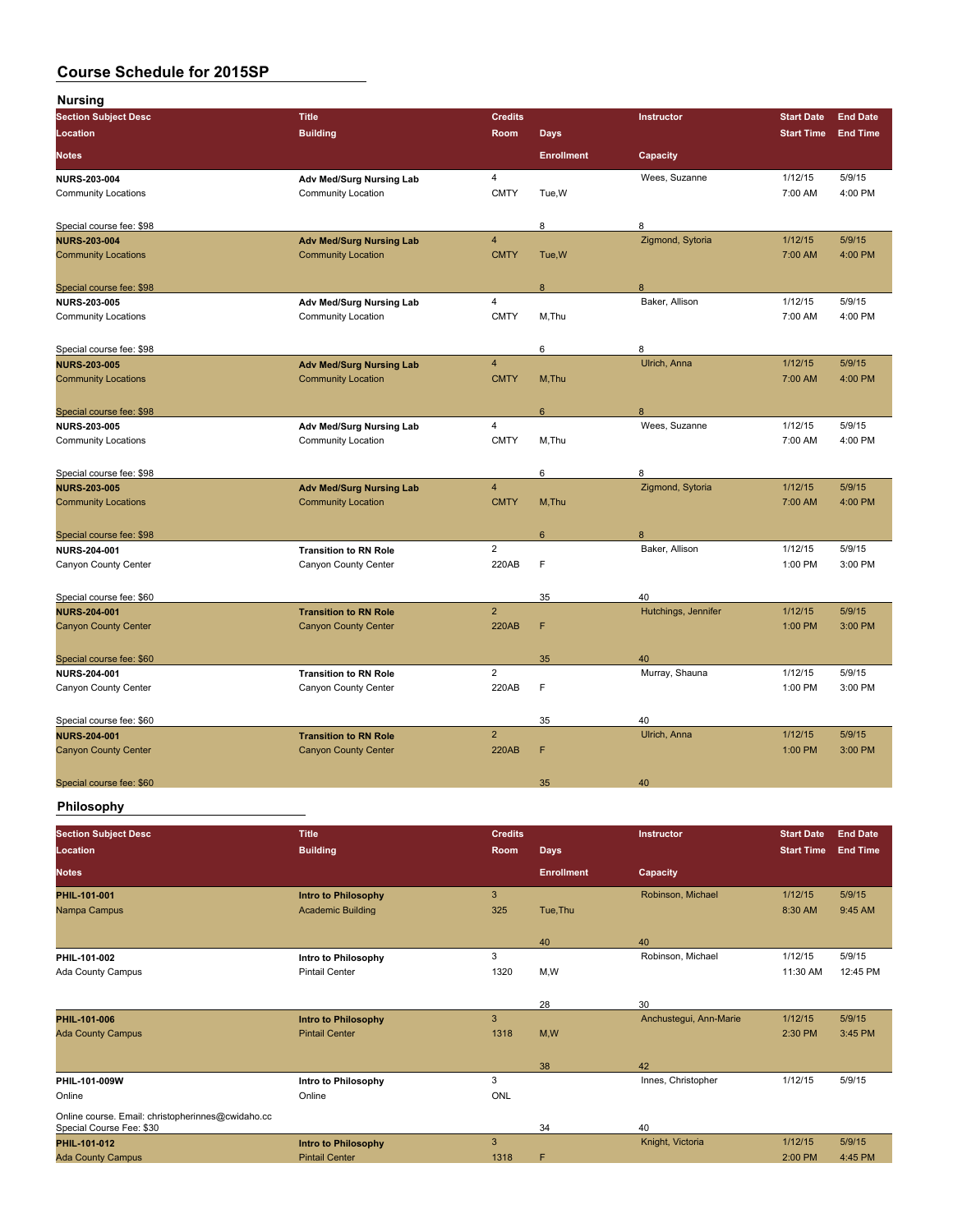# Course Schedule for 2015SP

## Nursing

| Section Subject Desc | Title | Credits | | Instructor | Start Date | End Date |
|---|---|---|---|---|---|---|
| Location | Building | Room | Days | | Start Time | End Time |
| Notes | | | Enrollment | Capacity | | |
| NURS-203-004 | Adv Med/Surg Nursing Lab | 4 | | Wees, Suzanne | 1/12/15 | 5/9/15 |
| Community Locations | Community Location | CMTY | Tue,W | | 7:00 AM | 4:00 PM |
| Special course fee: $98 | | | 8 | 8 | | |
| NURS-203-004 | Adv Med/Surg Nursing Lab | 4 | | Zigmond, Sytoria | 1/12/15 | 5/9/15 |
| Community Locations | Community Location | CMTY | Tue,W | | 7:00 AM | 4:00 PM |
| Special course fee: $98 | | | 8 | 8 | | |
| NURS-203-005 | Adv Med/Surg Nursing Lab | 4 | | Baker, Allison | 1/12/15 | 5/9/15 |
| Community Locations | Community Location | CMTY | M,Thu | | 7:00 AM | 4:00 PM |
| Special course fee: $98 | | | 6 | 8 | | |
| NURS-203-005 | Adv Med/Surg Nursing Lab | 4 | | Ulrich, Anna | 1/12/15 | 5/9/15 |
| Community Locations | Community Location | CMTY | M,Thu | | 7:00 AM | 4:00 PM |
| Special course fee: $98 | | | 6 | 8 | | |
| NURS-203-005 | Adv Med/Surg Nursing Lab | 4 | | Wees, Suzanne | 1/12/15 | 5/9/15 |
| Community Locations | Community Location | CMTY | M,Thu | | 7:00 AM | 4:00 PM |
| Special course fee: $98 | | | 6 | 8 | | |
| NURS-203-005 | Adv Med/Surg Nursing Lab | 4 | | Zigmond, Sytoria | 1/12/15 | 5/9/15 |
| Community Locations | Community Location | CMTY | M,Thu | | 7:00 AM | 4:00 PM |
| Special course fee: $98 | | | 6 | 8 | | |
| NURS-204-001 | Transition to RN Role | 2 | | Baker, Allison | 1/12/15 | 5/9/15 |
| Canyon County Center | Canyon County Center | 220AB | F | | 1:00 PM | 3:00 PM |
| Special course fee: $60 | | | 35 | 40 | | |
| NURS-204-001 | Transition to RN Role | 2 | | Hutchings, Jennifer | 1/12/15 | 5/9/15 |
| Canyon County Center | Canyon County Center | 220AB | F | | 1:00 PM | 3:00 PM |
| Special course fee: $60 | | | 35 | 40 | | |
| NURS-204-001 | Transition to RN Role | 2 | | Murray, Shauna | 1/12/15 | 5/9/15 |
| Canyon County Center | Canyon County Center | 220AB | F | | 1:00 PM | 3:00 PM |
| Special course fee: $60 | | | 35 | 40 | | |
| NURS-204-001 | Transition to RN Role | 2 | | Ulrich, Anna | 1/12/15 | 5/9/15 |
| Canyon County Center | Canyon County Center | 220AB | F | | 1:00 PM | 3:00 PM |
| Special course fee: $60 | | | 35 | 40 | | |

## Philosophy

| Section Subject Desc | Title | Credits | | Instructor | Start Date | End Date |
|---|---|---|---|---|---|---|
| Location | Building | Room | Days | | Start Time | End Time |
| Notes | | | Enrollment | Capacity | | |
| PHIL-101-001 | Intro to Philosophy | 3 | | Robinson, Michael | 1/12/15 | 5/9/15 |
| Nampa Campus | Academic Building | 325 | Tue,Thu | | 8:30 AM | 9:45 AM |
| | | | 40 | 40 | | |
| PHIL-101-002 | Intro to Philosophy | 3 | | Robinson, Michael | 1/12/15 | 5/9/15 |
| Ada County Campus | Pintail Center | 1320 | M,W | | 11:30 AM | 12:45 PM |
| | | | 28 | 30 | | |
| PHIL-101-006 | Intro to Philosophy | 3 | | Anchustegui, Ann-Marie | 1/12/15 | 5/9/15 |
| Ada County Campus | Pintail Center | 1318 | M,W | | 2:30 PM | 3:45 PM |
| | | | 38 | 42 | | |
| PHIL-101-009W | Intro to Philosophy | 3 | | Innes, Christopher | 1/12/15 | 5/9/15 |
| Online | Online | ONL | | | | |
| Online course. Email: christopherinnes@cwidaho.cc Special Course Fee: $30 | | | 34 | 40 | | |
| PHIL-101-012 | Intro to Philosophy | 3 | | Knight, Victoria | 1/12/15 | 5/9/15 |
| Ada County Campus | Pintail Center | 1318 | F | | 2:00 PM | 4:45 PM |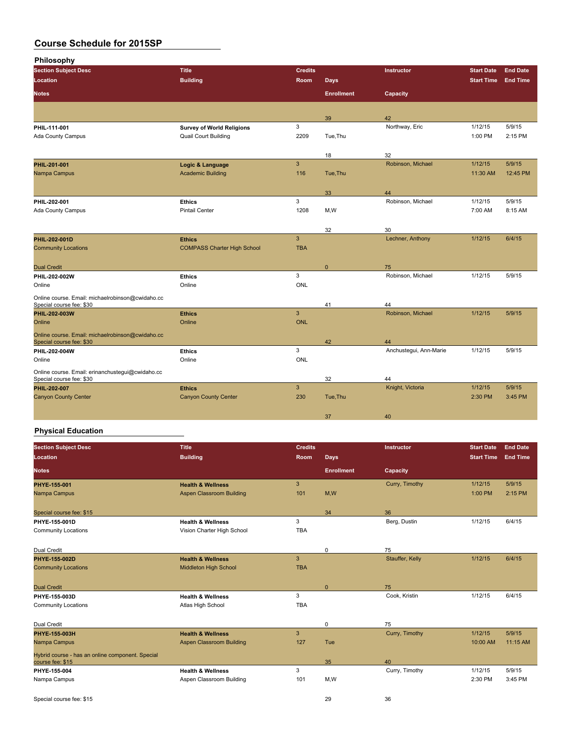# Course Schedule for 2015SP

## Philosophy

| Section Subject Desc | Title | Credits | Instructor | Start Date | End Date | Location | Building | Room | Days | Start Time | End Time | Notes | Enrollment | Capacity |
|---|---|---|---|---|---|---|---|---|---|---|---|---|---|---|
| | | | | | | | | | | | | | 39 | 42 |
| PHIL-111-001 | Survey of World Religions | 3 | Northway, Eric | 1/12/15 | 5/9/15 | Ada County Campus | Quail Court Building | 2209 | Tue,Thu | 1:00 PM | 2:15 PM | | 18 | 32 |
| PHIL-201-001 | Logic & Language | 3 | Robinson, Michael | 1/12/15 | 5/9/15 | Nampa Campus | Academic Building | 116 | Tue,Thu | 11:30 AM | 12:45 PM | | 33 | 44 |
| PHIL-202-001 | Ethics | 3 | Robinson, Michael | 1/12/15 | 5/9/15 | Ada County Campus | Pintail Center | 1208 | M,W | 7:00 AM | 8:15 AM | | 32 | 30 |
| PHIL-202-001D | Ethics | 3 | Lechner, Anthony | 1/12/15 | 6/4/15 | Community Locations | COMPASS Charter High School | TBA | | | | Dual Credit | 0 | 75 |
| PHIL-202-002W | Ethics | 3 | Robinson, Michael | 1/12/15 | 5/9/15 | Online | Online | ONL | | | | Online course. Email: michaelrobinson@cwidaho.cc Special course fee: $30 | 41 | 44 |
| PHIL-202-003W | Ethics | 3 | Robinson, Michael | 1/12/15 | 5/9/15 | Online | Online | ONL | | | | Online course. Email: michaelrobinson@cwidaho.cc Special course fee: $30 | 42 | 44 |
| PHIL-202-004W | Ethics | 3 | Anchustegui, Ann-Marie | 1/12/15 | 5/9/15 | Online | Online | ONL | | | | Online course. Email: erinanchustegui@cwidaho.cc Special course fee: $30 | 32 | 44 |
| PHIL-202-007 | Ethics | 3 | Knight, Victoria | 1/12/15 | 5/9/15 | Canyon County Center | Canyon County Center | 230 | Tue,Thu | 2:30 PM | 3:45 PM | | 37 | 40 |

## Physical Education

| Section Subject Desc | Title | Credits | Instructor | Start Date | End Date | Location | Building | Room | Days | Start Time | End Time | Notes | Enrollment | Capacity |
|---|---|---|---|---|---|---|---|---|---|---|---|---|---|---|
| PHYE-155-001 | Health & Wellness | 3 | Curry, Timothy | 1/12/15 | 5/9/15 | Nampa Campus | Aspen Classroom Building | 101 | M,W | 1:00 PM | 2:15 PM | Special course fee: $15 | 34 | 36 |
| PHYE-155-001D | Health & Wellness | 3 | Berg, Dustin | 1/12/15 | 6/4/15 | Community Locations | Vision Charter High School | TBA | | | | Dual Credit | 0 | 75 |
| PHYE-155-002D | Health & Wellness | 3 | Stauffer, Kelly | 1/12/15 | 6/4/15 | Community Locations | Middleton High School | TBA | | | | Dual Credit | 0 | 75 |
| PHYE-155-003D | Health & Wellness | 3 | Cook, Kristin | 1/12/15 | 6/4/15 | Community Locations | Atlas High School | TBA | | | | Dual Credit | 0 | 75 |
| PHYE-155-003H | Health & Wellness | 3 | Curry, Timothy | 1/12/15 | 5/9/15 | Nampa Campus | Aspen Classroom Building | 127 | Tue | 10:00 AM | 11:15 AM | Hybrid course - has an online component. Special course fee: $15 | 35 | 40 |
| PHYE-155-004 | Health & Wellness | 3 | Curry, Timothy | 1/12/15 | 5/9/15 | Nampa Campus | Aspen Classroom Building | 101 | M,W | 2:30 PM | 3:45 PM | Special course fee: $15 | 29 | 36 |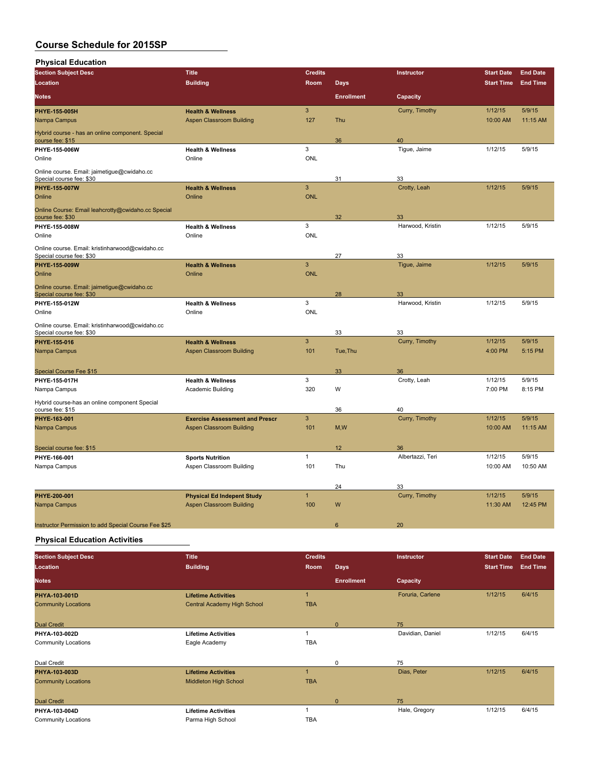# Course Schedule for 2015SP

## Physical Education

| Section Subject Desc / Location / Notes | Title / Building | Credits / Room | Days / Enrollment | Instructor / Capacity | Start Date / Start Time | End Date / End Time |
|---|---|---|---|---|---|---|
| **PHYE-155-005H** | **Health & Wellness** | 3 | | Curry, Timothy | 1/12/15 | 5/9/15 |
| Nampa Campus | Aspen Classroom Building | 127 | Thu | | 10:00 AM | 11:15 AM |
| Hybrid course - has an online component. Special course fee: $15 | | | 36 | 40 | | |
| **PHYE-155-006W** | **Health & Wellness** | 3 | | Tigue, Jaime | 1/12/15 | 5/9/15 |
| Online | Online | ONL | | | | |
| Online course. Email: jaimetigue@cwidaho.cc Special course fee: $30 | | | 31 | 33 | | |
| **PHYE-155-007W** | **Health & Wellness** | 3 | | Crotty, Leah | 1/12/15 | 5/9/15 |
| Online | Online | ONL | | | | |
| Online Course: Email leahcrotty@cwidaho.cc Special course fee: $30 | | | 32 | 33 | | |
| **PHYE-155-008W** | **Health & Wellness** | 3 | | Harwood, Kristin | 1/12/15 | 5/9/15 |
| Online | Online | ONL | | | | |
| Online course. Email: kristinharwood@cwidaho.cc Special course fee: $30 | | | 27 | 33 | | |
| **PHYE-155-009W** | **Health & Wellness** | 3 | | Tigue, Jaime | 1/12/15 | 5/9/15 |
| Online | Online | ONL | | | | |
| Online course. Email: jaimetigue@cwidaho.cc Special course fee: $30 | | | 28 | 33 | | |
| **PHYE-155-012W** | **Health & Wellness** | 3 | | Harwood, Kristin | 1/12/15 | 5/9/15 |
| Online | Online | ONL | | | | |
| Online course. Email: kristinharwood@cwidaho.cc Special course fee: $30 | | | 33 | 33 | | |
| **PHYE-155-016** | **Health & Wellness** | 3 | | Curry, Timothy | 1/12/15 | 5/9/15 |
| Nampa Campus | Aspen Classroom Building | 101 | Tue,Thu | | 4:00 PM | 5:15 PM |
| Special Course Fee $15 | | | 33 | 36 | | |
| **PHYE-155-017H** | **Health & Wellness** | 3 | | Crotty, Leah | 1/12/15 | 5/9/15 |
| Nampa Campus | Academic Building | 320 | W | | 7:00 PM | 8:15 PM |
| Hybrid course-has an online component Special course fee: $15 | | | 36 | 40 | | |
| **PHYE-163-001** | **Exercise Assessment and Prescr** | 3 | | Curry, Timothy | 1/12/15 | 5/9/15 |
| Nampa Campus | Aspen Classroom Building | 101 | M,W | | 10:00 AM | 11:15 AM |
| Special course fee: $15 | | | 12 | 36 | | |
| **PHYE-166-001** | **Sports Nutrition** | 1 | | Albertazzi, Teri | 1/12/15 | 5/9/15 |
| Nampa Campus | Aspen Classroom Building | 101 | Thu | | 10:00 AM | 10:50 AM |
| | | | 24 | 33 | | |
| **PHYE-200-001** | **Physical Ed Indepent Study** | 1 | | Curry, Timothy | 1/12/15 | 5/9/15 |
| Nampa Campus | Aspen Classroom Building | 100 | W | | 11:30 AM | 12:45 PM |
| Instructor Permission to add Special Course Fee $25 | | | 6 | 20 | | |

## Physical Education Activities

| Section Subject Desc / Location / Notes | Title / Building | Credits / Room | Days / Enrollment | Instructor / Capacity | Start Date / Start Time | End Date / End Time |
|---|---|---|---|---|---|---|
| **PHYA-103-001D** | **Lifetime Activities** | 1 | | Foruria, Carlene | 1/12/15 | 6/4/15 |
| Community Locations | Central Academy High School | TBA | | | | |
| Dual Credit | | | 0 | 75 | | |
| **PHYA-103-002D** | **Lifetime Activities** | 1 | | Davidian, Daniel | 1/12/15 | 6/4/15 |
| Community Locations | Eagle Academy | TBA | | | | |
| Dual Credit | | | 0 | 75 | | |
| **PHYA-103-003D** | **Lifetime Activities** | 1 | | Dias, Peter | 1/12/15 | 6/4/15 |
| Community Locations | Middleton High School | TBA | | | | |
| Dual Credit | | | 0 | 75 | | |
| **PHYA-103-004D** | **Lifetime Activities** | 1 | | Hale, Gregory | 1/12/15 | 6/4/15 |
| Community Locations | Parma High School | TBA | | | | |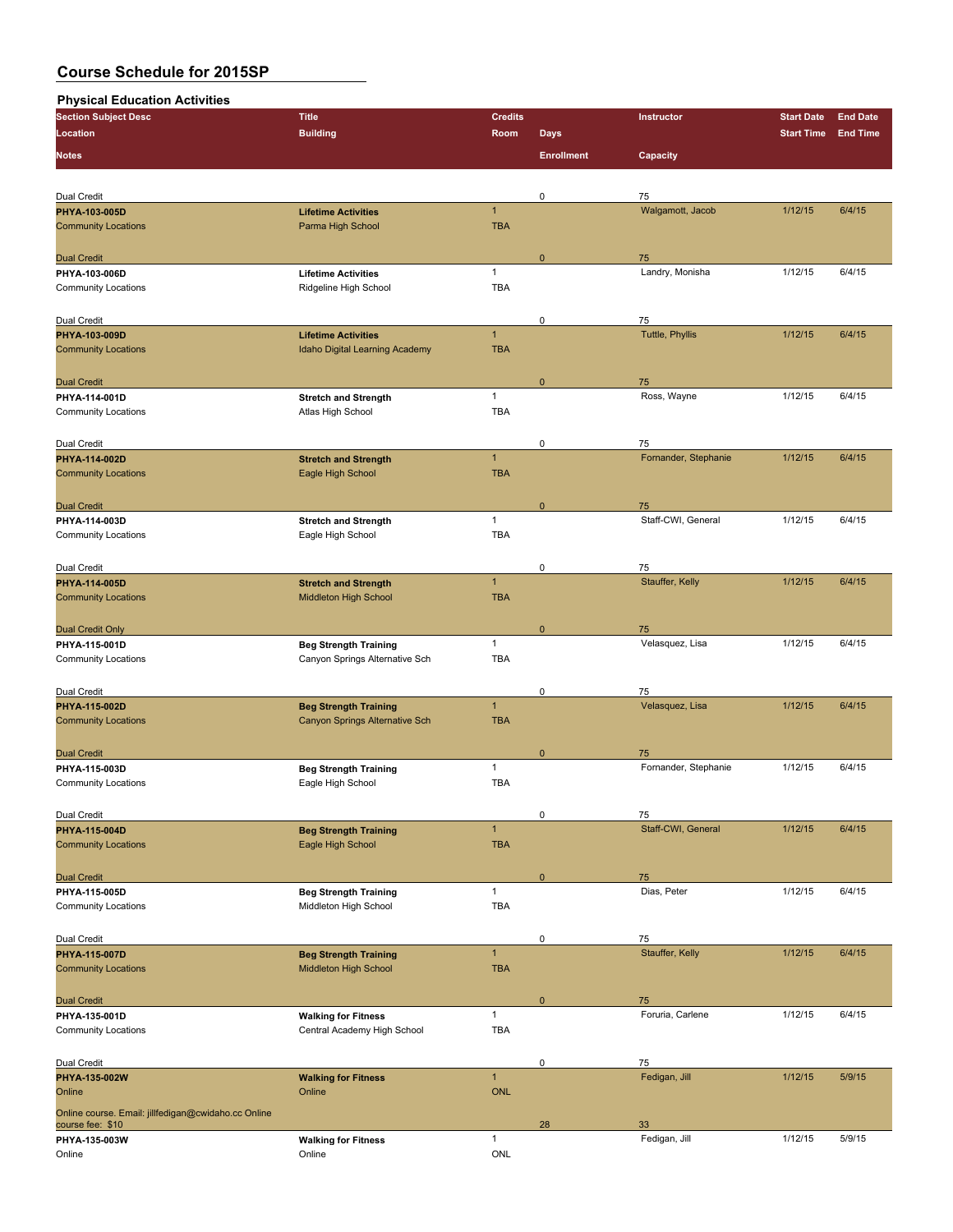# Course Schedule for 2015SP

## Physical Education Activities

| Section Subject Desc | Title | Credits | | Instructor | Start Date | End Date |
|---|---|---|---|---|---|---|
| Location | Building | Room | Days | | Start Time | End Time |
| Notes | | | Enrollment | Capacity | | |
| Dual Credit | | | 0 | 75 | | |
| PHYA-103-005D | Lifetime Activities | 1 | | Walgamott, Jacob | 1/12/15 | 6/4/15 |
| Community Locations | Parma High School | TBA | | | | |
| Dual Credit | | | 0 | 75 | | |
| PHYA-103-006D | Lifetime Activities | 1 | | Landry, Monisha | 1/12/15 | 6/4/15 |
| Community Locations | Ridgeline High School | TBA | | | | |
| Dual Credit | | | 0 | 75 | | |
| PHYA-103-009D | Lifetime Activities | 1 | | Tuttle, Phyllis | 1/12/15 | 6/4/15 |
| Community Locations | Idaho Digital Learning Academy | TBA | | | | |
| Dual Credit | | | 0 | 75 | | |
| PHYA-114-001D | Stretch and Strength | 1 | | Ross, Wayne | 1/12/15 | 6/4/15 |
| Community Locations | Atlas High School | TBA | | | | |
| Dual Credit | | | 0 | 75 | | |
| PHYA-114-002D | Stretch and Strength | 1 | | Fornander, Stephanie | 1/12/15 | 6/4/15 |
| Community Locations | Eagle High School | TBA | | | | |
| Dual Credit | | | 0 | 75 | | |
| PHYA-114-003D | Stretch and Strength | 1 | | Staff-CWI, General | 1/12/15 | 6/4/15 |
| Community Locations | Eagle High School | TBA | | | | |
| Dual Credit | | | 0 | 75 | | |
| PHYA-114-005D | Stretch and Strength | 1 | | Stauffer, Kelly | 1/12/15 | 6/4/15 |
| Community Locations | Middleton High School | TBA | | | | |
| Dual Credit Only | | | 0 | 75 | | |
| PHYA-115-001D | Beg Strength Training | 1 | | Velasquez, Lisa | 1/12/15 | 6/4/15 |
| Community Locations | Canyon Springs Alternative Sch | TBA | | | | |
| Dual Credit | | | 0 | 75 | | |
| PHYA-115-002D | Beg Strength Training | 1 | | Velasquez, Lisa | 1/12/15 | 6/4/15 |
| Community Locations | Canyon Springs Alternative Sch | TBA | | | | |
| Dual Credit | | | 0 | 75 | | |
| PHYA-115-003D | Beg Strength Training | 1 | | Fornander, Stephanie | 1/12/15 | 6/4/15 |
| Community Locations | Eagle High School | TBA | | | | |
| Dual Credit | | | 0 | 75 | | |
| PHYA-115-004D | Beg Strength Training | 1 | | Staff-CWI, General | 1/12/15 | 6/4/15 |
| Community Locations | Eagle High School | TBA | | | | |
| Dual Credit | | | 0 | 75 | | |
| PHYA-115-005D | Beg Strength Training | 1 | | Dias, Peter | 1/12/15 | 6/4/15 |
| Community Locations | Middleton High School | TBA | | | | |
| Dual Credit | | | 0 | 75 | | |
| PHYA-115-007D | Beg Strength Training | 1 | | Stauffer, Kelly | 1/12/15 | 6/4/15 |
| Community Locations | Middleton High School | TBA | | | | |
| Dual Credit | | | 0 | 75 | | |
| PHYA-135-001D | Walking for Fitness | 1 | | Foruria, Carlene | 1/12/15 | 6/4/15 |
| Community Locations | Central Academy High School | TBA | | | | |
| Dual Credit | | | 0 | 75 | | |
| PHYA-135-002W | Walking for Fitness | 1 | | Fedigan, Jill | 1/12/15 | 5/9/15 |
| Online | Online | ONL | | | | |
| Online course. Email: jillfedigan@cwidaho.cc Online course fee: $10 | | | 28 | 33 | | |
| PHYA-135-003W | Walking for Fitness | 1 | | Fedigan, Jill | 1/12/15 | 5/9/15 |
| Online | Online | ONL | | | | |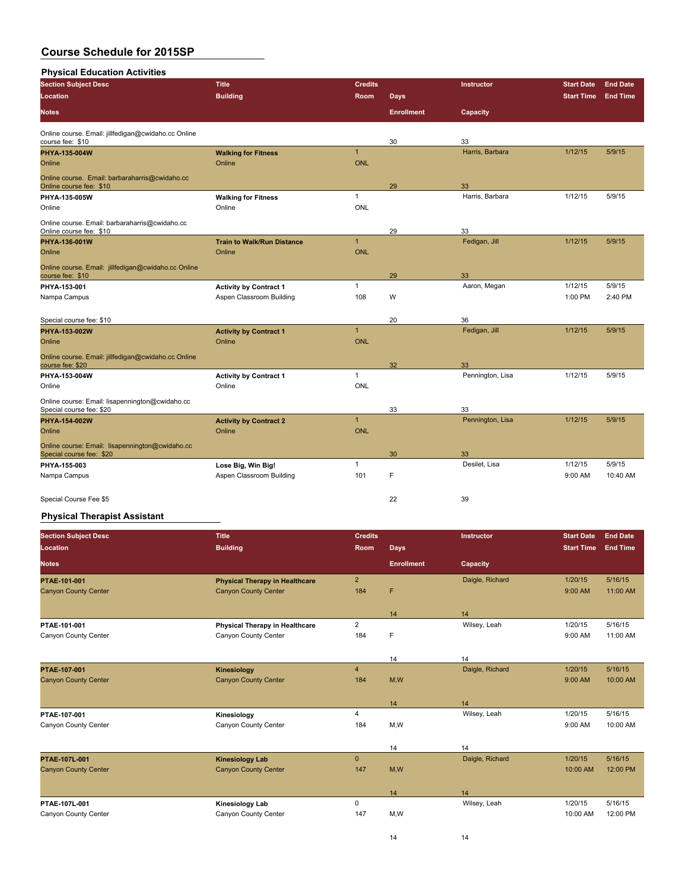# Course Schedule for 2015SP

## Physical Education Activities

| Section Subject Desc | Title | Credits | | Instructor | Start Date | End Date |
|---|---|---|---|---|---|---|
| Location | Building | Room | Days | | Start Time | End Time |
| Notes | | | Enrollment | Capacity | | |
| Online course. Email: jillfedigan@cwidaho.cc Online course fee: $10 | | | 30 | 33 | | |
| PHYA-135-004W | Walking for Fitness | 1 | | Harris, Barbara | 1/12/15 | 5/9/15 |
| Online | Online | ONL | | | | |
| Online course. Email: barbaraharris@cwidaho.cc Online course fee: $10 | | | 29 | 33 | | |
| PHYA-135-005W | Walking for Fitness | 1 | | Harris, Barbara | 1/12/15 | 5/9/15 |
| Online | Online | ONL | | | | |
| Online course. Email: barbaraharris@cwidaho.cc Online course fee: $10 | | | 29 | 33 | | |
| PHYA-136-001W | Train to Walk/Run Distance | 1 | | Fedigan, Jill | 1/12/15 | 5/9/15 |
| Online | Online | ONL | | | | |
| Online course. Email: jillfedigan@cwidaho.cc Online course fee: $10 | | | 29 | 33 | | |
| PHYA-153-001 | Activity by Contract 1 | 1 | | Aaron, Megan | 1/12/15 | 5/9/15 |
| Nampa Campus | Aspen Classroom Building | 108 | W | | 1:00 PM | 2:40 PM |
| Special course fee: $10 | | | 20 | 36 | | |
| PHYA-153-002W | Activity by Contract 1 | 1 | | Fedigan, Jill | 1/12/15 | 5/9/15 |
| Online | Online | ONL | | | | |
| Online course. Email: jillfedigan@cwidaho.cc Online course fee: $20 | | | 32 | 33 | | |
| PHYA-153-004W | Activity by Contract 1 | 1 | | Pennington, Lisa | 1/12/15 | 5/9/15 |
| Online | Online | ONL | | | | |
| Online course: Email: lisapennington@cwidaho.cc Special course fee: $20 | | | 33 | 33 | | |
| PHYA-154-002W | Activity by Contract 2 | 1 | | Pennington, Lisa | 1/12/15 | 5/9/15 |
| Online | Online | ONL | | | | |
| Online course: Email: lisapennington@cwidaho.cc Special course fee: $20 | | | 30 | 33 | | |
| PHYA-155-003 | Lose Big, Win Big! | 1 | | Desilet, Lisa | 1/12/15 | 5/9/15 |
| Nampa Campus | Aspen Classroom Building | 101 | F | | 9:00 AM | 10:40 AM |
| Special Course Fee $5 | | | 22 | 39 | | |

## Physical Therapist Assistant

| Section Subject Desc | Title | Credits | | Instructor | Start Date | End Date |
|---|---|---|---|---|---|---|
| Location | Building | Room | Days | | Start Time | End Time |
| Notes | | | Enrollment | Capacity | | |
| PTAE-101-001 | Physical Therapy in Healthcare | 2 | | Daigle, Richard | 1/20/15 | 5/16/15 |
| Canyon County Center | Canyon County Center | 184 | F | | 9:00 AM | 11:00 AM |
| | | | 14 | 14 | | |
| PTAE-101-001 | Physical Therapy in Healthcare | 2 | | Wilsey, Leah | 1/20/15 | 5/16/15 |
| Canyon County Center | Canyon County Center | 184 | F | | 9:00 AM | 11:00 AM |
| | | | 14 | 14 | | |
| PTAE-107-001 | Kinesiology | 4 | | Daigle, Richard | 1/20/15 | 5/16/15 |
| Canyon County Center | Canyon County Center | 184 | M,W | | 9:00 AM | 10:00 AM |
| | | | 14 | 14 | | |
| PTAE-107-001 | Kinesiology | 4 | | Wilsey, Leah | 1/20/15 | 5/16/15 |
| Canyon County Center | Canyon County Center | 184 | M,W | | 9:00 AM | 10:00 AM |
| | | | 14 | 14 | | |
| PTAE-107L-001 | Kinesiology Lab | 0 | | Daigle, Richard | 1/20/15 | 5/16/15 |
| Canyon County Center | Canyon County Center | 147 | M,W | | 10:00 AM | 12:00 PM |
| | | | 14 | 14 | | |
| PTAE-107L-001 | Kinesiology Lab | 0 | | Wilsey, Leah | 1/20/15 | 5/16/15 |
| Canyon County Center | Canyon County Center | 147 | M,W | | 10:00 AM | 12:00 PM |
| | | | 14 | 14 | | |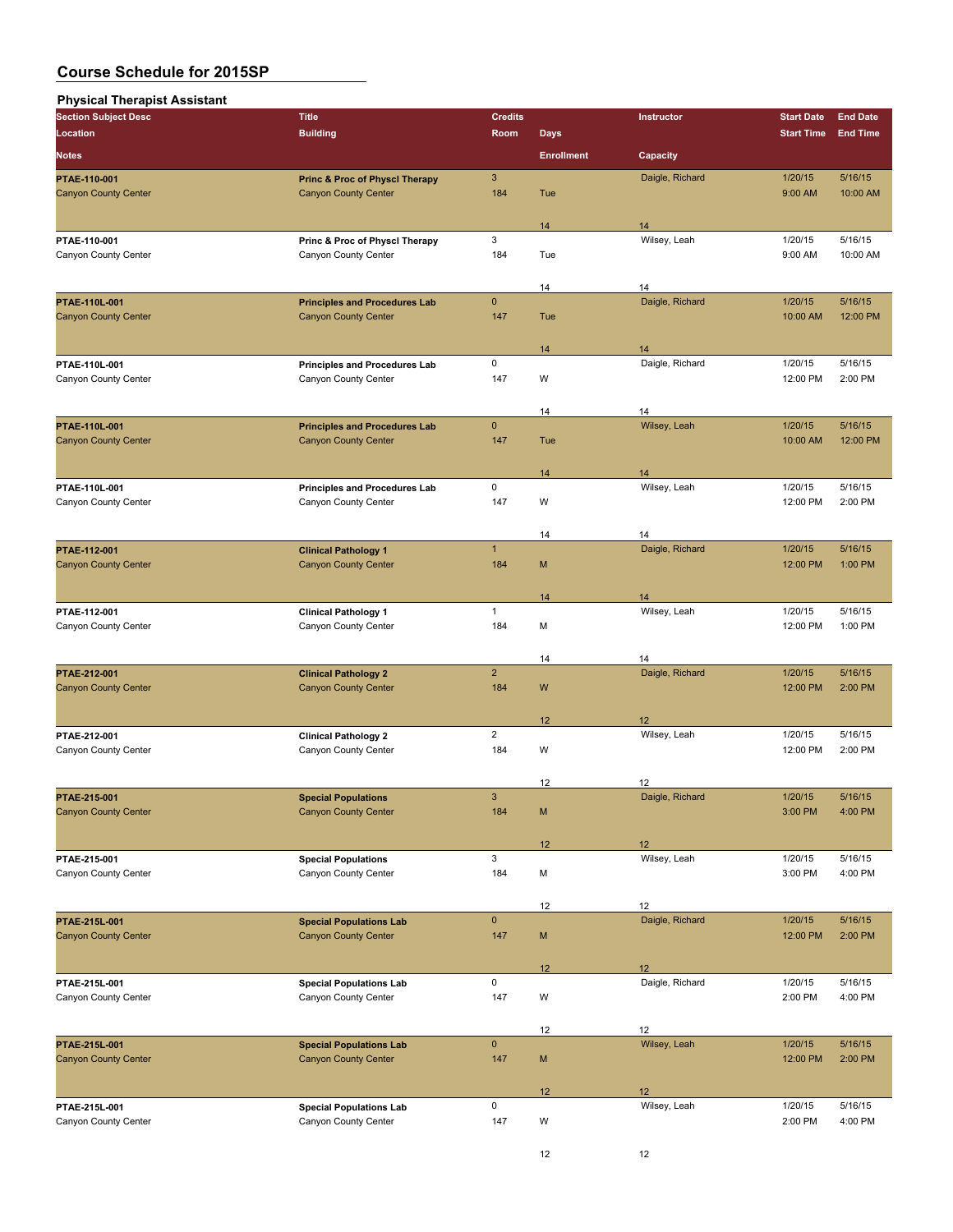# Course Schedule for 2015SP

## Physical Therapist Assistant

| Section Subject Desc | Title | Credits | | Instructor | Start Date | End Date |
|---|---|---|---|---|---|---|
| Location | Building | Room | Days | | Start Time | End Time |
| Notes | | | Enrollment | Capacity | | |
| PTAE-110-001 | Princ & Proc of Physcl Therapy | 3 | | Daigle, Richard | 1/20/15 | 5/16/15 |
| Canyon County Center | Canyon County Center | 184 | Tue | | 9:00 AM | 10:00 AM |
| | | | 14 | 14 | | |
| PTAE-110-001 | Princ & Proc of Physcl Therapy | 3 | | Wilsey, Leah | 1/20/15 | 5/16/15 |
| Canyon County Center | Canyon County Center | 184 | Tue | | 9:00 AM | 10:00 AM |
| | | | 14 | 14 | | |
| PTAE-110L-001 | Principles and Procedures Lab | 0 | | Daigle, Richard | 1/20/15 | 5/16/15 |
| Canyon County Center | Canyon County Center | 147 | Tue | | 10:00 AM | 12:00 PM |
| | | | 14 | 14 | | |
| PTAE-110L-001 | Principles and Procedures Lab | 0 | | Daigle, Richard | 1/20/15 | 5/16/15 |
| Canyon County Center | Canyon County Center | 147 | W | | 12:00 PM | 2:00 PM |
| | | | 14 | 14 | | |
| PTAE-110L-001 | Principles and Procedures Lab | 0 | | Wilsey, Leah | 1/20/15 | 5/16/15 |
| Canyon County Center | Canyon County Center | 147 | Tue | | 10:00 AM | 12:00 PM |
| | | | 14 | 14 | | |
| PTAE-110L-001 | Principles and Procedures Lab | 0 | | Wilsey, Leah | 1/20/15 | 5/16/15 |
| Canyon County Center | Canyon County Center | 147 | W | | 12:00 PM | 2:00 PM |
| | | | 14 | 14 | | |
| PTAE-112-001 | Clinical Pathology 1 | 1 | | Daigle, Richard | 1/20/15 | 5/16/15 |
| Canyon County Center | Canyon County Center | 184 | M | | 12:00 PM | 1:00 PM |
| | | | 14 | 14 | | |
| PTAE-112-001 | Clinical Pathology 1 | 1 | | Wilsey, Leah | 1/20/15 | 5/16/15 |
| Canyon County Center | Canyon County Center | 184 | M | | 12:00 PM | 1:00 PM |
| | | | 14 | 14 | | |
| PTAE-212-001 | Clinical Pathology 2 | 2 | | Daigle, Richard | 1/20/15 | 5/16/15 |
| Canyon County Center | Canyon County Center | 184 | W | | 12:00 PM | 2:00 PM |
| | | | 12 | 12 | | |
| PTAE-212-001 | Clinical Pathology 2 | 2 | | Wilsey, Leah | 1/20/15 | 5/16/15 |
| Canyon County Center | Canyon County Center | 184 | W | | 12:00 PM | 2:00 PM |
| | | | 12 | 12 | | |
| PTAE-215-001 | Special Populations | 3 | | Daigle, Richard | 1/20/15 | 5/16/15 |
| Canyon County Center | Canyon County Center | 184 | M | | 3:00 PM | 4:00 PM |
| | | | 12 | 12 | | |
| PTAE-215-001 | Special Populations | 3 | | Wilsey, Leah | 1/20/15 | 5/16/15 |
| Canyon County Center | Canyon County Center | 184 | M | | 3:00 PM | 4:00 PM |
| | | | 12 | 12 | | |
| PTAE-215L-001 | Special Populations Lab | 0 | | Daigle, Richard | 1/20/15 | 5/16/15 |
| Canyon County Center | Canyon County Center | 147 | M | | 12:00 PM | 2:00 PM |
| | | | 12 | 12 | | |
| PTAE-215L-001 | Special Populations Lab | 0 | | Daigle, Richard | 1/20/15 | 5/16/15 |
| Canyon County Center | Canyon County Center | 147 | W | | 2:00 PM | 4:00 PM |
| | | | 12 | 12 | | |
| PTAE-215L-001 | Special Populations Lab | 0 | | Wilsey, Leah | 1/20/15 | 5/16/15 |
| Canyon County Center | Canyon County Center | 147 | M | | 12:00 PM | 2:00 PM |
| | | | 12 | 12 | | |
| PTAE-215L-001 | Special Populations Lab | 0 | | Wilsey, Leah | 1/20/15 | 5/16/15 |
| Canyon County Center | Canyon County Center | 147 | W | | 2:00 PM | 4:00 PM |
| | | | 12 | 12 | | |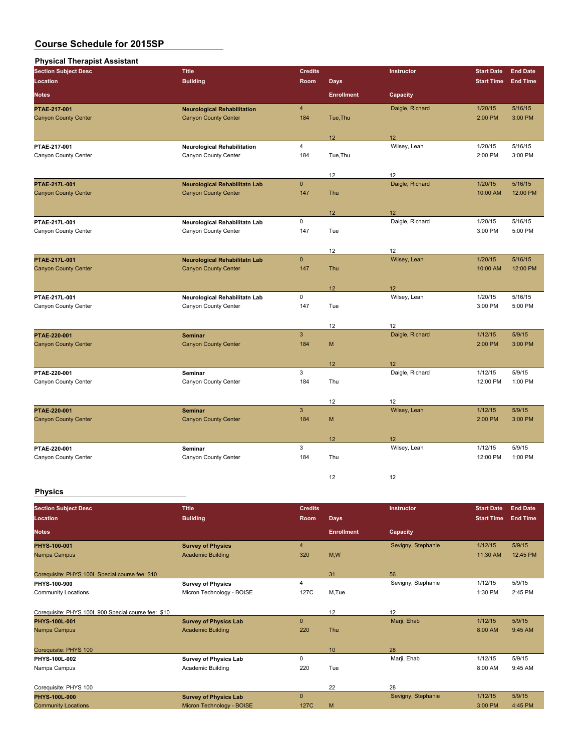# Course Schedule for 2015SP

## Physical Therapist Assistant

| Section Subject Desc / Location / Notes | Title / Building | Credits / Room | Days / Enrollment | Instructor / Capacity | Start Date / Start Time | End Date / End Time |
|---|---|---|---|---|---|---|
| PTAE-217-001 | Neurological Rehabilitation | 4 | | Daigle, Richard | 1/20/15 | 5/16/15 |
| Canyon County Center | Canyon County Center | 184 | Tue,Thu | | 2:00 PM | 3:00 PM |
| | | | 12 | 12 | | |
| PTAE-217-001 | Neurological Rehabilitation | 4 | | Wilsey, Leah | 1/20/15 | 5/16/15 |
| Canyon County Center | Canyon County Center | 184 | Tue,Thu | | 2:00 PM | 3:00 PM |
| | | | 12 | 12 | | |
| PTAE-217L-001 | Neurological Rehabilitatn Lab | 0 | | Daigle, Richard | 1/20/15 | 5/16/15 |
| Canyon County Center | Canyon County Center | 147 | Thu | | 10:00 AM | 12:00 PM |
| | | | 12 | 12 | | |
| PTAE-217L-001 | Neurological Rehabilitatn Lab | 0 | | Daigle, Richard | 1/20/15 | 5/16/15 |
| Canyon County Center | Canyon County Center | 147 | Tue | | 3:00 PM | 5:00 PM |
| | | | 12 | 12 | | |
| PTAE-217L-001 | Neurological Rehabilitatn Lab | 0 | | Wilsey, Leah | 1/20/15 | 5/16/15 |
| Canyon County Center | Canyon County Center | 147 | Thu | | 10:00 AM | 12:00 PM |
| | | | 12 | 12 | | |
| PTAE-217L-001 | Neurological Rehabilitatn Lab | 0 | | Wilsey, Leah | 1/20/15 | 5/16/15 |
| Canyon County Center | Canyon County Center | 147 | Tue | | 3:00 PM | 5:00 PM |
| | | | 12 | 12 | | |
| PTAE-220-001 | Seminar | 3 | | Daigle, Richard | 1/12/15 | 5/9/15 |
| Canyon County Center | Canyon County Center | 184 | M | | 2:00 PM | 3:00 PM |
| | | | 12 | 12 | | |
| PTAE-220-001 | Seminar | 3 | | Daigle, Richard | 1/12/15 | 5/9/15 |
| Canyon County Center | Canyon County Center | 184 | Thu | | 12:00 PM | 1:00 PM |
| | | | 12 | 12 | | |
| PTAE-220-001 | Seminar | 3 | | Wilsey, Leah | 1/12/15 | 5/9/15 |
| Canyon County Center | Canyon County Center | 184 | M | | 2:00 PM | 3:00 PM |
| | | | 12 | 12 | | |
| PTAE-220-001 | Seminar | 3 | | Wilsey, Leah | 1/12/15 | 5/9/15 |
| Canyon County Center | Canyon County Center | 184 | Thu | | 12:00 PM | 1:00 PM |
| | | | 12 | 12 | | |

## Physics

| Section Subject Desc / Location / Notes | Title / Building | Credits / Room | Days / Enrollment | Instructor / Capacity | Start Date / Start Time | End Date / End Time |
|---|---|---|---|---|---|---|
| PHYS-100-001 | Survey of Physics | 4 | | Sevigny, Stephanie | 1/12/15 | 5/9/15 |
| Nampa Campus | Academic Building | 320 | M,W | | 11:30 AM | 12:45 PM |
| Corequisite: PHYS 100L Special course fee: $10 | | | 31 | 56 | | |
| PHYS-100-900 | Survey of Physics | 4 | | Sevigny, Stephanie | 1/12/15 | 5/9/15 |
| Community Locations | Micron Technology - BOISE | 127C | M,Tue | | 1:30 PM | 2:45 PM |
| Corequisite: PHYS 100L 900 Special course fee: $10 | | | 12 | 12 | | |
| PHYS-100L-001 | Survey of Physics Lab | 0 | | Marji, Ehab | 1/12/15 | 5/9/15 |
| Nampa Campus | Academic Building | 220 | Thu | | 8:00 AM | 9:45 AM |
| Corequisite: PHYS 100 | | | 10 | 28 | | |
| PHYS-100L-002 | Survey of Physics Lab | 0 | | Marji, Ehab | 1/12/15 | 5/9/15 |
| Nampa Campus | Academic Building | 220 | Tue | | 8:00 AM | 9:45 AM |
| Corequisite: PHYS 100 | | | 22 | 28 | | |
| PHYS-100L-900 | Survey of Physics Lab | 0 | | Sevigny, Stephanie | 1/12/15 | 5/9/15 |
| Community Locations | Micron Technology - BOISE | 127C | M | | 3:00 PM | 4:45 PM |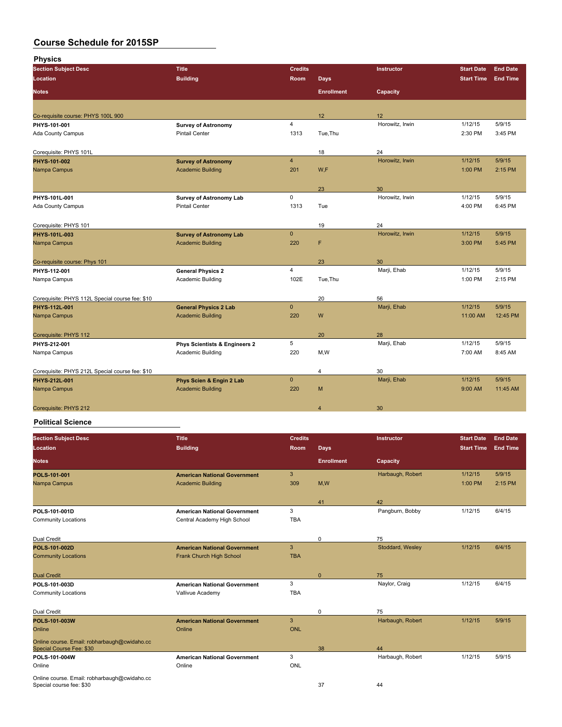# Course Schedule for 2015SP

## Physics

| Section Subject Desc | Title | Credits | Days | Instructor | Start Date | End Date |
|---|---|---|---|---|---|---|
| Location | Building | Room | | | Start Time | End Time |
| Notes | | | Enrollment | Capacity | | |
| Co-requisite course: PHYS 100L 900 | | | 12 | 12 | | |
| PHYS-101-001 | Survey of Astronomy | 4 | | Horowitz, Irwin | 1/12/15 | 5/9/15 |
| Ada County Campus | Pintail Center | 1313 | Tue,Thu | | 2:30 PM | 3:45 PM |
| Corequisite: PHYS 101L | | | 18 | 24 | | |
| PHYS-101-002 | Survey of Astronomy | 4 | | Horowitz, Irwin | 1/12/15 | 5/9/15 |
| Nampa Campus | Academic Building | 201 | W,F | | 1:00 PM | 2:15 PM |
| | | | 23 | 30 | | |
| PHYS-101L-001 | Survey of Astronomy Lab | 0 | | Horowitz, Irwin | 1/12/15 | 5/9/15 |
| Ada County Campus | Pintail Center | 1313 | Tue | | 4:00 PM | 6:45 PM |
| Corequisite: PHYS 101 | | | 19 | 24 | | |
| PHYS-101L-003 | Survey of Astronomy Lab | 0 | | Horowitz, Irwin | 1/12/15 | 5/9/15 |
| Nampa Campus | Academic Building | 220 | F | | 3:00 PM | 5:45 PM |
| Co-requisite course: Phys 101 | | | 23 | 30 | | |
| PHYS-112-001 | General Physics 2 | 4 | | Marji, Ehab | 1/12/15 | 5/9/15 |
| Nampa Campus | Academic Building | 102E | Tue,Thu | | 1:00 PM | 2:15 PM |
| Corequisite: PHYS 112L Special course fee: $10 | | | 20 | 56 | | |
| PHYS-112L-001 | General Physics 2 Lab | 0 | | Marji, Ehab | 1/12/15 | 5/9/15 |
| Nampa Campus | Academic Building | 220 | W | | 11:00 AM | 12:45 PM |
| Corequisite: PHYS 112 | | | 20 | 28 | | |
| PHYS-212-001 | Phys Scientists & Engineers 2 | 5 | | Marji, Ehab | 1/12/15 | 5/9/15 |
| Nampa Campus | Academic Building | 220 | M,W | | 7:00 AM | 8:45 AM |
| Corequisite: PHYS 212L Special course fee: $10 | | | 4 | 30 | | |
| PHYS-212L-001 | Phys Scien & Engin 2 Lab | 0 | | Marji, Ehab | 1/12/15 | 5/9/15 |
| Nampa Campus | Academic Building | 220 | M | | 9:00 AM | 11:45 AM |
| Corequisite: PHYS 212 | | | 4 | 30 | | |

## Political Science

| Section Subject Desc | Title | Credits | Days | Instructor | Start Date | End Date |
|---|---|---|---|---|---|---|
| Location | Building | Room | | | Start Time | End Time |
| Notes | | | Enrollment | Capacity | | |
| POLS-101-001 | American National Government | 3 | | Harbaugh, Robert | 1/12/15 | 5/9/15 |
| Nampa Campus | Academic Building | 309 | M,W | | 1:00 PM | 2:15 PM |
| | | | 41 | 42 | | |
| POLS-101-001D | American National Government | 3 | | Pangburn, Bobby | 1/12/15 | 6/4/15 |
| Community Locations | Central Academy High School | TBA | | | | |
| Dual Credit | | | 0 | 75 | | |
| POLS-101-002D | American National Government | 3 | | Stoddard, Wesley | 1/12/15 | 6/4/15 |
| Community Locations | Frank Church High School | TBA | | | | |
| Dual Credit | | | 0 | 75 | | |
| POLS-101-003D | American National Government | 3 | | Naylor, Craig | 1/12/15 | 6/4/15 |
| Community Locations | Vallivue Academy | TBA | | | | |
| Dual Credit | | | 0 | 75 | | |
| POLS-101-003W | American National Government | 3 | | Harbaugh, Robert | 1/12/15 | 5/9/15 |
| Online | Online | ONL | | | | |
| Online course. Email: robharbaugh@cwidaho.cc Special Course Fee: $30 | | | 38 | 44 | | |
| POLS-101-004W | American National Government | 3 | | Harbaugh, Robert | 1/12/15 | 5/9/15 |
| Online | Online | ONL | | | | |
| Online course. Email: robharbaugh@cwidaho.cc Special course fee: $30 | | | 37 | 44 | | |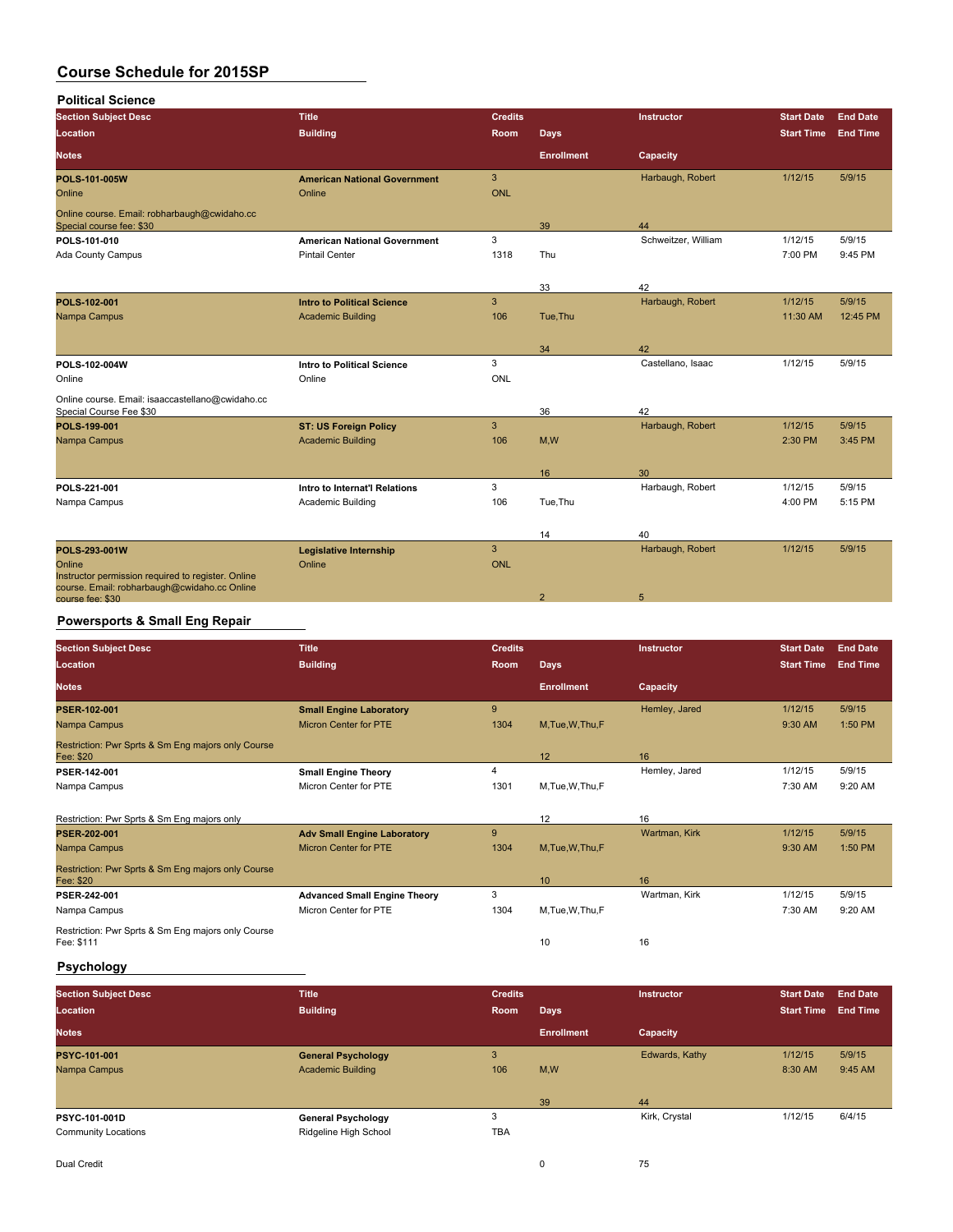# Course Schedule for 2015SP

## Political Science

| Section Subject Desc / Location / Notes | Title / Building | Credits / Room | Days / Enrollment | Instructor / Capacity | Start Date / Start Time | End Date / End Time |
|---|---|---|---|---|---|---|
| **POLS-101-005W** | **American National Government** | 3 | | Harbaugh, Robert | 1/12/15 | 5/9/15 |
| Online | Online | ONL | | | | |
| Online course. Email: robharbaugh@cwidaho.cc Special course fee: $30 | | | 39 | 44 | | |
| **POLS-101-010** | **American National Government** | 3 | | Schweitzer, William | 1/12/15 | 5/9/15 |
| Ada County Campus | Pintail Center | 1318 | Thu | | 7:00 PM | 9:45 PM |
| | | | 33 | 42 | | |
| **POLS-102-001** | **Intro to Political Science** | 3 | | Harbaugh, Robert | 1/12/15 | 5/9/15 |
| Nampa Campus | Academic Building | 106 | Tue,Thu | | 11:30 AM | 12:45 PM |
| | | | 34 | 42 | | |
| **POLS-102-004W** | **Intro to Political Science** | 3 | | Castellano, Isaac | 1/12/15 | 5/9/15 |
| Online | Online | ONL | | | | |
| Online course. Email: isaaccastellano@cwidaho.cc Special Course Fee $30 | | | 36 | 42 | | |
| **POLS-199-001** | **ST: US Foreign Policy** | 3 | | Harbaugh, Robert | 1/12/15 | 5/9/15 |
| Nampa Campus | Academic Building | 106 | M,W | | 2:30 PM | 3:45 PM |
| | | | 16 | 30 | | |
| **POLS-221-001** | **Intro to Internat'l Relations** | 3 | | Harbaugh, Robert | 1/12/15 | 5/9/15 |
| Nampa Campus | Academic Building | 106 | Tue,Thu | | 4:00 PM | 5:15 PM |
| | | | 14 | 40 | | |
| **POLS-293-001W** | **Legislative Internship** | 3 | | Harbaugh, Robert | 1/12/15 | 5/9/15 |
| Online | Online | ONL | | | | |
| Instructor permission required to register. Online course. Email: robharbaugh@cwidaho.cc Online course fee: $30 | | | 2 | 5 | | |

## Powersports & Small Eng Repair

| Section Subject Desc / Location / Notes | Title / Building | Credits / Room | Days / Enrollment | Instructor / Capacity | Start Date / Start Time | End Date / End Time |
|---|---|---|---|---|---|---|
| **PSER-102-001** | **Small Engine Laboratory** | 9 | | Hemley, Jared | 1/12/15 | 5/9/15 |
| Nampa Campus | Micron Center for PTE | 1304 | M,Tue,W,Thu,F | | 9:30 AM | 1:50 PM |
| Restriction: Pwr Sprts & Sm Eng majors only Course Fee: $20 | | | 12 | 16 | | |
| **PSER-142-001** | **Small Engine Theory** | 4 | | Hemley, Jared | 1/12/15 | 5/9/15 |
| Nampa Campus | Micron Center for PTE | 1301 | M,Tue,W,Thu,F | | 7:30 AM | 9:20 AM |
| Restriction: Pwr Sprts & Sm Eng majors only | | | 12 | 16 | | |
| **PSER-202-001** | **Adv Small Engine Laboratory** | 9 | | Wartman, Kirk | 1/12/15 | 5/9/15 |
| Nampa Campus | Micron Center for PTE | 1304 | M,Tue,W,Thu,F | | 9:30 AM | 1:50 PM |
| Restriction: Pwr Sprts & Sm Eng majors only Course Fee: $20 | | | 10 | 16 | | |
| **PSER-242-001** | **Advanced Small Engine Theory** | 3 | | Wartman, Kirk | 1/12/15 | 5/9/15 |
| Nampa Campus | Micron Center for PTE | 1304 | M,Tue,W,Thu,F | | 7:30 AM | 9:20 AM |
| Restriction: Pwr Sprts & Sm Eng majors only Course Fee: $111 | | | 10 | 16 | | |

## Psychology

| Section Subject Desc / Location / Notes | Title / Building | Credits / Room | Days / Enrollment | Instructor / Capacity | Start Date / Start Time | End Date / End Time |
|---|---|---|---|---|---|---|
| **PSYC-101-001** | **General Psychology** | 3 | | Edwards, Kathy | 1/12/15 | 5/9/15 |
| Nampa Campus | Academic Building | 106 | M,W | | 8:30 AM | 9:45 AM |
| | | | 39 | 44 | | |
| **PSYC-101-001D** | **General Psychology** | 3 | | Kirk, Crystal | 1/12/15 | 6/4/15 |
| Community Locations | Ridgeline High School | TBA | | | | |
| Dual Credit | | | 0 | 75 | | |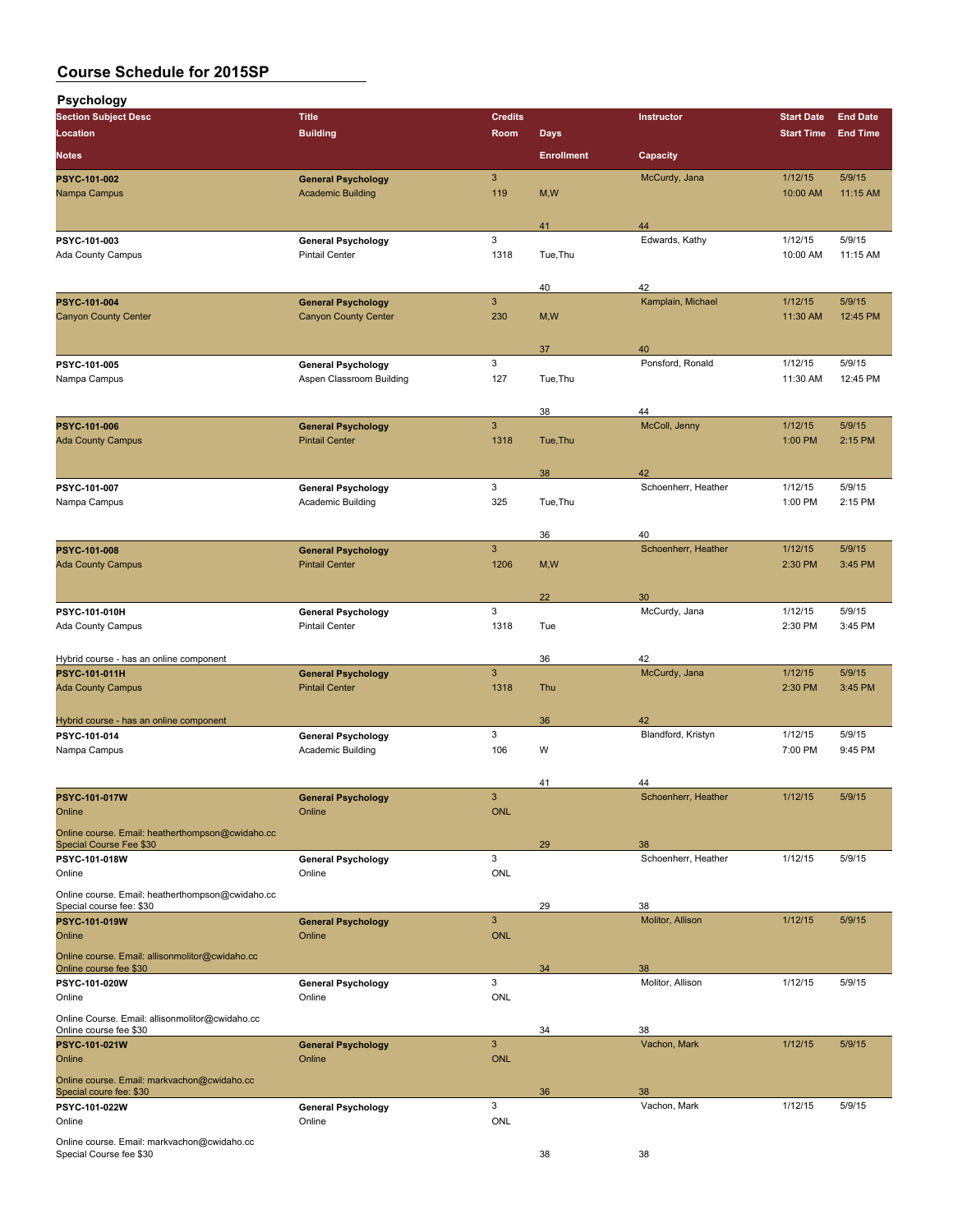# Course Schedule for 2015SP

## Psychology

| Section Subject Desc / Location / Notes | Title / Building | Credits / Room | Days / Enrollment | Instructor / Capacity | Start Date / Start Time | End Date / End Time |
|---|---|---|---|---|---|---|
| **PSYC-101-002** | **General Psychology** | 3 | | McCurdy, Jana | 1/12/15 | 5/9/15 |
| Nampa Campus | Academic Building | 119 | M,W | | 10:00 AM | 11:15 AM |
| | | | 41 | 44 | | |
| **PSYC-101-003** | **General Psychology** | 3 | | Edwards, Kathy | 1/12/15 | 5/9/15 |
| Ada County Campus | Pintail Center | 1318 | Tue,Thu | | 10:00 AM | 11:15 AM |
| | | | 40 | 42 | | |
| **PSYC-101-004** | **General Psychology** | 3 | | Kamplain, Michael | 1/12/15 | 5/9/15 |
| Canyon County Center | Canyon County Center | 230 | M,W | | 11:30 AM | 12:45 PM |
| | | | 37 | 40 | | |
| **PSYC-101-005** | **General Psychology** | 3 | | Ponsford, Ronald | 1/12/15 | 5/9/15 |
| Nampa Campus | Aspen Classroom Building | 127 | Tue,Thu | | 11:30 AM | 12:45 PM |
| | | | 38 | 44 | | |
| **PSYC-101-006** | **General Psychology** | 3 | | McColl, Jenny | 1/12/15 | 5/9/15 |
| Ada County Campus | Pintail Center | 1318 | Tue,Thu | | 1:00 PM | 2:15 PM |
| | | | 38 | 42 | | |
| **PSYC-101-007** | **General Psychology** | 3 | | Schoenherr, Heather | 1/12/15 | 5/9/15 |
| Nampa Campus | Academic Building | 325 | Tue,Thu | | 1:00 PM | 2:15 PM |
| | | | 36 | 40 | | |
| **PSYC-101-008** | **General Psychology** | 3 | | Schoenherr, Heather | 1/12/15 | 5/9/15 |
| Ada County Campus | Pintail Center | 1206 | M,W | | 2:30 PM | 3:45 PM |
| | | | 22 | 30 | | |
| **PSYC-101-010H** | **General Psychology** | 3 | | McCurdy, Jana | 1/12/15 | 5/9/15 |
| Ada County Campus | Pintail Center | 1318 | Tue | | 2:30 PM | 3:45 PM |
| Hybrid course - has an online component | | | 36 | 42 | | |
| **PSYC-101-011H** | **General Psychology** | 3 | | McCurdy, Jana | 1/12/15 | 5/9/15 |
| Ada County Campus | Pintail Center | 1318 | Thu | | 2:30 PM | 3:45 PM |
| Hybrid course - has an online component | | | 36 | 42 | | |
| **PSYC-101-014** | **General Psychology** | 3 | | Blandford, Kristyn | 1/12/15 | 5/9/15 |
| Nampa Campus | Academic Building | 106 | W | | 7:00 PM | 9:45 PM |
| | | | 41 | 44 | | |
| **PSYC-101-017W** | **General Psychology** | 3 | | Schoenherr, Heather | 1/12/15 | 5/9/15 |
| Online | Online | ONL | | | | |
| Online course. Email: heatherthompson@cwidaho.cc Special Course Fee $30 | | | 29 | 38 | | |
| **PSYC-101-018W** | **General Psychology** | 3 | | Schoenherr, Heather | 1/12/15 | 5/9/15 |
| Online | Online | ONL | | | | |
| Online course. Email: heatherthompson@cwidaho.cc Special course fee: $30 | | | 29 | 38 | | |
| **PSYC-101-019W** | **General Psychology** | 3 | | Molitor, Allison | 1/12/15 | 5/9/15 |
| Online | Online | ONL | | | | |
| Online course. Email: allisonmolitor@cwidaho.cc Online course fee $30 | | | 34 | 38 | | |
| **PSYC-101-020W** | **General Psychology** | 3 | | Molitor, Allison | 1/12/15 | 5/9/15 |
| Online | Online | ONL | | | | |
| Online Course. Email: allisonmolitor@cwidaho.cc Online course fee $30 | | | 34 | 38 | | |
| **PSYC-101-021W** | **General Psychology** | 3 | | Vachon, Mark | 1/12/15 | 5/9/15 |
| Online | Online | ONL | | | | |
| Online course. Email: markvachon@cwidaho.cc Special coure fee: $30 | | | 36 | 38 | | |
| **PSYC-101-022W** | **General Psychology** | 3 | | Vachon, Mark | 1/12/15 | 5/9/15 |
| Online | Online | ONL | | | | |
| Online course. Email: markvachon@cwidaho.cc Special Course fee $30 | | | 38 | 38 | | |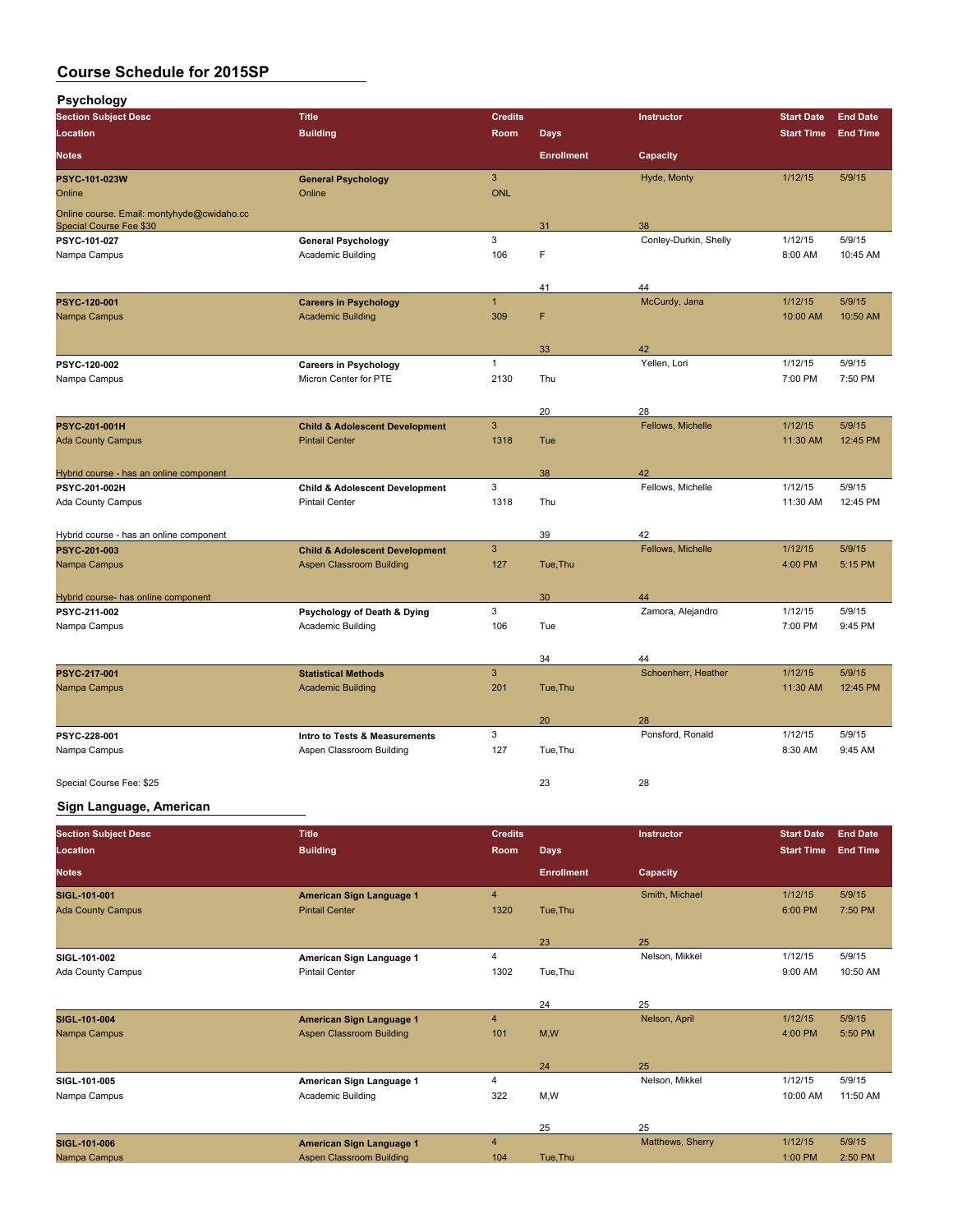# Course Schedule for 2015SP

## Psychology

| Section Subject Desc | Title | Credits | | Instructor | Start Date | End Date |
|---|---|---|---|---|---|---|
| **Location** | **Building** | **Room** | **Days** | | **Start Time** | **End Time** |
| **Notes** | | | **Enrollment** | **Capacity** | | |
| **PSYC-101-023W** | **General Psychology** | 3 | | Hyde, Monty | 1/12/15 | 5/9/15 |
| Online | Online | ONL | | | | |
| Online course. Email: montyhyde@cwidaho.cc Special Course Fee $30 | | | 31 | 38 | | |
| **PSYC-101-027** | **General Psychology** | 3 | | Conley-Durkin, Shelly | 1/12/15 | 5/9/15 |
| Nampa Campus | Academic Building | 106 | F | | 8:00 AM | 10:45 AM |
| | | | 41 | 44 | | |
| **PSYC-120-001** | **Careers in Psychology** | 1 | | McCurdy, Jana | 1/12/15 | 5/9/15 |
| Nampa Campus | Academic Building | 309 | F | | 10:00 AM | 10:50 AM |
| | | | 33 | 42 | | |
| **PSYC-120-002** | **Careers in Psychology** | 1 | | Yellen, Lori | 1/12/15 | 5/9/15 |
| Nampa Campus | Micron Center for PTE | 2130 | Thu | | 7:00 PM | 7:50 PM |
| | | | 20 | 28 | | |
| **PSYC-201-001H** | **Child & Adolescent Development** | 3 | | Fellows, Michelle | 1/12/15 | 5/9/15 |
| Ada County Campus | Pintail Center | 1318 | Tue | | 11:30 AM | 12:45 PM |
| Hybrid course - has an online component | | | 38 | 42 | | |
| **PSYC-201-002H** | **Child & Adolescent Development** | 3 | | Fellows, Michelle | 1/12/15 | 5/9/15 |
| Ada County Campus | Pintail Center | 1318 | Thu | | 11:30 AM | 12:45 PM |
| Hybrid course - has an online component | | | 39 | 42 | | |
| **PSYC-201-003** | **Child & Adolescent Development** | 3 | | Fellows, Michelle | 1/12/15 | 5/9/15 |
| Nampa Campus | Aspen Classroom Building | 127 | Tue,Thu | | 4:00 PM | 5:15 PM |
| Hybrid course- has online component | | | 30 | 44 | | |
| **PSYC-211-002** | **Psychology of Death & Dying** | 3 | | Zamora, Alejandro | 1/12/15 | 5/9/15 |
| Nampa Campus | Academic Building | 106 | Tue | | 7:00 PM | 9:45 PM |
| | | | 34 | 44 | | |
| **PSYC-217-001** | **Statistical Methods** | 3 | | Schoenherr, Heather | 1/12/15 | 5/9/15 |
| Nampa Campus | Academic Building | 201 | Tue,Thu | | 11:30 AM | 12:45 PM |
| | | | 20 | 28 | | |
| **PSYC-228-001** | **Intro to Tests & Measurements** | 3 | | Ponsford, Ronald | 1/12/15 | 5/9/15 |
| Nampa Campus | Aspen Classroom Building | 127 | Tue,Thu | | 8:30 AM | 9:45 AM |
| Special Course Fee: $25 | | | 23 | 28 | | |

## Sign Language, American

| Section Subject Desc | Title | Credits | | Instructor | Start Date | End Date |
|---|---|---|---|---|---|---|
| **Location** | **Building** | **Room** | **Days** | | **Start Time** | **End Time** |
| **Notes** | | | **Enrollment** | **Capacity** | | |
| **SIGL-101-001** | **American Sign Language 1** | 4 | | Smith, Michael | 1/12/15 | 5/9/15 |
| Ada County Campus | Pintail Center | 1320 | Tue,Thu | | 6:00 PM | 7:50 PM |
| | | | 23 | 25 | | |
| **SIGL-101-002** | **American Sign Language 1** | 4 | | Nelson, Mikkel | 1/12/15 | 5/9/15 |
| Ada County Campus | Pintail Center | 1302 | Tue,Thu | | 9:00 AM | 10:50 AM |
| | | | 24 | 25 | | |
| **SIGL-101-004** | **American Sign Language 1** | 4 | | Nelson, April | 1/12/15 | 5/9/15 |
| Nampa Campus | Aspen Classroom Building | 101 | M,W | | 4:00 PM | 5:50 PM |
| | | | 24 | 25 | | |
| **SIGL-101-005** | **American Sign Language 1** | 4 | | Nelson, Mikkel | 1/12/15 | 5/9/15 |
| Nampa Campus | Academic Building | 322 | M,W | | 10:00 AM | 11:50 AM |
| | | | 25 | 25 | | |
| **SIGL-101-006** | **American Sign Language 1** | 4 | | Matthews, Sherry | 1/12/15 | 5/9/15 |
| Nampa Campus | Aspen Classroom Building | 104 | Tue,Thu | | 1:00 PM | 2:50 PM |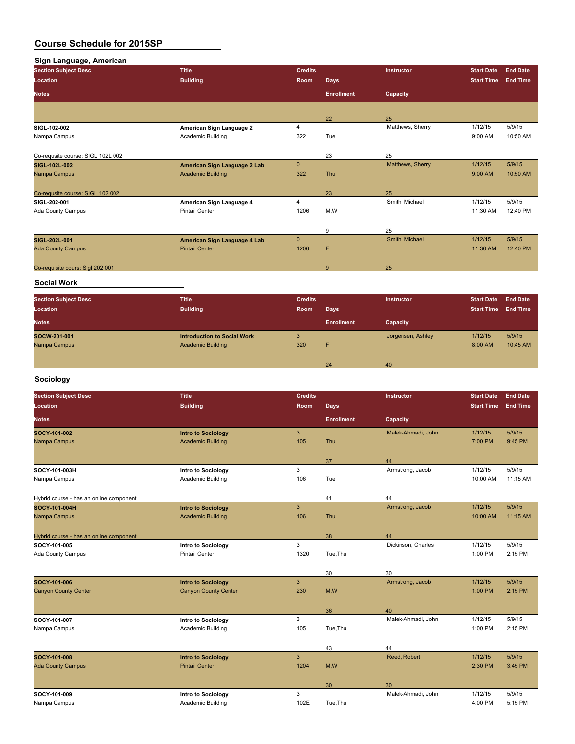# Course Schedule for 2015SP

## Sign Language, American

| Section Subject Desc | Title | Credits | | Instructor | Start Date | End Date |
|---|---|---|---|---|---|---|
| Location | Building | Room | Days | | Start Time | End Time |
| Notes | | | Enrollment | Capacity | | |
| | | | 22 | 25 | | |
| SIGL-102-002 | American Sign Language 2 | 4 | | Matthews, Sherry | 1/12/15 | 5/9/15 |
| Nampa Campus | Academic Building | 322 | Tue | | 9:00 AM | 10:50 AM |
| Co-requsite course: SIGL 102L 002 | | | 23 | 25 | | |
| SIGL-102L-002 | American Sign Language 2 Lab | 0 | | Matthews, Sherry | 1/12/15 | 5/9/15 |
| Nampa Campus | Academic Building | 322 | Thu | | 9:00 AM | 10:50 AM |
| Co-requsite course: SIGL 102 002 | | | 23 | 25 | | |
| SIGL-202-001 | American Sign Language 4 | 4 | | Smith, Michael | 1/12/15 | 5/9/15 |
| Ada County Campus | Pintail Center | 1206 | M,W | | 11:30 AM | 12:40 PM |
| | | | 9 | 25 | | |
| SIGL-202L-001 | American Sign Language 4 Lab | 0 | | Smith, Michael | 1/12/15 | 5/9/15 |
| Ada County Campus | Pintail Center | 1206 | F | | 11:30 AM | 12:40 PM |
| Co-requisite cours: Sigl 202 001 | | | 9 | 25 | | |

## Social Work

| Section Subject Desc | Title | Credits | | Instructor | Start Date | End Date |
|---|---|---|---|---|---|---|
| Location | Building | Room | Days | | Start Time | End Time |
| Notes | | | Enrollment | Capacity | | |
| SOCW-201-001 | Introduction to Social Work | 3 | | Jorgensen, Ashley | 1/12/15 | 5/9/15 |
| Nampa Campus | Academic Building | 320 | F | | 8:00 AM | 10:45 AM |
| | | | 24 | 40 | | |

## Sociology

| Section Subject Desc | Title | Credits | | Instructor | Start Date | End Date |
|---|---|---|---|---|---|---|
| Location | Building | Room | Days | | Start Time | End Time |
| Notes | | | Enrollment | Capacity | | |
| SOCY-101-002 | Intro to Sociology | 3 | | Malek-Ahmadi, John | 1/12/15 | 5/9/15 |
| Nampa Campus | Academic Building | 105 | Thu | | 7:00 PM | 9:45 PM |
| | | | 37 | 44 | | |
| SOCY-101-003H | Intro to Sociology | 3 | | Armstrong, Jacob | 1/12/15 | 5/9/15 |
| Nampa Campus | Academic Building | 106 | Tue | | 10:00 AM | 11:15 AM |
| Hybrid course - has an online component | | | 41 | 44 | | |
| SOCY-101-004H | Intro to Sociology | 3 | | Armstrong, Jacob | 1/12/15 | 5/9/15 |
| Nampa Campus | Academic Building | 106 | Thu | | 10:00 AM | 11:15 AM |
| Hybrid course - has an online component | | | 38 | 44 | | |
| SOCY-101-005 | Intro to Sociology | 3 | | Dickinson, Charles | 1/12/15 | 5/9/15 |
| Ada County Campus | Pintail Center | 1320 | Tue,Thu | | 1:00 PM | 2:15 PM |
| | | | 30 | 30 | | |
| SOCY-101-006 | Intro to Sociology | 3 | | Armstrong, Jacob | 1/12/15 | 5/9/15 |
| Canyon County Center | Canyon County Center | 230 | M,W | | 1:00 PM | 2:15 PM |
| | | | 36 | 40 | | |
| SOCY-101-007 | Intro to Sociology | 3 | | Malek-Ahmadi, John | 1/12/15 | 5/9/15 |
| Nampa Campus | Academic Building | 105 | Tue,Thu | | 1:00 PM | 2:15 PM |
| | | | 43 | 44 | | |
| SOCY-101-008 | Intro to Sociology | 3 | | Reed, Robert | 1/12/15 | 5/9/15 |
| Ada County Campus | Pintail Center | 1204 | M,W | | 2:30 PM | 3:45 PM |
| | | | 30 | 30 | | |
| SOCY-101-009 | Intro to Sociology | 3 | | Malek-Ahmadi, John | 1/12/15 | 5/9/15 |
| Nampa Campus | Academic Building | 102E | Tue,Thu | | 4:00 PM | 5:15 PM |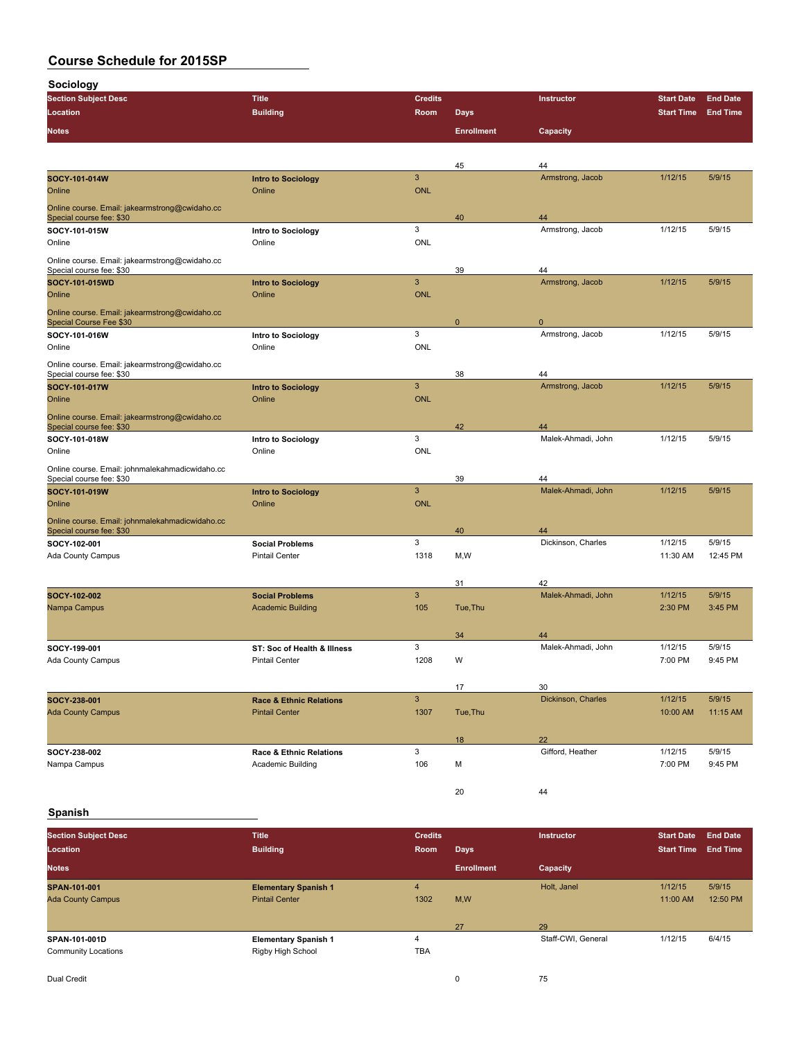# Course Schedule for 2015SP

## Sociology

| Section Subject Desc | Title | Credits | | Instructor | Start Date | End Date |
|---|---|---|---|---|---|---|
| Location | Building | Room | Days | | Start Time | End Time |
| Notes | | | Enrollment | Capacity | | |
| | | | 45 | 44 | | |
| **SOCY-101-014W** | **Intro to Sociology** | 3 | | Armstrong, Jacob | 1/12/15 | 5/9/15 |
| Online | Online | ONL | | | | |
| Online course. Email: jakearmstrong@cwidaho.cc Special course fee: $30 | | | 40 | 44 | | |
| **SOCY-101-015W** | **Intro to Sociology** | 3 | | Armstrong, Jacob | 1/12/15 | 5/9/15 |
| Online | Online | ONL | | | | |
| Online course. Email: jakearmstrong@cwidaho.cc Special course fee: $30 | | | 39 | 44 | | |
| **SOCY-101-015WD** | **Intro to Sociology** | 3 | | Armstrong, Jacob | 1/12/15 | 5/9/15 |
| Online | Online | ONL | | | | |
| Online course. Email: jakearmstrong@cwidaho.cc Special Course Fee $30 | | | 0 | 0 | | |
| **SOCY-101-016W** | **Intro to Sociology** | 3 | | Armstrong, Jacob | 1/12/15 | 5/9/15 |
| Online | Online | ONL | | | | |
| Online course. Email: jakearmstrong@cwidaho.cc Special course fee: $30 | | | 38 | 44 | | |
| **SOCY-101-017W** | **Intro to Sociology** | 3 | | Armstrong, Jacob | 1/12/15 | 5/9/15 |
| Online | Online | ONL | | | | |
| Online course. Email: jakearmstrong@cwidaho.cc Special course fee: $30 | | | 42 | 44 | | |
| **SOCY-101-018W** | **Intro to Sociology** | 3 | | Malek-Ahmadi, John | 1/12/15 | 5/9/15 |
| Online | Online | ONL | | | | |
| Online course. Email: johnmalekahmadicwidaho.cc Special course fee: $30 | | | 39 | 44 | | |
| **SOCY-101-019W** | **Intro to Sociology** | 3 | | Malek-Ahmadi, John | 1/12/15 | 5/9/15 |
| Online | Online | ONL | | | | |
| Online course. Email: johnmalekahmadicwidaho.cc Special course fee: $30 | | | 40 | 44 | | |
| **SOCY-102-001** | **Social Problems** | 3 | | Dickinson, Charles | 1/12/15 | 5/9/15 |
| Ada County Campus | Pintail Center | 1318 | M,W | | 11:30 AM | 12:45 PM |
| | | | 31 | 42 | | |
| **SOCY-102-002** | **Social Problems** | 3 | | Malek-Ahmadi, John | 1/12/15 | 5/9/15 |
| Nampa Campus | Academic Building | 105 | Tue,Thu | | 2:30 PM | 3:45 PM |
| | | | 34 | 44 | | |
| **SOCY-199-001** | **ST: Soc of Health & Illness** | 3 | | Malek-Ahmadi, John | 1/12/15 | 5/9/15 |
| Ada County Campus | Pintail Center | 1208 | W | | 7:00 PM | 9:45 PM |
| | | | 17 | 30 | | |
| **SOCY-238-001** | **Race & Ethnic Relations** | 3 | | Dickinson, Charles | 1/12/15 | 5/9/15 |
| Ada County Campus | Pintail Center | 1307 | Tue,Thu | | 10:00 AM | 11:15 AM |
| | | | 18 | 22 | | |
| **SOCY-238-002** | **Race & Ethnic Relations** | 3 | | Gifford, Heather | 1/12/15 | 5/9/15 |
| Nampa Campus | Academic Building | 106 | M | | 7:00 PM | 9:45 PM |
| | | | 20 | 44 | | |

## Spanish

| Section Subject Desc | Title | Credits | | Instructor | Start Date | End Date |
|---|---|---|---|---|---|---|
| Location | Building | Room | Days | | Start Time | End Time |
| Notes | | | Enrollment | Capacity | | |
| **SPAN-101-001** | **Elementary Spanish 1** | 4 | | Holt, Janel | 1/12/15 | 5/9/15 |
| Ada County Campus | Pintail Center | 1302 | M,W | | 11:00 AM | 12:50 PM |
| | | | 27 | 29 | | |
| **SPAN-101-001D** | **Elementary Spanish 1** | 4 | | Staff-CWI, General | 1/12/15 | 6/4/15 |
| Community Locations | Rigby High School | TBA | | | | |
| Dual Credit | | | 0 | 75 | | |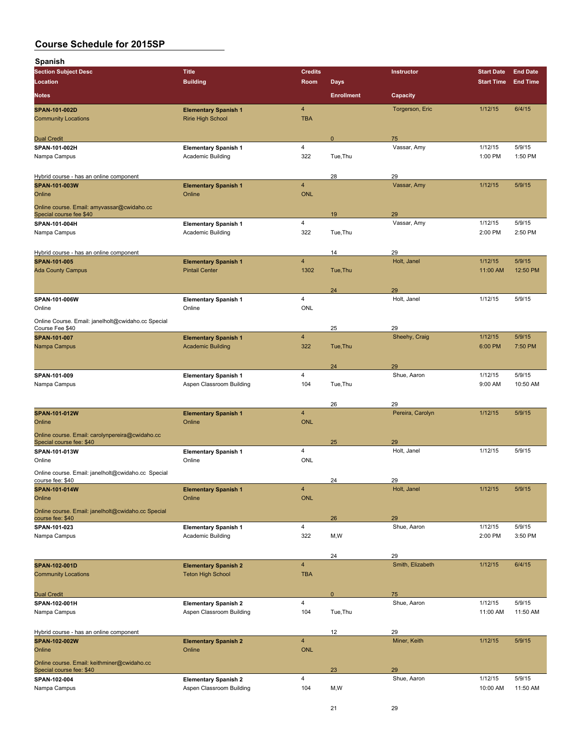# Course Schedule for 2015SP

## Spanish

| Section Subject Desc / Location / Notes | Title / Building | Credits / Room | Days / Enrollment | Instructor / Capacity | Start Date / Start Time | End Date / End Time |
|---|---|---|---|---|---|---|
| **SPAN-101-002D** | **Elementary Spanish 1** | 4 | | Torgerson, Eric | 1/12/15 | 6/4/15 |
| Community Locations | Ririe High School | TBA | | | | |
| Dual Credit | | | 0 | 75 | | |
| **SPAN-101-002H** | **Elementary Spanish 1** | 4 | | Vassar, Amy | 1/12/15 | 5/9/15 |
| Nampa Campus | Academic Building | 322 | Tue,Thu | | 1:00 PM | 1:50 PM |
| Hybrid course - has an online component | | | 28 | 29 | | |
| **SPAN-101-003W** | **Elementary Spanish 1** | 4 | | Vassar, Amy | 1/12/15 | 5/9/15 |
| Online | Online | ONL | | | | |
| Online course. Email: amyvassar@cwidaho.cc Special course fee $40 | | | 19 | 29 | | |
| **SPAN-101-004H** | **Elementary Spanish 1** | 4 | | Vassar, Amy | 1/12/15 | 5/9/15 |
| Nampa Campus | Academic Building | 322 | Tue,Thu | | 2:00 PM | 2:50 PM |
| Hybrid course - has an online component | | | 14 | 29 | | |
| **SPAN-101-005** | **Elementary Spanish 1** | 4 | | Holt, Janel | 1/12/15 | 5/9/15 |
| Ada County Campus | Pintail Center | 1302 | Tue,Thu | | 11:00 AM | 12:50 PM |
| | | | 24 | 29 | | |
| **SPAN-101-006W** | **Elementary Spanish 1** | 4 | | Holt, Janel | 1/12/15 | 5/9/15 |
| Online | Online | ONL | | | | |
| Online Course. Email: janelholt@cwidaho.cc Special Course Fee $40 | | | 25 | 29 | | |
| **SPAN-101-007** | **Elementary Spanish 1** | 4 | | Sheehy, Craig | 1/12/15 | 5/9/15 |
| Nampa Campus | Academic Building | 322 | Tue,Thu | | 6:00 PM | 7:50 PM |
| | | | 24 | 29 | | |
| **SPAN-101-009** | **Elementary Spanish 1** | 4 | | Shue, Aaron | 1/12/15 | 5/9/15 |
| Nampa Campus | Aspen Classroom Building | 104 | Tue,Thu | | 9:00 AM | 10:50 AM |
| | | | 26 | 29 | | |
| **SPAN-101-012W** | **Elementary Spanish 1** | 4 | | Pereira, Carolyn | 1/12/15 | 5/9/15 |
| Online | Online | ONL | | | | |
| Online course. Email: carolynpereira@cwidaho.cc Special course fee: $40 | | | 25 | 29 | | |
| **SPAN-101-013W** | **Elementary Spanish 1** | 4 | | Holt, Janel | 1/12/15 | 5/9/15 |
| Online | Online | ONL | | | | |
| Online course. Email: janelholt@cwidaho.cc Special course fee: $40 | | | 24 | 29 | | |
| **SPAN-101-014W** | **Elementary Spanish 1** | 4 | | Holt, Janel | 1/12/15 | 5/9/15 |
| Online | Online | ONL | | | | |
| Online course. Email: janelholt@cwidaho.cc Special course fee: $40 | | | 26 | 29 | | |
| **SPAN-101-023** | **Elementary Spanish 1** | 4 | | Shue, Aaron | 1/12/15 | 5/9/15 |
| Nampa Campus | Academic Building | 322 | M,W | | 2:00 PM | 3:50 PM |
| | | | 24 | 29 | | |
| **SPAN-102-001D** | **Elementary Spanish 2** | 4 | | Smith, Elizabeth | 1/12/15 | 6/4/15 |
| Community Locations | Teton High School | TBA | | | | |
| Dual Credit | | | 0 | 75 | | |
| **SPAN-102-001H** | **Elementary Spanish 2** | 4 | | Shue, Aaron | 1/12/15 | 5/9/15 |
| Nampa Campus | Aspen Classroom Building | 104 | Tue,Thu | | 11:00 AM | 11:50 AM |
| Hybrid course - has an online component | | | 12 | 29 | | |
| **SPAN-102-002W** | **Elementary Spanish 2** | 4 | | Miner, Keith | 1/12/15 | 5/9/15 |
| Online | Online | ONL | | | | |
| Online course. Email: keithminer@cwidaho.cc Special course fee: $40 | | | 23 | 29 | | |
| **SPAN-102-004** | **Elementary Spanish 2** | 4 | | Shue, Aaron | 1/12/15 | 5/9/15 |
| Nampa Campus | Aspen Classroom Building | 104 | M,W | | 10:00 AM | 11:50 AM |
| | | | 21 | 29 | | |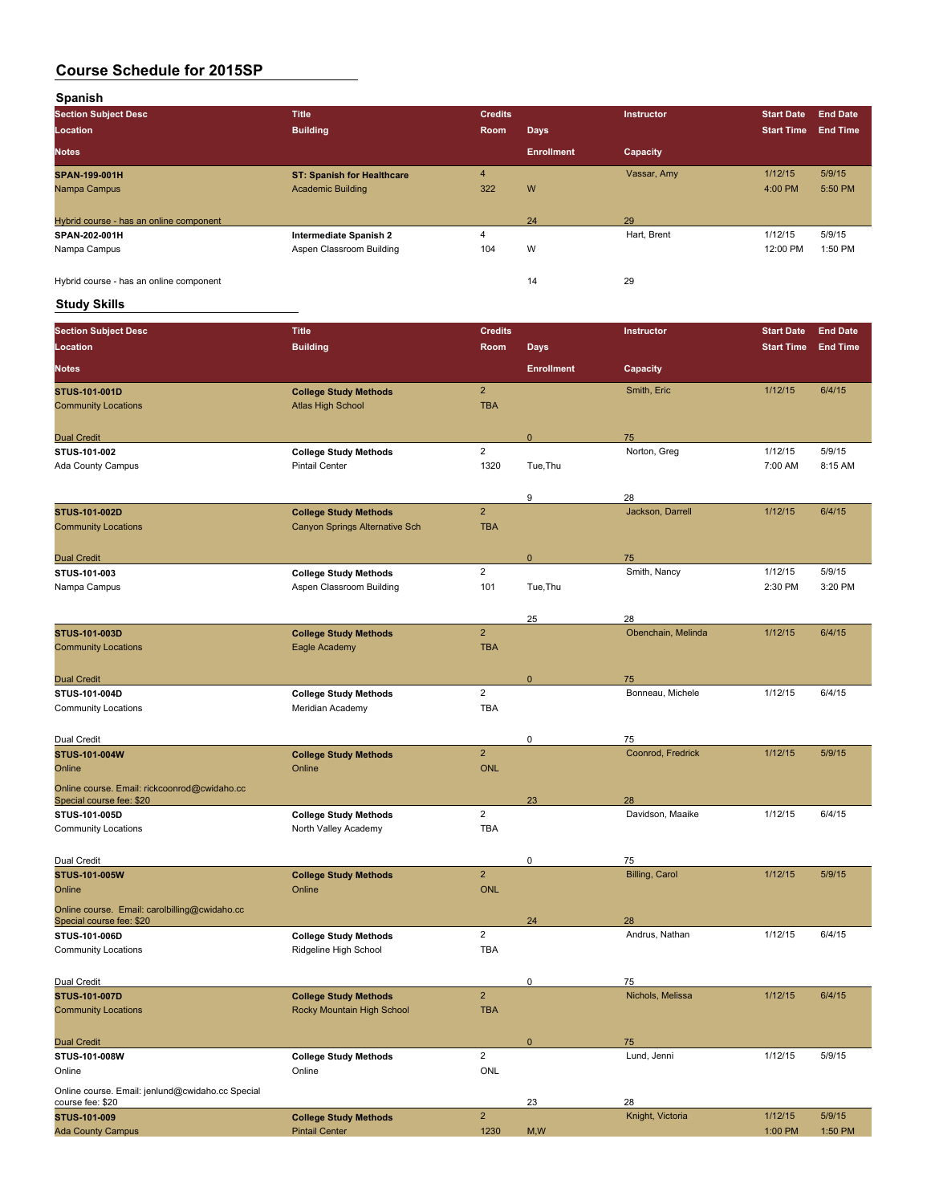# Course Schedule for 2015SP

## Spanish

| Section Subject Desc | Title | Credits | | Instructor | Start Date | End Date |
|---|---|---|---|---|---|---|
| Location | Building | Room | Days | | Start Time | End Time |
| Notes | | | Enrollment | Capacity | | |
| **SPAN-199-001H** | **ST: Spanish for Healthcare** | 4 | | Vassar, Amy | 1/12/15 | 5/9/15 |
| Nampa Campus | Academic Building | 322 | W | | 4:00 PM | 5:50 PM |
| Hybrid course - has an online component | | | 24 | 29 | | |
| **SPAN-202-001H** | **Intermediate Spanish 2** | 4 | | Hart, Brent | 1/12/15 | 5/9/15 |
| Nampa Campus | Aspen Classroom Building | 104 | W | | 12:00 PM | 1:50 PM |
| Hybrid course - has an online component | | | 14 | 29 | | |

## Study Skills

| Section Subject Desc | Title | Credits | | Instructor | Start Date | End Date |
|---|---|---|---|---|---|---|
| Location | Building | Room | Days | | Start Time | End Time |
| Notes | | | Enrollment | Capacity | | |
| **STUS-101-001D** | **College Study Methods** | 2 | | Smith, Eric | 1/12/15 | 6/4/15 |
| Community Locations | Atlas High School | TBA | | | | |
| Dual Credit | | | 0 | 75 | | |
| **STUS-101-002** | **College Study Methods** | 2 | | Norton, Greg | 1/12/15 | 5/9/15 |
| Ada County Campus | Pintail Center | 1320 | Tue,Thu | | 7:00 AM | 8:15 AM |
| | | | 9 | 28 | | |
| **STUS-101-002D** | **College Study Methods** | 2 | | Jackson, Darrell | 1/12/15 | 6/4/15 |
| Community Locations | Canyon Springs Alternative Sch | TBA | | | | |
| Dual Credit | | | 0 | 75 | | |
| **STUS-101-003** | **College Study Methods** | 2 | | Smith, Nancy | 1/12/15 | 5/9/15 |
| Nampa Campus | Aspen Classroom Building | 101 | Tue,Thu | | 2:30 PM | 3:20 PM |
| | | | 25 | 28 | | |
| **STUS-101-003D** | **College Study Methods** | 2 | | Obenchain, Melinda | 1/12/15 | 6/4/15 |
| Community Locations | Eagle Academy | TBA | | | | |
| Dual Credit | | | 0 | 75 | | |
| **STUS-101-004D** | **College Study Methods** | 2 | | Bonneau, Michele | 1/12/15 | 6/4/15 |
| Community Locations | Meridian Academy | TBA | | | | |
| Dual Credit | | | 0 | 75 | | |
| **STUS-101-004W** | **College Study Methods** | 2 | | Coonrod, Fredrick | 1/12/15 | 5/9/15 |
| Online | Online | ONL | | | | |
| Online course. Email: rickcoonrod@cwidaho.cc Special course fee: $20 | | | 23 | 28 | | |
| **STUS-101-005D** | **College Study Methods** | 2 | | Davidson, Maaike | 1/12/15 | 6/4/15 |
| Community Locations | North Valley Academy | TBA | | | | |
| Dual Credit | | | 0 | 75 | | |
| **STUS-101-005W** | **College Study Methods** | 2 | | Billing, Carol | 1/12/15 | 5/9/15 |
| Online | Online | ONL | | | | |
| Online course. Email: carolbilling@cwidaho.cc Special course fee: $20 | | | 24 | 28 | | |
| **STUS-101-006D** | **College Study Methods** | 2 | | Andrus, Nathan | 1/12/15 | 6/4/15 |
| Community Locations | Ridgeline High School | TBA | | | | |
| Dual Credit | | | 0 | 75 | | |
| **STUS-101-007D** | **College Study Methods** | 2 | | Nichols, Melissa | 1/12/15 | 6/4/15 |
| Community Locations | Rocky Mountain High School | TBA | | | | |
| Dual Credit | | | 0 | 75 | | |
| **STUS-101-008W** | **College Study Methods** | 2 | | Lund, Jenni | 1/12/15 | 5/9/15 |
| Online | Online | ONL | | | | |
| Online course. Email: jenlund@cwidaho.cc Special course fee: $20 | | | 23 | 28 | | |
| **STUS-101-009** | **College Study Methods** | 2 | | Knight, Victoria | 1/12/15 | 5/9/15 |
| Ada County Campus | Pintail Center | 1230 | M,W | | 1:00 PM | 1:50 PM |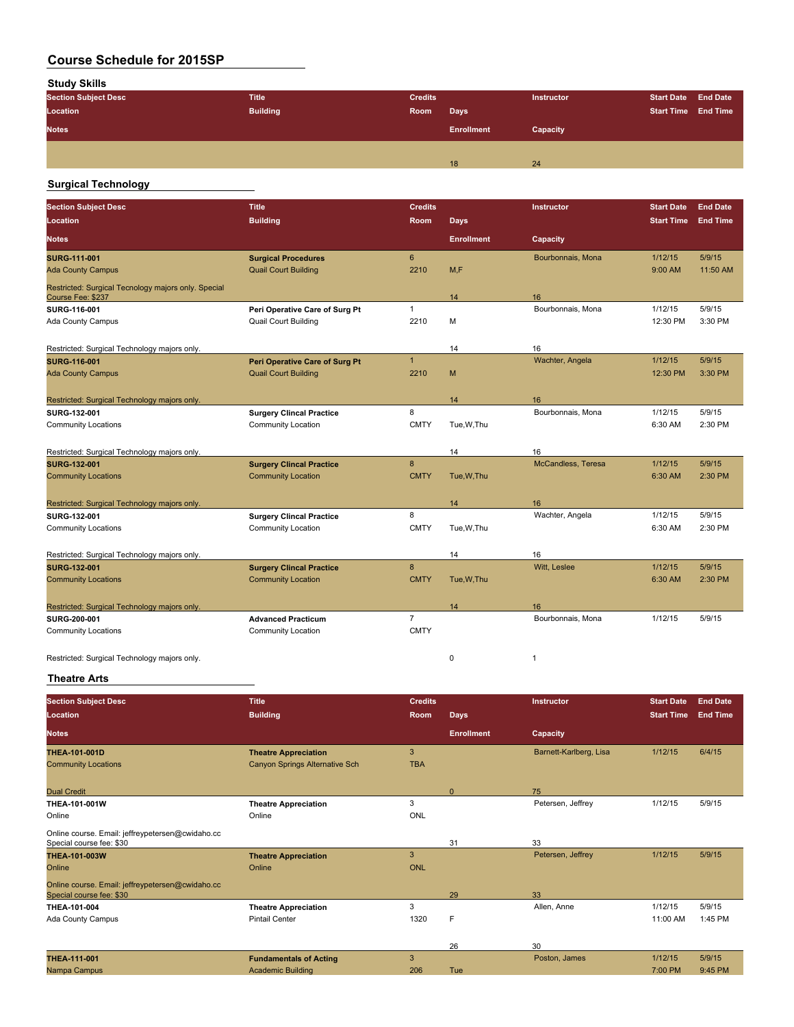# Course Schedule for 2015SP

## Study Skills

| Section Subject Desc / Location / Notes | Title / Building | Credits / Room | Days / Enrollment | Instructor / Capacity | Start Date / Start Time | End Date / End Time |
|---|---|---|---|---|---|---|
| | | | 18 | 24 | | |

## Surgical Technology

| Section Subject Desc / Location / Notes | Title / Building | Credits / Room | Days / Enrollment | Instructor / Capacity | Start Date / Start Time | End Date / End Time |
|---|---|---|---|---|---|---|
| **SURG-111-001** | **Surgical Procedures** | 6 | | Bourbonnais, Mona | 1/12/15 | 5/9/15 |
| Ada County Campus | Quail Court Building | 2210 | M,F | | 9:00 AM | 11:50 AM |
| Restricted: Surgical Tecnology majors only. Special Course Fee: $237 | | | 14 | 16 | | |
| **SURG-116-001** | **Peri Operative Care of Surg Pt** | 1 | | Bourbonnais, Mona | 1/12/15 | 5/9/15 |
| Ada County Campus | Quail Court Building | 2210 | M | | 12:30 PM | 3:30 PM |
| Restricted: Surgical Technology majors only. | | | 14 | 16 | | |
| **SURG-116-001** | **Peri Operative Care of Surg Pt** | 1 | | Wachter, Angela | 1/12/15 | 5/9/15 |
| Ada County Campus | Quail Court Building | 2210 | M | | 12:30 PM | 3:30 PM |
| Restricted: Surgical Technology majors only. | | | 14 | 16 | | |
| **SURG-132-001** | **Surgery Clincal Practice** | 8 | | Bourbonnais, Mona | 1/12/15 | 5/9/15 |
| Community Locations | Community Location | CMTY | Tue,W,Thu | | 6:30 AM | 2:30 PM |
| Restricted: Surgical Technology majors only. | | | 14 | 16 | | |
| **SURG-132-001** | **Surgery Clincal Practice** | 8 | | McCandless, Teresa | 1/12/15 | 5/9/15 |
| Community Locations | Community Location | CMTY | Tue,W,Thu | | 6:30 AM | 2:30 PM |
| Restricted: Surgical Technology majors only. | | | 14 | 16 | | |
| **SURG-132-001** | **Surgery Clincal Practice** | 8 | | Wachter, Angela | 1/12/15 | 5/9/15 |
| Community Locations | Community Location | CMTY | Tue,W,Thu | | 6:30 AM | 2:30 PM |
| Restricted: Surgical Technology majors only. | | | 14 | 16 | | |
| **SURG-132-001** | **Surgery Clincal Practice** | 8 | | Witt, Leslee | 1/12/15 | 5/9/15 |
| Community Locations | Community Location | CMTY | Tue,W,Thu | | 6:30 AM | 2:30 PM |
| Restricted: Surgical Technology majors only. | | | 14 | 16 | | |
| **SURG-200-001** | **Advanced Practicum** | 7 | | Bourbonnais, Mona | 1/12/15 | 5/9/15 |
| Community Locations | Community Location | CMTY | | | | |
| Restricted: Surgical Technology majors only. | | | 0 | 1 | | |

## Theatre Arts

| Section Subject Desc / Location / Notes | Title / Building | Credits / Room | Days / Enrollment | Instructor / Capacity | Start Date / Start Time | End Date / End Time |
|---|---|---|---|---|---|---|
| **THEA-101-001D** | **Theatre Appreciation** | 3 | | Barnett-Karlberg, Lisa | 1/12/15 | 6/4/15 |
| Community Locations | Canyon Springs Alternative Sch | TBA | | | | |
| Dual Credit | | | 0 | 75 | | |
| **THEA-101-001W** | **Theatre Appreciation** | 3 | | Petersen, Jeffrey | 1/12/15 | 5/9/15 |
| Online | Online | ONL | | | | |
| Online course. Email: jeffreypetersen@cwidaho.cc Special course fee: $30 | | | 31 | 33 | | |
| **THEA-101-003W** | **Theatre Appreciation** | 3 | | Petersen, Jeffrey | 1/12/15 | 5/9/15 |
| Online | Online | ONL | | | | |
| Online course. Email: jeffreypetersen@cwidaho.cc Special course fee: $30 | | | 29 | 33 | | |
| **THEA-101-004** | **Theatre Appreciation** | 3 | | Allen, Anne | 1/12/15 | 5/9/15 |
| Ada County Campus | Pintail Center | 1320 | F | | 11:00 AM | 1:45 PM |
| | | | 26 | 30 | | |
| **THEA-111-001** | **Fundamentals of Acting** | 3 | | Poston, James | 1/12/15 | 5/9/15 |
| Nampa Campus | Academic Building | 206 | Tue | | 7:00 PM | 9:45 PM |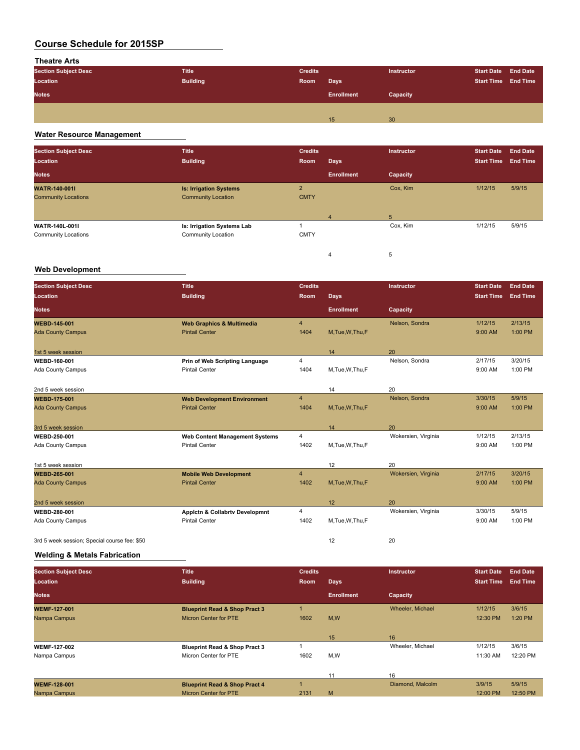# Course Schedule for 2015SP

## Theatre Arts

| Section Subject Desc | Title | Credits | | Instructor | Start Date | End Date |
|---|---|---|---|---|---|---|
| Location | Building | Room | Days | | Start Time | End Time |
| Notes | | | Enrollment | Capacity | | |
| | | | 15 | 30 | | |

## Water Resource Management

| Section Subject Desc | Title | Credits | | Instructor | Start Date | End Date |
|---|---|---|---|---|---|---|
| Location | Building | Room | Days | | Start Time | End Time |
| Notes | | | Enrollment | Capacity | | |
| **WATR-140-001I** | **Is: Irrigation Systems** | 2 | | Cox, Kim | 1/12/15 | 5/9/15 |
| Community Locations | Community Location | CMTY | | | | |
| | | | 4 | 5 | | |
| **WATR-140L-001I** | **Is: Irrigation Systems Lab** | 1 | | Cox, Kim | 1/12/15 | 5/9/15 |
| Community Locations | Community Location | CMTY | | | | |
| | | | 4 | 5 | | |

## Web Development

| Section Subject Desc | Title | Credits | | Instructor | Start Date | End Date |
|---|---|---|---|---|---|---|
| Location | Building | Room | Days | | Start Time | End Time |
| Notes | | | Enrollment | Capacity | | |
| **WEBD-145-001** | **Web Graphics & Multimedia** | 4 | | Nelson, Sondra | 1/12/15 | 2/13/15 |
| Ada County Campus | Pintail Center | 1404 | M,Tue,W,Thu,F | | 9:00 AM | 1:00 PM |
| 1st 5 week session | | | 14 | 20 | | |
| **WEBD-160-001** | **Prin of Web Scripting Language** | 4 | | Nelson, Sondra | 2/17/15 | 3/20/15 |
| Ada County Campus | Pintail Center | 1404 | M,Tue,W,Thu,F | | 9:00 AM | 1:00 PM |
| 2nd 5 week session | | | 14 | 20 | | |
| **WEBD-175-001** | **Web Development Environment** | 4 | | Nelson, Sondra | 3/30/15 | 5/9/15 |
| Ada County Campus | Pintail Center | 1404 | M,Tue,W,Thu,F | | 9:00 AM | 1:00 PM |
| 3rd 5 week session | | | 14 | 20 | | |
| **WEBD-250-001** | **Web Content Management Systems** | 4 | | Wokersien, Virginia | 1/12/15 | 2/13/15 |
| Ada County Campus | Pintail Center | 1402 | M,Tue,W,Thu,F | | 9:00 AM | 1:00 PM |
| 1st 5 week session | | | 12 | 20 | | |
| **WEBD-265-001** | **Mobile Web Development** | 4 | | Wokersien, Virginia | 2/17/15 | 3/20/15 |
| Ada County Campus | Pintail Center | 1402 | M,Tue,W,Thu,F | | 9:00 AM | 1:00 PM |
| 2nd 5 week session | | | 12 | 20 | | |
| **WEBD-280-001** | **Applctn & Collabrtv Developmnt** | 4 | | Wokersien, Virginia | 3/30/15 | 5/9/15 |
| Ada County Campus | Pintail Center | 1402 | M,Tue,W,Thu,F | | 9:00 AM | 1:00 PM |
| 3rd 5 week session; Special course fee: $50 | | | 12 | 20 | | |

## Welding & Metals Fabrication

| Section Subject Desc | Title | Credits | | Instructor | Start Date | End Date |
|---|---|---|---|---|---|---|
| Location | Building | Room | Days | | Start Time | End Time |
| Notes | | | Enrollment | Capacity | | |
| **WEMF-127-001** | **Blueprint Read & Shop Pract 3** | 1 | | Wheeler, Michael | 1/12/15 | 3/6/15 |
| Nampa Campus | Micron Center for PTE | 1602 | M,W | | 12:30 PM | 1:20 PM |
| | | | 15 | 16 | | |
| **WEMF-127-002** | **Blueprint Read & Shop Pract 3** | 1 | | Wheeler, Michael | 1/12/15 | 3/6/15 |
| Nampa Campus | Micron Center for PTE | 1602 | M,W | | 11:30 AM | 12:20 PM |
| | | | 11 | 16 | | |
| **WEMF-128-001** | **Blueprint Read & Shop Pract 4** | 1 | | Diamond, Malcolm | 3/9/15 | 5/9/15 |
| Nampa Campus | Micron Center for PTE | 2131 | M | | 12:00 PM | 12:50 PM |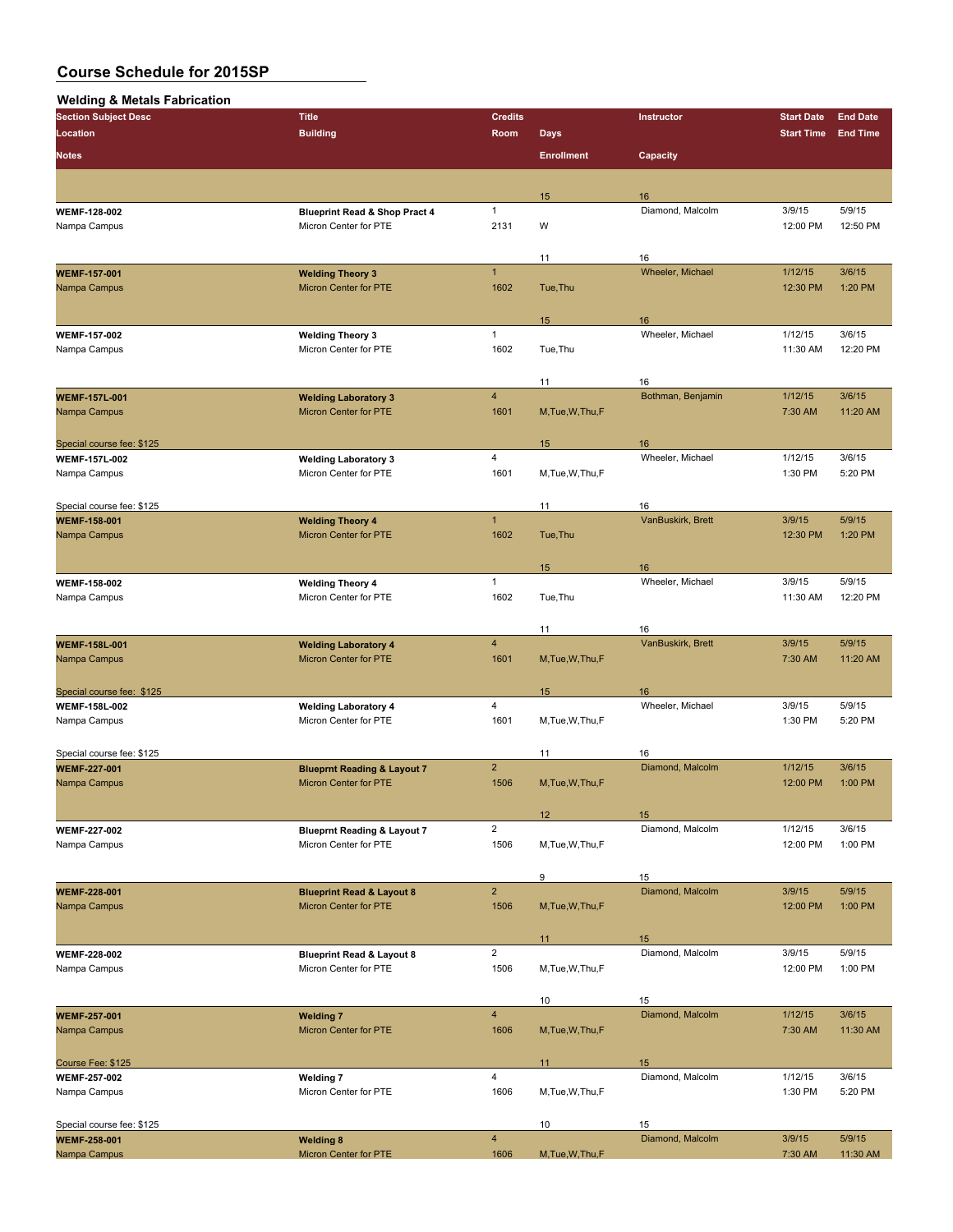# Course Schedule for 2015SP

## Welding & Metals Fabrication

| Section Subject Desc | Title | Credits | | Instructor | Start Date | End Date |
|---|---|---|---|---|---|---|
| Location | Building | Room | Days | | Start Time | End Time |
| Notes | | | Enrollment | Capacity | | |
| | | | 15 | 16 | | |
| **WEMF-128-002** | **Blueprint Read & Shop Pract 4** | 1 | | Diamond, Malcolm | 3/9/15 | 5/9/15 |
| Nampa Campus | Micron Center for PTE | 2131 | W | | 12:00 PM | 12:50 PM |
| | | | 11 | 16 | | |
| **WEMF-157-001** | **Welding Theory 3** | 1 | | Wheeler, Michael | 1/12/15 | 3/6/15 |
| Nampa Campus | Micron Center for PTE | 1602 | Tue,Thu | | 12:30 PM | 1:20 PM |
| | | | 15 | 16 | | |
| **WEMF-157-002** | **Welding Theory 3** | 1 | | Wheeler, Michael | 1/12/15 | 3/6/15 |
| Nampa Campus | Micron Center for PTE | 1602 | Tue,Thu | | 11:30 AM | 12:20 PM |
| | | | 11 | 16 | | |
| **WEMF-157L-001** | **Welding Laboratory 3** | 4 | | Bothman, Benjamin | 1/12/15 | 3/6/15 |
| Nampa Campus | Micron Center for PTE | 1601 | M,Tue,W,Thu,F | | 7:30 AM | 11:20 AM |
| Special course fee: $125 | | | 15 | 16 | | |
| **WEMF-157L-002** | **Welding Laboratory 3** | 4 | | Wheeler, Michael | 1/12/15 | 3/6/15 |
| Nampa Campus | Micron Center for PTE | 1601 | M,Tue,W,Thu,F | | 1:30 PM | 5:20 PM |
| Special course fee: $125 | | | 11 | 16 | | |
| **WEMF-158-001** | **Welding Theory 4** | 1 | | VanBuskirk, Brett | 3/9/15 | 5/9/15 |
| Nampa Campus | Micron Center for PTE | 1602 | Tue,Thu | | 12:30 PM | 1:20 PM |
| | | | 15 | 16 | | |
| **WEMF-158-002** | **Welding Theory 4** | 1 | | Wheeler, Michael | 3/9/15 | 5/9/15 |
| Nampa Campus | Micron Center for PTE | 1602 | Tue,Thu | | 11:30 AM | 12:20 PM |
| | | | 11 | 16 | | |
| **WEMF-158L-001** | **Welding Laboratory 4** | 4 | | VanBuskirk, Brett | 3/9/15 | 5/9/15 |
| Nampa Campus | Micron Center for PTE | 1601 | M,Tue,W,Thu,F | | 7:30 AM | 11:20 AM |
| Special course fee: $125 | | | 15 | 16 | | |
| **WEMF-158L-002** | **Welding Laboratory 4** | 4 | | Wheeler, Michael | 3/9/15 | 5/9/15 |
| Nampa Campus | Micron Center for PTE | 1601 | M,Tue,W,Thu,F | | 1:30 PM | 5:20 PM |
| Special course fee: $125 | | | 11 | 16 | | |
| **WEMF-227-001** | **Blueprnt Reading & Layout 7** | 2 | | Diamond, Malcolm | 1/12/15 | 3/6/15 |
| Nampa Campus | Micron Center for PTE | 1506 | M,Tue,W,Thu,F | | 12:00 PM | 1:00 PM |
| | | | 12 | 15 | | |
| **WEMF-227-002** | **Blueprnt Reading & Layout 7** | 2 | | Diamond, Malcolm | 1/12/15 | 3/6/15 |
| Nampa Campus | Micron Center for PTE | 1506 | M,Tue,W,Thu,F | | 12:00 PM | 1:00 PM |
| | | | 9 | 15 | | |
| **WEMF-228-001** | **Blueprint Read & Layout 8** | 2 | | Diamond, Malcolm | 3/9/15 | 5/9/15 |
| Nampa Campus | Micron Center for PTE | 1506 | M,Tue,W,Thu,F | | 12:00 PM | 1:00 PM |
| | | | 11 | 15 | | |
| **WEMF-228-002** | **Blueprint Read & Layout 8** | 2 | | Diamond, Malcolm | 3/9/15 | 5/9/15 |
| Nampa Campus | Micron Center for PTE | 1506 | M,Tue,W,Thu,F | | 12:00 PM | 1:00 PM |
| | | | 10 | 15 | | |
| **WEMF-257-001** | **Welding 7** | 4 | | Diamond, Malcolm | 1/12/15 | 3/6/15 |
| Nampa Campus | Micron Center for PTE | 1606 | M,Tue,W,Thu,F | | 7:30 AM | 11:30 AM |
| Course Fee: $125 | | | 11 | 15 | | |
| **WEMF-257-002** | **Welding 7** | 4 | | Diamond, Malcolm | 1/12/15 | 3/6/15 |
| Nampa Campus | Micron Center for PTE | 1606 | M,Tue,W,Thu,F | | 1:30 PM | 5:20 PM |
| Special course fee: $125 | | | 10 | 15 | | |
| **WEMF-258-001** | **Welding 8** | 4 | | Diamond, Malcolm | 3/9/15 | 5/9/15 |
| Nampa Campus | Micron Center for PTE | 1606 | M,Tue,W,Thu,F | | 7:30 AM | 11:30 AM |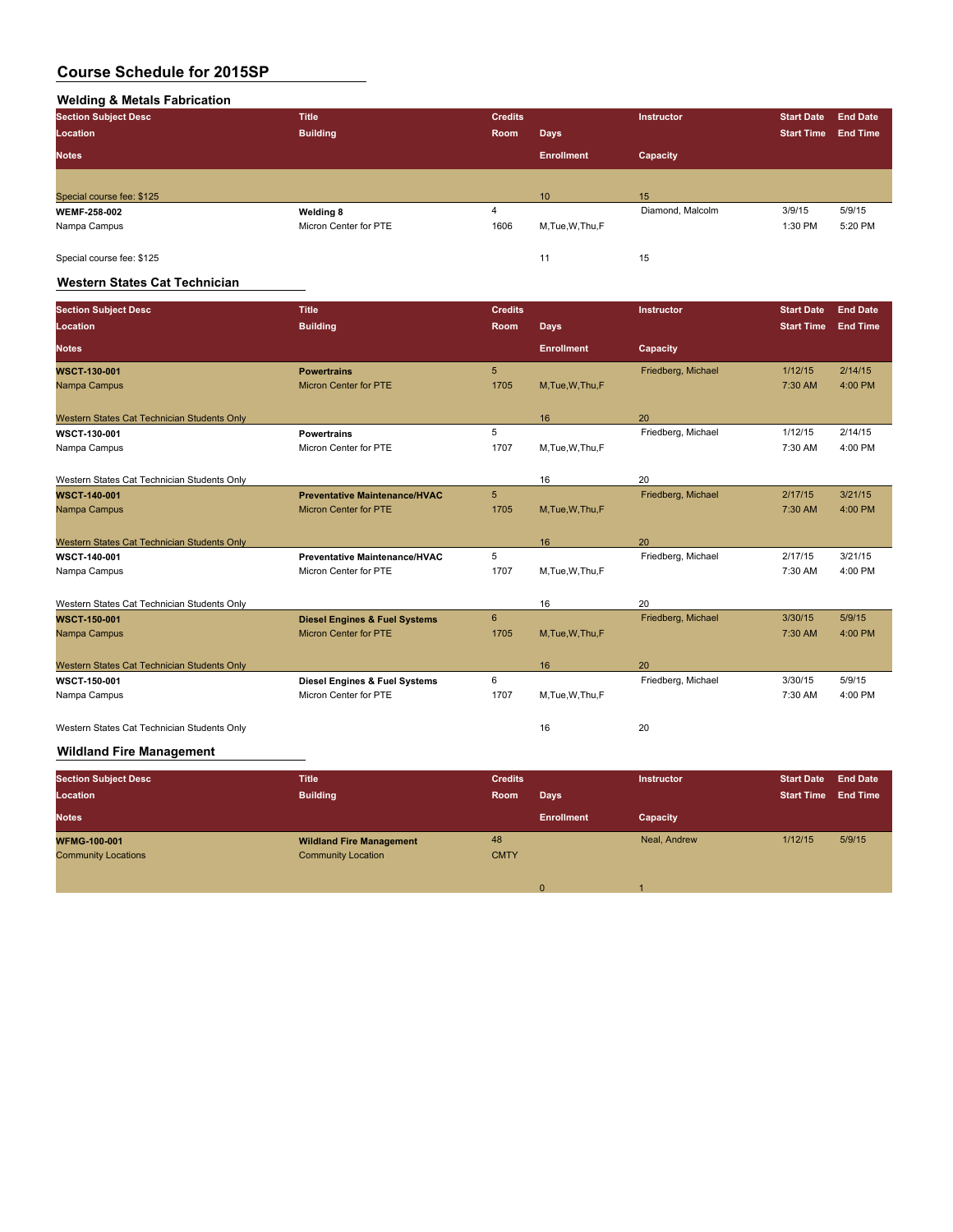# Course Schedule for 2015SP

## Welding & Metals Fabrication

| Section Subject Desc | Title | Credits | Days | Instructor | Start Date | End Date |
|---|---|---|---|---|---|---|
| Location | Building | Room | | | Start Time | End Time |
| Notes | | | Enrollment | Capacity | | |
| Special course fee: $125 | | | 10 | 15 | | |
| **WEMF-258-002** | **Welding 8** | 4 | | Diamond, Malcolm | 3/9/15 | 5/9/15 |
| Nampa Campus | Micron Center for PTE | 1606 | M,Tue,W,Thu,F | | 1:30 PM | 5:20 PM |
| Special course fee: $125 | | | 11 | 15 | | |

## Western States Cat Technician

| Section Subject Desc | Title | Credits | Days | Instructor | Start Date | End Date |
|---|---|---|---|---|---|---|
| Location | Building | Room | | | Start Time | End Time |
| Notes | | | Enrollment | Capacity | | |
| **WSCT-130-001** | **Powertrains** | 5 | | Friedberg, Michael | 1/12/15 | 2/14/15 |
| Nampa Campus | Micron Center for PTE | 1705 | M,Tue,W,Thu,F | | 7:30 AM | 4:00 PM |
| Western States Cat Technician Students Only | | | 16 | 20 | | |
| **WSCT-130-001** | **Powertrains** | 5 | | Friedberg, Michael | 1/12/15 | 2/14/15 |
| Nampa Campus | Micron Center for PTE | 1707 | M,Tue,W,Thu,F | | 7:30 AM | 4:00 PM |
| Western States Cat Technician Students Only | | | 16 | 20 | | |
| **WSCT-140-001** | **Preventative Maintenance/HVAC** | 5 | | Friedberg, Michael | 2/17/15 | 3/21/15 |
| Nampa Campus | Micron Center for PTE | 1705 | M,Tue,W,Thu,F | | 7:30 AM | 4:00 PM |
| Western States Cat Technician Students Only | | | 16 | 20 | | |
| **WSCT-140-001** | **Preventative Maintenance/HVAC** | 5 | | Friedberg, Michael | 2/17/15 | 3/21/15 |
| Nampa Campus | Micron Center for PTE | 1707 | M,Tue,W,Thu,F | | 7:30 AM | 4:00 PM |
| Western States Cat Technician Students Only | | | 16 | 20 | | |
| **WSCT-150-001** | **Diesel Engines & Fuel Systems** | 6 | | Friedberg, Michael | 3/30/15 | 5/9/15 |
| Nampa Campus | Micron Center for PTE | 1705 | M,Tue,W,Thu,F | | 7:30 AM | 4:00 PM |
| Western States Cat Technician Students Only | | | 16 | 20 | | |
| **WSCT-150-001** | **Diesel Engines & Fuel Systems** | 6 | | Friedberg, Michael | 3/30/15 | 5/9/15 |
| Nampa Campus | Micron Center for PTE | 1707 | M,Tue,W,Thu,F | | 7:30 AM | 4:00 PM |
| Western States Cat Technician Students Only | | | 16 | 20 | | |

## Wildland Fire Management

| Section Subject Desc | Title | Credits | Days | Instructor | Start Date | End Date |
|---|---|---|---|---|---|---|
| Location | Building | Room | | | Start Time | End Time |
| Notes | | | Enrollment | Capacity | | |
| **WFMG-100-001** | **Wildland Fire Management** | 48 | | Neal, Andrew | 1/12/15 | 5/9/15 |
| Community Locations | Community Location | CMTY | | | | |
| | | | 0 | 1 | | |